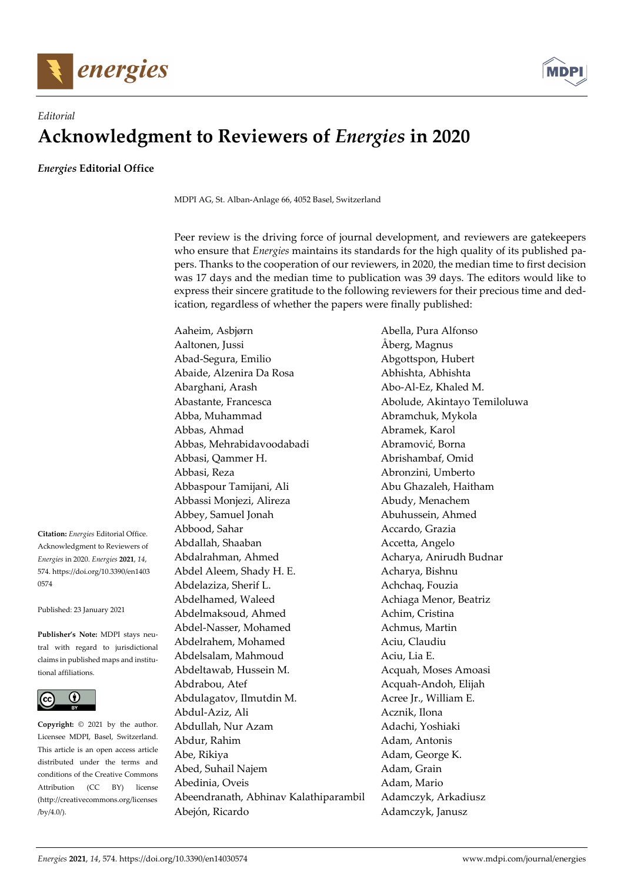*Editorial*

# Acknowledgment to Reviewers of *Energies* in 2020

***Energies* Editorial Office**

MDPI AG, St. Alban-Anlage 66, 4052 Basel, Switzerland

**Citation:** *Energies* Editorial Office. Acknowledgment to Reviewers of *Energies* in 2020. *Energies* **2021**, *14*, 574. https://doi.org/10.3390/en14030574

Published: 23 January 2021

**Publisher's Note:** MDPI stays neutral with regard to jurisdictional claims in published maps and institutional affiliations.

**Copyright:** © 2021 by the author. Licensee MDPI, Basel, Switzerland. This article is an open access article distributed under the terms and conditions of the Creative Commons Attribution (CC BY) license (http://creativecommons.org/licenses/by/4.0/).

Peer review is the driving force of journal development, and reviewers are gatekeepers who ensure that *Energies* maintains its standards for the high quality of its published papers. Thanks to the cooperation of our reviewers, in 2020, the median time to first decision was 17 days and the median time to publication was 39 days. The editors would like to express their sincere gratitude to the following reviewers for their precious time and dedication, regardless of whether the papers were finally published:

Aaheim, Asbjørn
Aaltonen, Jussi
Abad-Segura, Emilio
Abaide, Alzenira Da Rosa
Abarghani, Arash
Abastante, Francesca
Abba, Muhammad
Abbas, Ahmad
Abbas, Mehrabidavoodabadi
Abbasi, Qammer H.
Abbasi, Reza
Abbaspour Tamijani, Ali
Abbassi Monjezi, Alireza
Abbey, Samuel Jonah
Abbood, Sahar
Abdallah, Shaaban
Abdalrahman, Ahmed
Abdel Aleem, Shady H. E.
Abdelaziza, Sherif L.
Abdelhamed, Waleed
Abdelmaksoud, Ahmed
Abdel-Nasser, Mohamed
Abdelrahem, Mohamed
Abdelsalam, Mahmoud
Abdeltawab, Hussein M.
Abdrabou, Atef
Abdulagatov, Ilmutdin M.
Abdul-Aziz, Ali
Abdullah, Nur Azam
Abdur, Rahim
Abe, Rikiya
Abed, Suhail Najem
Abedinia, Oveis
Abeendranath, Abhinav Kalathiparambil
Abejón, Ricardo
Abella, Pura Alfonso
Åberg, Magnus
Abgottspon, Hubert
Abhishta, Abhishta
Abo-Al-Ez, Khaled M.
Abolude, Akintayo Temiloluwa
Abramchuk, Mykola
Abramek, Karol
Abramović, Borna
Abrishambaf, Omid
Abronzini, Umberto
Abu Ghazaleh, Haitham
Abudy, Menachem
Abuhussein, Ahmed
Accardo, Grazia
Accetta, Angelo
Acharya, Anirudh Budnar
Acharya, Bishnu
Achchaq, Fouzia
Achiaga Menor, Beatriz
Achim, Cristina
Achmus, Martin
Aciu, Claudiu
Aciu, Lia E.
Acquah, Moses Amoasi
Acquah-Andoh, Elijah
Acree Jr., William E.
Acznik, Ilona
Adachi, Yoshiaki
Adam, Antonis
Adam, George K.
Adam, Grain
Adam, Mario
Adamczyk, Arkadiusz
Adamczyk, Janusz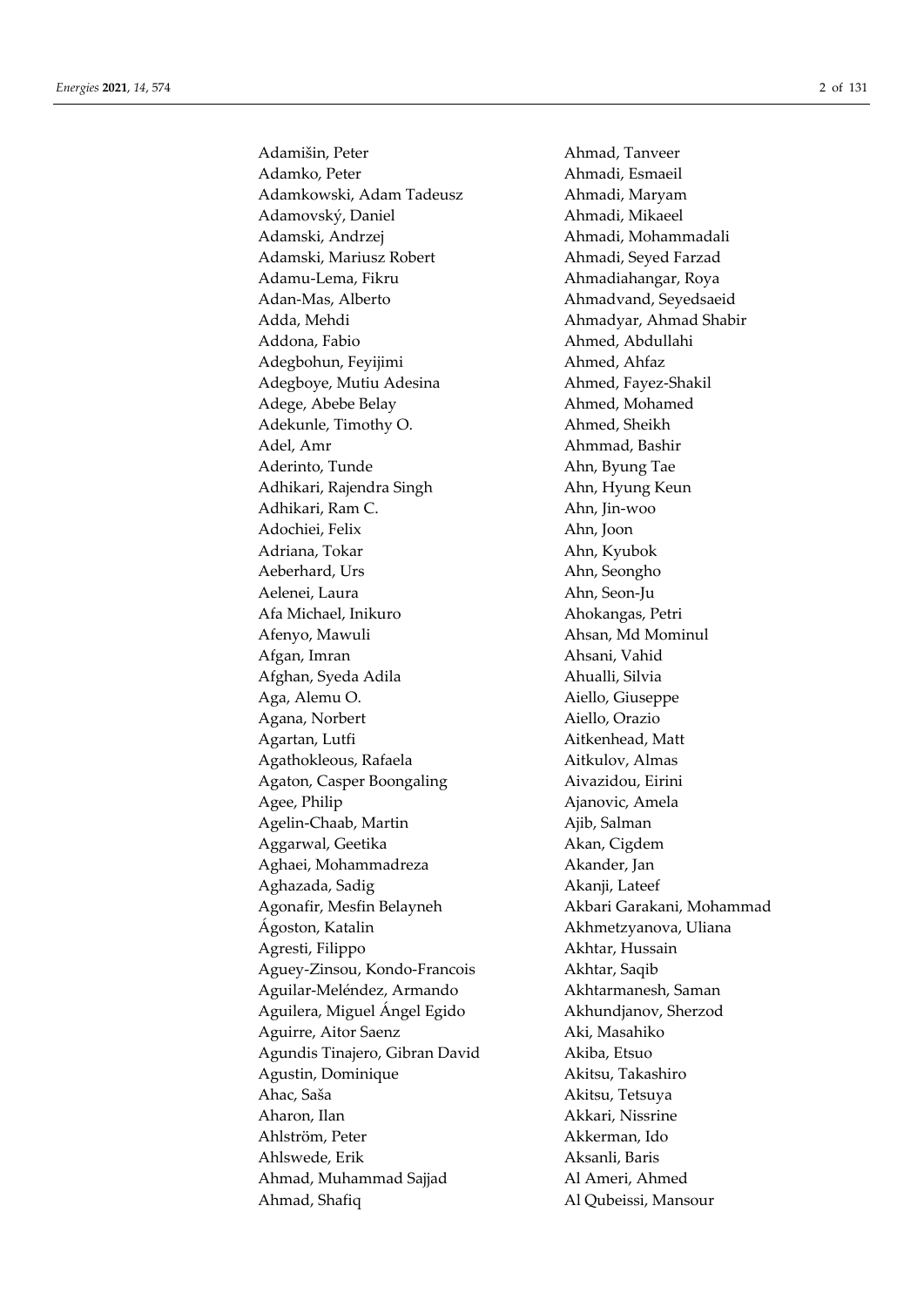Adamišin, Peter
Adamko, Peter
Adamkowski, Adam Tadeusz
Adamovský, Daniel
Adamski, Andrzej
Adamski, Mariusz Robert
Adamu-Lema, Fikru
Adan-Mas, Alberto
Adda, Mehdi
Addona, Fabio
Adegbohun, Feyijimi
Adegboye, Mutiu Adesina
Adege, Abebe Belay
Adekunle, Timothy O.
Adel, Amr
Aderinto, Tunde
Adhikari, Rajendra Singh
Adhikari, Ram C.
Adochiei, Felix
Adriana, Tokar
Aeberhard, Urs
Aelenei, Laura
Afa Michael, Inikuro
Afenyo, Mawuli
Afgan, Imran
Afghan, Syeda Adila
Aga, Alemu O.
Agana, Norbert
Agartan, Lutfi
Agathokleous, Rafaela
Agaton, Casper Boongaling
Agee, Philip
Agelin-Chaab, Martin
Aggarwal, Geetika
Aghaei, Mohammadreza
Aghazada, Sadig
Agonafir, Mesfin Belayneh
Ágoston, Katalin
Agresti, Filippo
Aguey-Zinsou, Kondo-Francois
Aguilar-Meléndez, Armando
Aguilera, Miguel Ángel Egido
Aguirre, Aitor Saenz
Agundis Tinajero, Gibran David
Agustin, Dominique
Ahac, Saša
Aharon, Ilan
Ahlström, Peter
Ahlswede, Erik
Ahmad, Muhammad Sajjad
Ahmad, Shafiq
Ahmad, Tanveer
Ahmadi, Esmaeil
Ahmadi, Maryam
Ahmadi, Mikaeel
Ahmadi, Mohammadali
Ahmadi, Seyed Farzad
Ahmadiahangar, Roya
Ahmadvand, Seyedsaeid
Ahmadyar, Ahmad Shabir
Ahmed, Abdullahi
Ahmed, Ahfaz
Ahmed, Fayez-Shakil
Ahmed, Mohamed
Ahmed, Sheikh
Ahmmad, Bashir
Ahn, Byung Tae
Ahn, Hyung Keun
Ahn, Jin-woo
Ahn, Joon
Ahn, Kyubok
Ahn, Seongho
Ahn, Seon-Ju
Ahokangas, Petri
Ahsan, Md Mominul
Ahsani, Vahid
Ahualli, Silvia
Aiello, Giuseppe
Aiello, Orazio
Aitkenhead, Matt
Aitkulov, Almas
Aivazidou, Eirini
Ajanovic, Amela
Ajib, Salman
Akan, Cigdem
Akander, Jan
Akanji, Lateef
Akbari Garakani, Mohammad
Akhmetzyanova, Uliana
Akhtar, Hussain
Akhtar, Saqib
Akhtarmanesh, Saman
Akhundjanov, Sherzod
Aki, Masahiko
Akiba, Etsuo
Akitsu, Takashiro
Akitsu, Tetsuya
Akkari, Nissrine
Akkerman, Ido
Aksanli, Baris
Al Ameri, Ahmed
Al Qubeissi, Mansour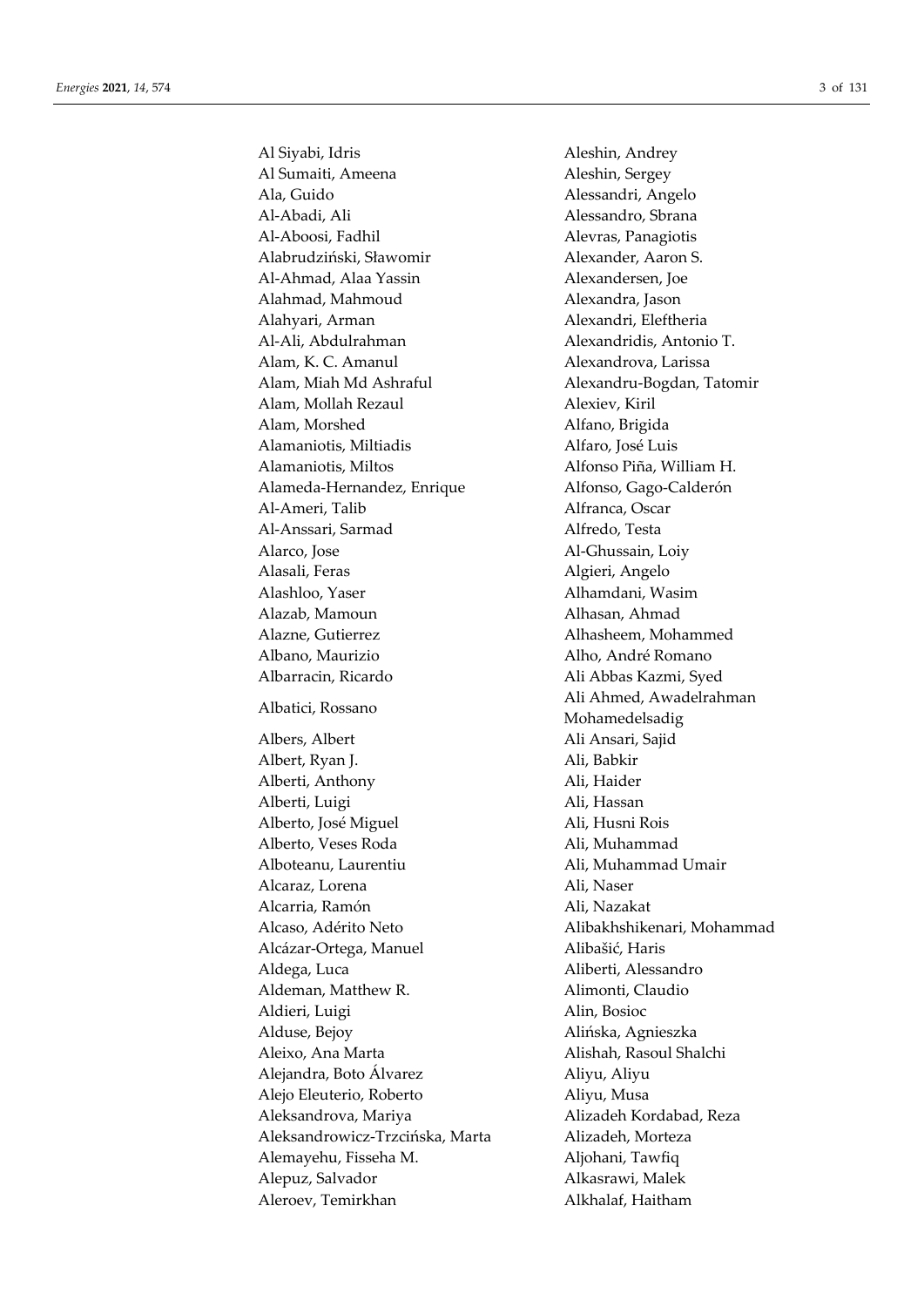Al Siyabi, Idris
Al Sumaiti, Ameena
Ala, Guido
Al-Abadi, Ali
Al-Aboosi, Fadhil
Alabrudziński, Sławomir
Al-Ahmad, Alaa Yassin
Alahmad, Mahmoud
Alahyari, Arman
Al-Ali, Abdulrahman
Alam, K. C. Amanul
Alam, Miah Md Ashraful
Alam, Mollah Rezaul
Alam, Morshed
Alamaniotis, Miltiadis
Alamaniotis, Miltos
Alameda-Hernandez, Enrique
Al-Ameri, Talib
Al-Anssari, Sarmad
Alarco, Jose
Alasali, Feras
Alashloo, Yaser
Alazab, Mamoun
Alazne, Gutierrez
Albano, Maurizio
Albarracin, Ricardo
Albatici, Rossano
Albers, Albert
Albert, Ryan J.
Alberti, Anthony
Alberti, Luigi
Alberto, José Miguel
Alberto, Veses Roda
Alboteanu, Laurentiu
Alcaraz, Lorena
Alcarria, Ramón
Alcaso, Adérito Neto
Alcázar-Ortega, Manuel
Aldega, Luca
Aldeman, Matthew R.
Aldieri, Luigi
Alduse, Bejoy
Aleixo, Ana Marta
Alejandra, Boto Álvarez
Alejo Eleuterio, Roberto
Aleksandrova, Mariya
Aleksandrowicz-Trzcińska, Marta
Alemayehu, Fisseha M.
Alepuz, Salvador
Aleroev, Temirkhan
Aleshin, Andrey
Aleshin, Sergey
Alessandri, Angelo
Alessandro, Sbrana
Alevras, Panagiotis
Alexander, Aaron S.
Alexandersen, Joe
Alexandra, Jason
Alexandri, Eleftheria
Alexandridis, Antonio T.
Alexandrova, Larissa
Alexandru-Bogdan, Tatomir
Alexiev, Kiril
Alfano, Brigida
Alfaro, José Luis
Alfonso Piña, William H.
Alfonso, Gago-Calderón
Alfranca, Oscar
Alfredo, Testa
Al-Ghussain, Loiy
Algieri, Angelo
Alhamdani, Wasim
Alhasan, Ahmad
Alhasheem, Mohammed
Alho, André Romano
Ali Abbas Kazmi, Syed
Ali Ahmed, Awadelrahman Mohamedelsadig
Ali Ansari, Sajid
Ali, Babkir
Ali, Haider
Ali, Hassan
Ali, Husni Rois
Ali, Muhammad
Ali, Muhammad Umair
Ali, Naser
Ali, Nazakat
Alibakhshikenari, Mohammad
Alibašić, Haris
Aliberti, Alessandro
Alimonti, Claudio
Alin, Bosioc
Alińska, Agnieszka
Alishah, Rasoul Shalchi
Aliyu, Aliyu
Aliyu, Musa
Alizadeh Kordabad, Reza
Alizadeh, Morteza
Aljohani, Tawfiq
Alkasrawi, Malek
Alkhalaf, Haitham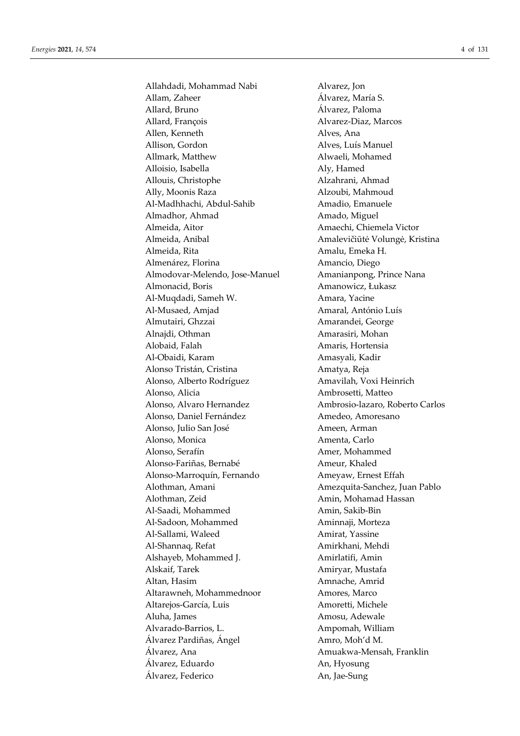Allahdadi, Mohammad Nabi
Allam, Zaheer
Allard, Bruno
Allard, François
Allen, Kenneth
Allison, Gordon
Allmark, Matthew
Alloisio, Isabella
Allouis, Christophe
Ally, Moonis Raza
Al-Madhhachi, Abdul-Sahib
Almadhor, Ahmad
Almeida, Aitor
Almeida, Anibal
Almeida, Rita
Almenárez, Florina
Almodovar-Melendo, Jose-Manuel
Almonacid, Boris
Al-Muqdadi, Sameh W.
Al-Musaed, Amjad
Almutairi, Ghzzai
Alnajdi, Othman
Alobaid, Falah
Al-Obaidi, Karam
Alonso Tristán, Cristina
Alonso, Alberto Rodríguez
Alonso, Alicia
Alonso, Alvaro Hernandez
Alonso, Daniel Fernández
Alonso, Julio San José
Alonso, Monica
Alonso, Serafín
Alonso-Fariñas, Bernabé
Alonso-Marroquín, Fernando
Alothman, Amani
Alothman, Zeid
Al-Saadi, Mohammed
Al-Sadoon, Mohammed
Al-Sallami, Waleed
Al-Shannaq, Refat
Alshayeb, Mohammed J.
Alskaif, Tarek
Altan, Hasim
Altarawneh, Mohammednoor
Altarejos-García, Luis
Aluha, James
Alvarado-Barrios, L.
Álvarez Pardiñas, Ángel
Álvarez, Ana
Álvarez, Eduardo
Álvarez, Federico
Alvarez, Jon
Álvarez, María S.
Álvarez, Paloma
Alvarez-Diaz, Marcos
Alves, Ana
Alves, Luís Manuel
Alwaeli, Mohamed
Aly, Hamed
Alzahrani, Ahmad
Alzoubi, Mahmoud
Amadio, Emanuele
Amado, Miguel
Amaechi, Chiemela Victor
Amalevičiūtė Volungė, Kristina
Amalu, Emeka H.
Amancio, Diego
Amanianpong, Prince Nana
Amanowicz, Łukasz
Amara, Yacine
Amaral, António Luís
Amarandei, George
Amarasiri, Mohan
Amaris, Hortensia
Amasyali, Kadir
Amatya, Reja
Amavilah, Voxi Heinrich
Ambrosetti, Matteo
Ambrosio-lazaro, Roberto Carlos
Amedeo, Amoresano
Ameen, Arman
Amenta, Carlo
Amer, Mohammed
Ameur, Khaled
Ameyaw, Ernest Effah
Amezquita-Sanchez, Juan Pablo
Amin, Mohamad Hassan
Amin, Sakib-Bin
Aminnaji, Morteza
Amirat, Yassine
Amirkhani, Mehdi
Amirlatifi, Amin
Amiryar, Mustafa
Amnache, Amrid
Amores, Marco
Amoretti, Michele
Amosu, Adewale
Ampomah, William
Amro, Moh'd M.
Amuakwa-Mensah, Franklin
An, Hyosung
An, Jae-Sung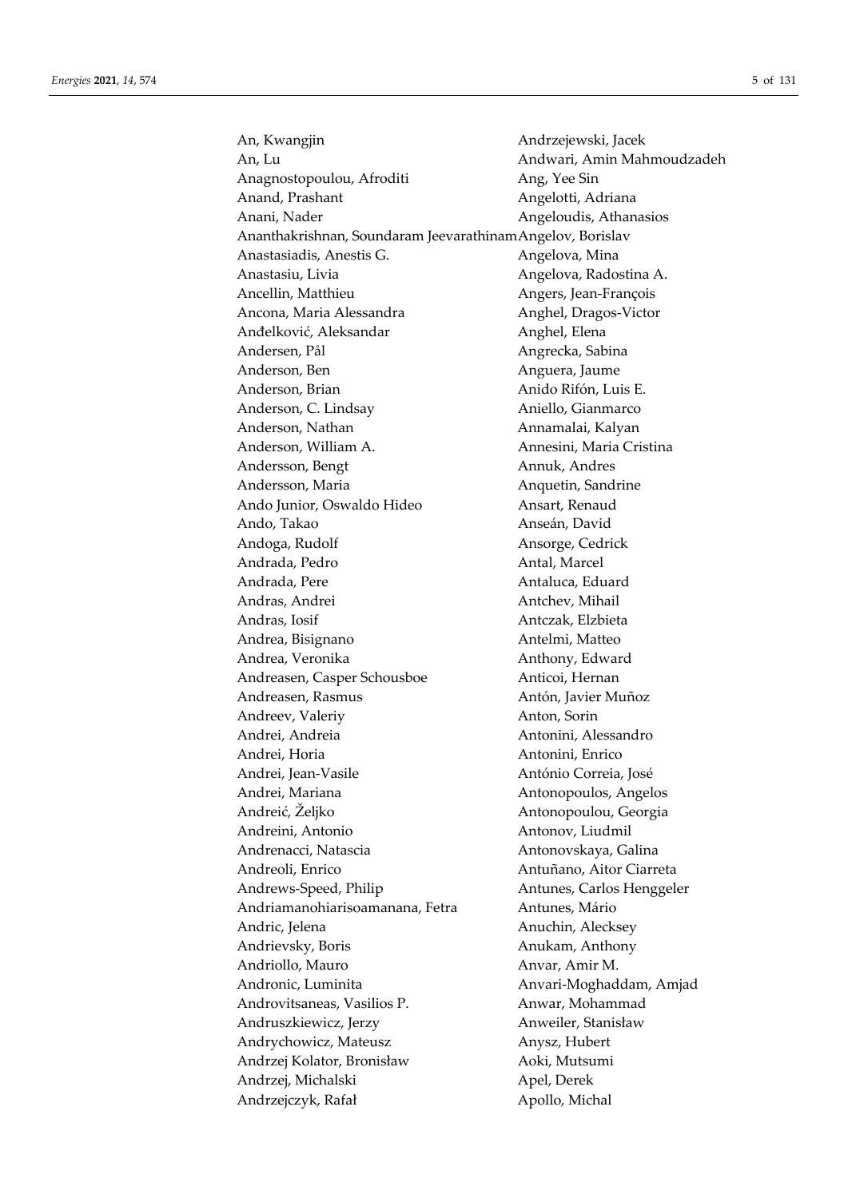An, Kwangjin
An, Lu
Anagnostopoulou, Afroditi
Anand, Prashant
Anani, Nader
Ananthakrishnan, Soundaram Jeevarathinam
Anastasiadis, Anestis G.
Anastasiu, Livia
Ancellin, Matthieu
Ancona, Maria Alessandra
Anđelković, Aleksandar
Andersen, Pål
Anderson, Ben
Anderson, Brian
Anderson, C. Lindsay
Anderson, Nathan
Anderson, William A.
Andersson, Bengt
Andersson, Maria
Ando Junior, Oswaldo Hideo
Ando, Takao
Andoga, Rudolf
Andrada, Pedro
Andrada, Pere
Andras, Andrei
Andras, Iosif
Andrea, Bisignano
Andrea, Veronika
Andreasen, Casper Schousboe
Andreasen, Rasmus
Andreev, Valeriy
Andrei, Andreia
Andrei, Horia
Andrei, Jean-Vasile
Andrei, Mariana
Andreić, Željko
Andreini, Antonio
Andrenacci, Natascia
Andreoli, Enrico
Andrews-Speed, Philip
Andriamanohiarisoamanana, Fetra
Andric, Jelena
Andrievsky, Boris
Andriollo, Mauro
Andronic, Luminita
Androvitsaneas, Vasilios P.
Andruszkiewicz, Jerzy
Andrychowicz, Mateusz
Andrzej Kolator, Bronisław
Andrzej, Michalski
Andrzejczyk, Rafał
Andrzejewski, Jacek
Andwari, Amin Mahmoudzadeh
Ang, Yee Sin
Angelotti, Adriana
Angeloudis, Athanasios
Angelov, Borislav
Angelova, Mina
Angelova, Radostina A.
Angers, Jean-François
Anghel, Dragos-Victor
Anghel, Elena
Angrecka, Sabina
Anguera, Jaume
Anido Rifón, Luis E.
Aniello, Gianmarco
Annamalai, Kalyan
Annesini, Maria Cristina
Annuk, Andres
Anquetin, Sandrine
Ansart, Renaud
Anseán, David
Ansorge, Cedrick
Antal, Marcel
Antaluca, Eduard
Antchev, Mihail
Antczak, Elzbieta
Antelmi, Matteo
Anthony, Edward
Anticoi, Hernan
Antón, Javier Muñoz
Anton, Sorin
Antonini, Alessandro
Antonini, Enrico
António Correia, José
Antonopoulos, Angelos
Antonopoulou, Georgia
Antonov, Liudmil
Antonovskaya, Galina
Antuñano, Aitor Ciarreta
Antunes, Carlos Henggeler
Antunes, Mário
Anuchin, Alecksey
Anukam, Anthony
Anvar, Amir M.
Anvari-Moghaddam, Amjad
Anwar, Mohammad
Anweiler, Stanisław
Anysz, Hubert
Aoki, Mutsumi
Apel, Derek
Apollo, Michal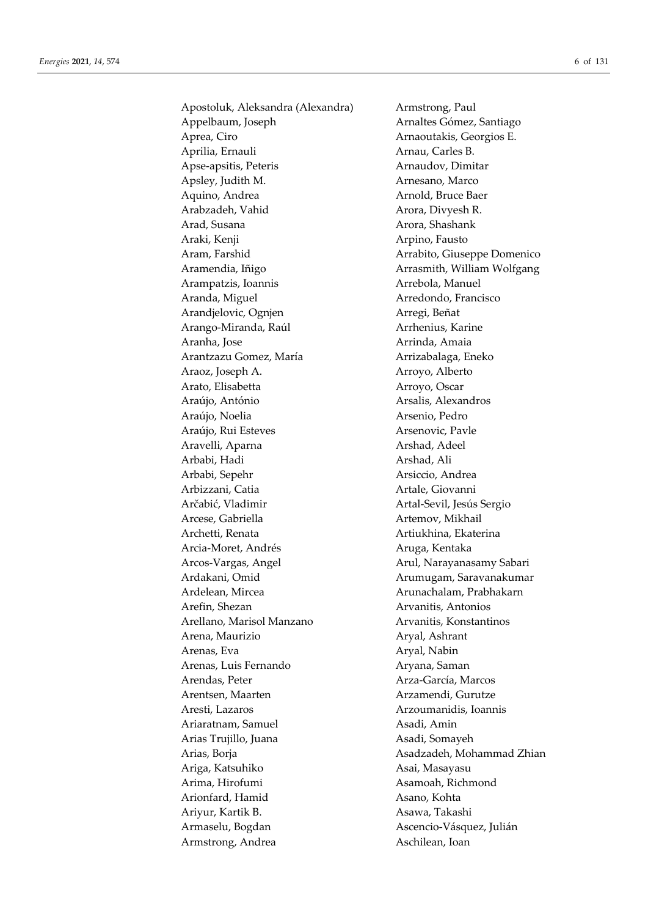Apostoluk, Aleksandra (Alexandra)
Appelbaum, Joseph
Aprea, Ciro
Aprilia, Ernauli
Apse-apsitis, Peteris
Apsley, Judith M.
Aquino, Andrea
Arabzadeh, Vahid
Arad, Susana
Araki, Kenji
Aram, Farshid
Aramendia, Iñigo
Arampatzis, Ioannis
Aranda, Miguel
Arandjelovic, Ognjen
Arango-Miranda, Raúl
Aranha, Jose
Arantzazu Gomez, María
Araoz, Joseph A.
Arato, Elisabetta
Araújo, António
Araújo, Noelia
Araújo, Rui Esteves
Aravelli, Aparna
Arbabi, Hadi
Arbabi, Sepehr
Arbizzani, Catia
Arčabić, Vladimir
Arcese, Gabriella
Archetti, Renata
Arcia-Moret, Andrés
Arcos-Vargas, Angel
Ardakani, Omid
Ardelean, Mircea
Arefin, Shezan
Arellano, Marisol Manzano
Arena, Maurizio
Arenas, Eva
Arenas, Luis Fernando
Arendas, Peter
Arentsen, Maarten
Aresti, Lazaros
Ariaratnam, Samuel
Arias Trujillo, Juana
Arias, Borja
Ariga, Katsuhiko
Arima, Hirofumi
Arionfard, Hamid
Ariyur, Kartik B.
Armaselu, Bogdan
Armstrong, Andrea
Armstrong, Paul
Arnaltes Gómez, Santiago
Arnaoutakis, Georgios E.
Arnau, Carles B.
Arnaudov, Dimitar
Arnesano, Marco
Arnold, Bruce Baer
Arora, Divyesh R.
Arora, Shashank
Arpino, Fausto
Arrabito, Giuseppe Domenico
Arrasmith, William Wolfgang
Arrebola, Manuel
Arredondo, Francisco
Arregi, Beñat
Arrhenius, Karine
Arrinda, Amaia
Arrizabalaga, Eneko
Arroyo, Alberto
Arroyo, Oscar
Arsalis, Alexandros
Arsenio, Pedro
Arsenovic, Pavle
Arshad, Adeel
Arshad, Ali
Arsiccio, Andrea
Artale, Giovanni
Artal-Sevil, Jesús Sergio
Artemov, Mikhail
Artiukhina, Ekaterina
Aruga, Kentaka
Arul, Narayanasamy Sabari
Arumugam, Saravanakumar
Arunachalam, Prabhakarn
Arvanitis, Antonios
Arvanitis, Konstantinos
Aryal, Ashrant
Aryal, Nabin
Aryana, Saman
Arza-García, Marcos
Arzamendi, Gurutze
Arzoumanidis, Ioannis
Asadi, Amin
Asadi, Somayeh
Asadzadeh, Mohammad Zhian
Asai, Masayasu
Asamoah, Richmond
Asano, Kohta
Asawa, Takashi
Ascencio-Vásquez, Julián
Aschilean, Ioan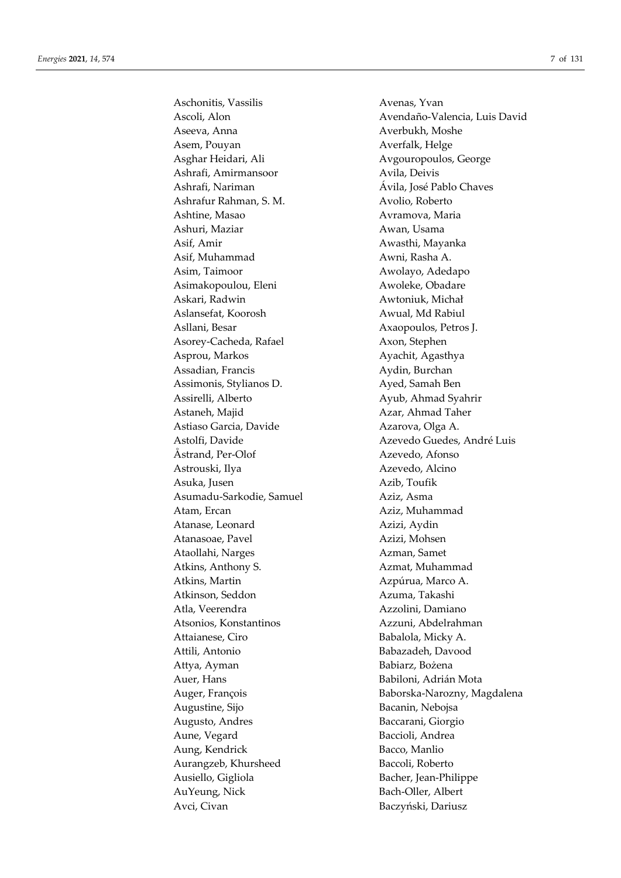Aschonitis, Vassilis
Ascoli, Alon
Aseeva, Anna
Asem, Pouyan
Asghar Heidari, Ali
Ashrafi, Amirmansoor
Ashrafi, Nariman
Ashrafur Rahman, S. M.
Ashtine, Masao
Ashuri, Maziar
Asif, Amir
Asif, Muhammad
Asim, Taimoor
Asimakopoulou, Eleni
Askari, Radwin
Aslansefat, Koorosh
Asllani, Besar
Asorey-Cacheda, Rafael
Asprou, Markos
Assadian, Francis
Assimonis, Stylianos D.
Assirelli, Alberto
Astaneh, Majid
Astiaso Garcia, Davide
Astolfi, Davide
Åstrand, Per-Olof
Astrouski, Ilya
Asuka, Jusen
Asumadu-Sarkodie, Samuel
Atam, Ercan
Atanase, Leonard
Atanasoae, Pavel
Ataollahi, Narges
Atkins, Anthony S.
Atkins, Martin
Atkinson, Seddon
Atla, Veerendra
Atsonios, Konstantinos
Attaianese, Ciro
Attili, Antonio
Attya, Ayman
Auer, Hans
Auger, François
Augustine, Sijo
Augusto, Andres
Aune, Vegard
Aung, Kendrick
Aurangzeb, Khursheed
Ausiello, Gigliola
AuYeung, Nick
Avci, Civan
Avenas, Yvan
Avendaño-Valencia, Luis David
Averbukh, Moshe
Averfalk, Helge
Avgouropoulos, George
Avila, Deivis
Ávila, José Pablo Chaves
Avolio, Roberto
Avramova, Maria
Awan, Usama
Awasthi, Mayanka
Awni, Rasha A.
Awolayo, Adedapo
Awoleke, Obadare
Awtoniuk, Michał
Awual, Md Rabiul
Axaopoulos, Petros J.
Axon, Stephen
Ayachit, Agasthya
Aydin, Burchan
Ayed, Samah Ben
Ayub, Ahmad Syahrir
Azar, Ahmad Taher
Azarova, Olga A.
Azevedo Guedes, André Luis
Azevedo, Afonso
Azevedo, Alcino
Azib, Toufik
Aziz, Asma
Aziz, Muhammad
Azizi, Aydin
Azizi, Mohsen
Azman, Samet
Azmat, Muhammad
Azpúrua, Marco A.
Azuma, Takashi
Azzolini, Damiano
Azzuni, Abdelrahman
Babalola, Micky A.
Babazadeh, Davood
Babiarz, Bożena
Babiloni, Adrián Mota
Baborska-Narozny, Magdalena
Bacanin, Nebojsa
Baccarani, Giorgio
Baccioli, Andrea
Bacco, Manlio
Baccoli, Roberto
Bacher, Jean-Philippe
Bach-Oller, Albert
Baczyński, Dariusz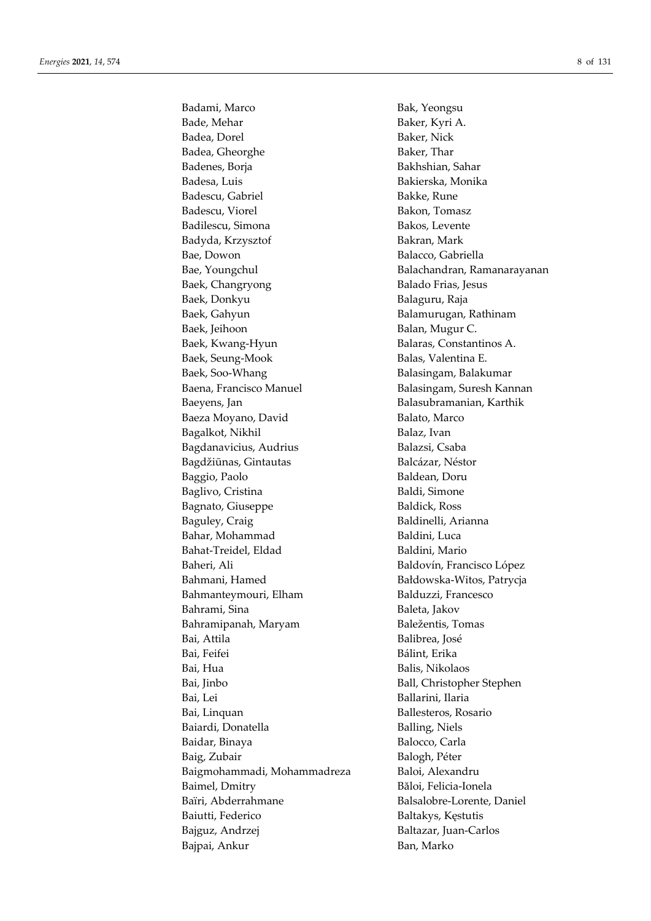Badami, Marco
Bade, Mehar
Badea, Dorel
Badea, Gheorghe
Badenes, Borja
Badesa, Luis
Badescu, Gabriel
Badescu, Viorel
Badilescu, Simona
Badyda, Krzysztof
Bae, Dowon
Bae, Youngchul
Baek, Changryong
Baek, Donkyu
Baek, Gahyun
Baek, Jeihoon
Baek, Kwang-Hyun
Baek, Seung-Mook
Baek, Soo-Whang
Baena, Francisco Manuel
Baeyens, Jan
Baeza Moyano, David
Bagalkot, Nikhil
Bagdanavicius, Audrius
Bagdžiūnas, Gintautas
Baggio, Paolo
Baglivo, Cristina
Bagnato, Giuseppe
Baguley, Craig
Bahar, Mohammad
Bahat-Treidel, Eldad
Baheri, Ali
Bahmani, Hamed
Bahmanteymouri, Elham
Bahrami, Sina
Bahramipanah, Maryam
Bai, Attila
Bai, Feifei
Bai, Hua
Bai, Jinbo
Bai, Lei
Bai, Linquan
Baiardi, Donatella
Baidar, Binaya
Baig, Zubair
Baigmohammadi, Mohammadreza
Baimel, Dmitry
Baïri, Abderrahmane
Baiutti, Federico
Bajguz, Andrzej
Bajpai, Ankur
Bak, Yeongsu
Baker, Kyri A.
Baker, Nick
Baker, Thar
Bakhshian, Sahar
Bakierska, Monika
Bakke, Rune
Bakon, Tomasz
Bakos, Levente
Bakran, Mark
Balacco, Gabriella
Balachandran, Ramanarayanan
Balado Frias, Jesus
Balaguru, Raja
Balamurugan, Rathinam
Balan, Mugur C.
Balaras, Constantinos A.
Balas, Valentina E.
Balasingam, Balakumar
Balasingam, Suresh Kannan
Balasubramanian, Karthik
Balato, Marco
Balaz, Ivan
Balazsi, Csaba
Balcázar, Néstor
Baldean, Doru
Baldi, Simone
Baldick, Ross
Baldinelli, Arianna
Baldini, Luca
Baldini, Mario
Baldovín, Francisco López
Bałdowska-Witos, Patrycja
Balduzzi, Francesco
Baleta, Jakov
Baležentis, Tomas
Balibrea, José
Bálint, Erika
Balis, Nikolaos
Ball, Christopher Stephen
Ballarini, Ilaria
Ballesteros, Rosario
Balling, Niels
Balocco, Carla
Balogh, Péter
Baloi, Alexandru
Băloi, Felicia-Ionela
Balsalobre-Lorente, Daniel
Baltakys, Kęstutis
Baltazar, Juan-Carlos
Ban, Marko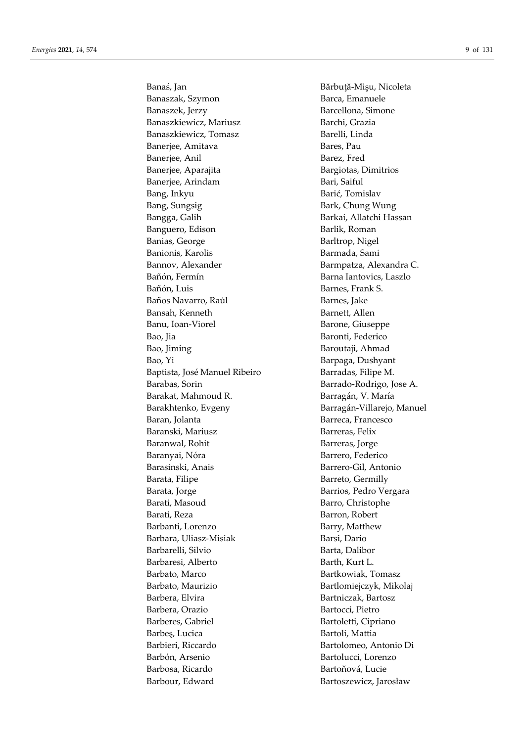Banaś, Jan
Banaszak, Szymon
Banaszek, Jerzy
Banaszkiewicz, Mariusz
Banaszkiewicz, Tomasz
Banerjee, Amitava
Banerjee, Anil
Banerjee, Aparajita
Banerjee, Arindam
Bang, Inkyu
Bang, Sungsig
Bangga, Galih
Banguero, Edison
Banias, George
Banionis, Karolis
Bannov, Alexander
Bañón, Fermín
Bañón, Luis
Baños Navarro, Raúl
Bansah, Kenneth
Banu, Ioan-Viorel
Bao, Jia
Bao, Jiming
Bao, Yi
Baptista, José Manuel Ribeiro
Barabas, Sorin
Barakat, Mahmoud R.
Barakhtenko, Evgeny
Baran, Jolanta
Baranski, Mariusz
Baranwal, Rohit
Baranyai, Nóra
Barasinski, Anais
Barata, Filipe
Barata, Jorge
Barati, Masoud
Barati, Reza
Barbanti, Lorenzo
Barbara, Uliasz-Misiak
Barbarelli, Silvio
Barbaresi, Alberto
Barbato, Marco
Barbato, Maurizio
Barbera, Elvira
Barbera, Orazio
Barberes, Gabriel
Barbeş, Lucica
Barbieri, Riccardo
Barbón, Arsenio
Barbosa, Ricardo
Barbour, Edward
Bărbuţă-Mişu, Nicoleta
Barca, Emanuele
Barcellona, Simone
Barchi, Grazia
Barelli, Linda
Bares, Pau
Barez, Fred
Bargiotas, Dimitrios
Bari, Saiful
Barić, Tomislav
Bark, Chung Wung
Barkai, Allatchi Hassan
Barlik, Roman
Barltrop, Nigel
Barmada, Sami
Barmpatza, Alexandra C.
Barna Iantovics, Laszlo
Barnes, Frank S.
Barnes, Jake
Barnett, Allen
Barone, Giuseppe
Baronti, Federico
Baroutaji, Ahmad
Barpaga, Dushyant
Barradas, Filipe M.
Barrado-Rodrigo, Jose A.
Barragán, V. María
Barragán-Villarejo, Manuel
Barreca, Francesco
Barreras, Felix
Barreras, Jorge
Barrero, Federico
Barrero-Gil, Antonio
Barreto, Germilly
Barrios, Pedro Vergara
Barro, Christophe
Barron, Robert
Barry, Matthew
Barsi, Dario
Barta, Dalibor
Barth, Kurt L.
Bartkowiak, Tomasz
Bartlomiejczyk, Mikolaj
Bartniczak, Bartosz
Bartocci, Pietro
Bartoletti, Cipriano
Bartoli, Mattia
Bartolomeo, Antonio Di
Bartolucci, Lorenzo
Bartoňová, Lucie
Bartoszewicz, Jarosław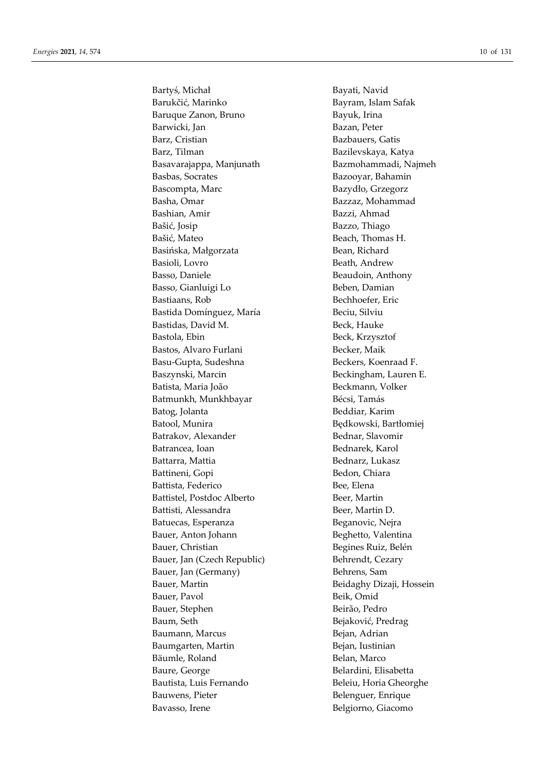Bartyś, Michał
Barukčić, Marinko
Baruque Zanon, Bruno
Barwicki, Jan
Barz, Cristian
Barz, Tilman
Basavarajappa, Manjunath
Basbas, Socrates
Bascompta, Marc
Basha, Omar
Bashian, Amir
Bašić, Josip
Bašić, Mateo
Basińska, Małgorzata
Basioli, Lovro
Basso, Daniele
Basso, Gianluigi Lo
Bastiaans, Rob
Bastida Domínguez, María
Bastidas, David M.
Bastola, Ebin
Bastos, Alvaro Furlani
Basu-Gupta, Sudeshna
Baszynski, Marcin
Batista, Maria João
Batmunkh, Munkhbayar
Batog, Jolanta
Batool, Munira
Batrakov, Alexander
Batrancea, Ioan
Battarra, Mattia
Battineni, Gopi
Battista, Federico
Battistel, Postdoc Alberto
Battisti, Alessandra
Batuecas, Esperanza
Bauer, Anton Johann
Bauer, Christian
Bauer, Jan (Czech Republic)
Bauer, Jan (Germany)
Bauer, Martin
Bauer, Pavol
Bauer, Stephen
Baum, Seth
Baumann, Marcus
Baumgarten, Martin
Bäumle, Roland
Baure, George
Bautista, Luis Fernando
Bauwens, Pieter
Bavasso, Irene
Bayati, Navid
Bayram, Islam Safak
Bayuk, Irina
Bazan, Peter
Bazbauers, Gatis
Bazilevskaya, Katya
Bazmohammadi, Najmeh
Bazooyar, Bahamin
Bazydło, Grzegorz
Bazzaz, Mohammad
Bazzi, Ahmad
Bazzo, Thiago
Beach, Thomas H.
Bean, Richard
Beath, Andrew
Beaudoin, Anthony
Beben, Damian
Bechhoefer, Eric
Beciu, Silviu
Beck, Hauke
Beck, Krzysztof
Becker, Maik
Beckers, Koenraad F.
Beckingham, Lauren E.
Beckmann, Volker
Bécsi, Tamás
Beddiar, Karim
Będkowski, Bartłomiej
Bednar, Slavomir
Bednarek, Karol
Bednarz, Lukasz
Bedon, Chiara
Bee, Elena
Beer, Martin
Beer, Martin D.
Beganovic, Nejra
Beghetto, Valentina
Begines Ruiz, Belén
Behrendt, Cezary
Behrens, Sam
Beidaghy Dizaji, Hossein
Beik, Omid
Beirão, Pedro
Bejaković, Predrag
Bejan, Adrian
Bejan, Iustinian
Belan, Marco
Belardini, Elisabetta
Beleiu, Horia Gheorghe
Belenguer, Enrique
Belgiorno, Giacomo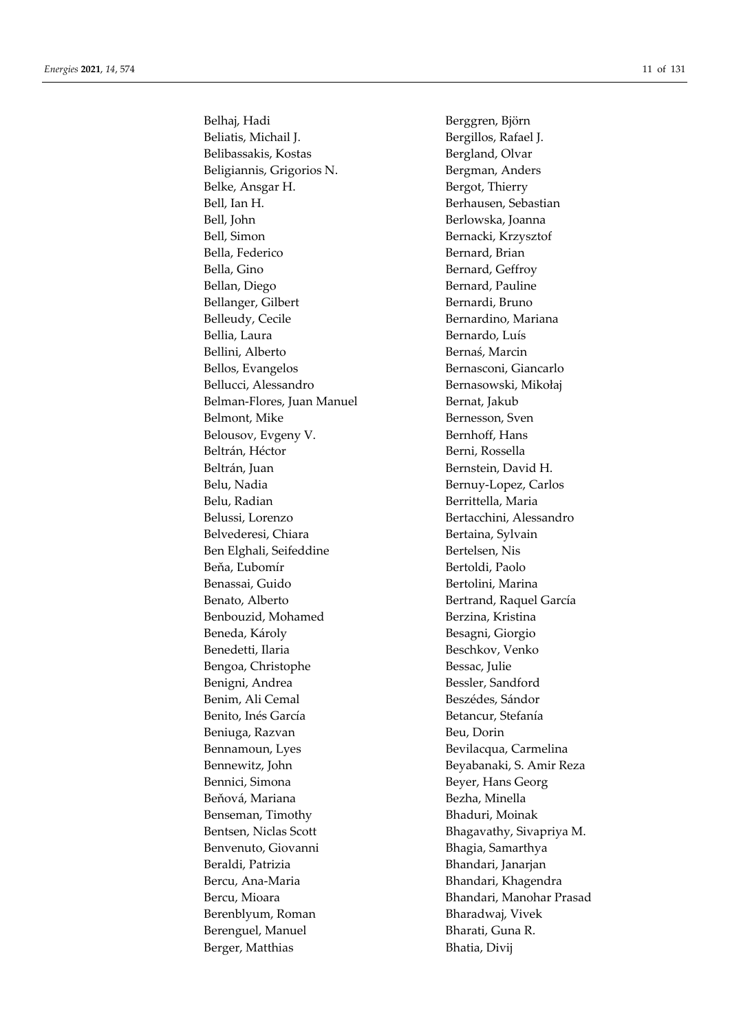Belhaj, Hadi
Beliatis, Michail J.
Belibassakis, Kostas
Beligiannis, Grigorios N.
Belke, Ansgar H.
Bell, Ian H.
Bell, John
Bell, Simon
Bella, Federico
Bella, Gino
Bellan, Diego
Bellanger, Gilbert
Belleudy, Cecile
Bellia, Laura
Bellini, Alberto
Bellos, Evangelos
Bellucci, Alessandro
Belman-Flores, Juan Manuel
Belmont, Mike
Belousov, Evgeny V.
Beltrán, Héctor
Beltrán, Juan
Belu, Nadia
Belu, Radian
Belussi, Lorenzo
Belvederesi, Chiara
Ben Elghali, Seifeddine
Beňa, Ľubomír
Benassai, Guido
Benato, Alberto
Benbouzid, Mohamed
Beneda, Károly
Benedetti, Ilaria
Bengoa, Christophe
Benigni, Andrea
Benim, Ali Cemal
Benito, Inés García
Beniuga, Razvan
Bennamoun, Lyes
Bennewitz, John
Bennici, Simona
Beňová, Mariana
Benseman, Timothy
Bentsen, Niclas Scott
Benvenuto, Giovanni
Beraldi, Patrizia
Bercu, Ana-Maria
Bercu, Mioara
Berenblyum, Roman
Berenguel, Manuel
Berger, Matthias
Berggren, Björn
Bergillos, Rafael J.
Bergland, Olvar
Bergman, Anders
Bergot, Thierry
Berhausen, Sebastian
Berlowska, Joanna
Bernacki, Krzysztof
Bernard, Brian
Bernard, Geffroy
Bernard, Pauline
Bernardi, Bruno
Bernardino, Mariana
Bernardo, Luís
Bernaś, Marcin
Bernasconi, Giancarlo
Bernasowski, Mikołaj
Bernat, Jakub
Bernesson, Sven
Bernhoff, Hans
Berni, Rossella
Bernstein, David H.
Bernuy-Lopez, Carlos
Berrittella, Maria
Bertacchini, Alessandro
Bertaina, Sylvain
Bertelsen, Nis
Bertoldi, Paolo
Bertolini, Marina
Bertrand, Raquel García
Berzina, Kristina
Besagni, Giorgio
Beschkov, Venko
Bessac, Julie
Bessler, Sandford
Beszédes, Sándor
Betancur, Stefanía
Beu, Dorin
Bevilacqua, Carmelina
Beyabanaki, S. Amir Reza
Beyer, Hans Georg
Bezha, Minella
Bhaduri, Moinak
Bhagavathy, Sivapriya M.
Bhagia, Samarthya
Bhandari, Janarjan
Bhandari, Khagendra
Bhandari, Manohar Prasad
Bharadwaj, Vivek
Bharati, Guna R.
Bhatia, Divij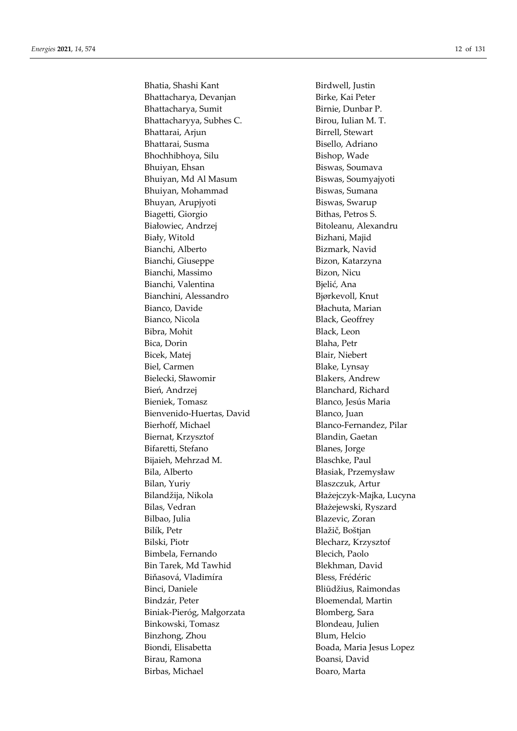Bhatia, Shashi Kant
Bhattacharya, Devanjan
Bhattacharya, Sumit
Bhattacharyya, Subhes C.
Bhattarai, Arjun
Bhattarai, Susma
Bhochhibhoya, Silu
Bhuiyan, Ehsan
Bhuiyan, Md Al Masum
Bhuiyan, Mohammad
Bhuyan, Arupjyoti
Biagetti, Giorgio
Białowiec, Andrzej
Biały, Witold
Bianchi, Alberto
Bianchi, Giuseppe
Bianchi, Massimo
Bianchi, Valentina
Bianchini, Alessandro
Bianco, Davide
Bianco, Nicola
Bibra, Mohit
Bica, Dorin
Bicek, Matej
Biel, Carmen
Bielecki, Sławomir
Bień, Andrzej
Bieniek, Tomasz
Bienvenido-Huertas, David
Bierhoff, Michael
Biernat, Krzysztof
Bifaretti, Stefano
Bijaieh, Mehrzad M.
Bila, Alberto
Bilan, Yuriy
Bilandžija, Nikola
Bilas, Vedran
Bilbao, Julia
Bilík, Petr
Bilski, Piotr
Bimbela, Fernando
Bin Tarek, Md Tawhid
Biňasová, Vladimíra
Binci, Daniele
Bindzár, Peter
Biniak-Pieróg, Małgorzata
Binkowski, Tomasz
Binzhong, Zhou
Biondi, Elisabetta
Birau, Ramona
Birbas, Michael
Birdwell, Justin
Birke, Kai Peter
Birnie, Dunbar P.
Birou, Iulian M. T.
Birrell, Stewart
Bisello, Adriano
Bishop, Wade
Biswas, Soumava
Biswas, Soumyajyoti
Biswas, Sumana
Biswas, Swarup
Bithas, Petros S.
Bitoleanu, Alexandru
Bizhani, Majid
Bizmark, Navid
Bizon, Katarzyna
Bizon, Nicu
Bjelić, Ana
Bjørkevoll, Knut
Błachuta, Marian
Black, Geoffrey
Black, Leon
Blaha, Petr
Blair, Niebert
Blake, Lynsay
Blakers, Andrew
Blanchard, Richard
Blanco, Jesús Maria
Blanco, Juan
Blanco-Fernandez, Pilar
Blandin, Gaetan
Blanes, Jorge
Blaschke, Paul
Błasiak, Przemysław
Blaszczuk, Artur
Błażejczyk-Majka, Lucyna
Błażejewski, Ryszard
Blazevic, Zoran
Blažič, Boštjan
Blecharz, Krzysztof
Blecich, Paolo
Blekhman, David
Bless, Frédéric
Bliūdžius, Raimondas
Bloemendal, Martin
Blomberg, Sara
Blondeau, Julien
Blum, Helcio
Boada, Maria Jesus Lopez
Boansi, David
Boaro, Marta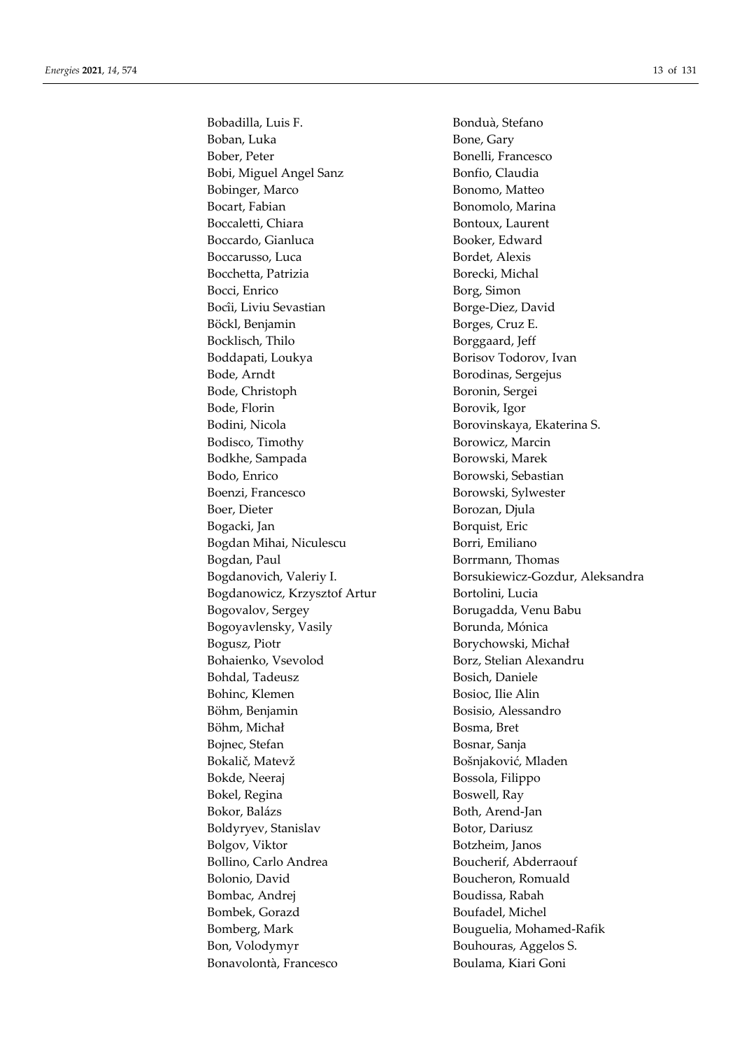Bobadilla, Luis F.
Boban, Luka
Bober, Peter
Bobi, Miguel Angel Sanz
Bobinger, Marco
Bocart, Fabian
Boccaletti, Chiara
Boccardo, Gianluca
Boccarusso, Luca
Bocchetta, Patrizia
Bocci, Enrico
Bocîi, Liviu Sevastian
Böckl, Benjamin
Bocklisch, Thilo
Boddapati, Loukya
Bode, Arndt
Bode, Christoph
Bode, Florin
Bodini, Nicola
Bodisco, Timothy
Bodkhe, Sampada
Bodo, Enrico
Boenzi, Francesco
Boer, Dieter
Bogacki, Jan
Bogdan Mihai, Niculescu
Bogdan, Paul
Bogdanovich, Valeriy I.
Bogdanowicz, Krzysztof Artur
Bogovalov, Sergey
Bogoyavlensky, Vasily
Bogusz, Piotr
Bohaienko, Vsevolod
Bohdal, Tadeusz
Bohinc, Klemen
Böhm, Benjamin
Böhm, Michał
Bojnec, Stefan
Bokalič, Matevž
Bokde, Neeraj
Bokel, Regina
Bokor, Balázs
Boldyryev, Stanislav
Bolgov, Viktor
Bollino, Carlo Andrea
Bolonio, David
Bombac, Andrej
Bombek, Gorazd
Bomberg, Mark
Bon, Volodymyr
Bonavolontà, Francesco
Bonduà, Stefano
Bone, Gary
Bonelli, Francesco
Bonfio, Claudia
Bonomo, Matteo
Bonomolo, Marina
Bontoux, Laurent
Booker, Edward
Bordet, Alexis
Borecki, Michal
Borg, Simon
Borge-Diez, David
Borges, Cruz E.
Borggaard, Jeff
Borisov Todorov, Ivan
Borodinas, Sergejus
Boronin, Sergei
Borovik, Igor
Borovinskaya, Ekaterina S.
Borowicz, Marcin
Borowski, Marek
Borowski, Sebastian
Borowski, Sylwester
Borozan, Djula
Borquist, Eric
Borri, Emiliano
Borrmann, Thomas
Borsukiewicz-Gozdur, Aleksandra
Bortolini, Lucia
Borugadda, Venu Babu
Borunda, Mónica
Borychowski, Michał
Borz, Stelian Alexandru
Bosich, Daniele
Bosioc, Ilie Alin
Bosisio, Alessandro
Bosma, Bret
Bosnar, Sanja
Bošnjaković, Mladen
Bossola, Filippo
Boswell, Ray
Both, Arend-Jan
Botor, Dariusz
Botzheim, Janos
Boucherif, Abderraouf
Boucheron, Romuald
Boudissa, Rabah
Boufadel, Michel
Bouguelia, Mohamed-Rafik
Bouhouras, Aggelos S.
Boulama, Kiari Goni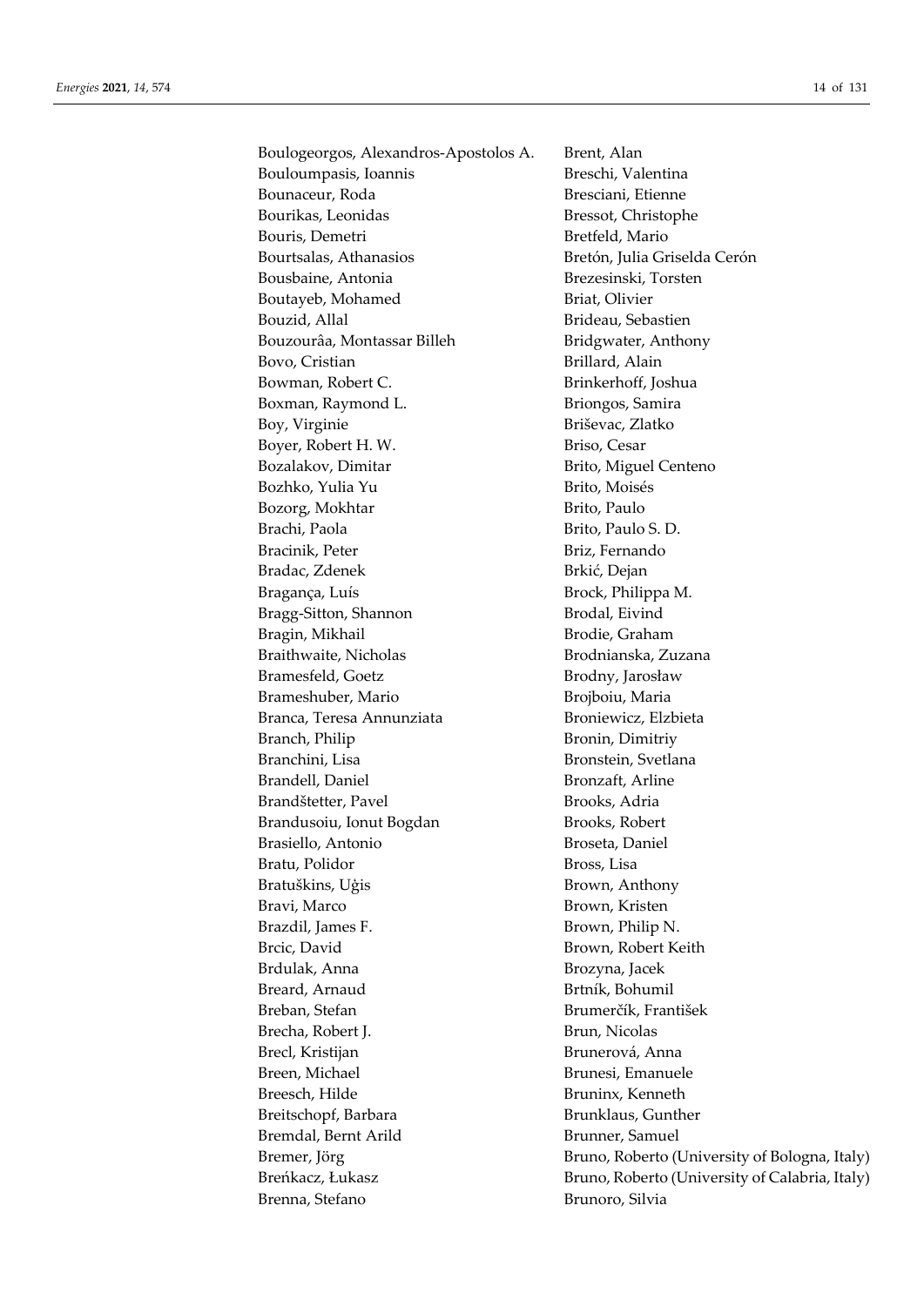Boulogeorgos, Alexandros-Apostolos A.
Bouloumpasis, Ioannis
Bounaceur, Roda
Bourikas, Leonidas
Bouris, Demetri
Bourtsalas, Athanasios
Bousbaine, Antonia
Boutayeb, Mohamed
Bouzid, Allal
Bouzourâa, Montassar Billeh
Bovo, Cristian
Bowman, Robert C.
Boxman, Raymond L.
Boy, Virginie
Boyer, Robert H. W.
Bozalakov, Dimitar
Bozhko, Yulia Yu
Bozorg, Mokhtar
Brachi, Paola
Bracinik, Peter
Bradac, Zdenek
Bragança, Luís
Bragg-Sitton, Shannon
Bragin, Mikhail
Braithwaite, Nicholas
Bramesfeld, Goetz
Brameshuber, Mario
Branca, Teresa Annunziata
Branch, Philip
Branchini, Lisa
Brandell, Daniel
Brandštetter, Pavel
Brandusoiu, Ionut Bogdan
Brasiello, Antonio
Bratu, Polidor
Bratuškins, Uģis
Bravi, Marco
Brazdil, James F.
Brcic, David
Brdulak, Anna
Breard, Arnaud
Breban, Stefan
Brecha, Robert J.
Brecl, Kristijan
Breen, Michael
Breesch, Hilde
Breitschopf, Barbara
Bremdal, Bernt Arild
Bremer, Jörg
Breńkacz, Łukasz
Brenna, Stefano
Brent, Alan
Breschi, Valentina
Bresciani, Etienne
Bressot, Christophe
Bretfeld, Mario
Bretón, Julia Griselda Cerón
Brezesinski, Torsten
Briat, Olivier
Brideau, Sebastien
Bridgwater, Anthony
Brillard, Alain
Brinkerhoff, Joshua
Briongos, Samira
Briševac, Zlatko
Briso, Cesar
Brito, Miguel Centeno
Brito, Moisés
Brito, Paulo
Brito, Paulo S. D.
Briz, Fernando
Brkić, Dejan
Brock, Philippa M.
Brodal, Eivind
Brodie, Graham
Brodnianska, Zuzana
Brodny, Jarosław
Brojboiu, Maria
Broniewicz, Elzbieta
Bronin, Dimitriy
Bronstein, Svetlana
Bronzaft, Arline
Brooks, Adria
Brooks, Robert
Broseta, Daniel
Bross, Lisa
Brown, Anthony
Brown, Kristen
Brown, Philip N.
Brown, Robert Keith
Brozyna, Jacek
Brtník, Bohumil
Brumerčík, František
Brun, Nicolas
Brunerová, Anna
Brunesi, Emanuele
Bruninx, Kenneth
Brunklaus, Gunther
Brunner, Samuel
Bruno, Roberto (University of Bologna, Italy)
Bruno, Roberto (University of Calabria, Italy)
Brunoro, Silvia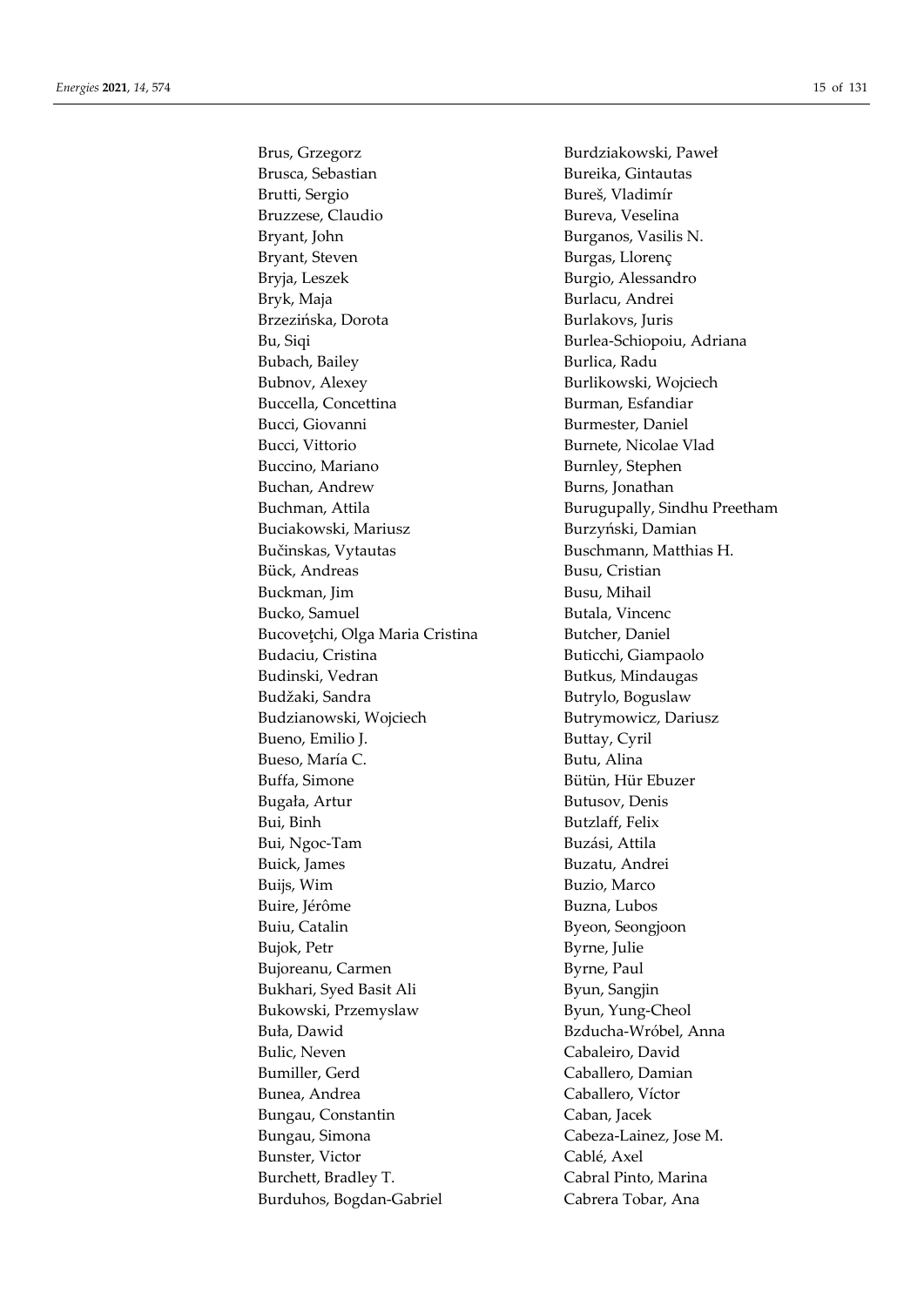Brus, Grzegorz
Brusca, Sebastian
Brutti, Sergio
Bruzzese, Claudio
Bryant, John
Bryant, Steven
Bryja, Leszek
Bryk, Maja
Brzezińska, Dorota
Bu, Siqi
Bubach, Bailey
Bubnov, Alexey
Buccella, Concettina
Bucci, Giovanni
Bucci, Vittorio
Buccino, Mariano
Buchan, Andrew
Buchman, Attila
Buciakowski, Mariusz
Bučinskas, Vytautas
Bück, Andreas
Buckman, Jim
Bucko, Samuel
Bucovețchi, Olga Maria Cristina
Budaciu, Cristina
Budinski, Vedran
Budžaki, Sandra
Budzianowski, Wojciech
Bueno, Emilio J.
Bueso, María C.
Buffa, Simone
Bugała, Artur
Bui, Binh
Bui, Ngoc-Tam
Buick, James
Buijs, Wim
Buire, Jérôme
Buiu, Catalin
Bujok, Petr
Bujoreanu, Carmen
Bukhari, Syed Basit Ali
Bukowski, Przemyslaw
Buła, Dawid
Bulic, Neven
Bumiller, Gerd
Bunea, Andrea
Bungau, Constantin
Bungau, Simona
Bunster, Victor
Burchett, Bradley T.
Burduhos, Bogdan-Gabriel
Burdziakowski, Paweł
Bureika, Gintautas
Bureš, Vladimír
Bureva, Veselina
Burganos, Vasilis N.
Burgas, Llorenç
Burgio, Alessandro
Burlacu, Andrei
Burlakovs, Juris
Burlea-Schiopoiu, Adriana
Burlica, Radu
Burlikowski, Wojciech
Burman, Esfandiar
Burmester, Daniel
Burnete, Nicolae Vlad
Burnley, Stephen
Burns, Jonathan
Burugupally, Sindhu Preetham
Burzyński, Damian
Buschmann, Matthias H.
Busu, Cristian
Busu, Mihail
Butala, Vincenc
Butcher, Daniel
Buticchi, Giampaolo
Butkus, Mindaugas
Butrylo, Boguslaw
Butrymowicz, Dariusz
Buttay, Cyril
Butu, Alina
Bütün, Hür Ebuzer
Butusov, Denis
Butzlaff, Felix
Buzási, Attila
Buzatu, Andrei
Buzio, Marco
Buzna, Lubos
Byeon, Seongjoon
Byrne, Julie
Byrne, Paul
Byun, Sangjin
Byun, Yung-Cheol
Bzducha-Wróbel, Anna
Cabaleiro, David
Caballero, Damian
Caballero, Víctor
Caban, Jacek
Cabeza-Lainez, Jose M.
Cablé, Axel
Cabral Pinto, Marina
Cabrera Tobar, Ana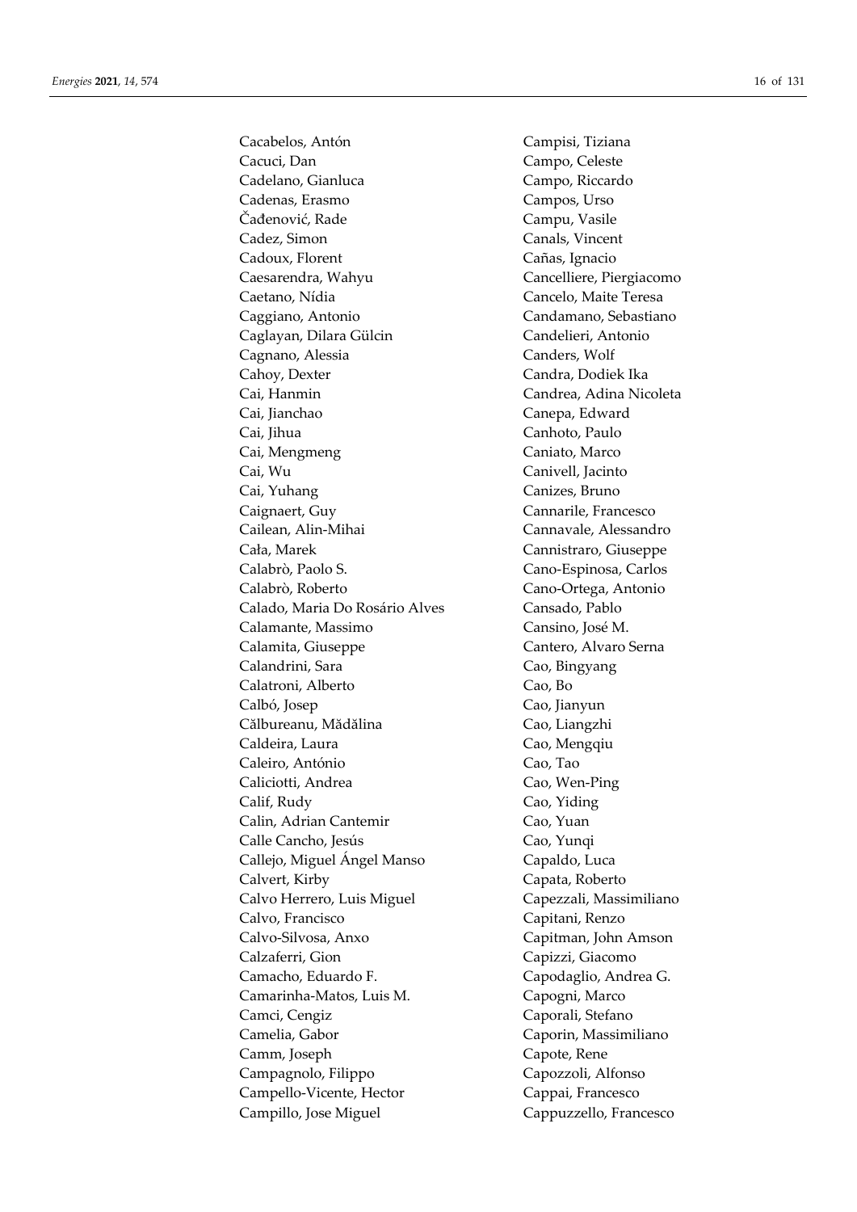Cacabelos, Antón
Cacuci, Dan
Cadelano, Gianluca
Cadenas, Erasmo
Čađenović, Rade
Cadez, Simon
Cadoux, Florent
Caesarendra, Wahyu
Caetano, Nídia
Caggiano, Antonio
Caglayan, Dilara Gülcin
Cagnano, Alessia
Cahoy, Dexter
Cai, Hanmin
Cai, Jianchao
Cai, Jihua
Cai, Mengmeng
Cai, Wu
Cai, Yuhang
Caignaert, Guy
Cailean, Alin-Mihai
Cała, Marek
Calabrò, Paolo S.
Calabrò, Roberto
Calado, Maria Do Rosário Alves
Calamante, Massimo
Calamita, Giuseppe
Calandrini, Sara
Calatroni, Alberto
Calbó, Josep
Călbureanu, Mădălina
Caldeira, Laura
Caleiro, António
Caliciotti, Andrea
Calif, Rudy
Calin, Adrian Cantemir
Calle Cancho, Jesús
Callejo, Miguel Ángel Manso
Calvert, Kirby
Calvo Herrero, Luis Miguel
Calvo, Francisco
Calvo-Silvosa, Anxo
Calzaferri, Gion
Camacho, Eduardo F.
Camarinha-Matos, Luis M.
Camci, Cengiz
Camelia, Gabor
Camm, Joseph
Campagnolo, Filippo
Campello-Vicente, Hector
Campillo, Jose Miguel
Campisi, Tiziana
Campo, Celeste
Campo, Riccardo
Campos, Urso
Campu, Vasile
Canals, Vincent
Cañas, Ignacio
Cancelliere, Piergiacomo
Cancelo, Maite Teresa
Candamano, Sebastiano
Candelieri, Antonio
Canders, Wolf
Candra, Dodiek Ika
Candrea, Adina Nicoleta
Canepa, Edward
Canhoto, Paulo
Caniato, Marco
Canivell, Jacinto
Canizes, Bruno
Cannarile, Francesco
Cannavale, Alessandro
Cannistraro, Giuseppe
Cano-Espinosa, Carlos
Cano-Ortega, Antonio
Cansado, Pablo
Cansino, José M.
Cantero, Alvaro Serna
Cao, Bingyang
Cao, Bo
Cao, Jianyun
Cao, Liangzhi
Cao, Mengqiu
Cao, Tao
Cao, Wen-Ping
Cao, Yiding
Cao, Yuan
Cao, Yunqi
Capaldo, Luca
Capata, Roberto
Capezzali, Massimiliano
Capitani, Renzo
Capitman, John Amson
Capizzi, Giacomo
Capodaglio, Andrea G.
Capogni, Marco
Caporali, Stefano
Caporin, Massimiliano
Capote, Rene
Capozzoli, Alfonso
Cappai, Francesco
Cappuzzello, Francesco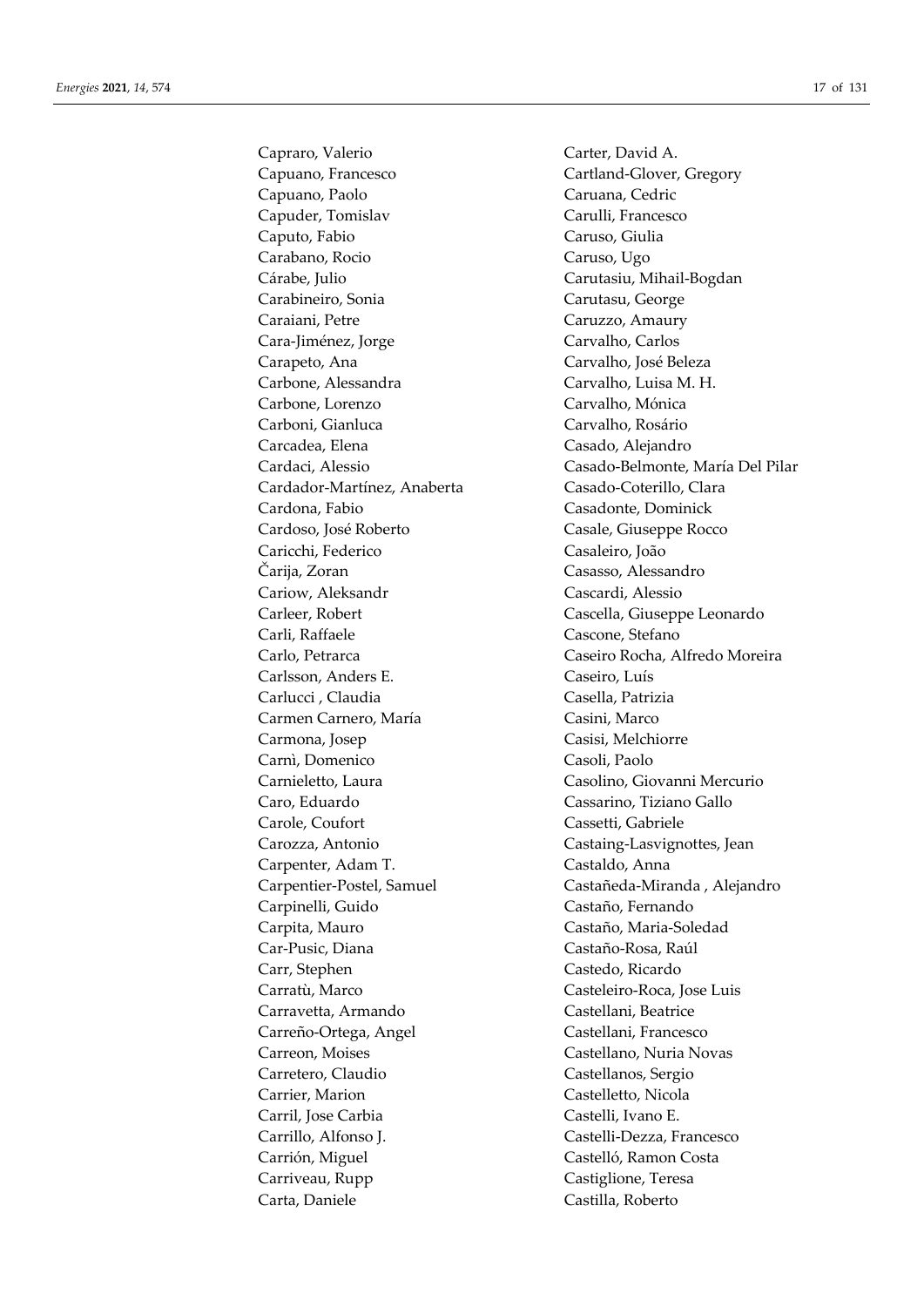Capraro, Valerio
Capuano, Francesco
Capuano, Paolo
Capuder, Tomislav
Caputo, Fabio
Carabano, Rocio
Cárabe, Julio
Carabineiro, Sonia
Caraiani, Petre
Cara-Jiménez, Jorge
Carapeto, Ana
Carbone, Alessandra
Carbone, Lorenzo
Carboni, Gianluca
Carcadea, Elena
Cardaci, Alessio
Cardador-Martínez, Anaberta
Cardona, Fabio
Cardoso, José Roberto
Caricchi, Federico
Čarija, Zoran
Cariow, Aleksandr
Carleer, Robert
Carli, Raffaele
Carlo, Petrarca
Carlsson, Anders E.
Carlucci , Claudia
Carmen Carnero, María
Carmona, Josep
Carnì, Domenico
Carnieletto, Laura
Caro, Eduardo
Carole, Coufort
Carozza, Antonio
Carpenter, Adam T.
Carpentier-Postel, Samuel
Carpinelli, Guido
Carpita, Mauro
Car-Pusic, Diana
Carr, Stephen
Carratù, Marco
Carravetta, Armando
Carreño-Ortega, Angel
Carreon, Moises
Carretero, Claudio
Carrier, Marion
Carril, Jose Carbia
Carrillo, Alfonso J.
Carrión, Miguel
Carriveau, Rupp
Carta, Daniele
Carter, David A.
Cartland-Glover, Gregory
Caruana, Cedric
Carulli, Francesco
Caruso, Giulia
Caruso, Ugo
Carutasiu, Mihail-Bogdan
Carutasu, George
Caruzzo, Amaury
Carvalho, Carlos
Carvalho, José Beleza
Carvalho, Luisa M. H.
Carvalho, Mónica
Carvalho, Rosário
Casado, Alejandro
Casado-Belmonte, María Del Pilar
Casado-Coterillo, Clara
Casadonte, Dominick
Casale, Giuseppe Rocco
Casaleiro, João
Casasso, Alessandro
Cascardi, Alessio
Cascella, Giuseppe Leonardo
Cascone, Stefano
Caseiro Rocha, Alfredo Moreira
Caseiro, Luís
Casella, Patrizia
Casini, Marco
Casisi, Melchiorre
Casoli, Paolo
Casolino, Giovanni Mercurio
Cassarino, Tiziano Gallo
Cassetti, Gabriele
Castaing-Lasvignottes, Jean
Castaldo, Anna
Castañeda-Miranda , Alejandro
Castaño, Fernando
Castaño, Maria-Soledad
Castaño-Rosa, Raúl
Castedo, Ricardo
Casteleiro-Roca, Jose Luis
Castellani, Beatrice
Castellani, Francesco
Castellano, Nuria Novas
Castellanos, Sergio
Castelletto, Nicola
Castelli, Ivano E.
Castelli-Dezza, Francesco
Castelló, Ramon Costa
Castiglione, Teresa
Castilla, Roberto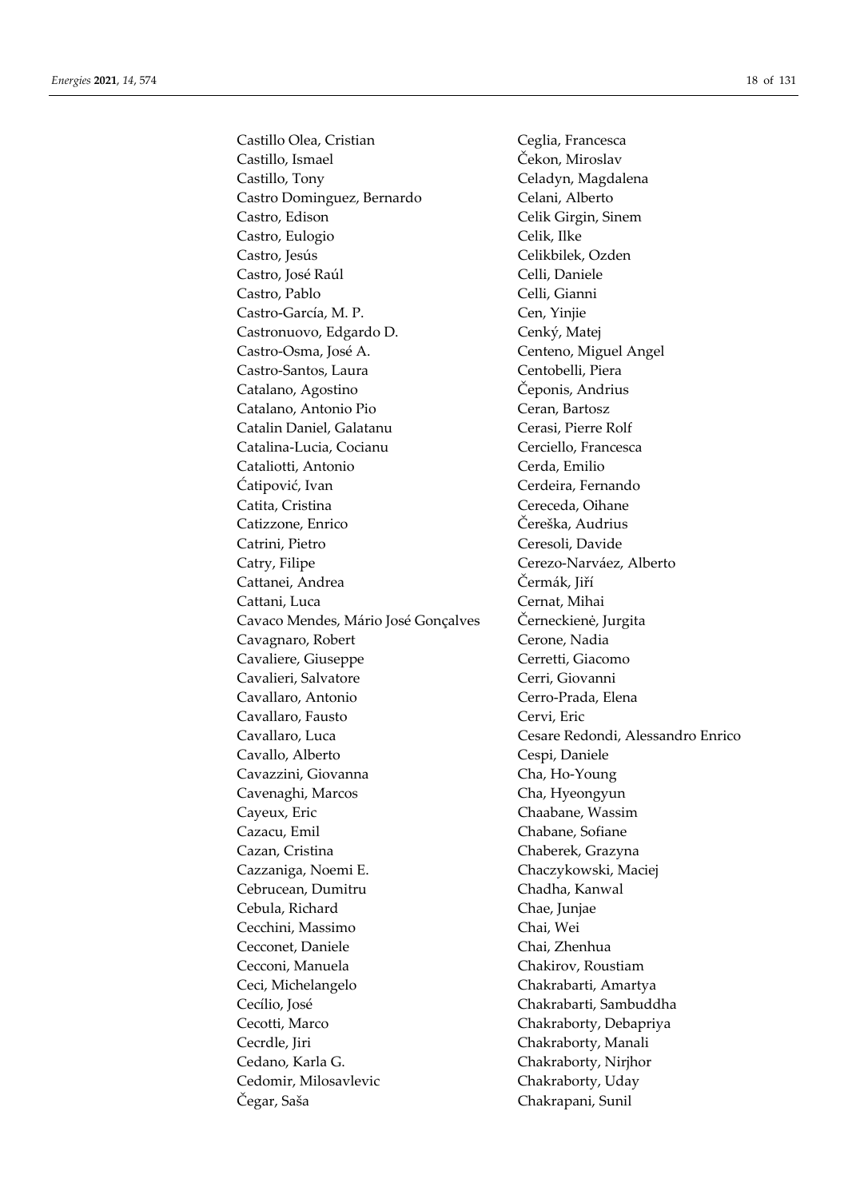Castillo Olea, Cristian
Castillo, Ismael
Castillo, Tony
Castro Dominguez, Bernardo
Castro, Edison
Castro, Eulogio
Castro, Jesús
Castro, José Raúl
Castro, Pablo
Castro-García, M. P.
Castronuovo, Edgardo D.
Castro-Osma, José A.
Castro-Santos, Laura
Catalano, Agostino
Catalano, Antonio Pio
Catalin Daniel, Galatanu
Catalina-Lucia, Cocianu
Cataliotti, Antonio
Ćatipović, Ivan
Catita, Cristina
Catizzone, Enrico
Catrini, Pietro
Catry, Filipe
Cattanei, Andrea
Cattani, Luca
Cavaco Mendes, Mário José Gonçalves
Cavagnaro, Robert
Cavaliere, Giuseppe
Cavalieri, Salvatore
Cavallaro, Antonio
Cavallaro, Fausto
Cavallaro, Luca
Cavallo, Alberto
Cavazzini, Giovanna
Cavenaghi, Marcos
Cayeux, Eric
Cazacu, Emil
Cazan, Cristina
Cazzaniga, Noemi E.
Cebrucean, Dumitru
Cebula, Richard
Cecchini, Massimo
Cecconet, Daniele
Cecconi, Manuela
Ceci, Michelangelo
Cecílio, José
Cecotti, Marco
Cecrdle, Jiri
Cedano, Karla G.
Cedomir, Milosavlevic
Čegar, Saša
Ceglia, Francesca
Čekon, Miroslav
Celadyn, Magdalena
Celani, Alberto
Celik Girgin, Sinem
Celik, Ilke
Celikbilek, Ozden
Celli, Daniele
Celli, Gianni
Cen, Yinjie
Cenký, Matej
Centeno, Miguel Angel
Centobelli, Piera
Čeponis, Andrius
Ceran, Bartosz
Cerasi, Pierre Rolf
Cerciello, Francesca
Cerda, Emilio
Cerdeira, Fernando
Cereceda, Oihane
Čereška, Audrius
Ceresoli, Davide
Cerezo-Narváez, Alberto
Čermák, Jiří
Cernat, Mihai
Černeckienė, Jurgita
Cerone, Nadia
Cerretti, Giacomo
Cerri, Giovanni
Cerro-Prada, Elena
Cervi, Eric
Cesare Redondi, Alessandro Enrico
Cespi, Daniele
Cha, Ho-Young
Cha, Hyeongyun
Chaabane, Wassim
Chabane, Sofiane
Chaberek, Grazyna
Chaczykowski, Maciej
Chadha, Kanwal
Chae, Junjae
Chai, Wei
Chai, Zhenhua
Chakirov, Roustiam
Chakrabarti, Amartya
Chakrabarti, Sambuddha
Chakraborty, Debapriya
Chakraborty, Manali
Chakraborty, Nirjhor
Chakraborty, Uday
Chakrapani, Sunil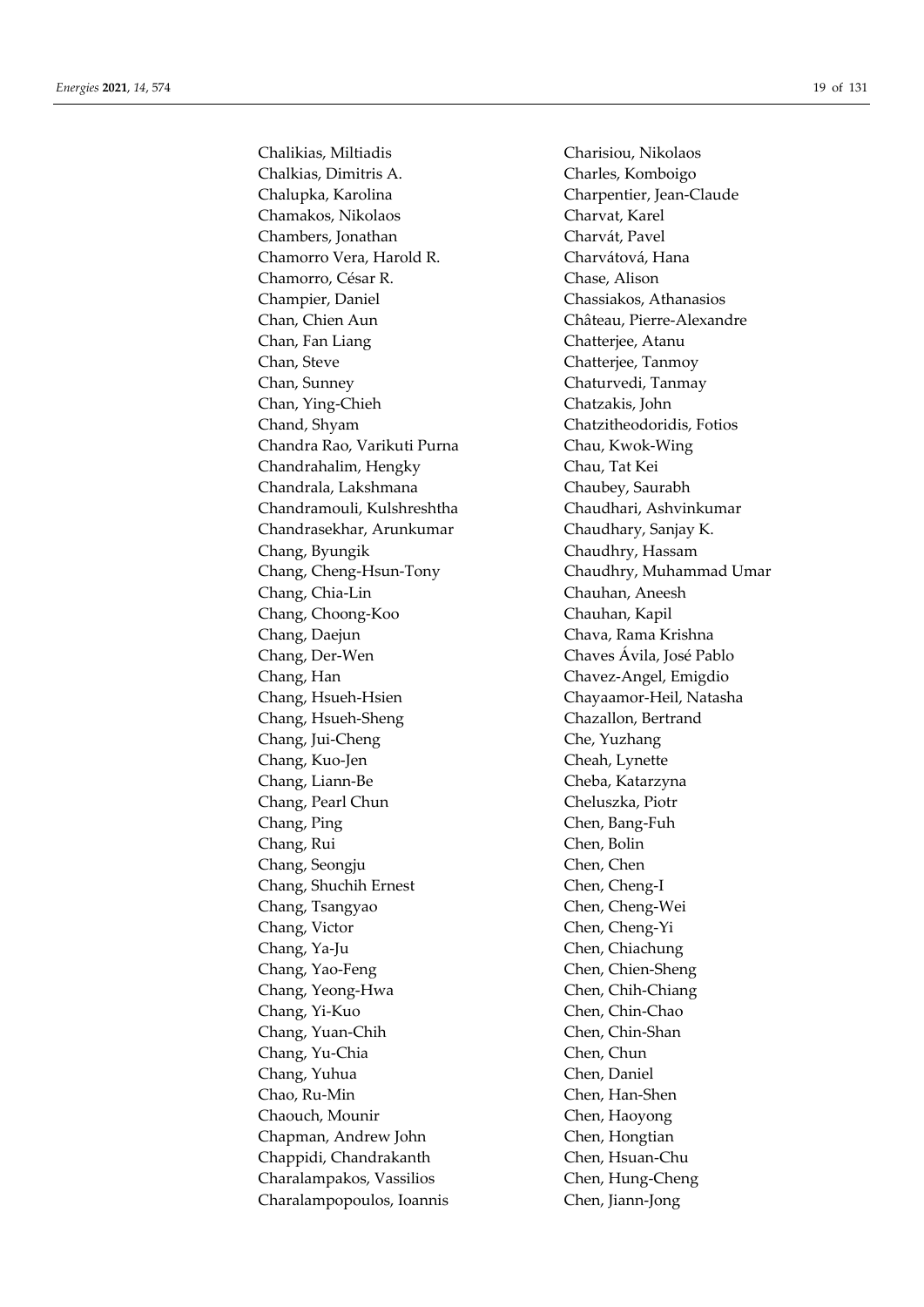Chalikias, Miltiadis
Chalkias, Dimitris A.
Chalupka, Karolina
Chamakos, Nikolaos
Chambers, Jonathan
Chamorro Vera, Harold R.
Chamorro, César R.
Champier, Daniel
Chan, Chien Aun
Chan, Fan Liang
Chan, Steve
Chan, Sunney
Chan, Ying-Chieh
Chand, Shyam
Chandra Rao, Varikuti Purna
Chandrahalim, Hengky
Chandrala, Lakshmana
Chandramouli, Kulshreshtha
Chandrasekhar, Arunkumar
Chang, Byungik
Chang, Cheng-Hsun-Tony
Chang, Chia-Lin
Chang, Choong-Koo
Chang, Daejun
Chang, Der-Wen
Chang, Han
Chang, Hsueh-Hsien
Chang, Hsueh-Sheng
Chang, Jui-Cheng
Chang, Kuo-Jen
Chang, Liann-Be
Chang, Pearl Chun
Chang, Ping
Chang, Rui
Chang, Seongju
Chang, Shuchih Ernest
Chang, Tsangyao
Chang, Victor
Chang, Ya-Ju
Chang, Yao-Feng
Chang, Yeong-Hwa
Chang, Yi-Kuo
Chang, Yuan-Chih
Chang, Yu-Chia
Chang, Yuhua
Chao, Ru-Min
Chaouch, Mounir
Chapman, Andrew John
Chappidi, Chandrakanth
Charalampakos, Vassilios
Charalampopoulos, Ioannis
Charisiou, Nikolaos
Charles, Komboigo
Charpentier, Jean-Claude
Charvat, Karel
Charvát, Pavel
Charvátová, Hana
Chase, Alison
Chassiakos, Athanasios
Château, Pierre-Alexandre
Chatterjee, Atanu
Chatterjee, Tanmoy
Chaturvedi, Tanmay
Chatzakis, John
Chatzitheodoridis, Fotios
Chau, Kwok-Wing
Chau, Tat Kei
Chaubey, Saurabh
Chaudhari, Ashvinkumar
Chaudhary, Sanjay K.
Chaudhry, Hassam
Chaudhry, Muhammad Umar
Chauhan, Aneesh
Chauhan, Kapil
Chava, Rama Krishna
Chaves Ávila, José Pablo
Chavez-Angel, Emigdio
Chayaamor-Heil, Natasha
Chazallon, Bertrand
Che, Yuzhang
Cheah, Lynette
Cheba, Katarzyna
Cheluszka, Piotr
Chen, Bang-Fuh
Chen, Bolin
Chen, Chen
Chen, Cheng-I
Chen, Cheng-Wei
Chen, Cheng-Yi
Chen, Chiachung
Chen, Chien-Sheng
Chen, Chih-Chiang
Chen, Chin-Chao
Chen, Chin-Shan
Chen, Chun
Chen, Daniel
Chen, Han-Shen
Chen, Haoyong
Chen, Hongtian
Chen, Hsuan-Chu
Chen, Hung-Cheng
Chen, Jiann-Jong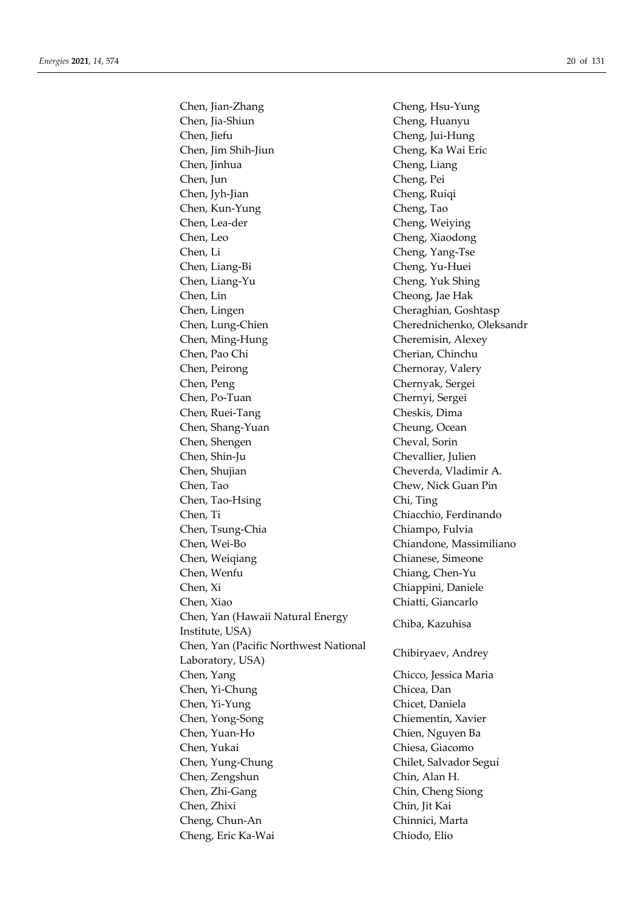Chen, Jian-Zhang
Chen, Jia-Shiun
Chen, Jiefu
Chen, Jim Shih-Jiun
Chen, Jinhua
Chen, Jun
Chen, Jyh-Jian
Chen, Kun-Yung
Chen, Lea-der
Chen, Leo
Chen, Li
Chen, Liang-Bi
Chen, Liang-Yu
Chen, Lin
Chen, Lingen
Chen, Lung-Chien
Chen, Ming-Hung
Chen, Pao Chi
Chen, Peirong
Chen, Peng
Chen, Po-Tuan
Chen, Ruei-Tang
Chen, Shang-Yuan
Chen, Shengen
Chen, Shin-Ju
Chen, Shujian
Chen, Tao
Chen, Tao-Hsing
Chen, Ti
Chen, Tsung-Chia
Chen, Wei-Bo
Chen, Weiqiang
Chen, Wenfu
Chen, Xi
Chen, Xiao
Chen, Yan (Hawaii Natural Energy Institute, USA)
Chen, Yan (Pacific Northwest National Laboratory, USA)
Chen, Yang
Chen, Yi-Chung
Chen, Yi-Yung
Chen, Yong-Song
Chen, Yuan-Ho
Chen, Yukai
Chen, Yung-Chung
Chen, Zengshun
Chen, Zhi-Gang
Chen, Zhixi
Cheng, Chun-An
Cheng, Eric Ka-Wai
Cheng, Hsu-Yung
Cheng, Huanyu
Cheng, Jui-Hung
Cheng, Ka Wai Eric
Cheng, Liang
Cheng, Pei
Cheng, Ruiqi
Cheng, Tao
Cheng, Weiying
Cheng, Xiaodong
Cheng, Yang-Tse
Cheng, Yu-Huei
Cheng, Yuk Shing
Cheong, Jae Hak
Cheraghian, Goshtasp
Cherednichenko, Oleksandr
Cheremisin, Alexey
Cherian, Chinchu
Chernoray, Valery
Chernyak, Sergei
Chernyi, Sergei
Cheskis, Dima
Cheung, Ocean
Cheval, Sorin
Chevallier, Julien
Cheverda, Vladimir A.
Chew, Nick Guan Pin
Chi, Ting
Chiacchio, Ferdinando
Chiampo, Fulvia
Chiandone, Massimiliano
Chianese, Simeone
Chiang, Chen-Yu
Chiappini, Daniele
Chiatti, Giancarlo
Chiba, Kazuhisa
Chibiryaev, Andrey
Chicco, Jessica Maria
Chicea, Dan
Chicet, Daniela
Chiementin, Xavier
Chien, Nguyen Ba
Chiesa, Giacomo
Chilet, Salvador Seguí
Chin, Alan H.
Chin, Cheng Siong
Chin, Jit Kai
Chinnici, Marta
Chiodo, Elio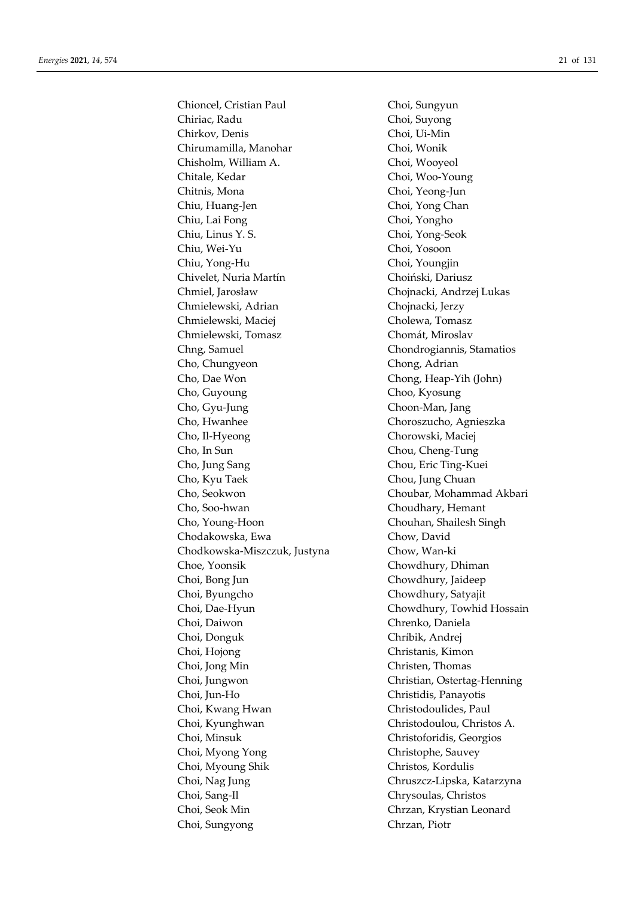Chioncel, Cristian Paul
Chiriac, Radu
Chirkov, Denis
Chirumamilla, Manohar
Chisholm, William A.
Chitale, Kedar
Chitnis, Mona
Chiu, Huang-Jen
Chiu, Lai Fong
Chiu, Linus Y. S.
Chiu, Wei-Yu
Chiu, Yong-Hu
Chivelet, Nuria Martín
Chmiel, Jarosław
Chmielewski, Adrian
Chmielewski, Maciej
Chmielewski, Tomasz
Chng, Samuel
Cho, Chungyeon
Cho, Dae Won
Cho, Guyoung
Cho, Gyu-Jung
Cho, Hwanhee
Cho, Il-Hyeong
Cho, In Sun
Cho, Jung Sang
Cho, Kyu Taek
Cho, Seokwon
Cho, Soo-hwan
Cho, Young-Hoon
Chodakowska, Ewa
Chodkowska-Miszczuk, Justyna
Choe, Yoonsik
Choi, Bong Jun
Choi, Byungcho
Choi, Dae-Hyun
Choi, Daiwon
Choi, Donguk
Choi, Hojong
Choi, Jong Min
Choi, Jungwon
Choi, Jun-Ho
Choi, Kwang Hwan
Choi, Kyunghwan
Choi, Minsuk
Choi, Myong Yong
Choi, Myoung Shik
Choi, Nag Jung
Choi, Sang-Il
Choi, Seok Min
Choi, Sungyong
Choi, Sungyun
Choi, Suyong
Choi, Ui-Min
Choi, Wonik
Choi, Wooyeol
Choi, Woo-Young
Choi, Yeong-Jun
Choi, Yong Chan
Choi, Yongho
Choi, Yong-Seok
Choi, Yosoon
Choi, Youngjin
Choiński, Dariusz
Chojnacki, Andrzej Lukas
Chojnacki, Jerzy
Cholewa, Tomasz
Chomát, Miroslav
Chondrogiannis, Stamatios
Chong, Adrian
Chong, Heap-Yih (John)
Choo, Kyosung
Choon-Man, Jang
Choroszucho, Agnieszka
Chorowski, Maciej
Chou, Cheng-Tung
Chou, Eric Ting-Kuei
Chou, Jung Chuan
Choubar, Mohammad Akbari
Choudhary, Hemant
Chouhan, Shailesh Singh
Chow, David
Chow, Wan-ki
Chowdhury, Dhiman
Chowdhury, Jaideep
Chowdhury, Satyajit
Chowdhury, Towhid Hossain
Chrenko, Daniela
Chríbik, Andrej
Christanis, Kimon
Christen, Thomas
Christian, Ostertag-Henning
Christidis, Panayotis
Christodoulides, Paul
Christodoulou, Christos A.
Christoforidis, Georgios
Christophe, Sauvey
Christos, Kordulis
Chruszcz-Lipska, Katarzyna
Chrysoulas, Christos
Chrzan, Krystian Leonard
Chrzan, Piotr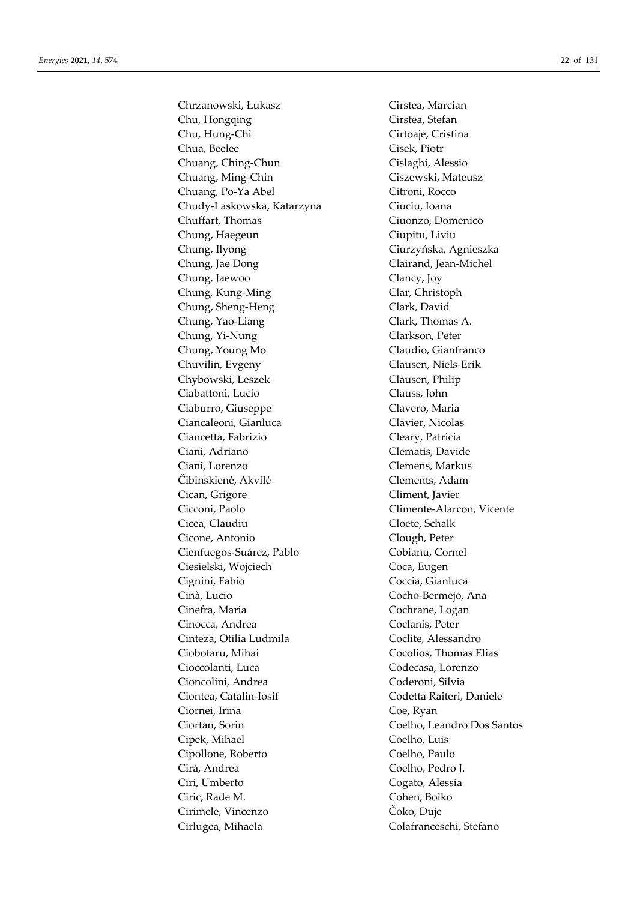Chrzanowski, Łukasz
Chu, Hongqing
Chu, Hung-Chi
Chua, Beelee
Chuang, Ching-Chun
Chuang, Ming-Chin
Chuang, Po-Ya Abel
Chudy-Laskowska, Katarzyna
Chuffart, Thomas
Chung, Haegeun
Chung, Ilyong
Chung, Jae Dong
Chung, Jaewoo
Chung, Kung-Ming
Chung, Sheng-Heng
Chung, Yao-Liang
Chung, Yi-Nung
Chung, Young Mo
Chuvilin, Evgeny
Chybowski, Leszek
Ciabattoni, Lucio
Ciaburro, Giuseppe
Ciancaleoni, Gianluca
Ciancetta, Fabrizio
Ciani, Adriano
Ciani, Lorenzo
Čibinskienė, Akvilė
Cican, Grigore
Cicconi, Paolo
Cicea, Claudiu
Cicone, Antonio
Cienfuegos-Suárez, Pablo
Ciesielski, Wojciech
Cignini, Fabio
Cinà, Lucio
Cinefra, Maria
Cinocca, Andrea
Cinteza, Otilia Ludmila
Ciobotaru, Mihai
Cioccolanti, Luca
Cioncolini, Andrea
Ciontea, Catalin-Iosif
Ciornei, Irina
Ciortan, Sorin
Cipek, Mihael
Cipollone, Roberto
Cirà, Andrea
Ciri, Umberto
Ciric, Rade M.
Cirimele, Vincenzo
Cirlugea, Mihaela
Cirstea, Marcian
Cirstea, Stefan
Cirtoaje, Cristina
Cisek, Piotr
Cislaghi, Alessio
Ciszewski, Mateusz
Citroni, Rocco
Ciuciu, Ioana
Ciuonzo, Domenico
Ciupitu, Liviu
Ciurzyńska, Agnieszka
Clairand, Jean-Michel
Clancy, Joy
Clar, Christoph
Clark, David
Clark, Thomas A.
Clarkson, Peter
Claudio, Gianfranco
Clausen, Niels-Erik
Clausen, Philip
Clauss, John
Clavero, Maria
Clavier, Nicolas
Cleary, Patricia
Clematis, Davide
Clemens, Markus
Clements, Adam
Climent, Javier
Climente-Alarcon, Vicente
Cloete, Schalk
Clough, Peter
Cobianu, Cornel
Coca, Eugen
Coccia, Gianluca
Cocho-Bermejo, Ana
Cochrane, Logan
Coclanis, Peter
Coclite, Alessandro
Cocolios, Thomas Elias
Codecasa, Lorenzo
Coderoni, Silvia
Codetta Raiteri, Daniele
Coe, Ryan
Coelho, Leandro Dos Santos
Coelho, Luis
Coelho, Paulo
Coelho, Pedro J.
Cogato, Alessia
Cohen, Boiko
Čoko, Duje
Colafranceschi, Stefano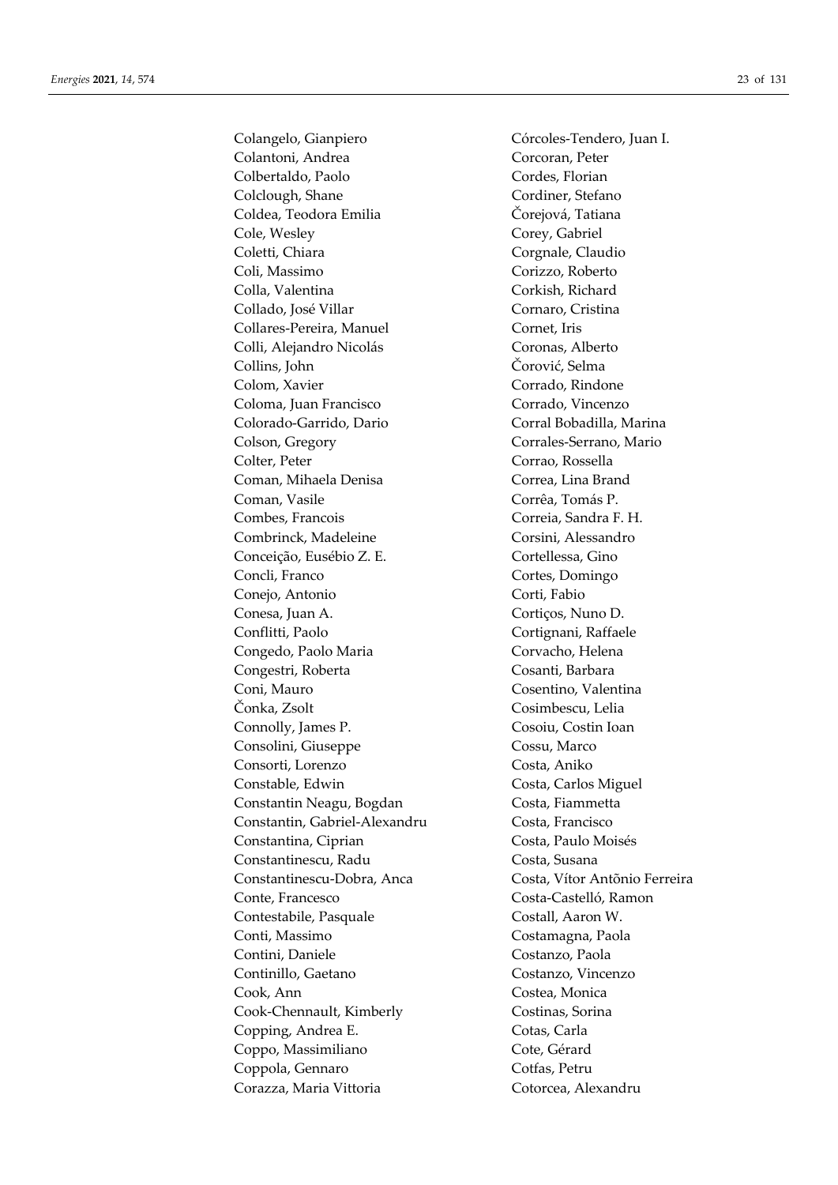Colangelo, Gianpiero
Colantoni, Andrea
Colbertaldo, Paolo
Colclough, Shane
Coldea, Teodora Emilia
Cole, Wesley
Coletti, Chiara
Coli, Massimo
Colla, Valentina
Collado, José Villar
Collares-Pereira, Manuel
Colli, Alejandro Nicolás
Collins, John
Colom, Xavier
Coloma, Juan Francisco
Colorado-Garrido, Dario
Colson, Gregory
Colter, Peter
Coman, Mihaela Denisa
Coman, Vasile
Combes, Francois
Combrinck, Madeleine
Conceição, Eusébio Z. E.
Concli, Franco
Conejo, Antonio
Conesa, Juan A.
Conflitti, Paolo
Congedo, Paolo Maria
Congestri, Roberta
Coni, Mauro
Čonka, Zsolt
Connolly, James P.
Consolini, Giuseppe
Consorti, Lorenzo
Constable, Edwin
Constantin Neagu, Bogdan
Constantin, Gabriel-Alexandru
Constantina, Ciprian
Constantinescu, Radu
Constantinescu-Dobra, Anca
Conte, Francesco
Contestabile, Pasquale
Conti, Massimo
Contini, Daniele
Continillo, Gaetano
Cook, Ann
Cook-Chennault, Kimberly
Copping, Andrea E.
Coppo, Massimiliano
Coppola, Gennaro
Corazza, Maria Vittoria
Córcoles-Tendero, Juan I.
Corcoran, Peter
Cordes, Florian
Cordiner, Stefano
Čorejová, Tatiana
Corey, Gabriel
Corgnale, Claudio
Corizzo, Roberto
Corkish, Richard
Cornaro, Cristina
Cornet, Iris
Coronas, Alberto
Čorović, Selma
Corrado, Rindone
Corrado, Vincenzo
Corral Bobadilla, Marina
Corrales-Serrano, Mario
Corrao, Rossella
Correa, Lina Brand
Corrêa, Tomás P.
Correia, Sandra F. H.
Corsini, Alessandro
Cortellessa, Gino
Cortes, Domingo
Corti, Fabio
Cortiços, Nuno D.
Cortignani, Raffaele
Corvacho, Helena
Cosanti, Barbara
Cosentino, Valentina
Cosimbescu, Lelia
Cosoiu, Costin Ioan
Cossu, Marco
Costa, Aniko
Costa, Carlos Miguel
Costa, Fiammetta
Costa, Francisco
Costa, Paulo Moisés
Costa, Susana
Costa, Vítor Antônio Ferreira
Costa-Castelló, Ramon
Costall, Aaron W.
Costamagna, Paola
Costanzo, Paola
Costanzo, Vincenzo
Costea, Monica
Costinas, Sorina
Cotas, Carla
Cote, Gérard
Cotfas, Petru
Cotorcea, Alexandru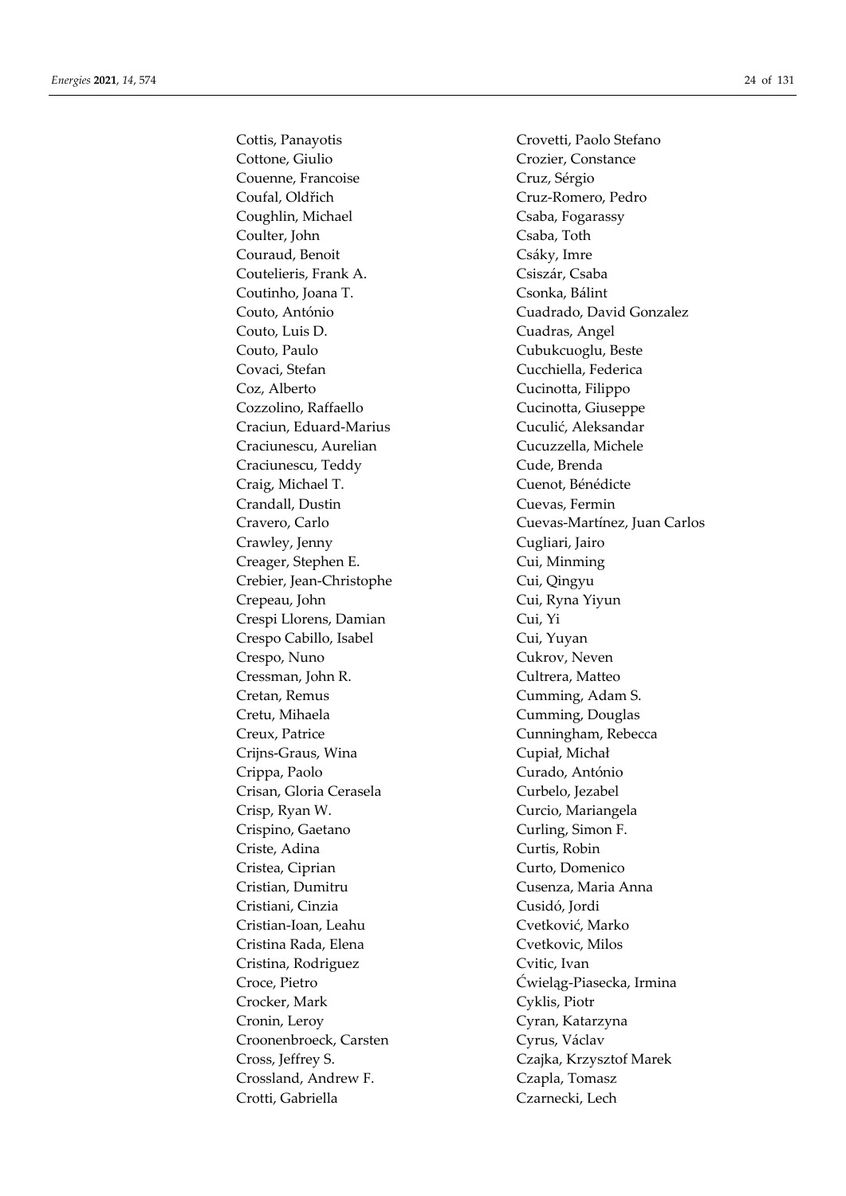Cottis, Panayotis
Cottone, Giulio
Couenne, Francoise
Coufal, Oldřich
Coughlin, Michael
Coulter, John
Couraud, Benoit
Coutelieris, Frank A.
Coutinho, Joana T.
Couto, António
Couto, Luis D.
Couto, Paulo
Covaci, Stefan
Coz, Alberto
Cozzolino, Raffaello
Craciun, Eduard-Marius
Craciunescu, Aurelian
Craciunescu, Teddy
Craig, Michael T.
Crandall, Dustin
Cravero, Carlo
Crawley, Jenny
Creager, Stephen E.
Crebier, Jean-Christophe
Crepeau, John
Crespi Llorens, Damian
Crespo Cabillo, Isabel
Crespo, Nuno
Cressman, John R.
Cretan, Remus
Cretu, Mihaela
Creux, Patrice
Crijns-Graus, Wina
Crippa, Paolo
Crisan, Gloria Cerasela
Crisp, Ryan W.
Crispino, Gaetano
Criste, Adina
Cristea, Ciprian
Cristian, Dumitru
Cristiani, Cinzia
Cristian-Ioan, Leahu
Cristina Rada, Elena
Cristina, Rodriguez
Croce, Pietro
Crocker, Mark
Cronin, Leroy
Croonenbroeck, Carsten
Cross, Jeffrey S.
Crossland, Andrew F.
Crotti, Gabriella
Crovetti, Paolo Stefano
Crozier, Constance
Cruz, Sérgio
Cruz-Romero, Pedro
Csaba, Fogarassy
Csaba, Toth
Csáky, Imre
Csiszár, Csaba
Csonka, Bálint
Cuadrado, David Gonzalez
Cuadras, Angel
Cubukcuoglu, Beste
Cucchiella, Federica
Cucinotta, Filippo
Cucinotta, Giuseppe
Cuculić, Aleksandar
Cucuzzella, Michele
Cude, Brenda
Cuenot, Bénédicte
Cuevas, Fermin
Cuevas-Martínez, Juan Carlos
Cugliari, Jairo
Cui, Minming
Cui, Qingyu
Cui, Ryna Yiyun
Cui, Yi
Cui, Yuyan
Cukrov, Neven
Cultrera, Matteo
Cumming, Adam S.
Cumming, Douglas
Cunningham, Rebecca
Cupiał, Michał
Curado, António
Curbelo, Jezabel
Curcio, Mariangela
Curling, Simon F.
Curtis, Robin
Curto, Domenico
Cusenza, Maria Anna
Cusidó, Jordi
Cvetković, Marko
Cvetkovic, Milos
Cvitic, Ivan
Ćwieląg-Piasecka, Irmina
Cyklis, Piotr
Cyran, Katarzyna
Cyrus, Václav
Czajka, Krzysztof Marek
Czapla, Tomasz
Czarnecki, Lech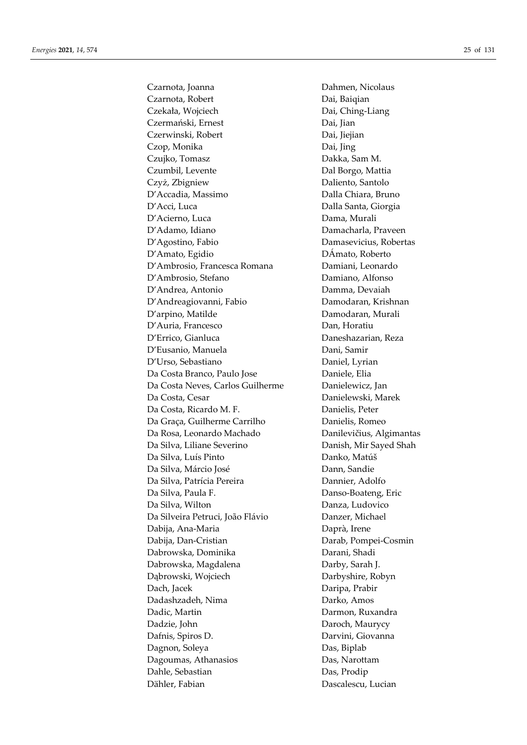Czarnota, Joanna
Czarnota, Robert
Czekała, Wojciech
Czermański, Ernest
Czerwinski, Robert
Czop, Monika
Czujko, Tomasz
Czumbil, Levente
Czyż, Zbigniew
D'Accadia, Massimo
D'Acci, Luca
D'Acierno, Luca
D'Adamo, Idiano
D'Agostino, Fabio
D'Amato, Egidio
D'Ambrosio, Francesca Romana
D'Ambrosio, Stefano
D'Andrea, Antonio
D'Andreagiovanni, Fabio
D'arpino, Matilde
D'Auria, Francesco
D'Errico, Gianluca
D'Eusanio, Manuela
D'Urso, Sebastiano
Da Costa Branco, Paulo Jose
Da Costa Neves, Carlos Guilherme
Da Costa, Cesar
Da Costa, Ricardo M. F.
Da Graça, Guilherme Carrilho
Da Rosa, Leonardo Machado
Da Silva, Liliane Severino
Da Silva, Luís Pinto
Da Silva, Márcio José
Da Silva, Patrícia Pereira
Da Silva, Paula F.
Da Silva, Wilton
Da Silveira Petruci, João Flávio
Dabija, Ana-Maria
Dabija, Dan-Cristian
Dabrowska, Dominika
Dabrowska, Magdalena
Dąbrowski, Wojciech
Dach, Jacek
Dadashzadeh, Nima
Dadic, Martin
Dadzie, John
Dafnis, Spiros D.
Dagnon, Soleya
Dagoumas, Athanasios
Dahle, Sebastian
Dähler, Fabian
Dahmen, Nicolaus
Dai, Baiqian
Dai, Ching-Liang
Dai, Jian
Dai, Jiejian
Dai, Jing
Dakka, Sam M.
Dal Borgo, Mattia
Daliento, Santolo
Dalla Chiara, Bruno
Dalla Santa, Giorgia
Dama, Murali
Damacharla, Praveen
Damasevicius, Robertas
DÁmato, Roberto
Damiani, Leonardo
Damiano, Alfonso
Damma, Devaiah
Damodaran, Krishnan
Damodaran, Murali
Dan, Horatiu
Daneshazarian, Reza
Dani, Samir
Daniel, Lyrian
Daniele, Elia
Danielewicz, Jan
Danielewski, Marek
Danielis, Peter
Danielis, Romeo
Danilevičius, Algimantas
Danish, Mir Sayed Shah
Danko, Matúš
Dann, Sandie
Dannier, Adolfo
Danso-Boateng, Eric
Danza, Ludovico
Danzer, Michael
Daprà, Irene
Darab, Pompei-Cosmin
Darani, Shadi
Darby, Sarah J.
Darbyshire, Robyn
Daripa, Prabir
Darko, Amos
Darmon, Ruxandra
Daroch, Maurycy
Darvini, Giovanna
Das, Biplab
Das, Narottam
Das, Prodip
Dascalescu, Lucian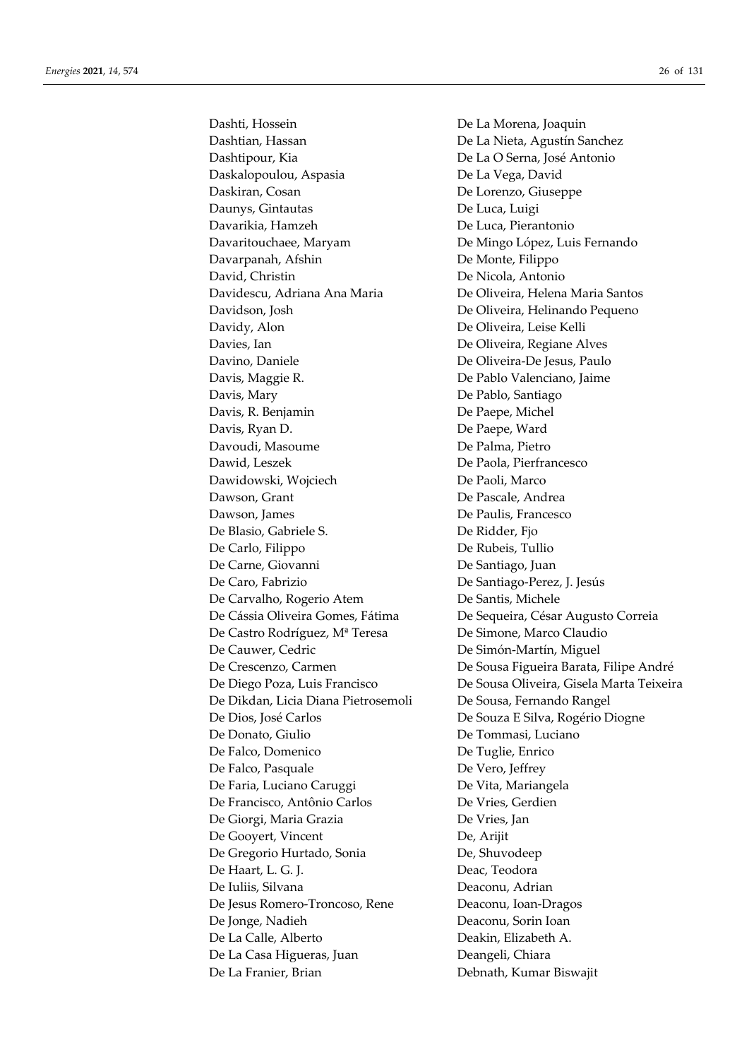Dashti, Hossein
Dashtian, Hassan
Dashtipour, Kia
Daskalopoulou, Aspasia
Daskiran, Cosan
Daunys, Gintautas
Davarikia, Hamzeh
Davaritouchaee, Maryam
Davarpanah, Afshin
David, Christin
Davidescu, Adriana Ana Maria
Davidson, Josh
Davidy, Alon
Davies, Ian
Davino, Daniele
Davis, Maggie R.
Davis, Mary
Davis, R. Benjamin
Davis, Ryan D.
Davoudi, Masoume
Dawid, Leszek
Dawidowski, Wojciech
Dawson, Grant
Dawson, James
De Blasio, Gabriele S.
De Carlo, Filippo
De Carne, Giovanni
De Caro, Fabrizio
De Carvalho, Rogerio Atem
De Cássia Oliveira Gomes, Fátima
De Castro Rodríguez, Mª Teresa
De Cauwer, Cedric
De Crescenzo, Carmen
De Diego Poza, Luis Francisco
De Dikdan, Licia Diana Pietrosemoli
De Dios, José Carlos
De Donato, Giulio
De Falco, Domenico
De Falco, Pasquale
De Faria, Luciano Caruggi
De Francisco, Antônio Carlos
De Giorgi, Maria Grazia
De Gooyert, Vincent
De Gregorio Hurtado, Sonia
De Haart, L. G. J.
De Iuliis, Silvana
De Jesus Romero-Troncoso, Rene
De Jonge, Nadieh
De La Calle, Alberto
De La Casa Higueras, Juan
De La Franier, Brian
De La Morena, Joaquin
De La Nieta, Agustín Sanchez
De La O Serna, José Antonio
De La Vega, David
De Lorenzo, Giuseppe
De Luca, Luigi
De Luca, Pierantonio
De Mingo López, Luis Fernando
De Monte, Filippo
De Nicola, Antonio
De Oliveira, Helena Maria Santos
De Oliveira, Helinando Pequeno
De Oliveira, Leise Kelli
De Oliveira, Regiane Alves
De Oliveira-De Jesus, Paulo
De Pablo Valenciano, Jaime
De Pablo, Santiago
De Paepe, Michel
De Paepe, Ward
De Palma, Pietro
De Paola, Pierfrancesco
De Paoli, Marco
De Pascale, Andrea
De Paulis, Francesco
De Ridder, Fjo
De Rubeis, Tullio
De Santiago, Juan
De Santiago-Perez, J. Jesús
De Santis, Michele
De Sequeira, César Augusto Correia
De Simone, Marco Claudio
De Simón-Martín, Miguel
De Sousa Figueira Barata, Filipe André
De Sousa Oliveira, Gisela Marta Teixeira
De Sousa, Fernando Rangel
De Souza E Silva, Rogério Diogne
De Tommasi, Luciano
De Tuglie, Enrico
De Vero, Jeffrey
De Vita, Mariangela
De Vries, Gerdien
De Vries, Jan
De, Arijit
De, Shuvodeep
Deac, Teodora
Deaconu, Adrian
Deaconu, Ioan-Dragos
Deaconu, Sorin Ioan
Deakin, Elizabeth A.
Deangeli, Chiara
Debnath, Kumar Biswajit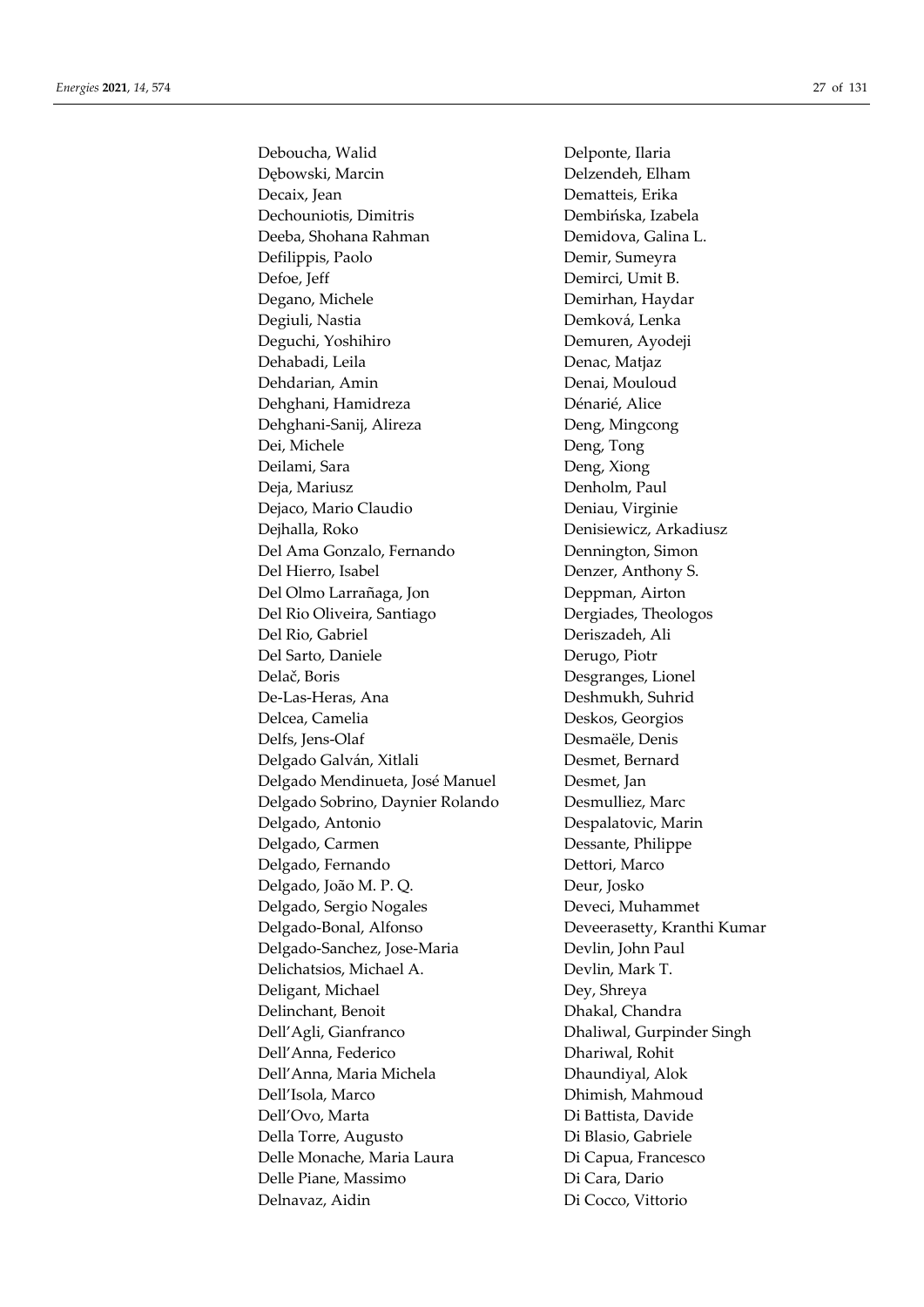Deboucha, Walid
Dębowski, Marcin
Decaix, Jean
Dechouniotis, Dimitris
Deeba, Shohana Rahman
Defilippis, Paolo
Defoe, Jeff
Degano, Michele
Degiuli, Nastia
Deguchi, Yoshihiro
Dehabadi, Leila
Dehdarian, Amin
Dehghani, Hamidreza
Dehghani-Sanij, Alireza
Dei, Michele
Deilami, Sara
Deja, Mariusz
Dejaco, Mario Claudio
Dejhalla, Roko
Del Ama Gonzalo, Fernando
Del Hierro, Isabel
Del Olmo Larrañaga, Jon
Del Rio Oliveira, Santiago
Del Rio, Gabriel
Del Sarto, Daniele
Delač, Boris
De-Las-Heras, Ana
Delcea, Camelia
Delfs, Jens-Olaf
Delgado Galván, Xitlali
Delgado Mendinueta, José Manuel
Delgado Sobrino, Daynier Rolando
Delgado, Antonio
Delgado, Carmen
Delgado, Fernando
Delgado, João M. P. Q.
Delgado, Sergio Nogales
Delgado-Bonal, Alfonso
Delgado-Sanchez, Jose-Maria
Delichatsios, Michael A.
Deligant, Michael
Delinchant, Benoit
Dell'Agli, Gianfranco
Dell'Anna, Federico
Dell'Anna, Maria Michela
Dell'Isola, Marco
Dell'Ovo, Marta
Della Torre, Augusto
Delle Monache, Maria Laura
Delle Piane, Massimo
Delnavaz, Aidin
Delponte, Ilaria
Delzendeh, Elham
Dematteis, Erika
Dembińska, Izabela
Demidova, Galina L.
Demir, Sumeyra
Demirci, Umit B.
Demirhan, Haydar
Demková, Lenka
Demuren, Ayodeji
Denac, Matjaz
Denai, Mouloud
Dénarié, Alice
Deng, Mingcong
Deng, Tong
Deng, Xiong
Denholm, Paul
Deniau, Virginie
Denisiewicz, Arkadiusz
Dennington, Simon
Denzer, Anthony S.
Deppman, Airton
Dergiades, Theologos
Deriszadeh, Ali
Derugo, Piotr
Desgranges, Lionel
Deshmukh, Suhrid
Deskos, Georgios
Desmaële, Denis
Desmet, Bernard
Desmet, Jan
Desmulliez, Marc
Despalatovic, Marin
Dessante, Philippe
Dettori, Marco
Deur, Josko
Deveci, Muhammet
Deveerasetty, Kranthi Kumar
Devlin, John Paul
Devlin, Mark T.
Dey, Shreya
Dhakal, Chandra
Dhaliwal, Gurpinder Singh
Dhariwal, Rohit
Dhaundiyal, Alok
Dhimish, Mahmoud
Di Battista, Davide
Di Blasio, Gabriele
Di Capua, Francesco
Di Cara, Dario
Di Cocco, Vittorio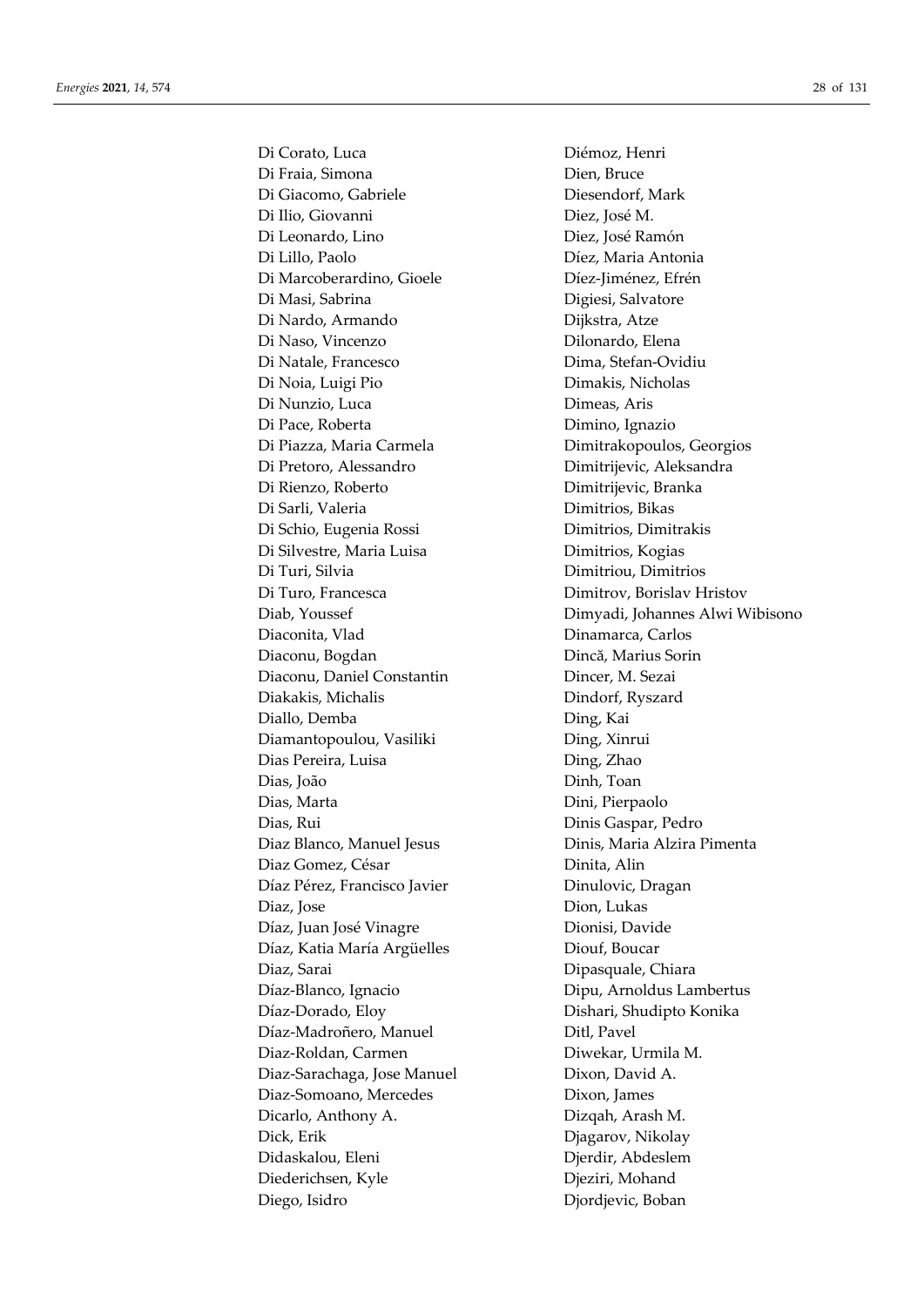Di Corato, Luca
Di Fraia, Simona
Di Giacomo, Gabriele
Di Ilio, Giovanni
Di Leonardo, Lino
Di Lillo, Paolo
Di Marcoberardino, Gioele
Di Masi, Sabrina
Di Nardo, Armando
Di Naso, Vincenzo
Di Natale, Francesco
Di Noia, Luigi Pio
Di Nunzio, Luca
Di Pace, Roberta
Di Piazza, Maria Carmela
Di Pretoro, Alessandro
Di Rienzo, Roberto
Di Sarli, Valeria
Di Schio, Eugenia Rossi
Di Silvestre, Maria Luisa
Di Turi, Silvia
Di Turo, Francesca
Diab, Youssef
Diaconita, Vlad
Diaconu, Bogdan
Diaconu, Daniel Constantin
Diakakis, Michalis
Diallo, Demba
Diamantopoulou, Vasiliki
Dias Pereira, Luisa
Dias, João
Dias, Marta
Dias, Rui
Diaz Blanco, Manuel Jesus
Diaz Gomez, César
Díaz Pérez, Francisco Javier
Diaz, Jose
Díaz, Juan José Vinagre
Díaz, Katia María Argüelles
Diaz, Sarai
Díaz-Blanco, Ignacio
Díaz-Dorado, Eloy
Díaz-Madroñero, Manuel
Diaz-Roldan, Carmen
Diaz-Sarachaga, Jose Manuel
Diaz-Somoano, Mercedes
Dicarlo, Anthony A.
Dick, Erik
Didaskalou, Eleni
Diederichsen, Kyle
Diego, Isidro
Diémoz, Henri
Dien, Bruce
Diesendorf, Mark
Diez, José M.
Diez, José Ramón
Díez, Maria Antonia
Díez-Jiménez, Efrén
Digiesi, Salvatore
Dijkstra, Atze
Dilonardo, Elena
Dima, Stefan-Ovidiu
Dimakis, Nicholas
Dimeas, Aris
Dimino, Ignazio
Dimitrakopoulos, Georgios
Dimitrijevic, Aleksandra
Dimitrijevic, Branka
Dimitrios, Bikas
Dimitrios, Dimitrakis
Dimitrios, Kogias
Dimitriou, Dimitrios
Dimitrov, Borislav Hristov
Dimyadi, Johannes Alwi Wibisono
Dinamarca, Carlos
Dincă, Marius Sorin
Dincer, M. Sezai
Dindorf, Ryszard
Ding, Kai
Ding, Xinrui
Ding, Zhao
Dinh, Toan
Dini, Pierpaolo
Dinis Gaspar, Pedro
Dinis, Maria Alzira Pimenta
Dinita, Alin
Dinulovic, Dragan
Dion, Lukas
Dionisi, Davide
Diouf, Boucar
Dipasquale, Chiara
Dipu, Arnoldus Lambertus
Dishari, Shudipto Konika
Ditl, Pavel
Diwekar, Urmila M.
Dixon, David A.
Dixon, James
Dizqah, Arash M.
Djagarov, Nikolay
Djerdir, Abdeslem
Djeziri, Mohand
Djordjevic, Boban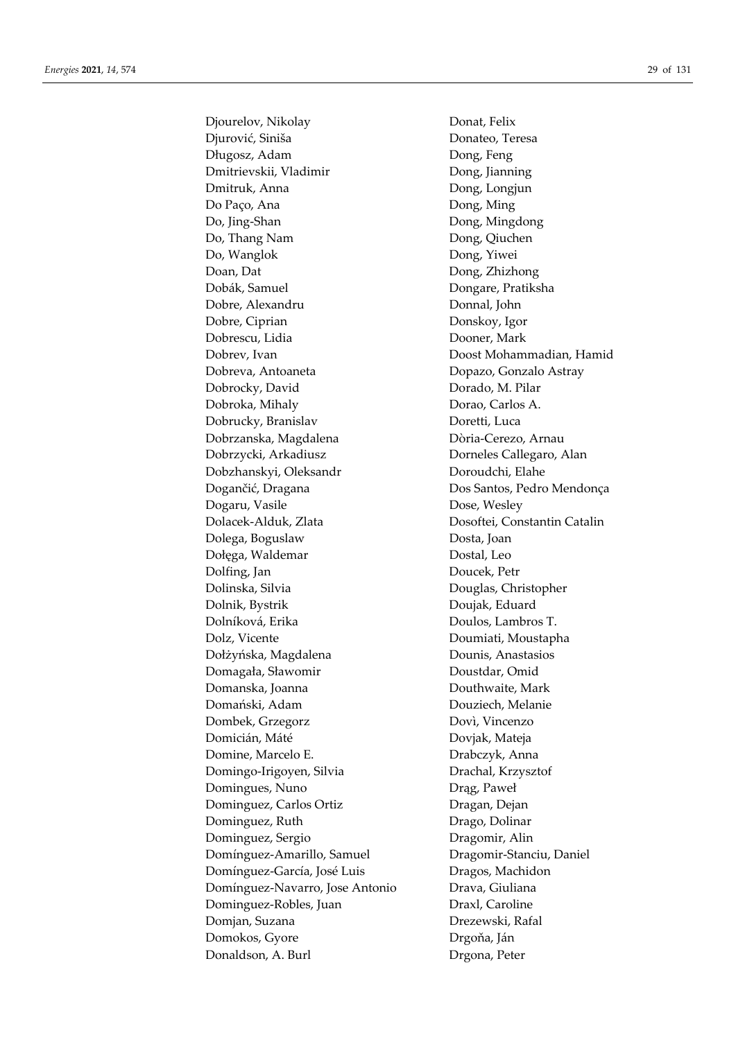Djourelov, Nikolay
Djurović, Siniša
Długosz, Adam
Dmitrievskii, Vladimir
Dmitruk, Anna
Do Paço, Ana
Do, Jing-Shan
Do, Thang Nam
Do, Wanglok
Doan, Dat
Dobák, Samuel
Dobre, Alexandru
Dobre, Ciprian
Dobrescu, Lidia
Dobrev, Ivan
Dobreva, Antoaneta
Dobrocky, David
Dobroka, Mihaly
Dobrucky, Branislav
Dobrzanska, Magdalena
Dobrzycki, Arkadiusz
Dobzhanskyi, Oleksandr
Dogančić, Dragana
Dogaru, Vasile
Dolacek-Alduk, Zlata
Dolega, Boguslaw
Dołęga, Waldemar
Dolfing, Jan
Dolinska, Silvia
Dolnik, Bystrik
Dolníková, Erika
Dolz, Vicente
Dołżyńska, Magdalena
Domagała, Sławomir
Domanska, Joanna
Domański, Adam
Dombek, Grzegorz
Domicián, Máté
Domine, Marcelo E.
Domingo-Irigoyen, Silvia
Domingues, Nuno
Dominguez, Carlos Ortiz
Dominguez, Ruth
Dominguez, Sergio
Domínguez-Amarillo, Samuel
Domínguez-García, José Luis
Domínguez-Navarro, Jose Antonio
Dominguez-Robles, Juan
Domjan, Suzana
Domokos, Gyore
Donaldson, A. Burl
Donat, Felix
Donateo, Teresa
Dong, Feng
Dong, Jianning
Dong, Longjun
Dong, Ming
Dong, Mingdong
Dong, Qiuchen
Dong, Yiwei
Dong, Zhizhong
Dongare, Pratiksha
Donnal, John
Donskoy, Igor
Dooner, Mark
Doost Mohammadian, Hamid
Dopazo, Gonzalo Astray
Dorado, M. Pilar
Dorao, Carlos A.
Doretti, Luca
Dòria-Cerezo, Arnau
Dorneles Callegaro, Alan
Doroudchi, Elahe
Dos Santos, Pedro Mendonça
Dose, Wesley
Dosoftei, Constantin Catalin
Dosta, Joan
Dostal, Leo
Doucek, Petr
Douglas, Christopher
Doujak, Eduard
Doulos, Lambros T.
Doumiati, Moustapha
Dounis, Anastasios
Doustdar, Omid
Douthwaite, Mark
Douziech, Melanie
Dovì, Vincenzo
Dovjak, Mateja
Drabczyk, Anna
Drachal, Krzysztof
Drąg, Paweł
Dragan, Dejan
Drago, Dolinar
Dragomir, Alin
Dragomir-Stanciu, Daniel
Dragos, Machidon
Drava, Giuliana
Draxl, Caroline
Drezewski, Rafal
Drgoňa, Ján
Drgona, Peter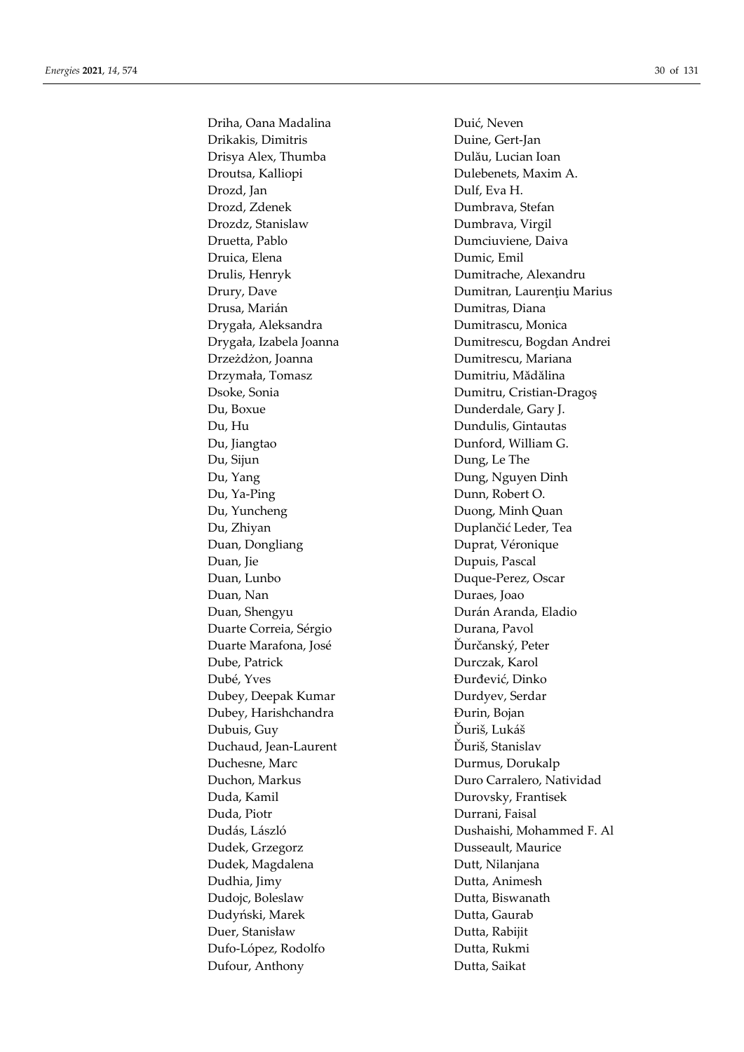Driha, Oana Madalina
Drikakis, Dimitris
Drisya Alex, Thumba
Droutsa, Kalliopi
Drozd, Jan
Drozd, Zdenek
Drozdz, Stanislaw
Druetta, Pablo
Druica, Elena
Drulis, Henryk
Drury, Dave
Drusa, Marián
Drygała, Aleksandra
Drygała, Izabela Joanna
Drzeżdżon, Joanna
Drzymała, Tomasz
Dsoke, Sonia
Du, Boxue
Du, Hu
Du, Jiangtao
Du, Sijun
Du, Yang
Du, Ya-Ping
Du, Yuncheng
Du, Zhiyan
Duan, Dongliang
Duan, Jie
Duan, Lunbo
Duan, Nan
Duan, Shengyu
Duarte Correia, Sérgio
Duarte Marafona, José
Dube, Patrick
Dubé, Yves
Dubey, Deepak Kumar
Dubey, Harishchandra
Dubuis, Guy
Duchaud, Jean-Laurent
Duchesne, Marc
Duchon, Markus
Duda, Kamil
Duda, Piotr
Dudás, László
Dudek, Grzegorz
Dudek, Magdalena
Dudhia, Jimy
Dudojc, Boleslaw
Dudyński, Marek
Duer, Stanisław
Dufo-López, Rodolfo
Dufour, Anthony
Duić, Neven
Duine, Gert-Jan
Dulău, Lucian Ioan
Dulebenets, Maxim A.
Dulf, Eva H.
Dumbrava, Stefan
Dumbrava, Virgil
Dumciuviene, Daiva
Dumic, Emil
Dumitrache, Alexandru
Dumitran, Laurenţiu Marius
Dumitras, Diana
Dumitrascu, Monica
Dumitrescu, Bogdan Andrei
Dumitrescu, Mariana
Dumitriu, Mădălina
Dumitru, Cristian-Dragoş
Dunderdale, Gary J.
Dundulis, Gintautas
Dunford, William G.
Dung, Le The
Dung, Nguyen Dinh
Dunn, Robert O.
Duong, Minh Quan
Duplančić Leder, Tea
Duprat, Véronique
Dupuis, Pascal
Duque-Perez, Oscar
Duraes, Joao
Durán Aranda, Eladio
Durana, Pavol
Ďurčanský, Peter
Durczak, Karol
Đurđević, Dinko
Durdyev, Serdar
Đurin, Bojan
Ďuriš, Lukáš
Ďuriš, Stanislav
Durmus, Dorukalp
Duro Carralero, Natividad
Durovsky, Frantisek
Durrani, Faisal
Dushaishi, Mohammed F. Al
Dusseault, Maurice
Dutt, Nilanjana
Dutta, Animesh
Dutta, Biswanath
Dutta, Gaurab
Dutta, Rabijit
Dutta, Rukmi
Dutta, Saikat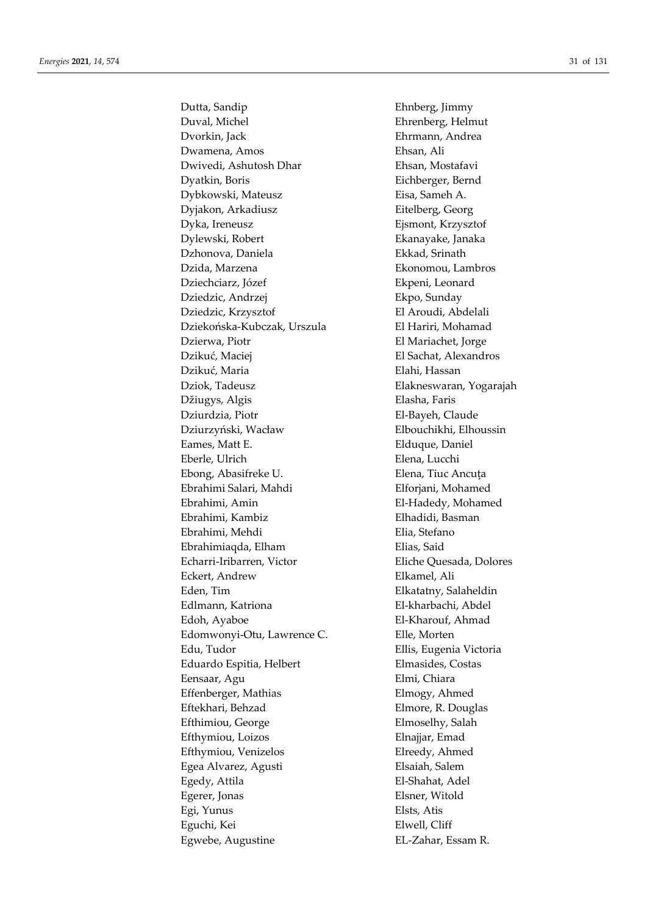Dutta, Sandip
Duval, Michel
Dvorkin, Jack
Dwamena, Amos
Dwivedi, Ashutosh Dhar
Dyatkin, Boris
Dybkowski, Mateusz
Dyjakon, Arkadiusz
Dyka, Ireneusz
Dylewski, Robert
Dzhonova, Daniela
Dzida, Marzena
Dziechciarz, Józef
Dziedzic, Andrzej
Dziedzic, Krzysztof
Dziekońska-Kubczak, Urszula
Dzierwa, Piotr
Dzikuć, Maciej
Dzikuć, Maria
Dziok, Tadeusz
Džiugys, Algis
Dziurdzia, Piotr
Dziurzyński, Wacław
Eames, Matt E.
Eberle, Ulrich
Ebong, Abasifreke U.
Ebrahimi Salari, Mahdi
Ebrahimi, Amin
Ebrahimi, Kambiz
Ebrahimi, Mehdi
Ebrahimiaqda, Elham
Echarri-Iribarren, Victor
Eckert, Andrew
Eden, Tim
Edlmann, Katriona
Edoh, Ayaboe
Edomwonyi-Otu, Lawrence C.
Edu, Tudor
Eduardo Espitia, Helbert
Eensaar, Agu
Effenberger, Mathias
Eftekhari, Behzad
Efthimiou, George
Efthymiou, Loizos
Efthymiou, Venizelos
Egea Alvarez, Agusti
Egedy, Attila
Egerer, Jonas
Egi, Yunus
Eguchi, Kei
Egwebe, Augustine
Ehnberg, Jimmy
Ehrenberg, Helmut
Ehrmann, Andrea
Ehsan, Ali
Ehsan, Mostafavi
Eichberger, Bernd
Eisa, Sameh A.
Eitelberg, Georg
Ejsmont, Krzysztof
Ekanayake, Janaka
Ekkad, Srinath
Ekonomou, Lambros
Ekpeni, Leonard
Ekpo, Sunday
El Aroudi, Abdelali
El Hariri, Mohamad
El Mariachet, Jorge
El Sachat, Alexandros
Elahi, Hassan
Elakneswaran, Yogarajah
Elasha, Faris
El-Bayeh, Claude
Elbouchikhi, Elhoussin
Elduque, Daniel
Elena, Lucchi
Elena, Tiuc Ancuţa
Elforjani, Mohamed
El-Hadedy, Mohamed
Elhadidi, Basman
Elia, Stefano
Elias, Said
Eliche Quesada, Dolores
Elkamel, Ali
Elkatatny, Salaheldin
El-kharbachi, Abdel
El-Kharouf, Ahmad
Elle, Morten
Ellis, Eugenia Victoria
Elmasides, Costas
Elmi, Chiara
Elmogy, Ahmed
Elmore, R. Douglas
Elmoselhy, Salah
Elnajjar, Emad
Elreedy, Ahmed
Elsaiah, Salem
El-Shahat, Adel
Elsner, Witold
Elsts, Atis
Elwell, Cliff
EL-Zahar, Essam R.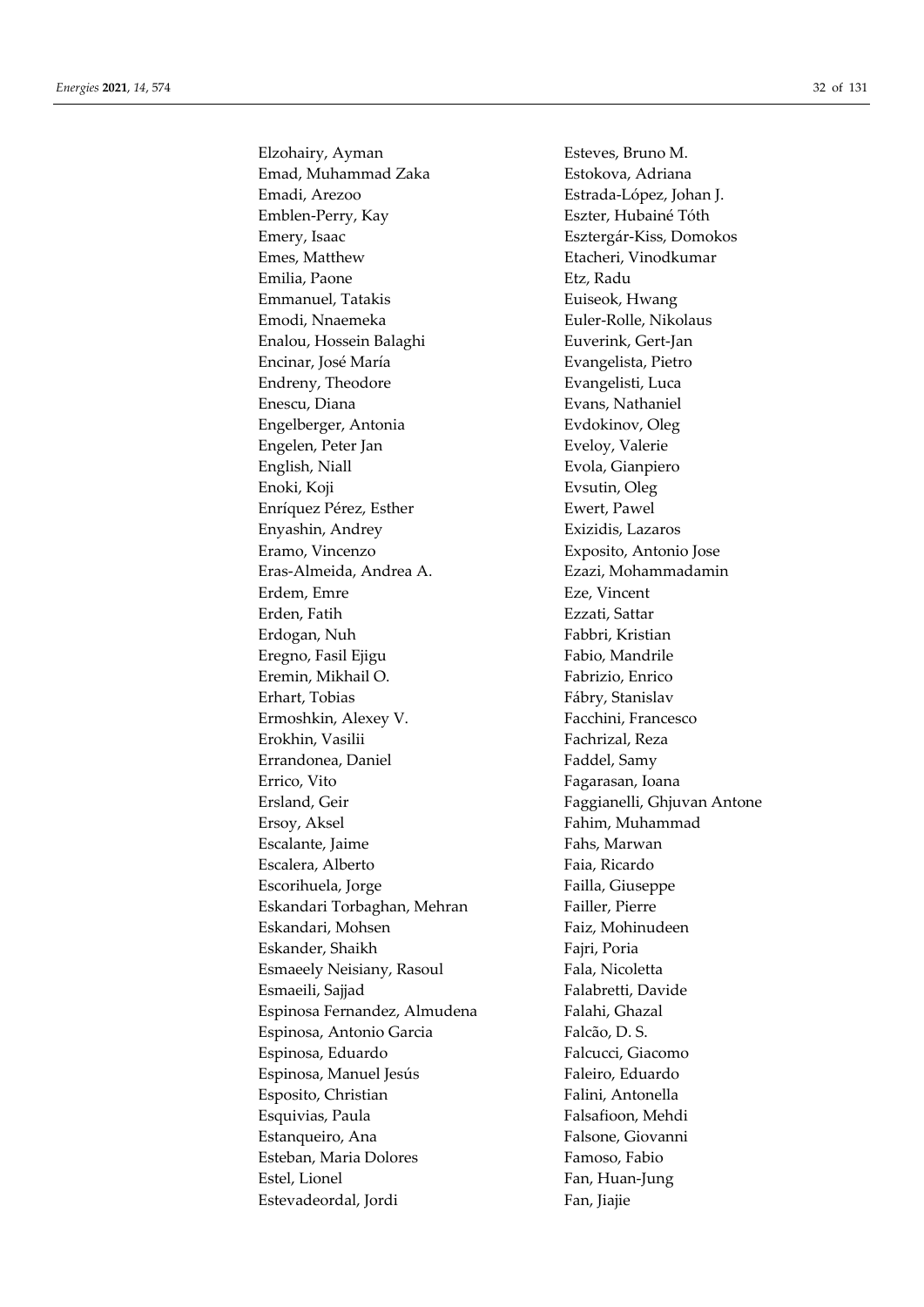Elzohairy, Ayman
Emad, Muhammad Zaka
Emadi, Arezoo
Emblen-Perry, Kay
Emery, Isaac
Emes, Matthew
Emilia, Paone
Emmanuel, Tatakis
Emodi, Nnaemeka
Enalou, Hossein Balaghi
Encinar, José María
Endreny, Theodore
Enescu, Diana
Engelberger, Antonia
Engelen, Peter Jan
English, Niall
Enoki, Koji
Enríquez Pérez, Esther
Enyashin, Andrey
Eramo, Vincenzo
Eras-Almeida, Andrea A.
Erdem, Emre
Erden, Fatih
Erdogan, Nuh
Eregno, Fasil Ejigu
Eremin, Mikhail O.
Erhart, Tobias
Ermoshkin, Alexey V.
Erokhin, Vasilii
Errandonea, Daniel
Errico, Vito
Ersland, Geir
Ersoy, Aksel
Escalante, Jaime
Escalera, Alberto
Escorihuela, Jorge
Eskandari Torbaghan, Mehran
Eskandari, Mohsen
Eskander, Shaikh
Esmaeely Neisiany, Rasoul
Esmaeili, Sajjad
Espinosa Fernandez, Almudena
Espinosa, Antonio Garcia
Espinosa, Eduardo
Espinosa, Manuel Jesús
Esposito, Christian
Esquivias, Paula
Estanqueiro, Ana
Esteban, Maria Dolores
Estel, Lionel
Estevadeordal, Jordi
Esteves, Bruno M.
Estokova, Adriana
Estrada-López, Johan J.
Eszter, Hubainé Tóth
Esztergár-Kiss, Domokos
Etacheri, Vinodkumar
Etz, Radu
Euiseok, Hwang
Euler-Rolle, Nikolaus
Euverink, Gert-Jan
Evangelista, Pietro
Evangelisti, Luca
Evans, Nathaniel
Evdokinov, Oleg
Eveloy, Valerie
Evola, Gianpiero
Evsutin, Oleg
Ewert, Pawel
Exizidis, Lazaros
Exposito, Antonio Jose
Ezazi, Mohammadamin
Eze, Vincent
Ezzati, Sattar
Fabbri, Kristian
Fabio, Mandrile
Fabrizio, Enrico
Fábry, Stanislav
Facchini, Francesco
Fachrizal, Reza
Faddel, Samy
Fagarasan, Ioana
Faggianelli, Ghjuvan Antone
Fahim, Muhammad
Fahs, Marwan
Faia, Ricardo
Failla, Giuseppe
Failler, Pierre
Faiz, Mohinudeen
Fajri, Poria
Fala, Nicoletta
Falabretti, Davide
Falahi, Ghazal
Falcão, D. S.
Falcucci, Giacomo
Faleiro, Eduardo
Falini, Antonella
Falsafioon, Mehdi
Falsone, Giovanni
Famoso, Fabio
Fan, Huan-Jung
Fan, Jiajie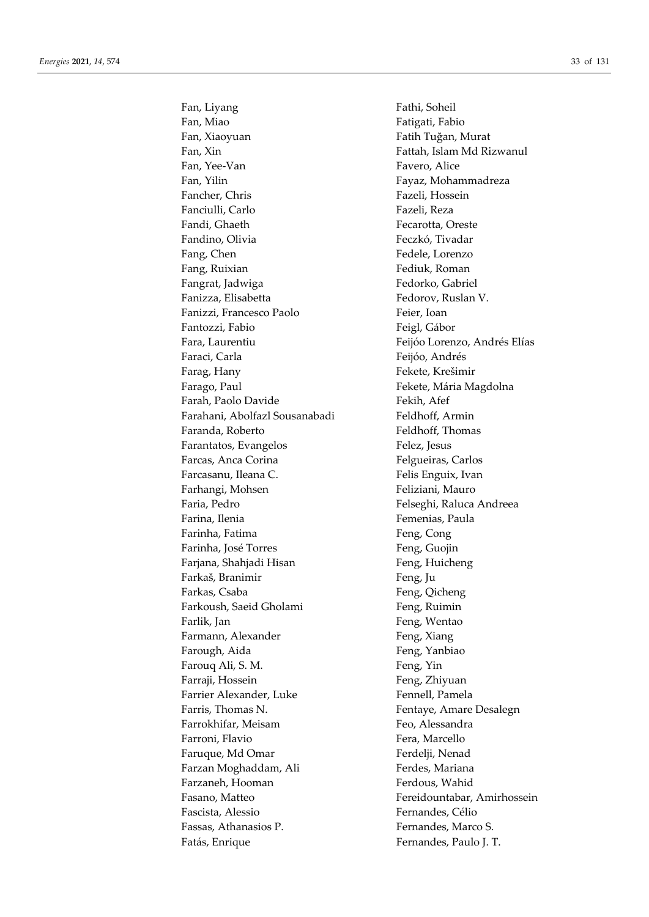Fan, Liyang
Fan, Miao
Fan, Xiaoyuan
Fan, Xin
Fan, Yee-Van
Fan, Yilin
Fancher, Chris
Fanciulli, Carlo
Fandi, Ghaeth
Fandino, Olivia
Fang, Chen
Fang, Ruixian
Fangrat, Jadwiga
Fanizza, Elisabetta
Fanizzi, Francesco Paolo
Fantozzi, Fabio
Fara, Laurentiu
Faraci, Carla
Farag, Hany
Farago, Paul
Farah, Paolo Davide
Farahani, Abolfazl Sousanabadi
Faranda, Roberto
Farantatos, Evangelos
Farcas, Anca Corina
Farcasanu, Ileana C.
Farhangi, Mohsen
Faria, Pedro
Farina, Ilenia
Farinha, Fatima
Farinha, José Torres
Farjana, Shahjadi Hisan
Farkaš, Branimir
Farkas, Csaba
Farkoush, Saeid Gholami
Farlik, Jan
Farmann, Alexander
Farough, Aida
Farouq Ali, S. M.
Farraji, Hossein
Farrier Alexander, Luke
Farris, Thomas N.
Farrokhifar, Meisam
Farroni, Flavio
Faruque, Md Omar
Farzan Moghaddam, Ali
Farzaneh, Hooman
Fasano, Matteo
Fascista, Alessio
Fassas, Athanasios P.
Fatás, Enrique
Fathi, Soheil
Fatigati, Fabio
Fatih Tuğan, Murat
Fattah, Islam Md Rizwanul
Favero, Alice
Fayaz, Mohammadreza
Fazeli, Hossein
Fazeli, Reza
Fecarotta, Oreste
Feczkó, Tivadar
Fedele, Lorenzo
Fediuk, Roman
Fedorko, Gabriel
Fedorov, Ruslan V.
Feier, Ioan
Feigl, Gábor
Feijóo Lorenzo, Andrés Elías
Feijóo, Andrés
Fekete, Krešimir
Fekete, Mária Magdolna
Fekih, Afef
Feldhoff, Armin
Feldhoff, Thomas
Felez, Jesus
Felgueiras, Carlos
Felis Enguix, Ivan
Feliziani, Mauro
Felseghi, Raluca Andreea
Femenias, Paula
Feng, Cong
Feng, Guojin
Feng, Huicheng
Feng, Ju
Feng, Qicheng
Feng, Ruimin
Feng, Wentao
Feng, Xiang
Feng, Yanbiao
Feng, Yin
Feng, Zhiyuan
Fennell, Pamela
Fentaye, Amare Desalegn
Feo, Alessandra
Fera, Marcello
Ferdelji, Nenad
Ferdes, Mariana
Ferdous, Wahid
Fereidountabar, Amirhossein
Fernandes, Célio
Fernandes, Marco S.
Fernandes, Paulo J. T.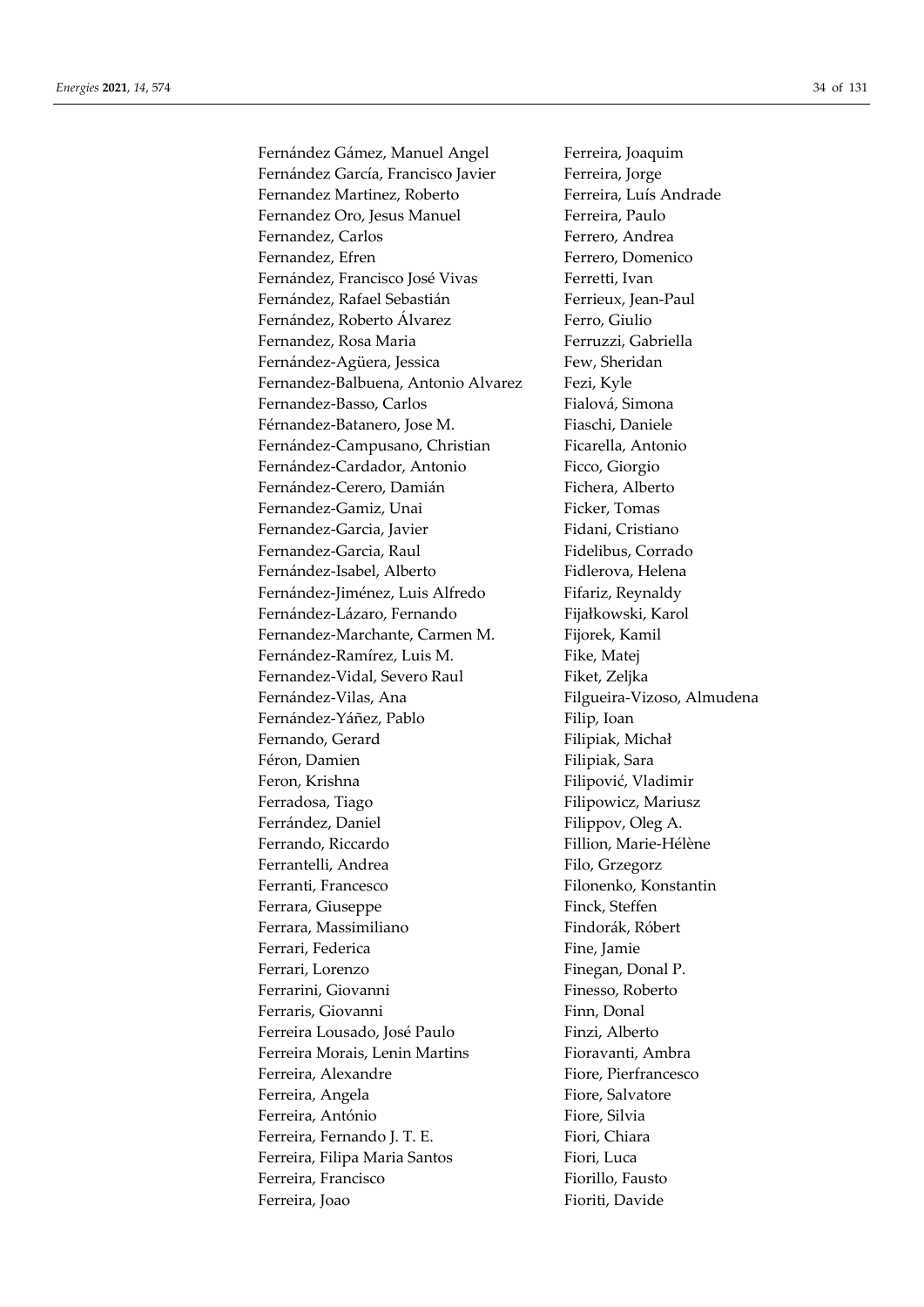Fernández Gámez, Manuel Angel
Fernández García, Francisco Javier
Fernandez Martinez, Roberto
Fernandez Oro, Jesus Manuel
Fernandez, Carlos
Fernandez, Efren
Fernández, Francisco José Vivas
Fernández, Rafael Sebastián
Fernández, Roberto Álvarez
Fernandez, Rosa Maria
Fernández-Agüera, Jessica
Fernandez-Balbuena, Antonio Alvarez
Fernandez-Basso, Carlos
Férnandez-Batanero, Jose M.
Fernández-Campusano, Christian
Fernández-Cardador, Antonio
Fernández-Cerero, Damián
Fernandez-Gamiz, Unai
Fernandez-Garcia, Javier
Fernandez-Garcia, Raul
Fernández-Isabel, Alberto
Fernández-Jiménez, Luis Alfredo
Fernández-Lázaro, Fernando
Fernandez-Marchante, Carmen M.
Fernández-Ramírez, Luis M.
Fernandez-Vidal, Severo Raul
Fernández-Vilas, Ana
Fernández-Yáñez, Pablo
Fernando, Gerard
Féron, Damien
Feron, Krishna
Ferradosa, Tiago
Ferrández, Daniel
Ferrando, Riccardo
Ferrantelli, Andrea
Ferranti, Francesco
Ferrara, Giuseppe
Ferrara, Massimiliano
Ferrari, Federica
Ferrari, Lorenzo
Ferrarini, Giovanni
Ferraris, Giovanni
Ferreira Lousado, José Paulo
Ferreira Morais, Lenin Martins
Ferreira, Alexandre
Ferreira, Angela
Ferreira, António
Ferreira, Fernando J. T. E.
Ferreira, Filipa Maria Santos
Ferreira, Francisco
Ferreira, Joao
Ferreira, Joaquim
Ferreira, Jorge
Ferreira, Luís Andrade
Ferreira, Paulo
Ferrero, Andrea
Ferrero, Domenico
Ferretti, Ivan
Ferrieux, Jean-Paul
Ferro, Giulio
Ferruzzi, Gabriella
Few, Sheridan
Fezi, Kyle
Fialová, Simona
Fiaschi, Daniele
Ficarella, Antonio
Ficco, Giorgio
Fichera, Alberto
Ficker, Tomas
Fidani, Cristiano
Fidelibus, Corrado
Fidlerova, Helena
Fifariz, Reynaldy
Fijałkowski, Karol
Fijorek, Kamil
Fike, Matej
Fiket, Zeljka
Filgueira-Vizoso, Almudena
Filip, Ioan
Filipiak, Michał
Filipiak, Sara
Filipović, Vladimir
Filipowicz, Mariusz
Filippov, Oleg A.
Fillion, Marie-Hélène
Filo, Grzegorz
Filonenko, Konstantin
Finck, Steffen
Findorák, Róbert
Fine, Jamie
Finegan, Donal P.
Finesso, Roberto
Finn, Donal
Finzi, Alberto
Fioravanti, Ambra
Fiore, Pierfrancesco
Fiore, Salvatore
Fiore, Silvia
Fiori, Chiara
Fiori, Luca
Fiorillo, Fausto
Fioriti, Davide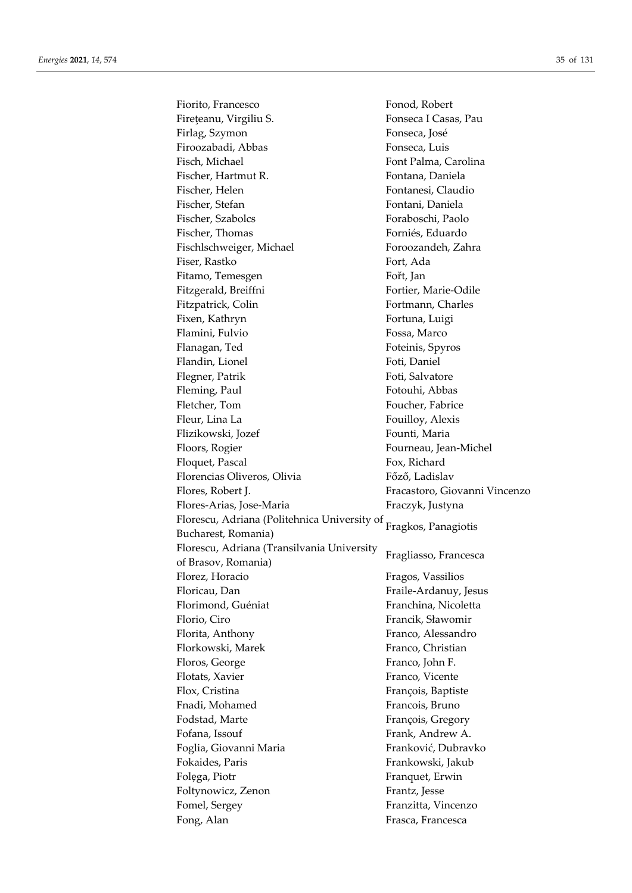Fiorito, Francesco
Fireţeanu, Virgiliu S.
Firlag, Szymon
Firoozabadi, Abbas
Fisch, Michael
Fischer, Hartmut R.
Fischer, Helen
Fischer, Stefan
Fischer, Szabolcs
Fischer, Thomas
Fischlschweiger, Michael
Fiser, Rastko
Fitamo, Temesgen
Fitzgerald, Breiffni
Fitzpatrick, Colin
Fixen, Kathryn
Flamini, Fulvio
Flanagan, Ted
Flandin, Lionel
Flegner, Patrik
Fleming, Paul
Fletcher, Tom
Fleur, Lina La
Flizikowski, Jozef
Floors, Rogier
Floquet, Pascal
Florencias Oliveros, Olivia
Flores, Robert J.
Flores-Arias, Jose-Maria
Florescu, Adriana (Politehnica University of Bucharest, Romania)
Florescu, Adriana (Transilvania University of Brasov, Romania)
Florez, Horacio
Floricau, Dan
Florimond, Guéniat
Florio, Ciro
Florita, Anthony
Florkowski, Marek
Floros, George
Flotats, Xavier
Flox, Cristina
Fnadi, Mohamed
Fodstad, Marte
Fofana, Issouf
Foglia, Giovanni Maria
Fokaides, Paris
Folęga, Piotr
Foltynowicz, Zenon
Fomel, Sergey
Fong, Alan
Fonod, Robert
Fonseca I Casas, Pau
Fonseca, José
Fonseca, Luis
Font Palma, Carolina
Fontana, Daniela
Fontanesi, Claudio
Fontani, Daniela
Foraboschi, Paolo
Forniés, Eduardo
Foroozandeh, Zahra
Fort, Ada
Fořt, Jan
Fortier, Marie-Odile
Fortmann, Charles
Fortuna, Luigi
Fossa, Marco
Foteinis, Spyros
Foti, Daniel
Foti, Salvatore
Fotouhi, Abbas
Foucher, Fabrice
Fouilloy, Alexis
Founti, Maria
Fourneau, Jean-Michel
Fox, Richard
Főző, Ladislav
Fracastoro, Giovanni Vincenzo
Fraczyk, Justyna
Fragkos, Panagiotis
Fragliasso, Francesca
Fragos, Vassilios
Fraile-Ardanuy, Jesus
Franchina, Nicoletta
Francik, Sławomir
Franco, Alessandro
Franco, Christian
Franco, John F.
Franco, Vicente
François, Baptiste
Francois, Bruno
François, Gregory
Frank, Andrew A.
Franković, Dubravko
Frankowski, Jakub
Franquet, Erwin
Frantz, Jesse
Franzitta, Vincenzo
Frasca, Francesca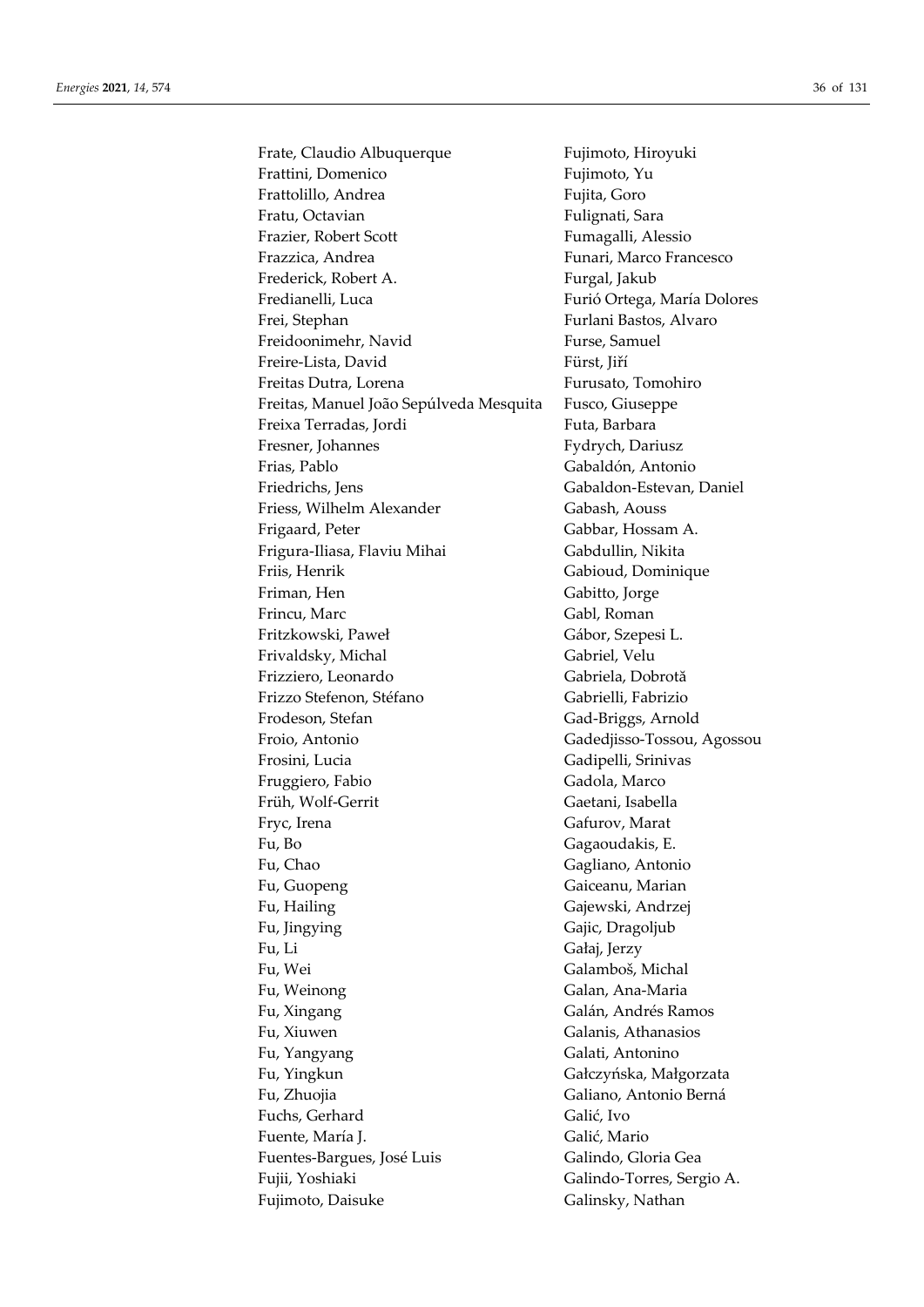Frate, Claudio Albuquerque
Frattini, Domenico
Frattolillo, Andrea
Fratu, Octavian
Frazier, Robert Scott
Frazzica, Andrea
Frederick, Robert A.
Fredianelli, Luca
Frei, Stephan
Freidoonimehr, Navid
Freire-Lista, David
Freitas Dutra, Lorena
Freitas, Manuel João Sepúlveda Mesquita
Freixa Terradas, Jordi
Fresner, Johannes
Frias, Pablo
Friedrichs, Jens
Friess, Wilhelm Alexander
Frigaard, Peter
Frigura-Iliasa, Flaviu Mihai
Friis, Henrik
Friman, Hen
Frincu, Marc
Fritzkowski, Paweł
Frivaldsky, Michal
Frizziero, Leonardo
Frizzo Stefenon, Stéfano
Frodeson, Stefan
Froio, Antonio
Frosini, Lucia
Fruggiero, Fabio
Früh, Wolf-Gerrit
Fryc, Irena
Fu, Bo
Fu, Chao
Fu, Guopeng
Fu, Hailing
Fu, Jingying
Fu, Li
Fu, Wei
Fu, Weinong
Fu, Xingang
Fu, Xiuwen
Fu, Yangyang
Fu, Yingkun
Fu, Zhuojia
Fuchs, Gerhard
Fuente, María J.
Fuentes-Bargues, José Luis
Fujii, Yoshiaki
Fujimoto, Daisuke
Fujimoto, Hiroyuki
Fujimoto, Yu
Fujita, Goro
Fulignati, Sara
Fumagalli, Alessio
Funari, Marco Francesco
Furgal, Jakub
Furió Ortega, María Dolores
Furlani Bastos, Alvaro
Furse, Samuel
Fürst, Jiří
Furusato, Tomohiro
Fusco, Giuseppe
Futa, Barbara
Fydrych, Dariusz
Gabaldón, Antonio
Gabaldon-Estevan, Daniel
Gabash, Aouss
Gabbar, Hossam A.
Gabdullin, Nikita
Gabioud, Dominique
Gabitto, Jorge
Gabl, Roman
Gábor, Szepesi L.
Gabriel, Velu
Gabriela, Dobrotă
Gabrielli, Fabrizio
Gad-Briggs, Arnold
Gadedjisso-Tossou, Agossou
Gadipelli, Srinivas
Gadola, Marco
Gaetani, Isabella
Gafurov, Marat
Gagaoudakis, E.
Gagliano, Antonio
Gaiceanu, Marian
Gajewski, Andrzej
Gajic, Dragoljub
Gałaj, Jerzy
Galamboš, Michal
Galan, Ana-Maria
Galán, Andrés Ramos
Galanis, Athanasios
Galati, Antonino
Gałczyńska, Małgorzata
Galiano, Antonio Berná
Galić, Ivo
Galić, Mario
Galindo, Gloria Gea
Galindo-Torres, Sergio A.
Galinsky, Nathan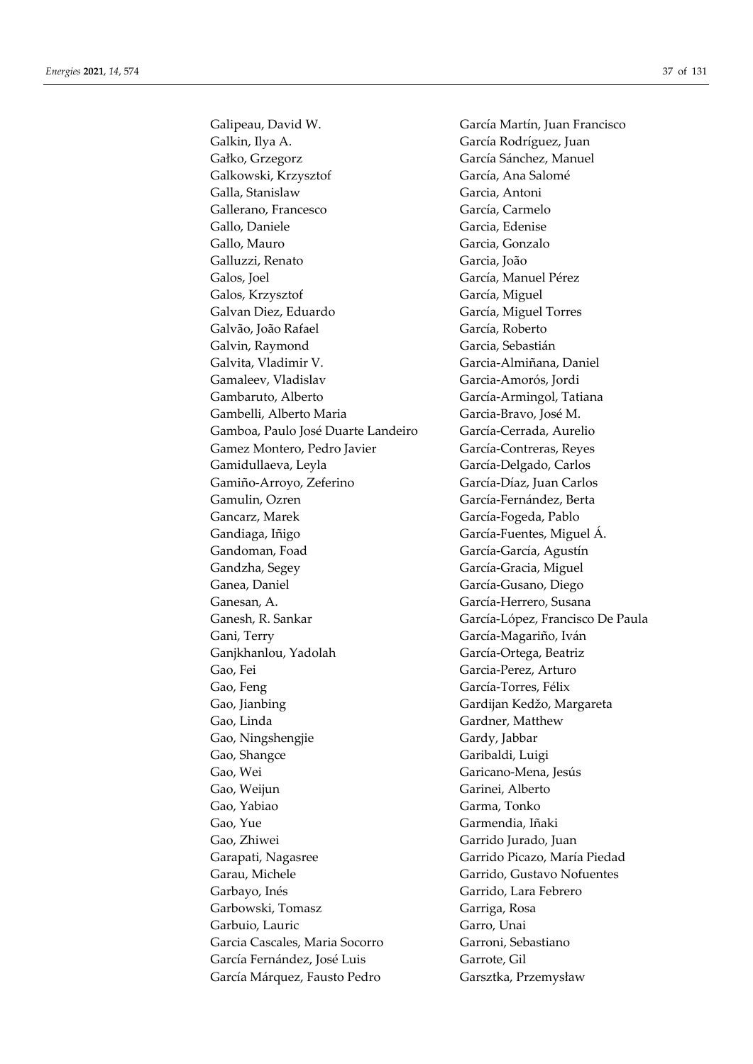Galipeau, David W.
Galkin, Ilya A.
Gałko, Grzegorz
Galkowski, Krzysztof
Galla, Stanislaw
Gallerano, Francesco
Gallo, Daniele
Gallo, Mauro
Galluzzi, Renato
Galos, Joel
Galos, Krzysztof
Galvan Diez, Eduardo
Galvão, João Rafael
Galvin, Raymond
Galvita, Vladimir V.
Gamaleev, Vladislav
Gambaruto, Alberto
Gambelli, Alberto Maria
Gamboa, Paulo José Duarte Landeiro
Gamez Montero, Pedro Javier
Gamidullaeva, Leyla
Gamiño-Arroyo, Zeferino
Gamulin, Ozren
Gancarz, Marek
Gandiaga, Iñigo
Gandoman, Foad
Gandzha, Segey
Ganea, Daniel
Ganesan, A.
Ganesh, R. Sankar
Gani, Terry
Ganjkhanlou, Yadolah
Gao, Fei
Gao, Feng
Gao, Jianbing
Gao, Linda
Gao, Ningshengjie
Gao, Shangce
Gao, Wei
Gao, Weijun
Gao, Yabiao
Gao, Yue
Gao, Zhiwei
Garapati, Nagasree
Garau, Michele
Garbayo, Inés
Garbowski, Tomasz
Garbuio, Lauric
Garcia Cascales, Maria Socorro
García Fernández, José Luis
García Márquez, Fausto Pedro
García Martín, Juan Francisco
García Rodríguez, Juan
García Sánchez, Manuel
García, Ana Salomé
Garcia, Antoni
García, Carmelo
Garcia, Edenise
Garcia, Gonzalo
Garcia, João
García, Manuel Pérez
García, Miguel
García, Miguel Torres
García, Roberto
Garcia, Sebastián
Garcia-Almiñana, Daniel
Garcia-Amorós, Jordi
García-Armingol, Tatiana
Garcia-Bravo, José M.
García-Cerrada, Aurelio
García-Contreras, Reyes
García-Delgado, Carlos
García-Díaz, Juan Carlos
García-Fernández, Berta
García-Fogeda, Pablo
García-Fuentes, Miguel Á.
García-García, Agustín
García-Gracia, Miguel
García-Gusano, Diego
García-Herrero, Susana
García-López, Francisco De Paula
García-Magariño, Iván
García-Ortega, Beatriz
Garcia-Perez, Arturo
García-Torres, Félix
Gardijan Kedžo, Margareta
Gardner, Matthew
Gardy, Jabbar
Garibaldi, Luigi
Garicano-Mena, Jesús
Garinei, Alberto
Garma, Tonko
Garmendia, Iñaki
Garrido Jurado, Juan
Garrido Picazo, María Piedad
Garrido, Gustavo Nofuentes
Garrido, Lara Febrero
Garriga, Rosa
Garro, Unai
Garroni, Sebastiano
Garrote, Gil
Garsztka, Przemysław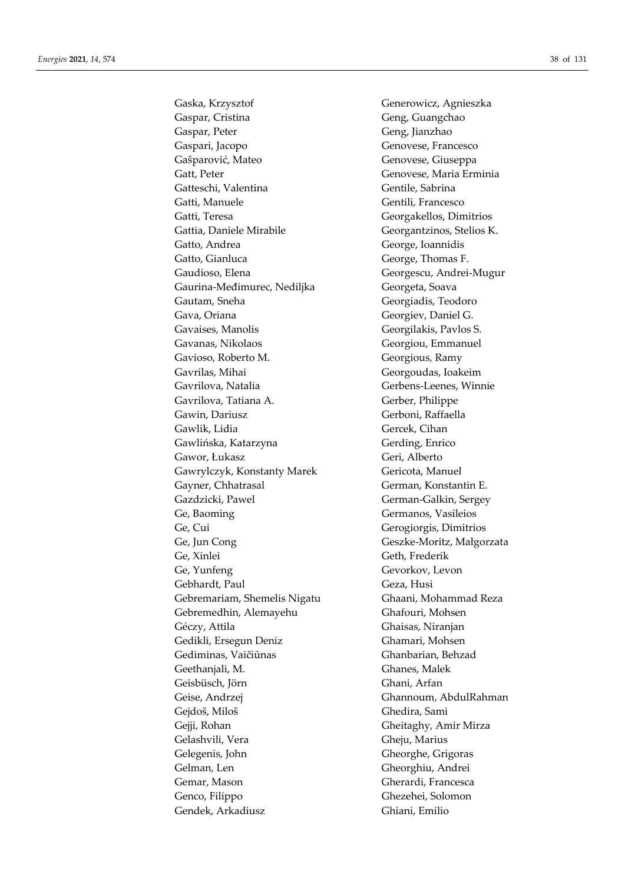Gaska, Krzysztof
Gaspar, Cristina
Gaspar, Peter
Gaspari, Jacopo
Gašparović, Mateo
Gatt, Peter
Gatteschi, Valentina
Gatti, Manuele
Gatti, Teresa
Gattia, Daniele Mirabile
Gatto, Andrea
Gatto, Gianluca
Gaudioso, Elena
Gaurina-Međimurec, Nediljka
Gautam, Sneha
Gava, Oriana
Gavaises, Manolis
Gavanas, Nikolaos
Gavioso, Roberto M.
Gavrilas, Mihai
Gavrilova, Natalia
Gavrilova, Tatiana A.
Gawin, Dariusz
Gawlik, Lidia
Gawlińska, Katarzyna
Gawor, Łukasz
Gawrylczyk, Konstanty Marek
Gayner, Chhatrasal
Gazdzicki, Pawel
Ge, Baoming
Ge, Cui
Ge, Jun Cong
Ge, Xinlei
Ge, Yunfeng
Gebhardt, Paul
Gebremariam, Shemelis Nigatu
Gebremedhin, Alemayehu
Géczy, Attila
Gedikli, Ersegun Deniz
Gediminas, Vaičiūnas
Geethanjali, M.
Geisbüsch, Jörn
Geise, Andrzej
Gejdoš, Miloš
Gejji, Rohan
Gelashvili, Vera
Gelegenis, John
Gelman, Len
Gemar, Mason
Genco, Filippo
Gendek, Arkadiusz
Generowicz, Agnieszka
Geng, Guangchao
Geng, Jianzhao
Genovese, Francesco
Genovese, Giuseppa
Genovese, Maria Erminia
Gentile, Sabrina
Gentili, Francesco
Georgakellos, Dimitrios
Georgantzinos, Stelios K.
George, Ioannidis
George, Thomas F.
Georgescu, Andrei-Mugur
Georgeta, Soava
Georgiadis, Teodoro
Georgiev, Daniel G.
Georgilakis, Pavlos S.
Georgiou, Emmanuel
Georgious, Ramy
Georgoudas, Ioakeim
Gerbens-Leenes, Winnie
Gerber, Philippe
Gerboni, Raffaella
Gercek, Cihan
Gerding, Enrico
Geri, Alberto
Gericota, Manuel
German, Konstantin E.
German-Galkin, Sergey
Germanos, Vasileios
Gerogiorgis, Dimitrios
Geszke-Moritz, Małgorzata
Geth, Frederik
Gevorkov, Levon
Geza, Husi
Ghaani, Mohammad Reza
Ghafouri, Mohsen
Ghaisas, Niranjan
Ghamari, Mohsen
Ghanbarian, Behzad
Ghanes, Malek
Ghani, Arfan
Ghannoum, AbdulRahman
Ghedira, Sami
Gheitaghy, Amir Mirza
Gheju, Marius
Gheorghe, Grigoras
Gheorghiu, Andrei
Gherardi, Francesca
Ghezehei, Solomon
Ghiani, Emilio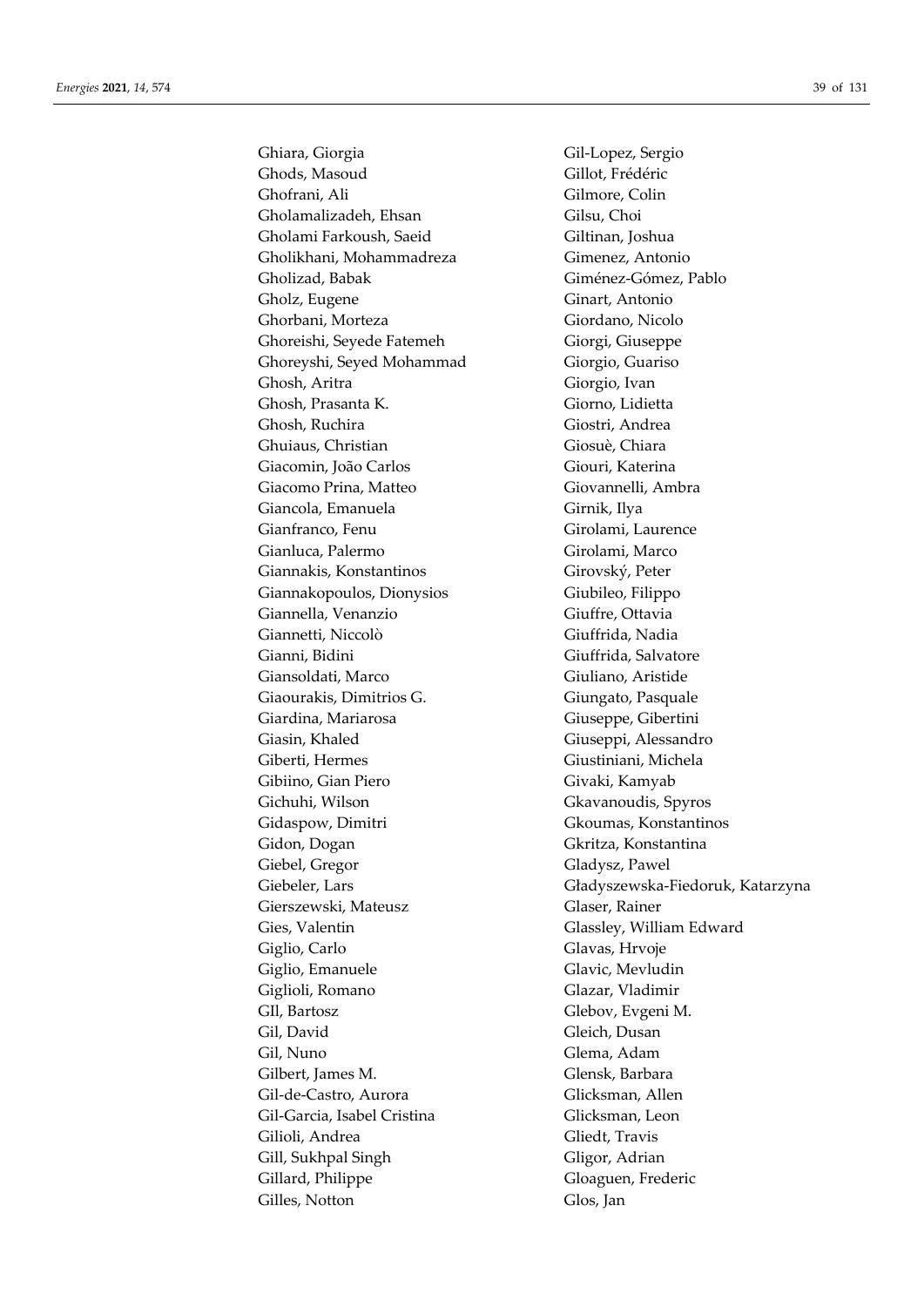Ghiara, Giorgia
Ghods, Masoud
Ghofrani, Ali
Gholamalizadeh, Ehsan
Gholami Farkoush, Saeid
Gholikhani, Mohammadreza
Gholizad, Babak
Gholz, Eugene
Ghorbani, Morteza
Ghoreishi, Seyede Fatemeh
Ghoreyshi, Seyed Mohammad
Ghosh, Aritra
Ghosh, Prasanta K.
Ghosh, Ruchira
Ghuiaus, Christian
Giacomin, João Carlos
Giacomo Prina, Matteo
Giancola, Emanuela
Gianfranco, Fenu
Gianluca, Palermo
Giannakis, Konstantinos
Giannakopoulos, Dionysios
Giannella, Venanzio
Giannetti, Niccolò
Gianni, Bidini
Giansoldati, Marco
Giaourakis, Dimitrios G.
Giardina, Mariarosa
Giasin, Khaled
Giberti, Hermes
Gibiino, Gian Piero
Gichuhi, Wilson
Gidaspow, Dimitri
Gidon, Dogan
Giebel, Gregor
Giebeler, Lars
Gierszewski, Mateusz
Gies, Valentin
Giglio, Carlo
Giglio, Emanuele
Giglioli, Romano
GIl, Bartosz
Gil, David
Gil, Nuno
Gilbert, James M.
Gil-de-Castro, Aurora
Gil-Garcia, Isabel Cristina
Gilioli, Andrea
Gill, Sukhpal Singh
Gillard, Philippe
Gilles, Notton
Gil-Lopez, Sergio
Gillot, Frédéric
Gilmore, Colin
Gilsu, Choi
Giltinan, Joshua
Gimenez, Antonio
Giménez-Gómez, Pablo
Ginart, Antonio
Giordano, Nicolo
Giorgi, Giuseppe
Giorgio, Guariso
Giorgio, Ivan
Giorno, Lidietta
Giostri, Andrea
Giosuè, Chiara
Giouri, Katerina
Giovannelli, Ambra
Girnik, Ilya
Girolami, Laurence
Girolami, Marco
Girovský, Peter
Giubileo, Filippo
Giuffre, Ottavia
Giuffrida, Nadia
Giuffrida, Salvatore
Giuliano, Aristide
Giungato, Pasquale
Giuseppe, Gibertini
Giuseppi, Alessandro
Giustiniani, Michela
Givaki, Kamyab
Gkavanoudis, Spyros
Gkoumas, Konstantinos
Gkritza, Konstantina
Gladysz, Pawel
Gładyszewska-Fiedoruk, Katarzyna
Glaser, Rainer
Glassley, William Edward
Glavas, Hrvoje
Glavic, Mevludin
Glazar, Vladimir
Glebov, Evgeni M.
Gleich, Dusan
Glema, Adam
Glensk, Barbara
Glicksman, Allen
Glicksman, Leon
Gliedt, Travis
Gligor, Adrian
Gloaguen, Frederic
Glos, Jan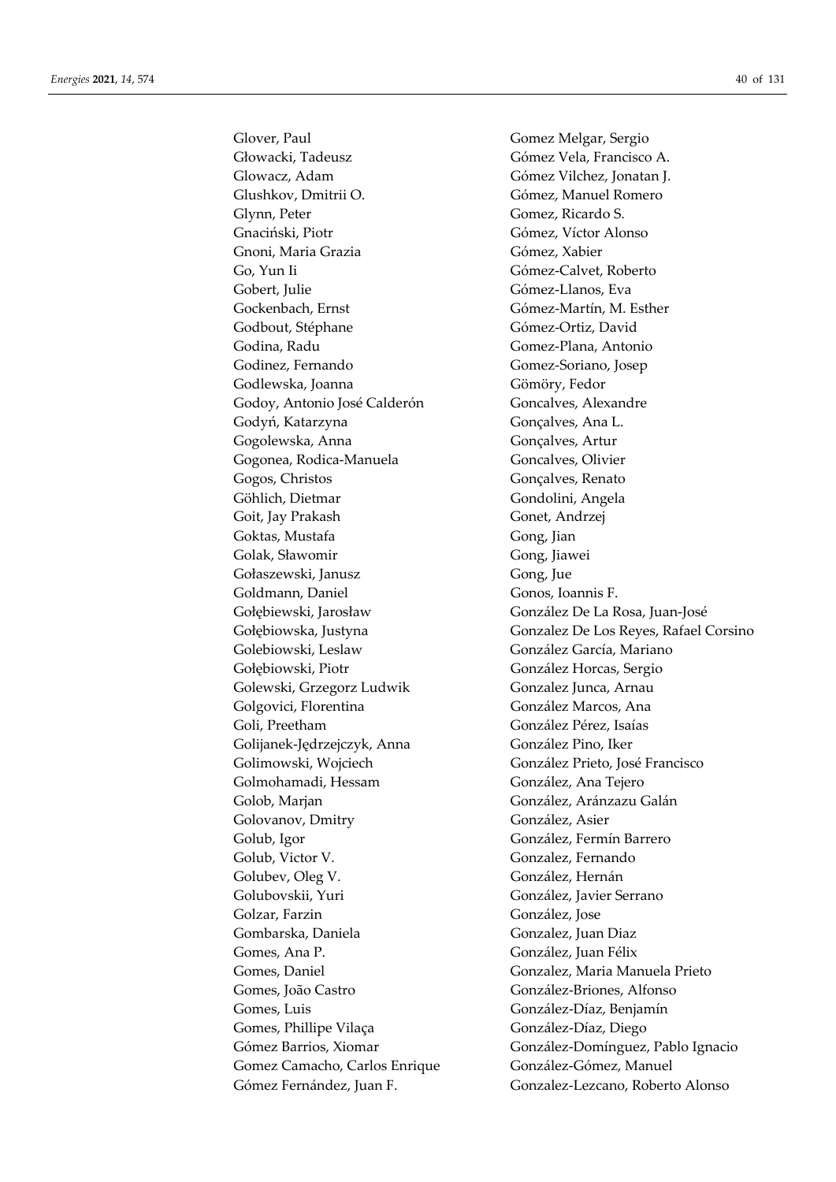Glover, Paul
Głowacki, Tadeusz
Glowacz, Adam
Glushkov, Dmitrii O.
Glynn, Peter
Gnaciński, Piotr
Gnoni, Maria Grazia
Go, Yun Ii
Gobert, Julie
Gockenbach, Ernst
Godbout, Stéphane
Godina, Radu
Godinez, Fernando
Godlewska, Joanna
Godoy, Antonio José Calderón
Godyń, Katarzyna
Gogolewska, Anna
Gogonea, Rodica-Manuela
Gogos, Christos
Göhlich, Dietmar
Goit, Jay Prakash
Goktas, Mustafa
Golak, Sławomir
Gołaszewski, Janusz
Goldmann, Daniel
Gołębiewski, Jarosław
Gołębiowska, Justyna
Golebiowski, Leslaw
Gołębiowski, Piotr
Golewski, Grzegorz Ludwik
Golgovici, Florentina
Goli, Preetham
Golijanek-Jędrzejczyk, Anna
Golimowski, Wojciech
Golmohamadi, Hessam
Golob, Marjan
Golovanov, Dmitry
Golub, Igor
Golub, Victor V.
Golubev, Oleg V.
Golubovskii, Yuri
Golzar, Farzin
Gombarska, Daniela
Gomes, Ana P.
Gomes, Daniel
Gomes, João Castro
Gomes, Luis
Gomes, Phillipe Vilaça
Gómez Barrios, Xiomar
Gomez Camacho, Carlos Enrique
Gómez Fernández, Juan F.
Gomez Melgar, Sergio
Gómez Vela, Francisco A.
Gómez Vilchez, Jonatan J.
Gómez, Manuel Romero
Gomez, Ricardo S.
Gómez, Víctor Alonso
Gómez, Xabier
Gómez-Calvet, Roberto
Gómez-Llanos, Eva
Gómez-Martín, M. Esther
Gómez-Ortiz, David
Gomez-Plana, Antonio
Gomez-Soriano, Josep
Gömöry, Fedor
Goncalves, Alexandre
Gonçalves, Ana L.
Gonçalves, Artur
Goncalves, Olivier
Gonçalves, Renato
Gondolini, Angela
Gonet, Andrzej
Gong, Jian
Gong, Jiawei
Gong, Jue
Gonos, Ioannis F.
González De La Rosa, Juan-José
Gonzalez De Los Reyes, Rafael Corsino
González García, Mariano
González Horcas, Sergio
Gonzalez Junca, Arnau
González Marcos, Ana
González Pérez, Isaías
González Pino, Iker
González Prieto, José Francisco
González, Ana Tejero
González, Aránzazu Galán
González, Asier
González, Fermín Barrero
Gonzalez, Fernando
González, Hernán
González, Javier Serrano
González, Jose
Gonzalez, Juan Diaz
González, Juan Félix
Gonzalez, Maria Manuela Prieto
González-Briones, Alfonso
González-Díaz, Benjamín
González-Díaz, Diego
González-Domínguez, Pablo Ignacio
González-Gómez, Manuel
Gonzalez-Lezcano, Roberto Alonso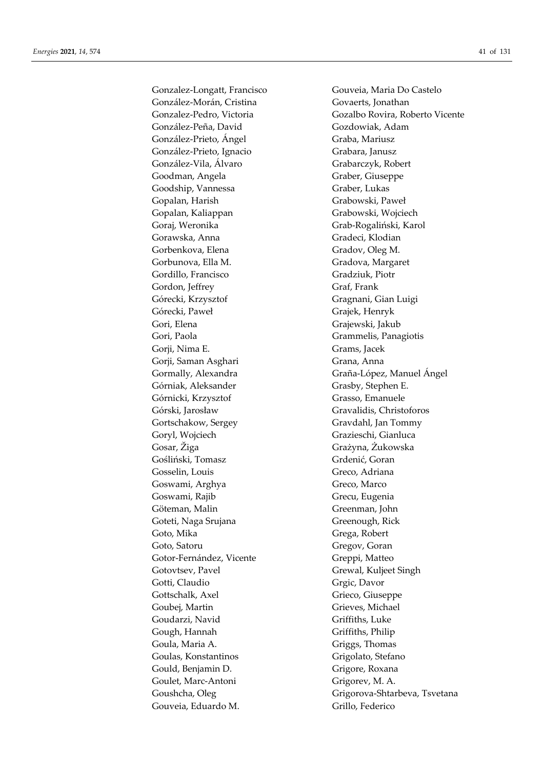Gonzalez-Longatt, Francisco
González-Morán, Cristina
Gonzalez-Pedro, Victoria
González-Peña, David
González-Prieto, Ángel
González-Prieto, Ignacio
González-Vila, Álvaro
Goodman, Angela
Goodship, Vannessa
Gopalan, Harish
Gopalan, Kaliappan
Goraj, Weronika
Gorawska, Anna
Gorbenkova, Elena
Gorbunova, Ella M.
Gordillo, Francisco
Gordon, Jeffrey
Górecki, Krzysztof
Górecki, Paweł
Gori, Elena
Gori, Paola
Gorji, Nima E.
Gorji, Saman Asghari
Gormally, Alexandra
Górniak, Aleksander
Górnicki, Krzysztof
Górski, Jarosław
Gortschakow, Sergey
Goryl, Wojciech
Gosar, Žiga
Gośliński, Tomasz
Gosselin, Louis
Goswami, Arghya
Goswami, Rajib
Göteman, Malin
Goteti, Naga Srujana
Goto, Mika
Goto, Satoru
Gotor-Fernández, Vicente
Gotovtsev, Pavel
Gotti, Claudio
Gottschalk, Axel
Goubej, Martin
Goudarzi, Navid
Gough, Hannah
Goula, Maria A.
Goulas, Konstantinos
Gould, Benjamin D.
Goulet, Marc-Antoni
Goushcha, Oleg
Gouveia, Eduardo M.
Gouveia, Maria Do Castelo
Govaerts, Jonathan
Gozalbo Rovira, Roberto Vicente
Gozdowiak, Adam
Graba, Mariusz
Grabara, Janusz
Grabarczyk, Robert
Graber, Giuseppe
Graber, Lukas
Grabowski, Paweł
Grabowski, Wojciech
Grab-Rogaliński, Karol
Gradeci, Klodian
Gradov, Oleg M.
Gradova, Margaret
Gradziuk, Piotr
Graf, Frank
Gragnani, Gian Luigi
Grajek, Henryk
Grajewski, Jakub
Grammelis, Panagiotis
Grams, Jacek
Grana, Anna
Graña-López, Manuel Ángel
Grasby, Stephen E.
Grasso, Emanuele
Gravalidis, Christoforos
Gravdahl, Jan Tommy
Grazieschi, Gianluca
Grażyna, Żukowska
Grdenić, Goran
Greco, Adriana
Greco, Marco
Grecu, Eugenia
Greenman, John
Greenough, Rick
Grega, Robert
Gregov, Goran
Greppi, Matteo
Grewal, Kuljeet Singh
Grgic, Davor
Grieco, Giuseppe
Grieves, Michael
Griffiths, Luke
Griffiths, Philip
Griggs, Thomas
Grigolato, Stefano
Grigore, Roxana
Grigorev, M. A.
Grigorova-Shtarbeva, Tsvetana
Grillo, Federico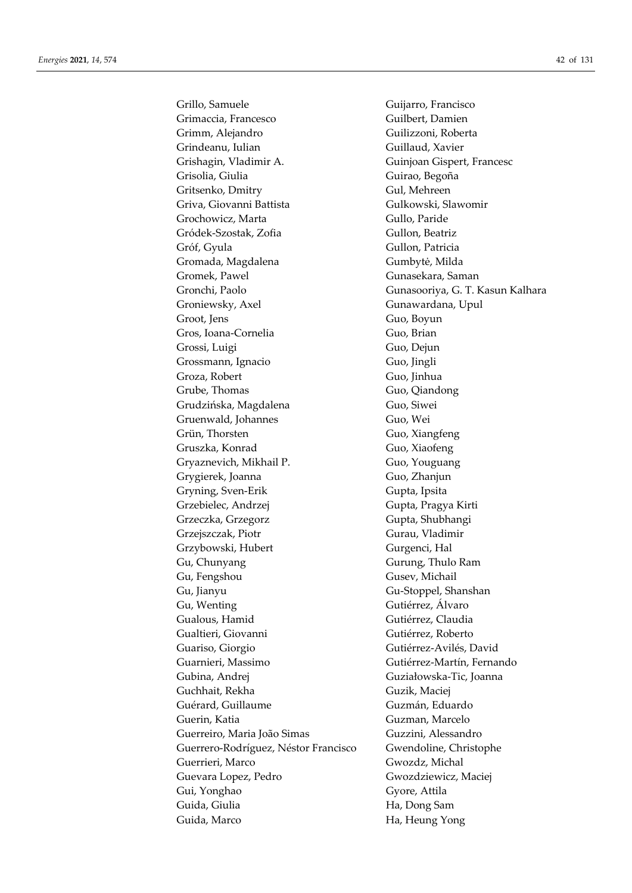Grillo, Samuele
Grimaccia, Francesco
Grimm, Alejandro
Grindeanu, Iulian
Grishagin, Vladimir A.
Grisolia, Giulia
Gritsenko, Dmitry
Griva, Giovanni Battista
Grochowicz, Marta
Gródek-Szostak, Zofia
Gróf, Gyula
Gromada, Magdalena
Gromek, Pawel
Gronchi, Paolo
Groniewsky, Axel
Groot, Jens
Gros, Ioana-Cornelia
Grossi, Luigi
Grossmann, Ignacio
Groza, Robert
Grube, Thomas
Grudzińska, Magdalena
Gruenwald, Johannes
Grün, Thorsten
Gruszka, Konrad
Gryaznevich, Mikhail P.
Grygierek, Joanna
Gryning, Sven-Erik
Grzebielec, Andrzej
Grzeczka, Grzegorz
Grzejszczak, Piotr
Grzybowski, Hubert
Gu, Chunyang
Gu, Fengshou
Gu, Jianyu
Gu, Wenting
Gualous, Hamid
Gualtieri, Giovanni
Guariso, Giorgio
Guarnieri, Massimo
Gubina, Andrej
Guchhait, Rekha
Guérard, Guillaume
Guerin, Katia
Guerreiro, Maria João Simas
Guerrero-Rodríguez, Néstor Francisco
Guerrieri, Marco
Guevara Lopez, Pedro
Gui, Yonghao
Guida, Giulia
Guida, Marco
Guijarro, Francisco
Guilbert, Damien
Guilizzoni, Roberta
Guillaud, Xavier
Guinjoan Gispert, Francesc
Guirao, Begoña
Gul, Mehreen
Gulkowski, Slawomir
Gullo, Paride
Gullon, Beatriz
Gullon, Patricia
Gumbytė, Milda
Gunasekara, Saman
Gunasooriya, G. T. Kasun Kalhara
Gunawardana, Upul
Guo, Boyun
Guo, Brian
Guo, Dejun
Guo, Jingli
Guo, Jinhua
Guo, Qiandong
Guo, Siwei
Guo, Wei
Guo, Xiangfeng
Guo, Xiaofeng
Guo, Youguang
Guo, Zhanjun
Gupta, Ipsita
Gupta, Pragya Kirti
Gupta, Shubhangi
Gurau, Vladimir
Gurgenci, Hal
Gurung, Thulo Ram
Gusev, Michail
Gu-Stoppel, Shanshan
Gutiérrez, Álvaro
Gutiérrez, Claudia
Gutiérrez, Roberto
Gutiérrez-Avilés, David
Gutiérrez-Martín, Fernando
Guziałowska-Tic, Joanna
Guzik, Maciej
Guzmán, Eduardo
Guzman, Marcelo
Guzzini, Alessandro
Gwendoline, Christophe
Gwozdz, Michal
Gwozdziewicz, Maciej
Gyore, Attila
Ha, Dong Sam
Ha, Heung Yong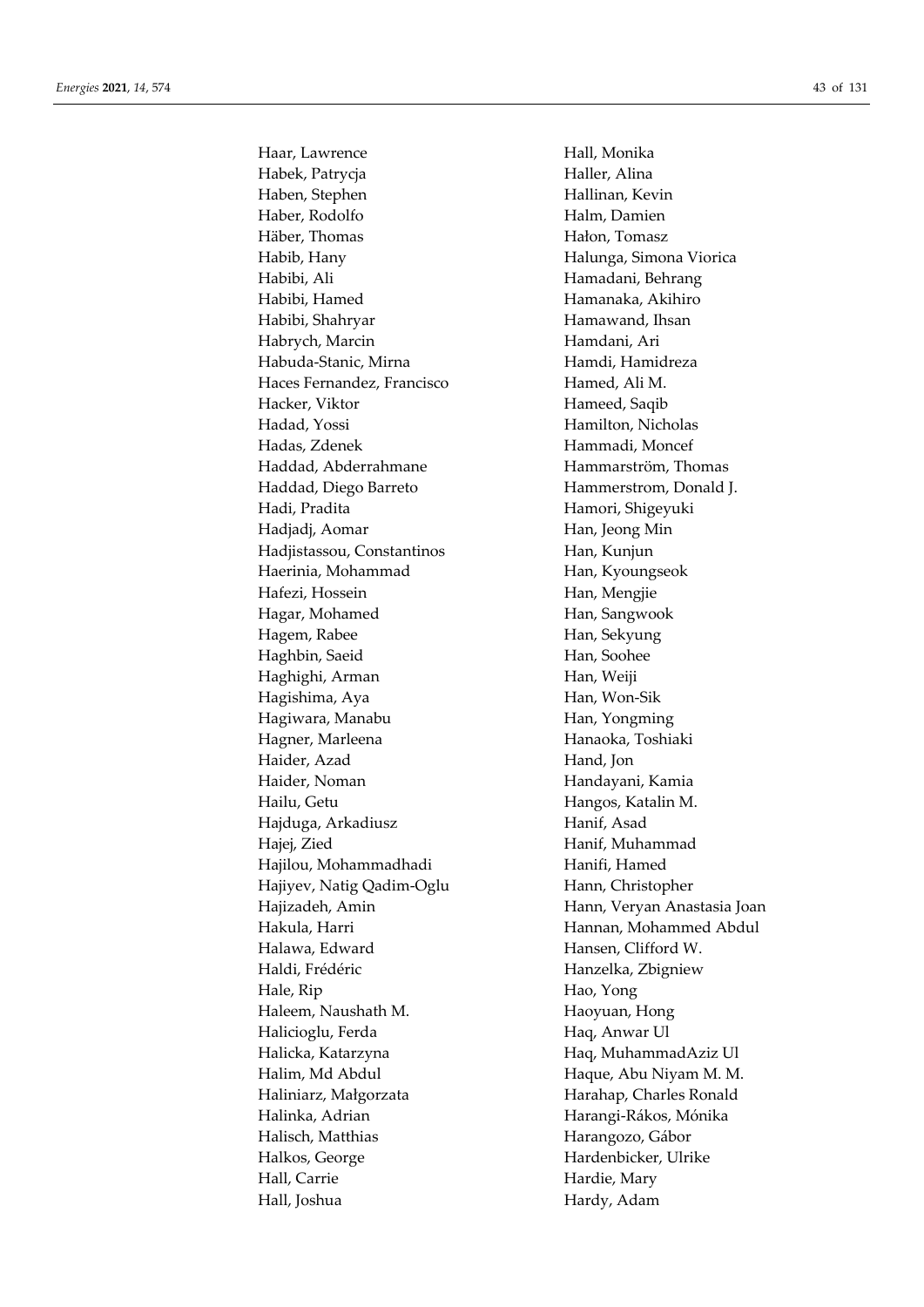Haar, Lawrence
Habek, Patrycja
Haben, Stephen
Haber, Rodolfo
Häber, Thomas
Habib, Hany
Habibi, Ali
Habibi, Hamed
Habibi, Shahryar
Habrych, Marcin
Habuda-Stanic, Mirna
Haces Fernandez, Francisco
Hacker, Viktor
Hadad, Yossi
Hadas, Zdenek
Haddad, Abderrahmane
Haddad, Diego Barreto
Hadi, Pradita
Hadjadj, Aomar
Hadjistassou, Constantinos
Haerinia, Mohammad
Hafezi, Hossein
Hagar, Mohamed
Hagem, Rabee
Haghbin, Saeid
Haghighi, Arman
Hagishima, Aya
Hagiwara, Manabu
Hagner, Marleena
Haider, Azad
Haider, Noman
Hailu, Getu
Hajduga, Arkadiusz
Hajej, Zied
Hajilou, Mohammadhadi
Hajiyev, Natig Qadim-Oglu
Hajizadeh, Amin
Hakula, Harri
Halawa, Edward
Haldi, Frédéric
Hale, Rip
Haleem, Naushath M.
Halicioglu, Ferda
Halicka, Katarzyna
Halim, Md Abdul
Haliniarz, Małgorzata
Halinka, Adrian
Halisch, Matthias
Halkos, George
Hall, Carrie
Hall, Joshua
Hall, Monika
Haller, Alina
Hallinan, Kevin
Halm, Damien
Hałon, Tomasz
Halunga, Simona Viorica
Hamadani, Behrang
Hamanaka, Akihiro
Hamawand, Ihsan
Hamdani, Ari
Hamdi, Hamidreza
Hamed, Ali M.
Hameed, Saqib
Hamilton, Nicholas
Hammadi, Moncef
Hammarström, Thomas
Hammerstrom, Donald J.
Hamori, Shigeyuki
Han, Jeong Min
Han, Kunjun
Han, Kyoungseok
Han, Mengjie
Han, Sangwook
Han, Sekyung
Han, Soohee
Han, Weiji
Han, Won-Sik
Han, Yongming
Hanaoka, Toshiaki
Hand, Jon
Handayani, Kamia
Hangos, Katalin M.
Hanif, Asad
Hanif, Muhammad
Hanifi, Hamed
Hann, Christopher
Hann, Veryan Anastasia Joan
Hannan, Mohammed Abdul
Hansen, Clifford W.
Hanzelka, Zbigniew
Hao, Yong
Haoyuan, Hong
Haq, Anwar Ul
Haq, MuhammadAziz Ul
Haque, Abu Niyam M. M.
Harahap, Charles Ronald
Harangi-Rákos, Mónika
Harangozo, Gábor
Hardenbicker, Ulrike
Hardie, Mary
Hardy, Adam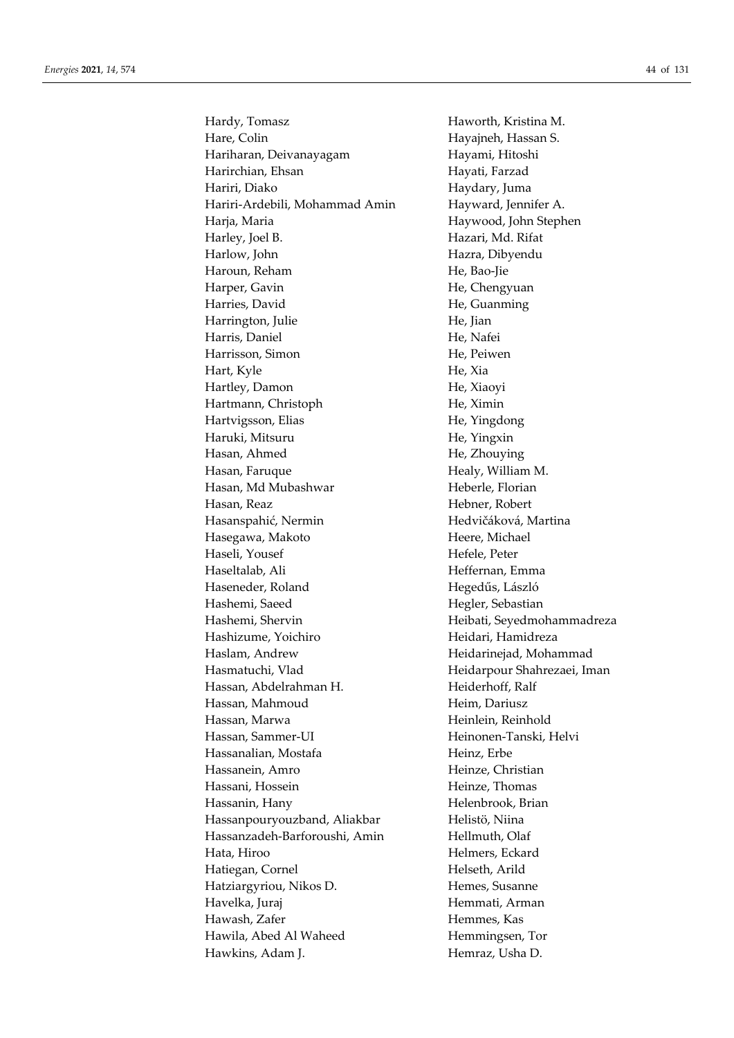Hardy, Tomasz
Hare, Colin
Hariharan, Deivanayagam
Harirchian, Ehsan
Hariri, Diako
Hariri-Ardebili, Mohammad Amin
Harja, Maria
Harley, Joel B.
Harlow, John
Haroun, Reham
Harper, Gavin
Harries, David
Harrington, Julie
Harris, Daniel
Harrisson, Simon
Hart, Kyle
Hartley, Damon
Hartmann, Christoph
Hartvigsson, Elias
Haruki, Mitsuru
Hasan, Ahmed
Hasan, Faruque
Hasan, Md Mubashwar
Hasan, Reaz
Hasanspahić, Nermin
Hasegawa, Makoto
Haseli, Yousef
Haseltalab, Ali
Haseneder, Roland
Hashemi, Saeed
Hashemi, Shervin
Hashizume, Yoichiro
Haslam, Andrew
Hasmatuchi, Vlad
Hassan, Abdelrahman H.
Hassan, Mahmoud
Hassan, Marwa
Hassan, Sammer-Ul
Hassanalian, Mostafa
Hassanein, Amro
Hassani, Hossein
Hassanin, Hany
Hassanpouryouzband, Aliakbar
Hassanzadeh-Barforoushi, Amin
Hata, Hiroo
Hatiegan, Cornel
Hatziargyriou, Nikos D.
Havelka, Juraj
Hawash, Zafer
Hawila, Abed Al Waheed
Hawkins, Adam J.
Haworth, Kristina M.
Hayajneh, Hassan S.
Hayami, Hitoshi
Hayati, Farzad
Haydary, Juma
Hayward, Jennifer A.
Haywood, John Stephen
Hazari, Md. Rifat
Hazra, Dibyendu
He, Bao-Jie
He, Chengyuan
He, Guanming
He, Jian
He, Nafei
He, Peiwen
He, Xia
He, Xiaoyi
He, Ximin
He, Yingdong
He, Yingxin
He, Zhouying
Healy, William M.
Heberle, Florian
Hebner, Robert
Hedvičáková, Martina
Heere, Michael
Hefele, Peter
Heffernan, Emma
Hegedűs, László
Hegler, Sebastian
Heibati, Seyedmohammadreza
Heidari, Hamidreza
Heidarinejad, Mohammad
Heidarpour Shahrezaei, Iman
Heiderhoff, Ralf
Heim, Dariusz
Heinlein, Reinhold
Heinonen-Tanski, Helvi
Heinz, Erbe
Heinze, Christian
Heinze, Thomas
Helenbrook, Brian
Helistö, Niina
Hellmuth, Olaf
Helmers, Eckard
Helseth, Arild
Hemes, Susanne
Hemmati, Arman
Hemmes, Kas
Hemmingsen, Tor
Hemraz, Usha D.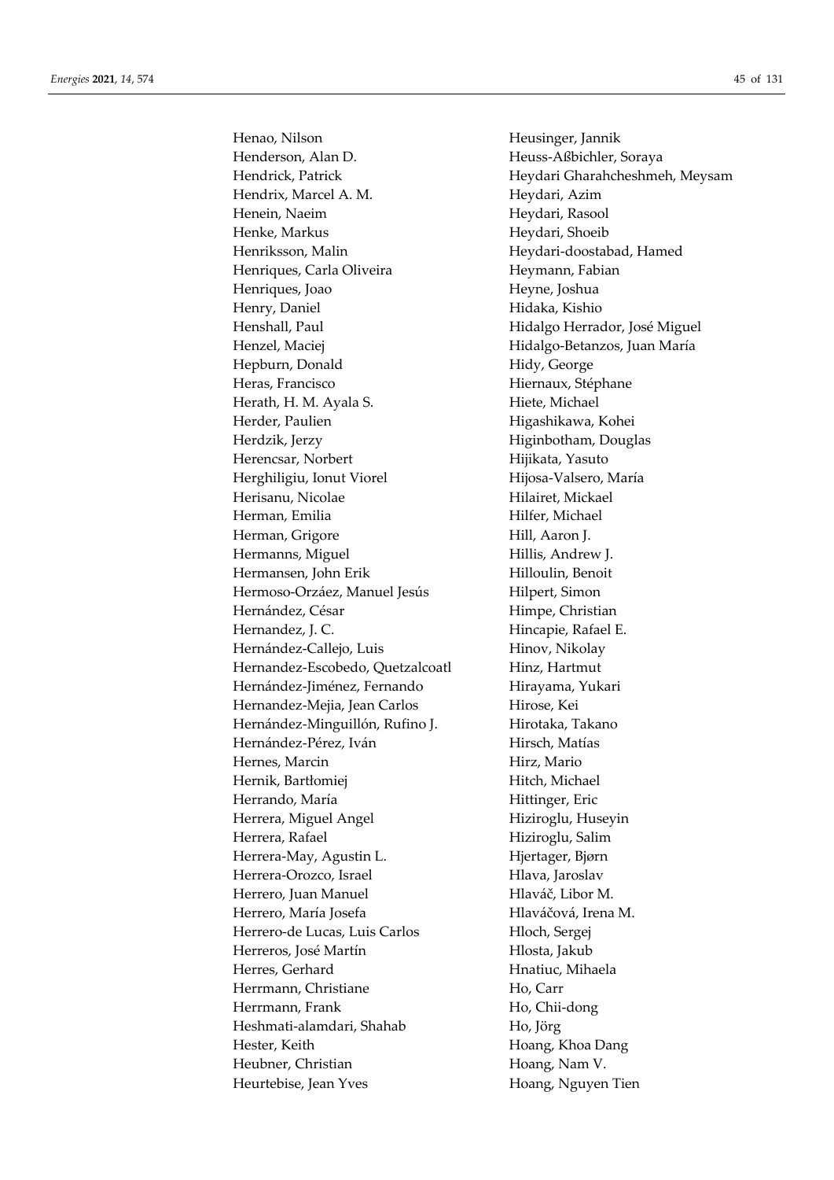Henao, Nilson
Henderson, Alan D.
Hendrick, Patrick
Hendrix, Marcel A. M.
Henein, Naeim
Henke, Markus
Henriksson, Malin
Henriques, Carla Oliveira
Henriques, Joao
Henry, Daniel
Henshall, Paul
Henzel, Maciej
Hepburn, Donald
Heras, Francisco
Herath, H. M. Ayala S.
Herder, Paulien
Herdzik, Jerzy
Herencsar, Norbert
Herghiligiu, Ionut Viorel
Herisanu, Nicolae
Herman, Emilia
Herman, Grigore
Hermanns, Miguel
Hermansen, John Erik
Hermoso-Orzáez, Manuel Jesús
Hernández, César
Hernandez, J. C.
Hernández-Callejo, Luis
Hernandez-Escobedo, Quetzalcoatl
Hernández-Jiménez, Fernando
Hernandez-Mejia, Jean Carlos
Hernández-Minguillón, Rufino J.
Hernández-Pérez, Iván
Hernes, Marcin
Hernik, Bartłomiej
Herrando, María
Herrera, Miguel Angel
Herrera, Rafael
Herrera-May, Agustin L.
Herrera-Orozco, Israel
Herrero, Juan Manuel
Herrero, María Josefa
Herrero-de Lucas, Luis Carlos
Herreros, José Martín
Herres, Gerhard
Herrmann, Christiane
Herrmann, Frank
Heshmati-alamdari, Shahab
Hester, Keith
Heubner, Christian
Heurtebise, Jean Yves
Heusinger, Jannik
Heuss-Aßbichler, Soraya
Heydari Gharahcheshmeh, Meysam
Heydari, Azim
Heydari, Rasool
Heydari, Shoeib
Heydari-doostabad, Hamed
Heymann, Fabian
Heyne, Joshua
Hidaka, Kishio
Hidalgo Herrador, José Miguel
Hidalgo-Betanzos, Juan María
Hidy, George
Hiernaux, Stéphane
Hiete, Michael
Higashikawa, Kohei
Higinbotham, Douglas
Hijikata, Yasuto
Hijosa-Valsero, María
Hilairet, Mickael
Hilfer, Michael
Hill, Aaron J.
Hillis, Andrew J.
Hilloulin, Benoit
Hilpert, Simon
Himpe, Christian
Hincapie, Rafael E.
Hinov, Nikolay
Hinz, Hartmut
Hirayama, Yukari
Hirose, Kei
Hirotaka, Takano
Hirsch, Matías
Hirz, Mario
Hitch, Michael
Hittinger, Eric
Hiziroglu, Huseyin
Hiziroglu, Salim
Hjertager, Bjørn
Hlava, Jaroslav
Hlaváč, Libor M.
Hlaváčová, Irena M.
Hloch, Sergej
Hlosta, Jakub
Hnatiuc, Mihaela
Ho, Carr
Ho, Chii-dong
Ho, Jörg
Hoang, Khoa Dang
Hoang, Nam V.
Hoang, Nguyen Tien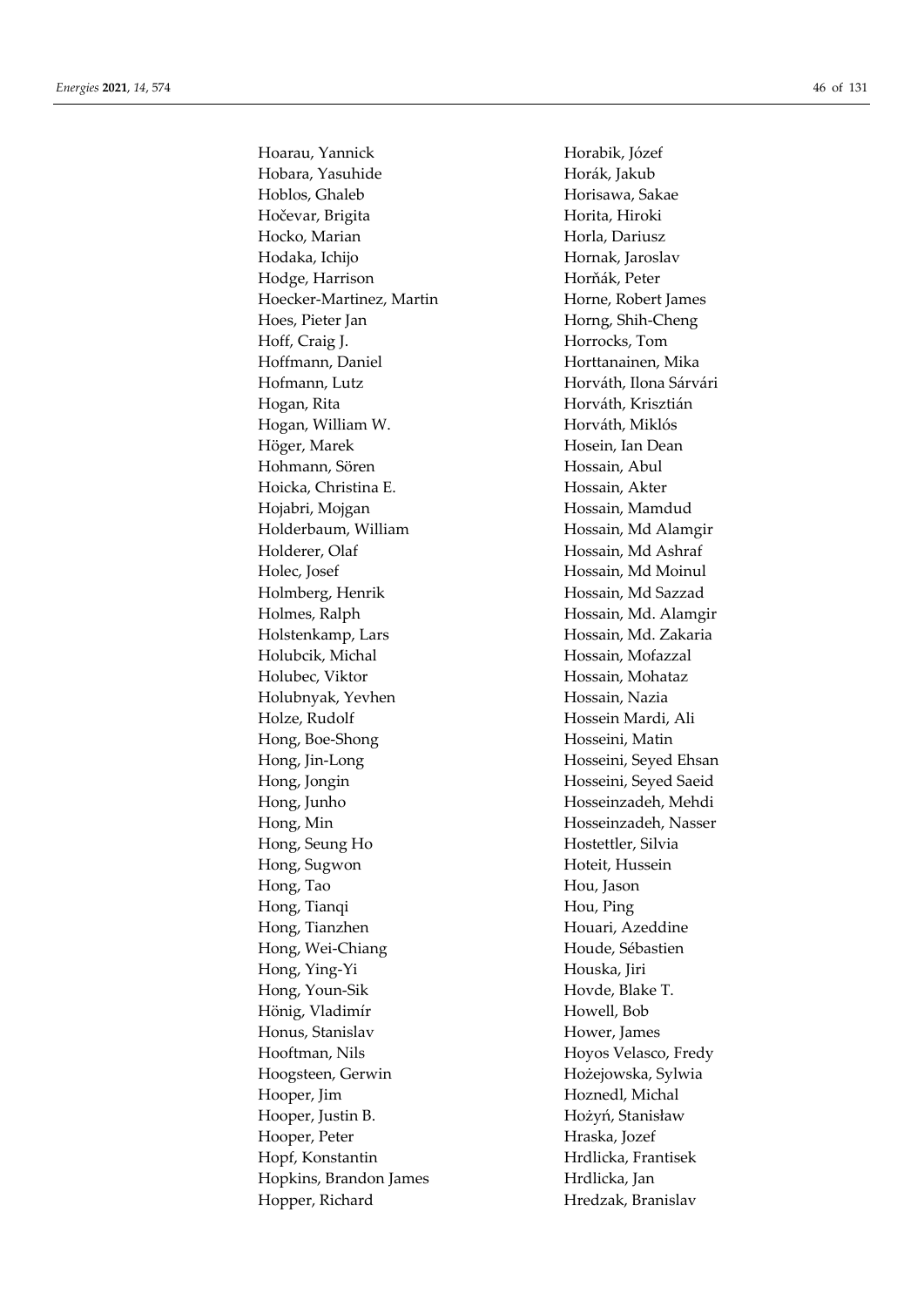Hoarau, Yannick
Hobara, Yasuhide
Hoblos, Ghaleb
Hočevar, Brigita
Hocko, Marian
Hodaka, Ichijo
Hodge, Harrison
Hoecker-Martinez, Martin
Hoes, Pieter Jan
Hoff, Craig J.
Hoffmann, Daniel
Hofmann, Lutz
Hogan, Rita
Hogan, William W.
Höger, Marek
Hohmann, Sören
Hoicka, Christina E.
Hojabri, Mojgan
Holderbaum, William
Holderer, Olaf
Holec, Josef
Holmberg, Henrik
Holmes, Ralph
Holstenkamp, Lars
Holubcik, Michal
Holubec, Viktor
Holubnyak, Yevhen
Holze, Rudolf
Hong, Boe-Shong
Hong, Jin-Long
Hong, Jongin
Hong, Junho
Hong, Min
Hong, Seung Ho
Hong, Sugwon
Hong, Tao
Hong, Tianqi
Hong, Tianzhen
Hong, Wei-Chiang
Hong, Ying-Yi
Hong, Youn-Sik
Hönig, Vladimír
Honus, Stanislav
Hooftman, Nils
Hoogsteen, Gerwin
Hooper, Jim
Hooper, Justin B.
Hooper, Peter
Hopf, Konstantin
Hopkins, Brandon James
Hopper, Richard
Horabik, Józef
Horák, Jakub
Horisawa, Sakae
Horita, Hiroki
Horla, Dariusz
Hornak, Jaroslav
Horňák, Peter
Horne, Robert James
Horng, Shih-Cheng
Horrocks, Tom
Horttanainen, Mika
Horváth, Ilona Sárvári
Horváth, Krisztián
Horváth, Miklós
Hosein, Ian Dean
Hossain, Abul
Hossain, Akter
Hossain, Mamdud
Hossain, Md Alamgir
Hossain, Md Ashraf
Hossain, Md Moinul
Hossain, Md Sazzad
Hossain, Md. Alamgir
Hossain, Md. Zakaria
Hossain, Mofazzal
Hossain, Mohataz
Hossain, Nazia
Hossein Mardi, Ali
Hosseini, Matin
Hosseini, Seyed Ehsan
Hosseini, Seyed Saeid
Hosseinzadeh, Mehdi
Hosseinzadeh, Nasser
Hostettler, Silvia
Hoteit, Hussein
Hou, Jason
Hou, Ping
Houari, Azeddine
Houde, Sébastien
Houska, Jiri
Hovde, Blake T.
Howell, Bob
Hower, James
Hoyos Velasco, Fredy
Hożejowska, Sylwia
Hoznedl, Michal
Hożyń, Stanisław
Hraska, Jozef
Hrdlicka, Frantisek
Hrdlicka, Jan
Hredzak, Branislav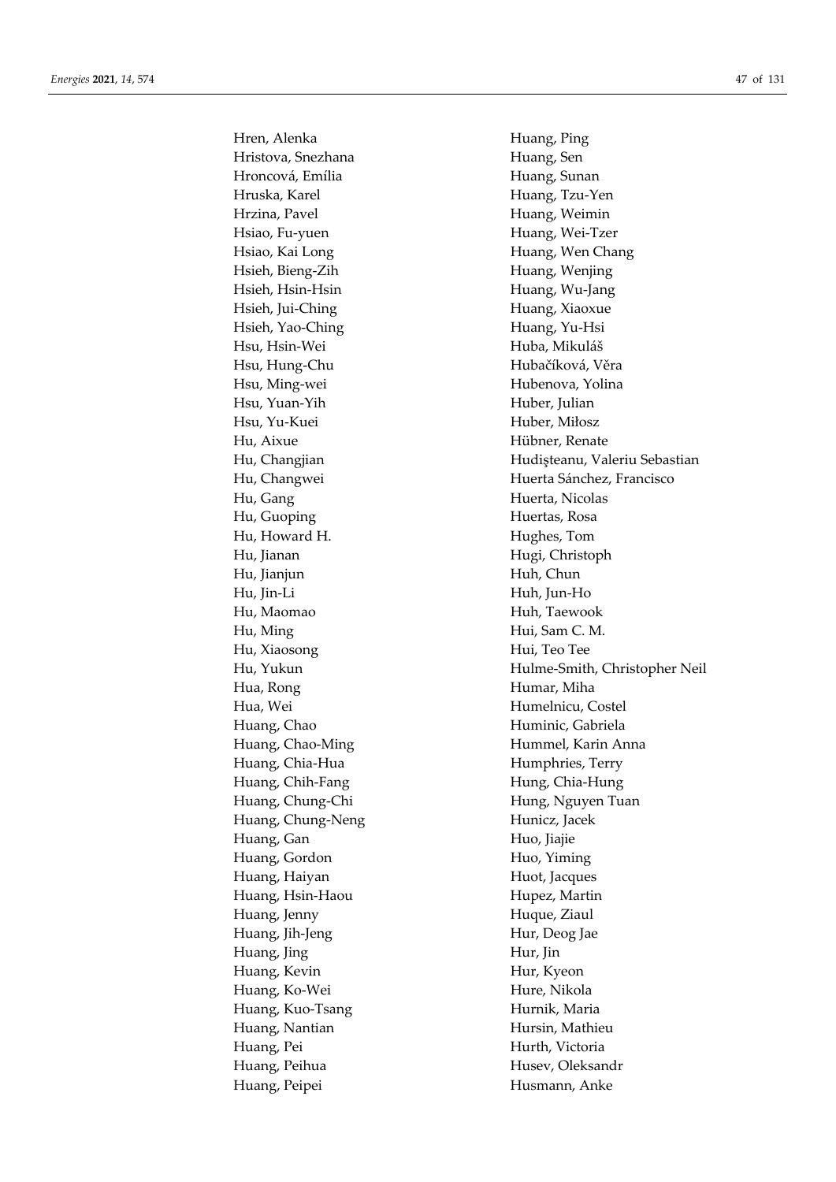Hren, Alenka
Hristova, Snezhana
Hroncová, Emília
Hruska, Karel
Hrzina, Pavel
Hsiao, Fu-yuen
Hsiao, Kai Long
Hsieh, Bieng-Zih
Hsieh, Hsin-Hsin
Hsieh, Jui-Ching
Hsieh, Yao-Ching
Hsu, Hsin-Wei
Hsu, Hung-Chu
Hsu, Ming-wei
Hsu, Yuan-Yih
Hsu, Yu-Kuei
Hu, Aixue
Hu, Changjian
Hu, Changwei
Hu, Gang
Hu, Guoping
Hu, Howard H.
Hu, Jianan
Hu, Jianjun
Hu, Jin-Li
Hu, Maomao
Hu, Ming
Hu, Xiaosong
Hu, Yukun
Hua, Rong
Hua, Wei
Huang, Chao
Huang, Chao-Ming
Huang, Chia-Hua
Huang, Chih-Fang
Huang, Chung-Chi
Huang, Chung-Neng
Huang, Gan
Huang, Gordon
Huang, Haiyan
Huang, Hsin-Haou
Huang, Jenny
Huang, Jih-Jeng
Huang, Jing
Huang, Kevin
Huang, Ko-Wei
Huang, Kuo-Tsang
Huang, Nantian
Huang, Pei
Huang, Peihua
Huang, Peipei
Huang, Ping
Huang, Sen
Huang, Sunan
Huang, Tzu-Yen
Huang, Weimin
Huang, Wei-Tzer
Huang, Wen Chang
Huang, Wenjing
Huang, Wu-Jang
Huang, Xiaoxue
Huang, Yu-Hsi
Huba, Mikuláš
Hubačíková, Věra
Hubenova, Yolina
Huber, Julian
Huber, Miłosz
Hübner, Renate
Hudişteanu, Valeriu Sebastian
Huerta Sánchez, Francisco
Huerta, Nicolas
Huertas, Rosa
Hughes, Tom
Hugi, Christoph
Huh, Chun
Huh, Jun-Ho
Huh, Taewook
Hui, Sam C. M.
Hui, Teo Tee
Hulme-Smith, Christopher Neil
Humar, Miha
Humelnicu, Costel
Huminic, Gabriela
Hummel, Karin Anna
Humphries, Terry
Hung, Chia-Hung
Hung, Nguyen Tuan
Hunicz, Jacek
Huo, Jiajie
Huo, Yiming
Huot, Jacques
Hupez, Martin
Huque, Ziaul
Hur, Deog Jae
Hur, Jin
Hur, Kyeon
Hure, Nikola
Hurnik, Maria
Hursin, Mathieu
Hurth, Victoria
Husev, Oleksandr
Husmann, Anke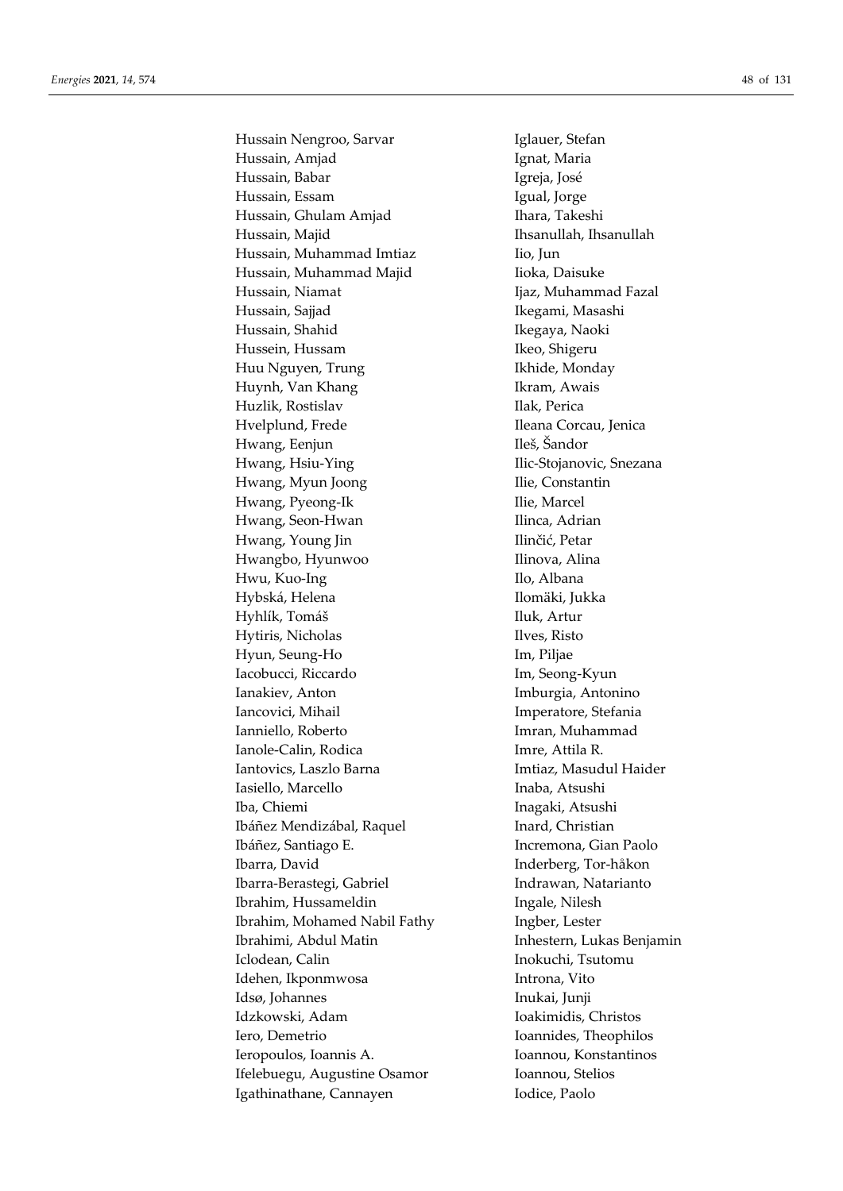Hussain Nengroo, Sarvar
Hussain, Amjad
Hussain, Babar
Hussain, Essam
Hussain, Ghulam Amjad
Hussain, Majid
Hussain, Muhammad Imtiaz
Hussain, Muhammad Majid
Hussain, Niamat
Hussain, Sajjad
Hussain, Shahid
Hussein, Hussam
Huu Nguyen, Trung
Huynh, Van Khang
Huzlik, Rostislav
Hvelplund, Frede
Hwang, Eenjun
Hwang, Hsiu-Ying
Hwang, Myun Joong
Hwang, Pyeong-Ik
Hwang, Seon-Hwan
Hwang, Young Jin
Hwangbo, Hyunwoo
Hwu, Kuo-Ing
Hybská, Helena
Hyhlík, Tomáš
Hytiris, Nicholas
Hyun, Seung-Ho
Iacobucci, Riccardo
Ianakiev, Anton
Iancovici, Mihail
Ianniello, Roberto
Ianole-Calin, Rodica
Iantovics, Laszlo Barna
Iasiello, Marcello
Iba, Chiemi
Ibáñez Mendizábal, Raquel
Ibáñez, Santiago E.
Ibarra, David
Ibarra-Berastegi, Gabriel
Ibrahim, Hussameldin
Ibrahim, Mohamed Nabil Fathy
Ibrahimi, Abdul Matin
Iclodean, Calin
Idehen, Ikponmwosa
Idsø, Johannes
Idzkowski, Adam
Iero, Demetrio
Ieropoulos, Ioannis A.
Ifelebuegu, Augustine Osamor
Igathinathane, Cannayen
Iglauer, Stefan
Ignat, Maria
Igreja, José
Igual, Jorge
Ihara, Takeshi
Ihsanullah, Ihsanullah
Iio, Jun
Iioka, Daisuke
Ijaz, Muhammad Fazal
Ikegami, Masashi
Ikegaya, Naoki
Ikeo, Shigeru
Ikhide, Monday
Ikram, Awais
Ilak, Perica
Ileana Corcau, Jenica
Ileš, Šandor
Ilic-Stojanovic, Snezana
Ilie, Constantin
Ilie, Marcel
Ilinca, Adrian
Ilinčić, Petar
Ilinova, Alina
Ilo, Albana
Ilomäki, Jukka
Iluk, Artur
Ilves, Risto
Im, Piljae
Im, Seong-Kyun
Imburgia, Antonino
Imperatore, Stefania
Imran, Muhammad
Imre, Attila R.
Imtiaz, Masudul Haider
Inaba, Atsushi
Inagaki, Atsushi
Inard, Christian
Incremona, Gian Paolo
Inderberg, Tor-håkon
Indrawan, Natarianto
Ingale, Nilesh
Ingber, Lester
Inhestern, Lukas Benjamin
Inokuchi, Tsutomu
Introna, Vito
Inukai, Junji
Ioakimidis, Christos
Ioannides, Theophilos
Ioannou, Konstantinos
Ioannou, Stelios
Iodice, Paolo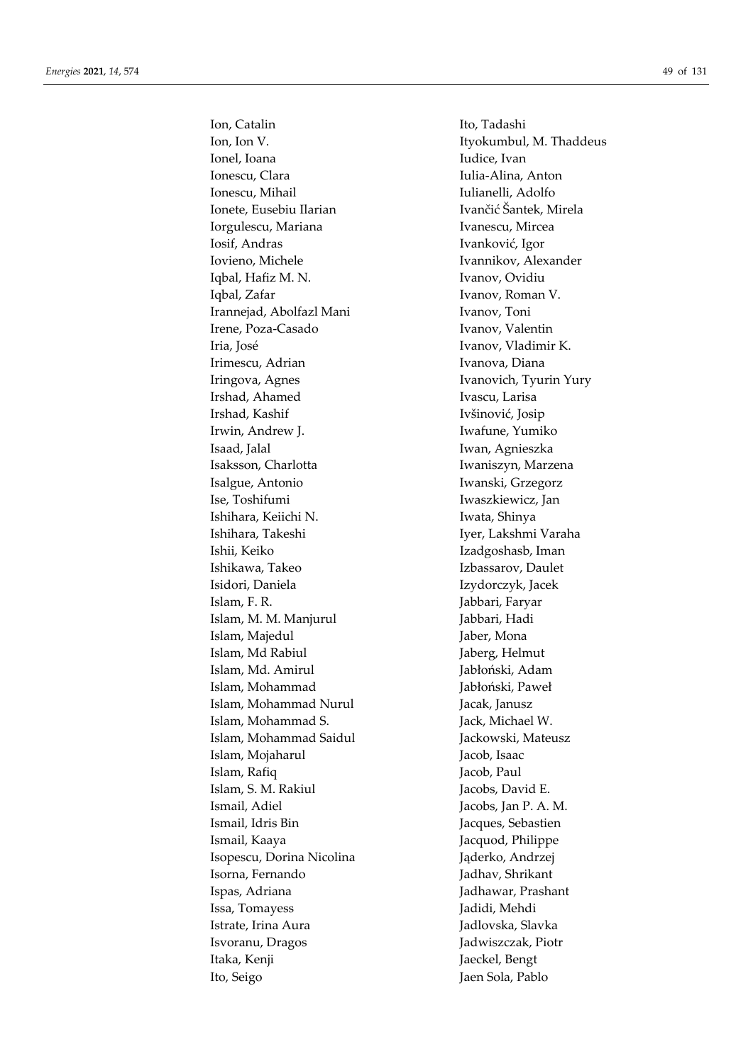Ion, Catalin
Ion, Ion V.
Ionel, Ioana
Ionescu, Clara
Ionescu, Mihail
Ionete, Eusebiu Ilarian
Iorgulescu, Mariana
Iosif, Andras
Iovieno, Michele
Iqbal, Hafiz M. N.
Iqbal, Zafar
Irannejad, Abolfazl Mani
Irene, Poza-Casado
Iria, José
Irimescu, Adrian
Iringova, Agnes
Irshad, Ahamed
Irshad, Kashif
Irwin, Andrew J.
Isaad, Jalal
Isaksson, Charlotta
Isalgue, Antonio
Ise, Toshifumi
Ishihara, Keiichi N.
Ishihara, Takeshi
Ishii, Keiko
Ishikawa, Takeo
Isidori, Daniela
Islam, F. R.
Islam, M. M. Manjurul
Islam, Majedul
Islam, Md Rabiul
Islam, Md. Amirul
Islam, Mohammad
Islam, Mohammad Nurul
Islam, Mohammad S.
Islam, Mohammad Saidul
Islam, Mojaharul
Islam, Rafiq
Islam, S. M. Rakiul
Ismail, Adiel
Ismail, Idris Bin
Ismail, Kaaya
Isopescu, Dorina Nicolina
Isorna, Fernando
Ispas, Adriana
Issa, Tomayess
Istrate, Irina Aura
Isvoranu, Dragos
Itaka, Kenji
Ito, Seigo
Ito, Tadashi
Ityokumbul, M. Thaddeus
Iudice, Ivan
Iulia-Alina, Anton
Iulianelli, Adolfo
Ivančić Šantek, Mirela
Ivanescu, Mircea
Ivanković, Igor
Ivannikov, Alexander
Ivanov, Ovidiu
Ivanov, Roman V.
Ivanov, Toni
Ivanov, Valentin
Ivanov, Vladimir K.
Ivanova, Diana
Ivanovich, Tyurin Yury
Ivascu, Larisa
Ivšinović, Josip
Iwafune, Yumiko
Iwan, Agnieszka
Iwaniszyn, Marzena
Iwanski, Grzegorz
Iwaszkiewicz, Jan
Iwata, Shinya
Iyer, Lakshmi Varaha
Izadgoshasb, Iman
Izbassarov, Daulet
Izydorczyk, Jacek
Jabbari, Faryar
Jabbari, Hadi
Jaber, Mona
Jaberg, Helmut
Jabłoński, Adam
Jabłoński, Paweł
Jacak, Janusz
Jack, Michael W.
Jackowski, Mateusz
Jacob, Isaac
Jacob, Paul
Jacobs, David E.
Jacobs, Jan P. A. M.
Jacques, Sebastien
Jacquod, Philippe
Jąderko, Andrzej
Jadhav, Shrikant
Jadhawar, Prashant
Jadidi, Mehdi
Jadlovska, Slavka
Jadwiszczak, Piotr
Jaeckel, Bengt
Jaen Sola, Pablo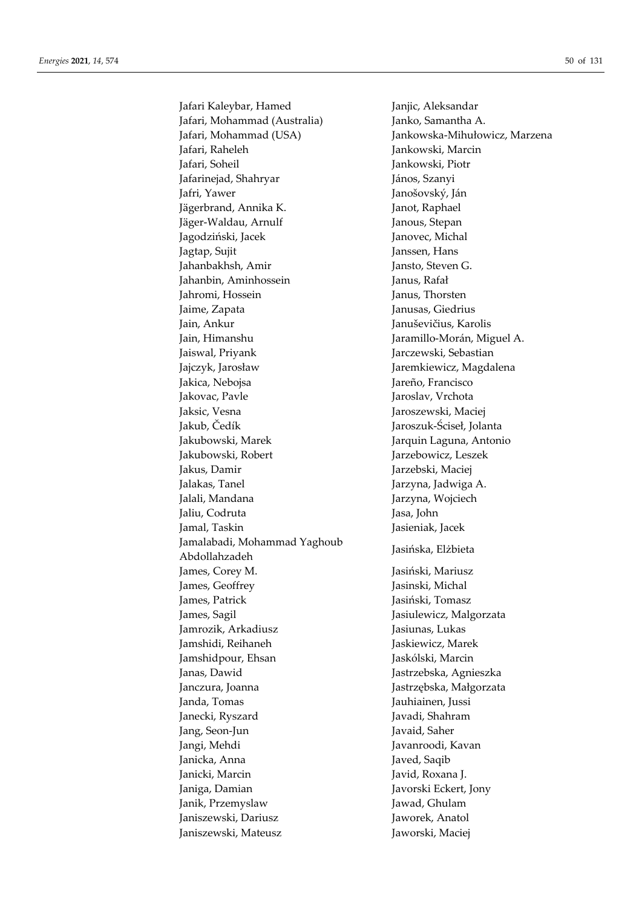Jafari Kaleybar, Hamed
Jafari, Mohammad (Australia)
Jafari, Mohammad (USA)
Jafari, Raheleh
Jafari, Soheil
Jafarinejad, Shahryar
Jafri, Yawer
Jägerbrand, Annika K.
Jäger-Waldau, Arnulf
Jagodziński, Jacek
Jagtap, Sujit
Jahanbakhsh, Amir
Jahanbin, Aminhossein
Jahromi, Hossein
Jaime, Zapata
Jain, Ankur
Jain, Himanshu
Jaiswal, Priyank
Jajczyk, Jarosław
Jakica, Nebojsa
Jakovac, Pavle
Jaksic, Vesna
Jakub, Čedík
Jakubowski, Marek
Jakubowski, Robert
Jakus, Damir
Jalakas, Tanel
Jalali, Mandana
Jaliu, Codruta
Jamal, Taskin
Jamalabadi, Mohammad Yaghoub Abdollahzadeh
James, Corey M.
James, Geoffrey
James, Patrick
James, Sagil
Jamrozik, Arkadiusz
Jamshidi, Reihaneh
Jamshidpour, Ehsan
Janas, Dawid
Janczura, Joanna
Janda, Tomas
Janecki, Ryszard
Jang, Seon-Jun
Jangi, Mehdi
Janicka, Anna
Janicki, Marcin
Janiga, Damian
Janik, Przemyslaw
Janiszewski, Dariusz
Janiszewski, Mateusz
Janjic, Aleksandar
Janko, Samantha A.
Jankowska-Mihułowicz, Marzena
Jankowski, Marcin
Jankowski, Piotr
János, Szanyi
Janošovský, Ján
Janot, Raphael
Janous, Stepan
Janovec, Michal
Janssen, Hans
Jansto, Steven G.
Janus, Rafał
Janus, Thorsten
Janusas, Giedrius
Januševičius, Karolis
Jaramillo-Morán, Miguel A.
Jarczewski, Sebastian
Jaremkiewicz, Magdalena
Jareño, Francisco
Jaroslav, Vrchota
Jaroszewski, Maciej
Jaroszuk-Ściseł, Jolanta
Jarquin Laguna, Antonio
Jarzebowicz, Leszek
Jarzebski, Maciej
Jarzyna, Jadwiga A.
Jarzyna, Wojciech
Jasa, John
Jasieniak, Jacek
Jasińska, Elżbieta
Jasiński, Mariusz
Jasinski, Michal
Jasiński, Tomasz
Jasiulewicz, Malgorzata
Jasiunas, Lukas
Jaskiewicz, Marek
Jaskólski, Marcin
Jastrzebska, Agnieszka
Jastrzębska, Małgorzata
Jauhiainen, Jussi
Javadi, Shahram
Javaid, Saher
Javanroodi, Kavan
Javed, Saqib
Javid, Roxana J.
Javorski Eckert, Jony
Jawad, Ghulam
Jaworek, Anatol
Jaworski, Maciej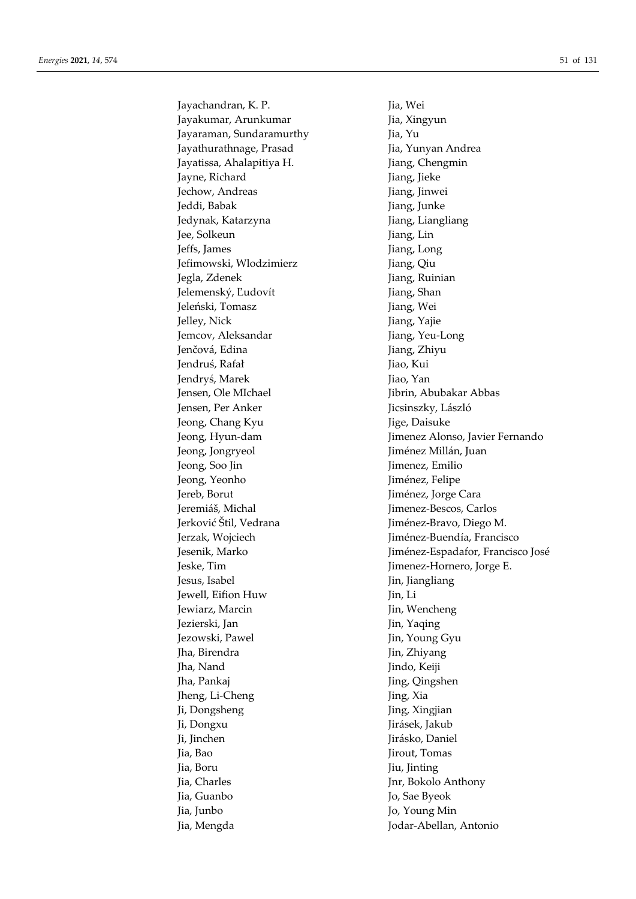Jayachandran, K. P.
Jayakumar, Arunkumar
Jayaraman, Sundaramurthy
Jayathurathnage, Prasad
Jayatissa, Ahalapitiya H.
Jayne, Richard
Jechow, Andreas
Jeddi, Babak
Jedynak, Katarzyna
Jee, Solkeun
Jeffs, James
Jefimowski, Wlodzimierz
Jegla, Zdenek
Jelemenský, Ľudovít
Jeleński, Tomasz
Jelley, Nick
Jemcov, Aleksandar
Jenčová, Edina
Jendruś, Rafał
Jendryś, Marek
Jensen, Ole MIchael
Jensen, Per Anker
Jeong, Chang Kyu
Jeong, Hyun-dam
Jeong, Jongryeol
Jeong, Soo Jin
Jeong, Yeonho
Jereb, Borut
Jeremiáš, Michal
Jerković Štil, Vedrana
Jerzak, Wojciech
Jesenik, Marko
Jeske, Tim
Jesus, Isabel
Jewell, Eifion Huw
Jewiarz, Marcin
Jezierski, Jan
Jezowski, Pawel
Jha, Birendra
Jha, Nand
Jha, Pankaj
Jheng, Li-Cheng
Ji, Dongsheng
Ji, Dongxu
Ji, Jinchen
Jia, Bao
Jia, Boru
Jia, Charles
Jia, Guanbo
Jia, Junbo
Jia, Mengda
Jia, Wei
Jia, Xingyun
Jia, Yu
Jia, Yunyan Andrea
Jiang, Chengmin
Jiang, Jieke
Jiang, Jinwei
Jiang, Junke
Jiang, Liangliang
Jiang, Lin
Jiang, Long
Jiang, Qiu
Jiang, Ruinian
Jiang, Shan
Jiang, Wei
Jiang, Yajie
Jiang, Yeu-Long
Jiang, Zhiyu
Jiao, Kui
Jiao, Yan
Jibrin, Abubakar Abbas
Jicsinszky, László
Jige, Daisuke
Jimenez Alonso, Javier Fernando
Jiménez Millán, Juan
Jimenez, Emilio
Jiménez, Felipe
Jiménez, Jorge Cara
Jimenez-Bescos, Carlos
Jiménez-Bravo, Diego M.
Jiménez-Buendía, Francisco
Jiménez-Espadafor, Francisco José
Jimenez-Hornero, Jorge E.
Jin, Jiangliang
Jin, Li
Jin, Wencheng
Jin, Yaqing
Jin, Young Gyu
Jin, Zhiyang
Jindo, Keiji
Jing, Qingshen
Jing, Xia
Jing, Xingjian
Jirásek, Jakub
Jirásko, Daniel
Jirout, Tomas
Jiu, Jinting
Jnr, Bokolo Anthony
Jo, Sae Byeok
Jo, Young Min
Jodar-Abellan, Antonio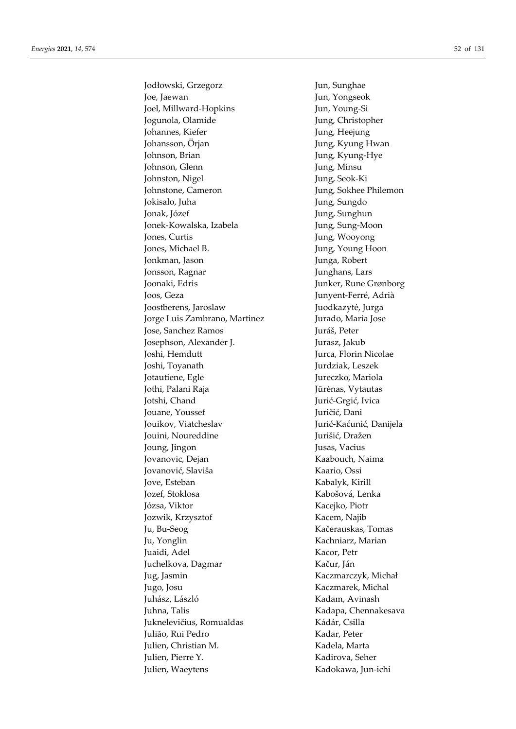Jodłowski, Grzegorz
Joe, Jaewan
Joel, Millward-Hopkins
Jogunola, Olamide
Johannes, Kiefer
Johansson, Örjan
Johnson, Brian
Johnson, Glenn
Johnston, Nigel
Johnstone, Cameron
Jokisalo, Juha
Jonak, Józef
Jonek-Kowalska, Izabela
Jones, Curtis
Jones, Michael B.
Jonkman, Jason
Jonsson, Ragnar
Joonaki, Edris
Joos, Geza
Joostberens, Jaroslaw
Jorge Luis Zambrano, Martinez
Jose, Sanchez Ramos
Josephson, Alexander J.
Joshi, Hemdutt
Joshi, Toyanath
Jotautiene, Egle
Jothi, Palani Raja
Jotshi, Chand
Jouane, Youssef
Jouikov, Viatcheslav
Jouini, Noureddine
Joung, Jingon
Jovanovic, Dejan
Jovanović, Slaviša
Jove, Esteban
Jozef, Stoklosa
Józsa, Viktor
Jozwik, Krzysztof
Ju, Bu-Seog
Ju, Yonglin
Juaidi, Adel
Juchelkova, Dagmar
Jug, Jasmin
Jugo, Josu
Juhász, László
Juhna, Talis
Juknelevičius, Romualdas
Julião, Rui Pedro
Julien, Christian M.
Julien, Pierre Y.
Julien, Waeytens
Jun, Sunghae
Jun, Yongseok
Jun, Young-Si
Jung, Christopher
Jung, Heejung
Jung, Kyung Hwan
Jung, Kyung-Hye
Jung, Minsu
Jung, Seok-Ki
Jung, Sokhee Philemon
Jung, Sungdo
Jung, Sunghun
Jung, Sung-Moon
Jung, Wooyong
Jung, Young Hoon
Junga, Robert
Junghans, Lars
Junker, Rune Grønborg
Junyent-Ferré, Adrià
Juodkazytė, Jurga
Jurado, Maria Jose
Juráš, Peter
Jurasz, Jakub
Jurca, Florin Nicolae
Jurdziak, Leszek
Jureczko, Mariola
Jūrėnas, Vytautas
Jurić-Grgić, Ivica
Juričić, Đani
Jurić-Kaćunić, Danijela
Jurišić, Dražen
Jusas, Vacius
Kaabouch, Naima
Kaario, Ossi
Kabalyk, Kirill
Kabošová, Lenka
Kacejko, Piotr
Kacem, Najib
Kačerauskas, Tomas
Kachniarz, Marian
Kacor, Petr
Kačur, Ján
Kaczmarczyk, Michał
Kaczmarek, Michal
Kadam, Avinash
Kadapa, Chennakesava
Kádár, Csilla
Kadar, Peter
Kadela, Marta
Kadirova, Seher
Kadokawa, Jun-ichi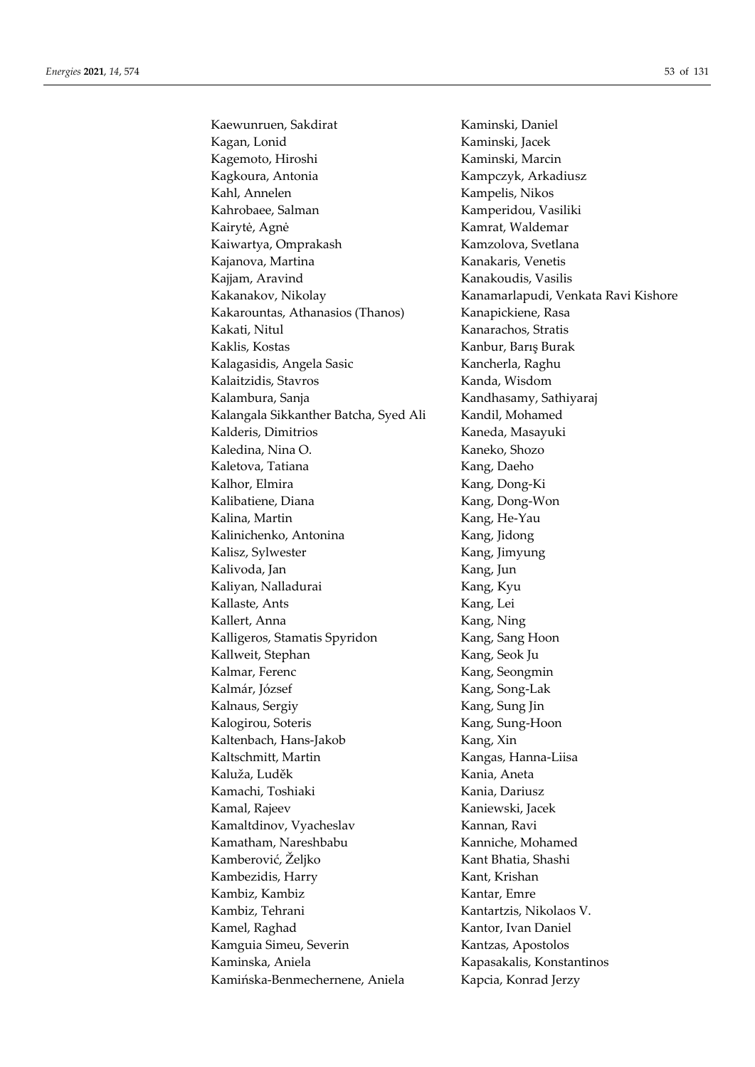Kaewunruen, Sakdirat
Kagan, Lonid
Kagemoto, Hiroshi
Kagkoura, Antonia
Kahl, Annelen
Kahrobaee, Salman
Kairytė, Agnė
Kaiwartya, Omprakash
Kajanova, Martina
Kajjam, Aravind
Kakanakov, Nikolay
Kakarountas, Athanasios (Thanos)
Kakati, Nitul
Kaklis, Kostas
Kalagasidis, Angela Sasic
Kalaitzidis, Stavros
Kalambura, Sanja
Kalangala Sikkanther Batcha, Syed Ali
Kalderis, Dimitrios
Kaledina, Nina O.
Kaletova, Tatiana
Kalhor, Elmira
Kalibatiene, Diana
Kalina, Martin
Kalinichenko, Antonina
Kalisz, Sylwester
Kalivoda, Jan
Kaliyan, Nalladurai
Kallaste, Ants
Kallert, Anna
Kalligeros, Stamatis Spyridon
Kallweit, Stephan
Kalmar, Ferenc
Kalmár, József
Kalnaus, Sergiy
Kalogirou, Soteris
Kaltenbach, Hans-Jakob
Kaltschmitt, Martin
Kaluža, Luděk
Kamachi, Toshiaki
Kamal, Rajeev
Kamaltdinov, Vyacheslav
Kamatham, Nareshbabu
Kamberović, Željko
Kambezidis, Harry
Kambiz, Kambiz
Kambiz, Tehrani
Kamel, Raghad
Kamguia Simeu, Severin
Kaminska, Aniela
Kamińska-Benmechernene, Aniela
Kaminski, Daniel
Kaminski, Jacek
Kaminski, Marcin
Kampczyk, Arkadiusz
Kampelis, Nikos
Kamperidou, Vasiliki
Kamrat, Waldemar
Kamzolova, Svetlana
Kanakaris, Venetis
Kanakoudis, Vasilis
Kanamarlapudi, Venkata Ravi Kishore
Kanapickiene, Rasa
Kanarachos, Stratis
Kanbur, Barış Burak
Kancherla, Raghu
Kanda, Wisdom
Kandhasamy, Sathiyaraj
Kandil, Mohamed
Kaneda, Masayuki
Kaneko, Shozo
Kang, Daeho
Kang, Dong-Ki
Kang, Dong-Won
Kang, He-Yau
Kang, Jidong
Kang, Jimyung
Kang, Jun
Kang, Kyu
Kang, Lei
Kang, Ning
Kang, Sang Hoon
Kang, Seok Ju
Kang, Seongmin
Kang, Song-Lak
Kang, Sung Jin
Kang, Sung-Hoon
Kang, Xin
Kangas, Hanna-Liisa
Kania, Aneta
Kania, Dariusz
Kaniewski, Jacek
Kannan, Ravi
Kanniche, Mohamed
Kant Bhatia, Shashi
Kant, Krishan
Kantar, Emre
Kantartzis, Nikolaos V.
Kantor, Ivan Daniel
Kantzas, Apostolos
Kapasakalis, Konstantinos
Kapcia, Konrad Jerzy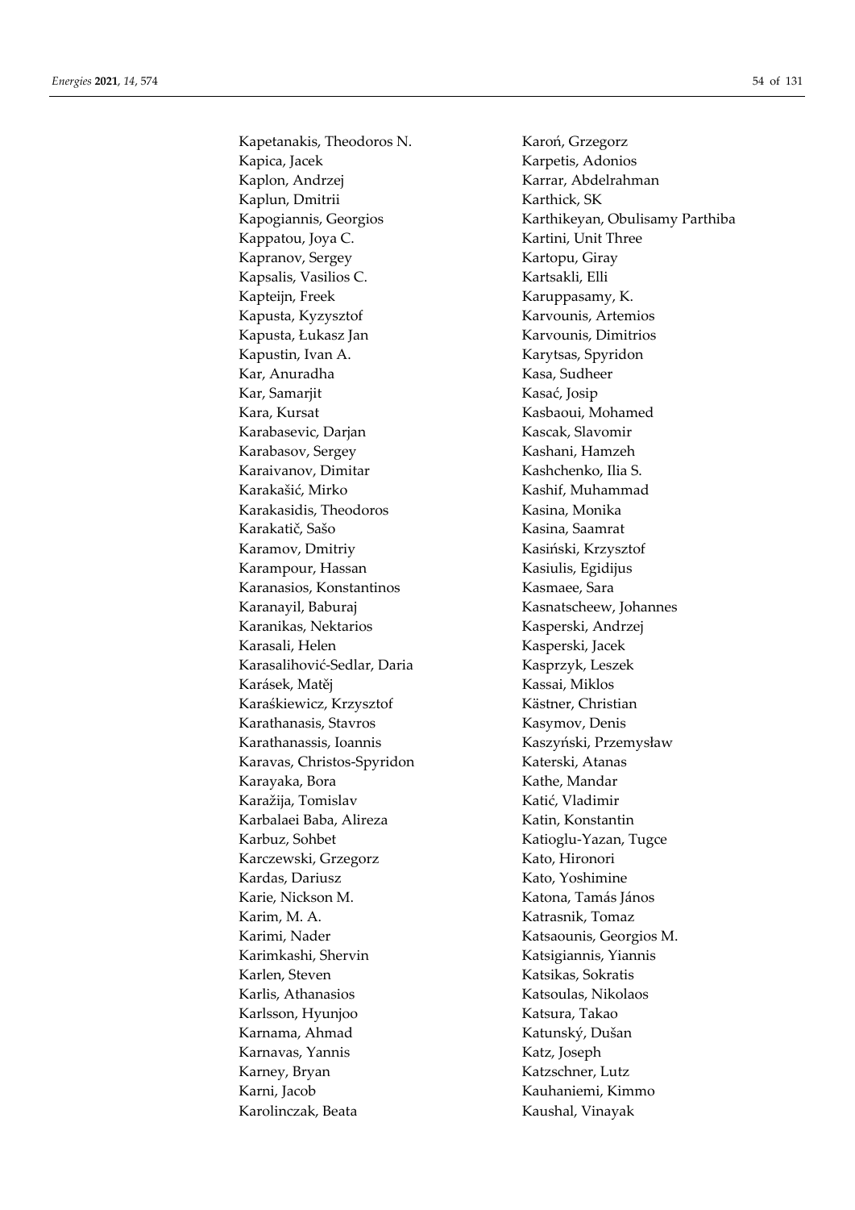Kapetanakis, Theodoros N.
Kapica, Jacek
Kaplon, Andrzej
Kaplun, Dmitrii
Kapogiannis, Georgios
Kappatou, Joya C.
Kapranov, Sergey
Kapsalis, Vasilios C.
Kapteijn, Freek
Kapusta, Kyzysztof
Kapusta, Łukasz Jan
Kapustin, Ivan A.
Kar, Anuradha
Kar, Samarjit
Kara, Kursat
Karabasevic, Darjan
Karabasov, Sergey
Karaivanov, Dimitar
Karakašić, Mirko
Karakasidis, Theodoros
Karakatič, Sašo
Karamov, Dmitriy
Karampour, Hassan
Karanasios, Konstantinos
Karanayil, Baburaj
Karanikas, Nektarios
Karasali, Helen
Karasalihović-Sedlar, Daria
Karásek, Matěj
Karaśkiewicz, Krzysztof
Karathanasis, Stavros
Karathanassis, Ioannis
Karavas, Christos-Spyridon
Karayaka, Bora
Karažija, Tomislav
Karbalaei Baba, Alireza
Karbuz, Sohbet
Karczewski, Grzegorz
Kardas, Dariusz
Karie, Nickson M.
Karim, M. A.
Karimi, Nader
Karimkashi, Shervin
Karlen, Steven
Karlis, Athanasios
Karlsson, Hyunjoo
Karnama, Ahmad
Karnavas, Yannis
Karney, Bryan
Karni, Jacob
Karolinczak, Beata
Karoń, Grzegorz
Karpetis, Adonios
Karrar, Abdelrahman
Karthick, SK
Karthikeyan, Obulisamy Parthiba
Kartini, Unit Three
Kartopu, Giray
Kartsakli, Elli
Karuppasamy, K.
Karvounis, Artemios
Karvounis, Dimitrios
Karytsas, Spyridon
Kasa, Sudheer
Kasać, Josip
Kasbaoui, Mohamed
Kascak, Slavomir
Kashani, Hamzeh
Kashchenko, Ilia S.
Kashif, Muhammad
Kasina, Monika
Kasina, Saamrat
Kasiński, Krzysztof
Kasiulis, Egidijus
Kasmaee, Sara
Kasnatscheew, Johannes
Kasperski, Andrzej
Kasperski, Jacek
Kasprzyk, Leszek
Kassai, Miklos
Kästner, Christian
Kasymov, Denis
Kaszyński, Przemysław
Katerski, Atanas
Kathe, Mandar
Katić, Vladimir
Katin, Konstantin
Katioglu-Yazan, Tugce
Kato, Hironori
Kato, Yoshimine
Katona, Tamás János
Katrasnik, Tomaz
Katsaounis, Georgios M.
Katsigiannis, Yiannis
Katsikas, Sokratis
Katsoulas, Nikolaos
Katsura, Takao
Katunský, Dušan
Katz, Joseph
Katzschner, Lutz
Kauhaniemi, Kimmo
Kaushal, Vinayak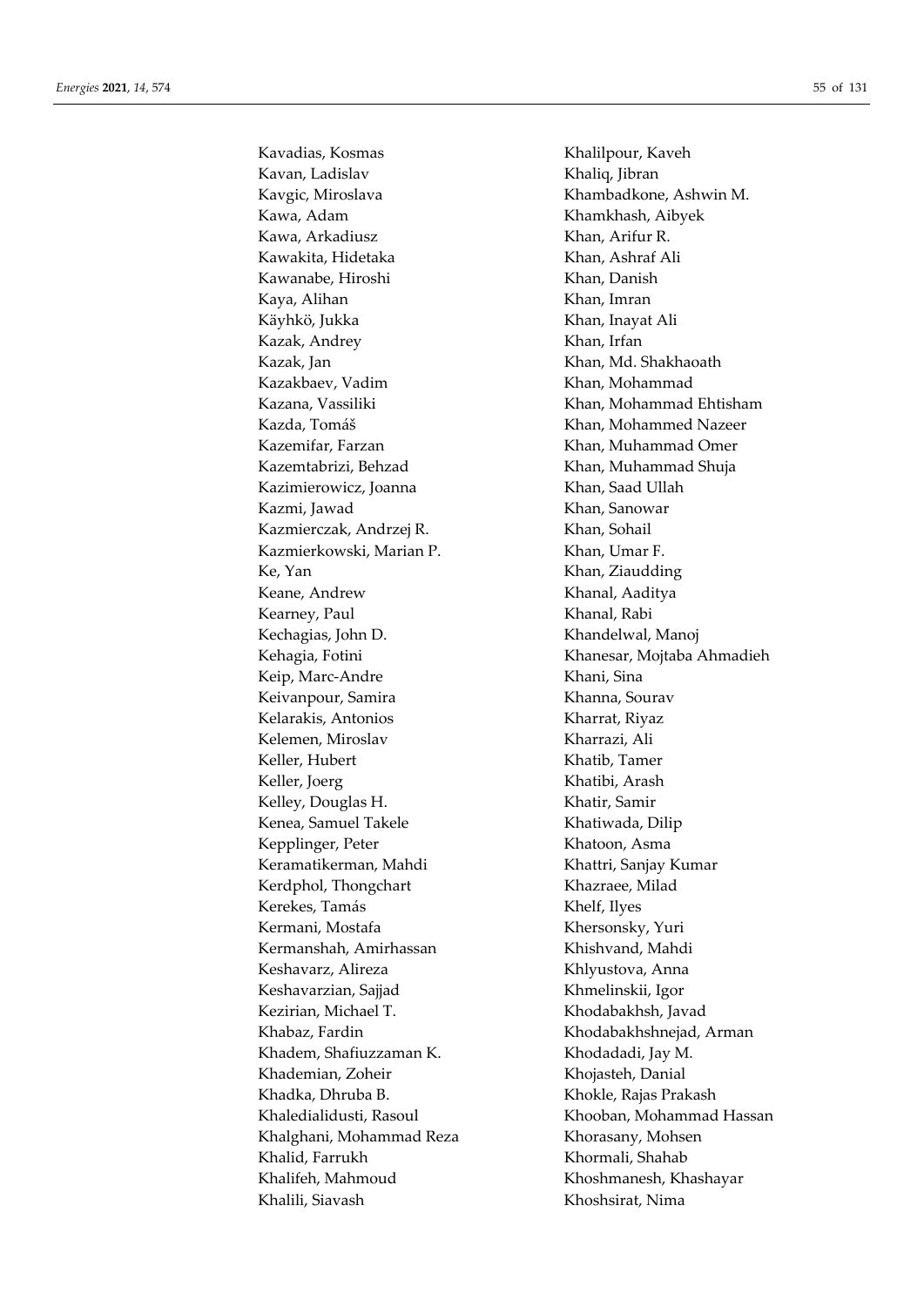Kavadias, Kosmas
Kavan, Ladislav
Kavgic, Miroslava
Kawa, Adam
Kawa, Arkadiusz
Kawakita, Hidetaka
Kawanabe, Hiroshi
Kaya, Alihan
Käyhkö, Jukka
Kazak, Andrey
Kazak, Jan
Kazakbaev, Vadim
Kazana, Vassiliki
Kazda, Tomáš
Kazemifar, Farzan
Kazemtabrizi, Behzad
Kazimierowicz, Joanna
Kazmi, Jawad
Kazmierczak, Andrzej R.
Kazmierkowski, Marian P.
Ke, Yan
Keane, Andrew
Kearney, Paul
Kechagias, John D.
Kehagia, Fotini
Keip, Marc-Andre
Keivanpour, Samira
Kelarakis, Antonios
Kelemen, Miroslav
Keller, Hubert
Keller, Joerg
Kelley, Douglas H.
Kenea, Samuel Takele
Kepplinger, Peter
Keramatikerman, Mahdi
Kerdphol, Thongchart
Kerekes, Tamás
Kermani, Mostafa
Kermanshah, Amirhassan
Keshavarz, Alireza
Keshavarzian, Sajjad
Kezirian, Michael T.
Khabaz, Fardin
Khadem, Shafiuzzaman K.
Khademian, Zoheir
Khadka, Dhruba B.
Khaledialidusti, Rasoul
Khalghani, Mohammad Reza
Khalid, Farrukh
Khalifeh, Mahmoud
Khalili, Siavash
Khalilpour, Kaveh
Khaliq, Jibran
Khambadkone, Ashwin M.
Khamkhash, Aibyek
Khan, Arifur R.
Khan, Ashraf Ali
Khan, Danish
Khan, Imran
Khan, Inayat Ali
Khan, Irfan
Khan, Md. Shakhaoath
Khan, Mohammad
Khan, Mohammad Ehtisham
Khan, Mohammed Nazeer
Khan, Muhammad Omer
Khan, Muhammad Shuja
Khan, Saad Ullah
Khan, Sanowar
Khan, Sohail
Khan, Umar F.
Khan, Ziaudding
Khanal, Aaditya
Khanal, Rabi
Khandelwal, Manoj
Khanesar, Mojtaba Ahmadieh
Khani, Sina
Khanna, Sourav
Kharrat, Riyaz
Kharrazi, Ali
Khatib, Tamer
Khatibi, Arash
Khatir, Samir
Khatiwada, Dilip
Khatoon, Asma
Khattri, Sanjay Kumar
Khazraee, Milad
Khelf, Ilyes
Khersonsky, Yuri
Khishvand, Mahdi
Khlyustova, Anna
Khmelinskii, Igor
Khodabakhsh, Javad
Khodabakhshnejad, Arman
Khodadadi, Jay M.
Khojasteh, Danial
Khokle, Rajas Prakash
Khooban, Mohammad Hassan
Khorasany, Mohsen
Khormali, Shahab
Khoshmanesh, Khashayar
Khoshsirat, Nima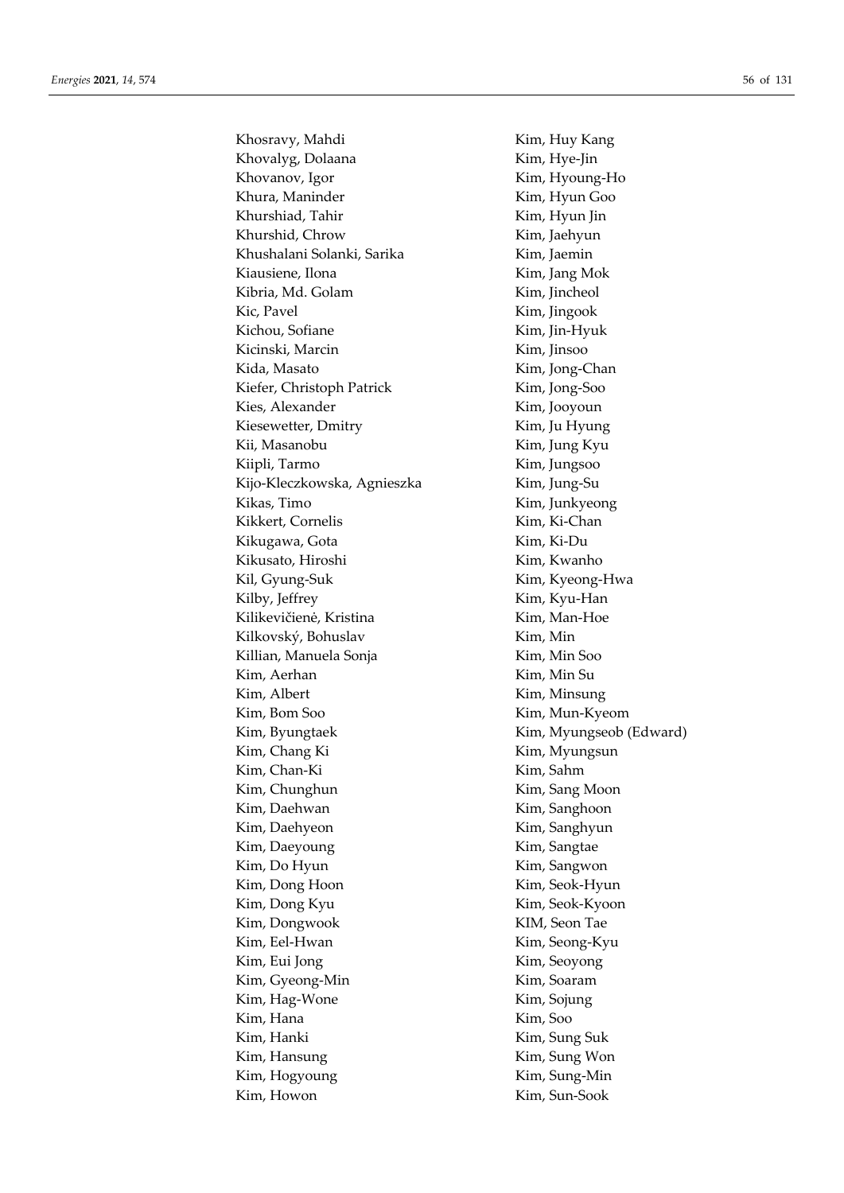Khosravy, Mahdi
Khovalyg, Dolaana
Khovanov, Igor
Khura, Maninder
Khurshiad, Tahir
Khurshid, Chrow
Khushalani Solanki, Sarika
Kiausiene, Ilona
Kibria, Md. Golam
Kic, Pavel
Kichou, Sofiane
Kicinski, Marcin
Kida, Masato
Kiefer, Christoph Patrick
Kies, Alexander
Kiesewetter, Dmitry
Kii, Masanobu
Kiipli, Tarmo
Kijo-Kleczkowska, Agnieszka
Kikas, Timo
Kikkert, Cornelis
Kikugawa, Gota
Kikusato, Hiroshi
Kil, Gyung-Suk
Kilby, Jeffrey
Kilikevičienė, Kristina
Kilkovský, Bohuslav
Killian, Manuela Sonja
Kim, Aerhan
Kim, Albert
Kim, Bom Soo
Kim, Byungtaek
Kim, Chang Ki
Kim, Chan-Ki
Kim, Chunghun
Kim, Daehwan
Kim, Daehyeon
Kim, Daeyoung
Kim, Do Hyun
Kim, Dong Hoon
Kim, Dong Kyu
Kim, Dongwook
Kim, Eel-Hwan
Kim, Eui Jong
Kim, Gyeong-Min
Kim, Hag-Wone
Kim, Hana
Kim, Hanki
Kim, Hansung
Kim, Hogyoung
Kim, Howon
Kim, Huy Kang
Kim, Hye-Jin
Kim, Hyoung-Ho
Kim, Hyun Goo
Kim, Hyun Jin
Kim, Jaehyun
Kim, Jaemin
Kim, Jang Mok
Kim, Jincheol
Kim, Jingook
Kim, Jin-Hyuk
Kim, Jinsoo
Kim, Jong-Chan
Kim, Jong-Soo
Kim, Jooyoun
Kim, Ju Hyung
Kim, Jung Kyu
Kim, Jungsoo
Kim, Jung-Su
Kim, Junkyeong
Kim, Ki-Chan
Kim, Ki-Du
Kim, Kwanho
Kim, Kyeong-Hwa
Kim, Kyu-Han
Kim, Man-Hoe
Kim, Min
Kim, Min Soo
Kim, Min Su
Kim, Minsung
Kim, Mun-Kyeom
Kim, Myungseob (Edward)
Kim, Myungsun
Kim, Sahm
Kim, Sang Moon
Kim, Sanghoon
Kim, Sanghyun
Kim, Sangtae
Kim, Sangwon
Kim, Seok-Hyun
Kim, Seok-Kyoon
KIM, Seon Tae
Kim, Seong-Kyu
Kim, Seoyong
Kim, Soaram
Kim, Sojung
Kim, Soo
Kim, Sung Suk
Kim, Sung Won
Kim, Sung-Min
Kim, Sun-Sook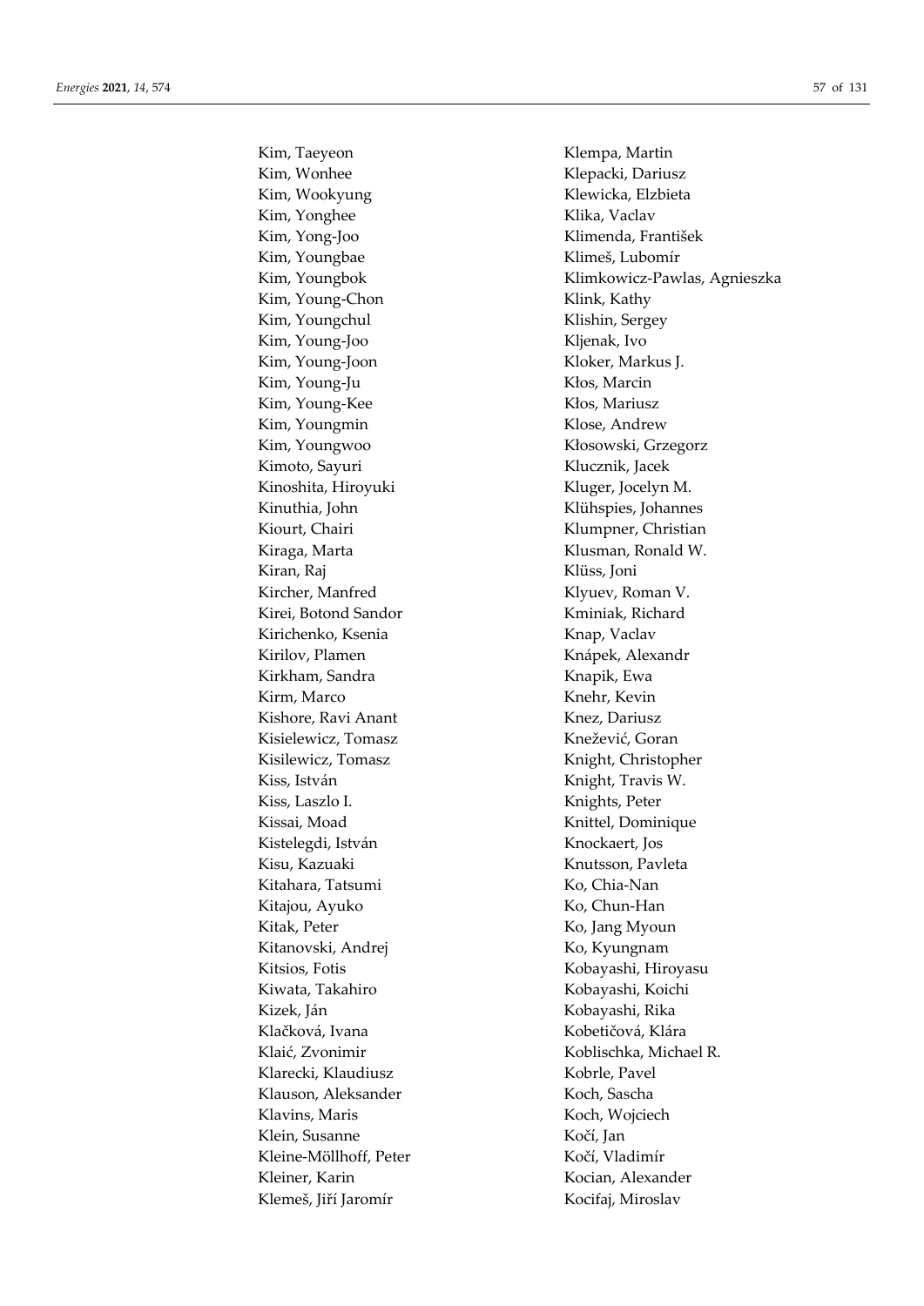Kim, Taeyeon
Kim, Wonhee
Kim, Wookyung
Kim, Yonghee
Kim, Yong-Joo
Kim, Youngbae
Kim, Youngbok
Kim, Young-Chon
Kim, Youngchul
Kim, Young-Joo
Kim, Young-Joon
Kim, Young-Ju
Kim, Young-Kee
Kim, Youngmin
Kim, Youngwoo
Kimoto, Sayuri
Kinoshita, Hiroyuki
Kinuthia, John
Kiourt, Chairi
Kiraga, Marta
Kiran, Raj
Kircher, Manfred
Kirei, Botond Sandor
Kirichenko, Ksenia
Kirilov, Plamen
Kirkham, Sandra
Kirm, Marco
Kishore, Ravi Anant
Kisielewicz, Tomasz
Kisilewicz, Tomasz
Kiss, István
Kiss, Laszlo I.
Kissai, Moad
Kistelegdi, István
Kisu, Kazuaki
Kitahara, Tatsumi
Kitajou, Ayuko
Kitak, Peter
Kitanovski, Andrej
Kitsios, Fotis
Kiwata, Takahiro
Kizek, Ján
Klačková, Ivana
Klaić, Zvonimir
Klarecki, Klaudiusz
Klauson, Aleksander
Klavins, Maris
Klein, Susanne
Kleine-Möllhoff, Peter
Kleiner, Karin
Klemeš, Jiří Jaromír
Klempa, Martin
Klepacki, Dariusz
Klewicka, Elzbieta
Klika, Vaclav
Klimenda, František
Klimeš, Lubomír
Klimkowicz-Pawlas, Agnieszka
Klink, Kathy
Klishin, Sergey
Kljenak, Ivo
Kloker, Markus J.
Kłos, Marcin
Kłos, Mariusz
Klose, Andrew
Kłosowski, Grzegorz
Klucznik, Jacek
Kluger, Jocelyn M.
Klühspies, Johannes
Klumpner, Christian
Klusman, Ronald W.
Klüss, Joni
Klyuev, Roman V.
Kminiak, Richard
Knap, Vaclav
Knápek, Alexandr
Knapik, Ewa
Knehr, Kevin
Knez, Dariusz
Knežević, Goran
Knight, Christopher
Knight, Travis W.
Knights, Peter
Knittel, Dominique
Knockaert, Jos
Knutsson, Pavleta
Ko, Chia-Nan
Ko, Chun-Han
Ko, Jang Myoun
Ko, Kyungnam
Kobayashi, Hiroyasu
Kobayashi, Koichi
Kobayashi, Rika
Kobetičová, Klára
Koblischka, Michael R.
Kobrle, Pavel
Koch, Sascha
Koch, Wojciech
Kočí, Jan
Kočí, Vladimír
Kocian, Alexander
Kocifaj, Miroslav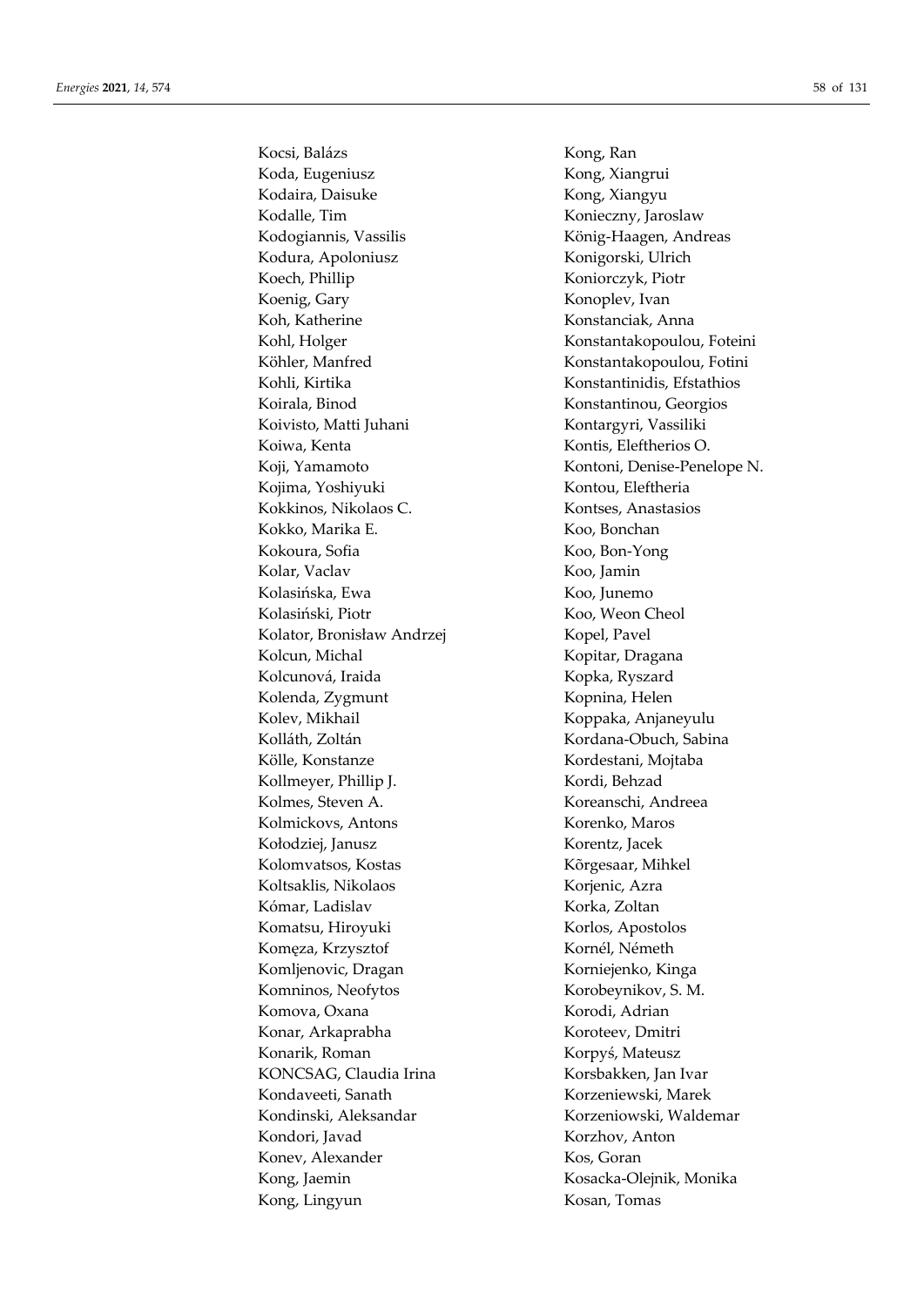Kocsi, Balázs
Koda, Eugeniusz
Kodaira, Daisuke
Kodalle, Tim
Kodogiannis, Vassilis
Kodura, Apoloniusz
Koech, Phillip
Koenig, Gary
Koh, Katherine
Kohl, Holger
Köhler, Manfred
Kohli, Kirtika
Koirala, Binod
Koivisto, Matti Juhani
Koiwa, Kenta
Koji, Yamamoto
Kojima, Yoshiyuki
Kokkinos, Nikolaos C.
Kokko, Marika E.
Kokoura, Sofia
Kolar, Vaclav
Kolasińska, Ewa
Kolasiński, Piotr
Kolator, Bronisław Andrzej
Kolcun, Michal
Kolcunová, Iraida
Kolenda, Zygmunt
Kolev, Mikhail
Kolláth, Zoltán
Kölle, Konstanze
Kollmeyer, Phillip J.
Kolmes, Steven A.
Kolmickovs, Antons
Kołodziej, Janusz
Kolomvatsos, Kostas
Koltsaklis, Nikolaos
Kómar, Ladislav
Komatsu, Hiroyuki
Komęza, Krzysztof
Komljenovic, Dragan
Komninos, Neofytos
Komova, Oxana
Konar, Arkaprabha
Konarik, Roman
KONCSAG, Claudia Irina
Kondaveeti, Sanath
Kondinski, Aleksandar
Kondori, Javad
Konev, Alexander
Kong, Jaemin
Kong, Lingyun
Kong, Ran
Kong, Xiangrui
Kong, Xiangyu
Konieczny, Jaroslaw
König-Haagen, Andreas
Konigorski, Ulrich
Koniorczyk, Piotr
Konoplev, Ivan
Konstanciak, Anna
Konstantakopoulou, Foteini
Konstantakopoulou, Fotini
Konstantinidis, Efstathios
Konstantinou, Georgios
Kontargyri, Vassiliki
Kontis, Eleftherios O.
Kontoni, Denise-Penelope N.
Kontou, Eleftheria
Kontses, Anastasios
Koo, Bonchan
Koo, Bon-Yong
Koo, Jamin
Koo, Junemo
Koo, Weon Cheol
Kopel, Pavel
Kopitar, Dragana
Kopka, Ryszard
Kopnina, Helen
Koppaka, Anjaneyulu
Kordana-Obuch, Sabina
Kordestani, Mojtaba
Kordi, Behzad
Koreanschi, Andreea
Korenko, Maros
Korentz, Jacek
Kõrgesaar, Mihkel
Korjenic, Azra
Korka, Zoltan
Korlos, Apostolos
Kornél, Németh
Korniejenko, Kinga
Korobeynikov, S. M.
Korodi, Adrian
Koroteev, Dmitri
Korpyś, Mateusz
Korsbakken, Jan Ivar
Korzeniewski, Marek
Korzeniowski, Waldemar
Korzhov, Anton
Kos, Goran
Kosacka-Olejnik, Monika
Kosan, Tomas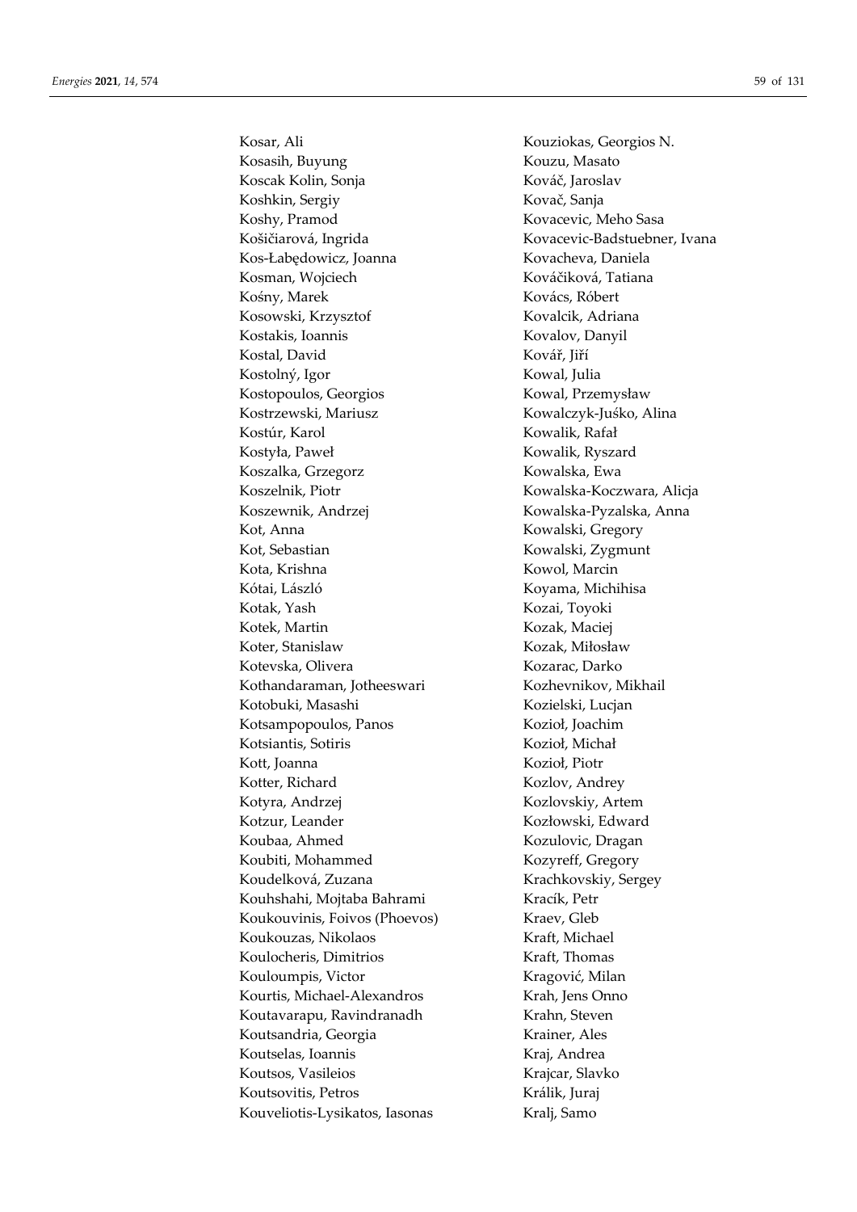Kosar, Ali
Kosasih, Buyung
Koscak Kolin, Sonja
Koshkin, Sergiy
Koshy, Pramod
Košičiarová, Ingrida
Kos-Łabędowicz, Joanna
Kosman, Wojciech
Kośny, Marek
Kosowski, Krzysztof
Kostakis, Ioannis
Kostal, David
Kostolný, Igor
Kostopoulos, Georgios
Kostrzewski, Mariusz
Kostúr, Karol
Kostyła, Paweł
Koszalka, Grzegorz
Koszelnik, Piotr
Koszewnik, Andrzej
Kot, Anna
Kot, Sebastian
Kota, Krishna
Kótai, László
Kotak, Yash
Kotek, Martin
Koter, Stanislaw
Kotevska, Olivera
Kothandaraman, Jotheeswari
Kotobuki, Masashi
Kotsampopoulos, Panos
Kotsiantis, Sotiris
Kott, Joanna
Kotter, Richard
Kotyra, Andrzej
Kotzur, Leander
Koubaa, Ahmed
Koubiti, Mohammed
Koudelková, Zuzana
Kouhshahi, Mojtaba Bahrami
Koukouvinis, Foivos (Phoevos)
Koukouzas, Nikolaos
Koulocheris, Dimitrios
Kouloumpis, Victor
Kourtis, Michael-Alexandros
Koutavarapu, Ravindranadh
Koutsandria, Georgia
Koutselas, Ioannis
Koutsos, Vasileios
Koutsovitis, Petros
Kouveliotis-Lysikatos, Iasonas
Kouziokas, Georgios N.
Kouzu, Masato
Kováč, Jaroslav
Kovač, Sanja
Kovacevic, Meho Sasa
Kovacevic-Badstuebner, Ivana
Kovacheva, Daniela
Kováčiková, Tatiana
Kovács, Róbert
Kovalcik, Adriana
Kovalov, Danyil
Kovář, Jiří
Kowal, Julia
Kowal, Przemysław
Kowalczyk-Juśko, Alina
Kowalik, Rafał
Kowalik, Ryszard
Kowalska, Ewa
Kowalska-Koczwara, Alicja
Kowalska-Pyzalska, Anna
Kowalski, Gregory
Kowalski, Zygmunt
Kowol, Marcin
Koyama, Michihisa
Kozai, Toyoki
Kozak, Maciej
Kozak, Miłosław
Kozarac, Darko
Kozhevnikov, Mikhail
Kozielski, Lucjan
Kozioł, Joachim
Kozioł, Michał
Kozioł, Piotr
Kozlov, Andrey
Kozlovskiy, Artem
Kozłowski, Edward
Kozulovic, Dragan
Kozyreff, Gregory
Krachkovskiy, Sergey
Kracík, Petr
Kraev, Gleb
Kraft, Michael
Kraft, Thomas
Kragović, Milan
Krah, Jens Onno
Krahn, Steven
Krainer, Ales
Kraj, Andrea
Krajcar, Slavko
Králik, Juraj
Kralj, Samo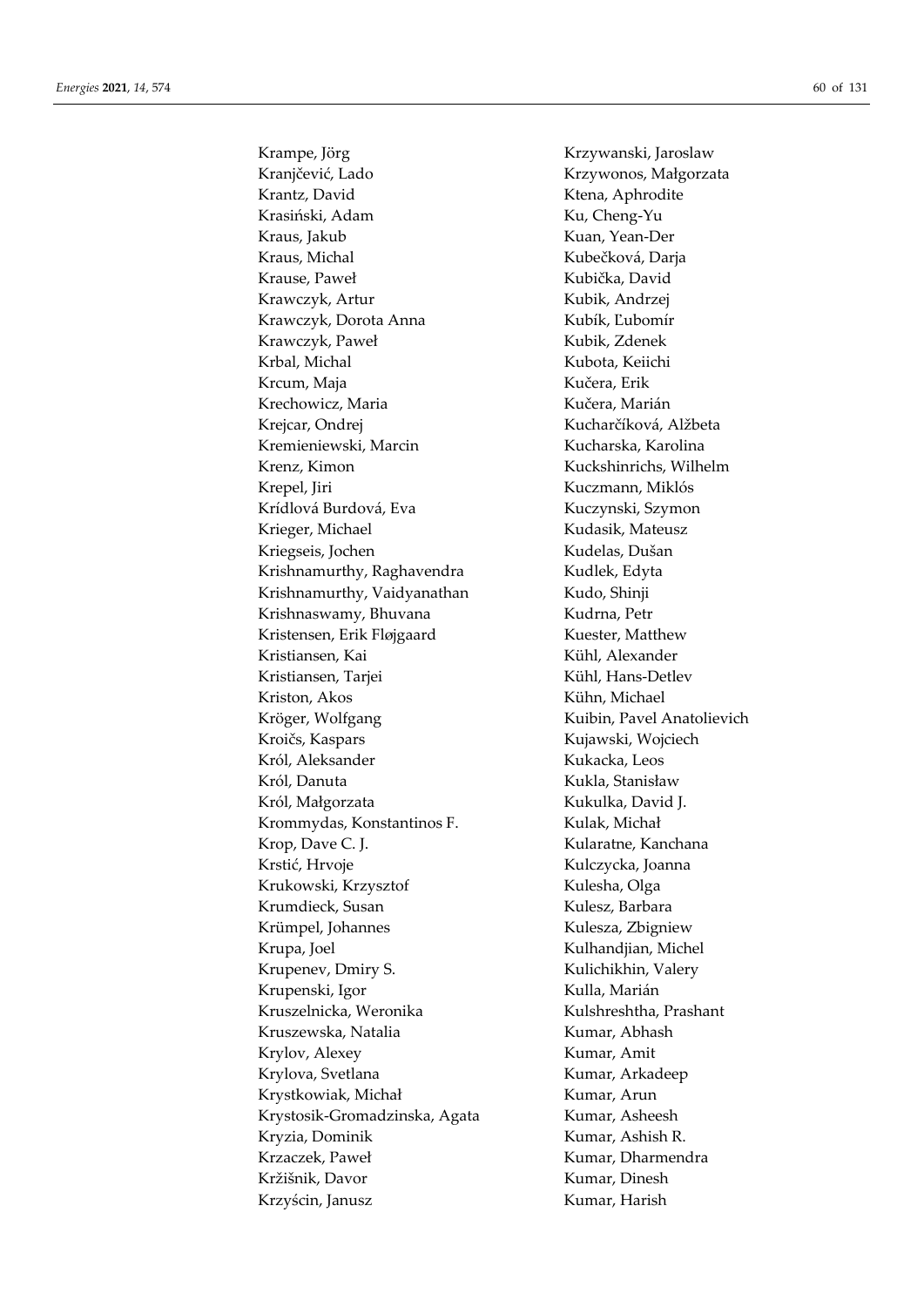Krampe, Jörg
Kranjčević, Lado
Krantz, David
Krasiński, Adam
Kraus, Jakub
Kraus, Michal
Krause, Paweł
Krawczyk, Artur
Krawczyk, Dorota Anna
Krawczyk, Paweł
Krbal, Michal
Krcum, Maja
Krechowicz, Maria
Krejcar, Ondrej
Kremieniewski, Marcin
Krenz, Kimon
Krepel, Jiri
Krídlová Burdová, Eva
Krieger, Michael
Kriegseis, Jochen
Krishnamurthy, Raghavendra
Krishnamurthy, Vaidyanathan
Krishnaswamy, Bhuvana
Kristensen, Erik Fløjgaard
Kristiansen, Kai
Kristiansen, Tarjei
Kriston, Akos
Kröger, Wolfgang
Kroičs, Kaspars
Król, Aleksander
Król, Danuta
Król, Małgorzata
Krommydas, Konstantinos F.
Krop, Dave C. J.
Krstić, Hrvoje
Krukowski, Krzysztof
Krumdieck, Susan
Krümpel, Johannes
Krupa, Joel
Krupenev, Dmiry S.
Krupenski, Igor
Kruszelnicka, Weronika
Kruszewska, Natalia
Krylov, Alexey
Krylova, Svetlana
Krystkowiak, Michał
Krystosik-Gromadzinska, Agata
Kryzia, Dominik
Krzaczek, Paweł
Kržišnik, Davor
Krzyścin, Janusz
Krzywanski, Jaroslaw
Krzywonos, Małgorzata
Ktena, Aphrodite
Ku, Cheng-Yu
Kuan, Yean-Der
Kubečková, Darja
Kubička, David
Kubik, Andrzej
Kubík, Ľubomír
Kubik, Zdenek
Kubota, Keiichi
Kučera, Erik
Kučera, Marián
Kucharčíková, Alžbeta
Kucharska, Karolina
Kuckshinrichs, Wilhelm
Kuczmann, Miklós
Kuczynski, Szymon
Kudasik, Mateusz
Kudelas, Dušan
Kudlek, Edyta
Kudo, Shinji
Kudrna, Petr
Kuester, Matthew
Kühl, Alexander
Kühl, Hans-Detlev
Kühn, Michael
Kuibin, Pavel Anatolievich
Kujawski, Wojciech
Kukacka, Leos
Kukla, Stanisław
Kukulka, David J.
Kulak, Michał
Kularatne, Kanchana
Kulczycka, Joanna
Kulesha, Olga
Kulesz, Barbara
Kulesza, Zbigniew
Kulhandjian, Michel
Kulichikhin, Valery
Kulla, Marián
Kulshreshtha, Prashant
Kumar, Abhash
Kumar, Amit
Kumar, Arkadeep
Kumar, Arun
Kumar, Asheesh
Kumar, Ashish R.
Kumar, Dharmendra
Kumar, Dinesh
Kumar, Harish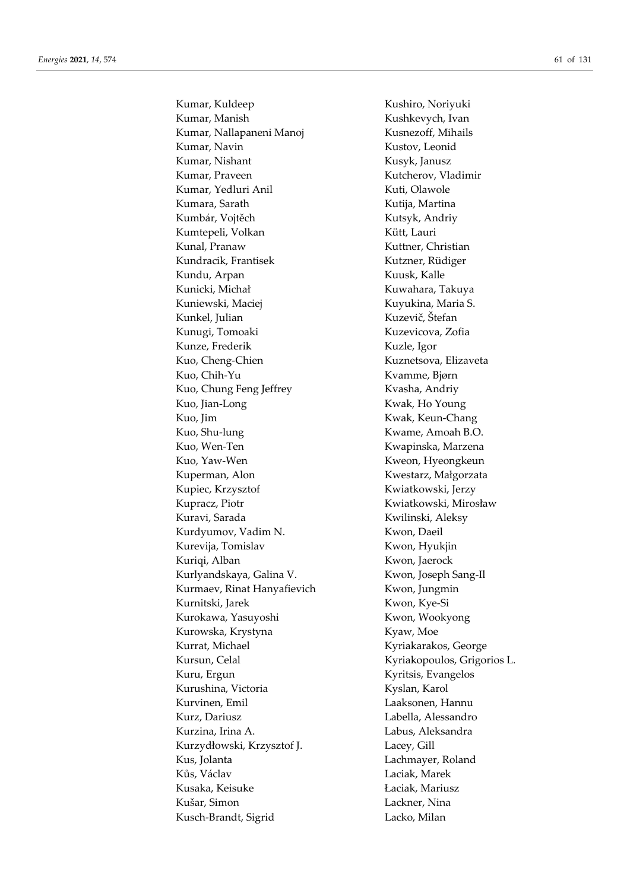Kumar, Kuldeep
Kumar, Manish
Kumar, Nallapaneni Manoj
Kumar, Navin
Kumar, Nishant
Kumar, Praveen
Kumar, Yedluri Anil
Kumara, Sarath
Kumbár, Vojtěch
Kumtepeli, Volkan
Kunal, Pranaw
Kundracik, Frantisek
Kundu, Arpan
Kunicki, Michał
Kuniewski, Maciej
Kunkel, Julian
Kunugi, Tomoaki
Kunze, Frederik
Kuo, Cheng-Chien
Kuo, Chih-Yu
Kuo, Chung Feng Jeffrey
Kuo, Jian-Long
Kuo, Jim
Kuo, Shu-lung
Kuo, Wen-Ten
Kuo, Yaw-Wen
Kuperman, Alon
Kupiec, Krzysztof
Kupracz, Piotr
Kuravi, Sarada
Kurdyumov, Vadim N.
Kurevija, Tomislav
Kuriqi, Alban
Kurlyandskaya, Galina V.
Kurmaev, Rinat Hanyafievich
Kurnitski, Jarek
Kurokawa, Yasuyoshi
Kurowska, Krystyna
Kurrat, Michael
Kursun, Celal
Kuru, Ergun
Kurushina, Victoria
Kurvinen, Emil
Kurz, Dariusz
Kurzina, Irina A.
Kurzydłowski, Krzysztof J.
Kus, Jolanta
Kůs, Václav
Kusaka, Keisuke
Kušar, Simon
Kusch-Brandt, Sigrid
Kushiro, Noriyuki
Kushkevych, Ivan
Kusnezoff, Mihails
Kustov, Leonid
Kusyk, Janusz
Kutcherov, Vladimir
Kuti, Olawole
Kutija, Martina
Kutsyk, Andriy
Kütt, Lauri
Kuttner, Christian
Kutzner, Rüdiger
Kuusk, Kalle
Kuwahara, Takuya
Kuyukina, Maria S.
Kuzevič, Štefan
Kuzevicova, Zofia
Kuzle, Igor
Kuznetsova, Elizaveta
Kvamme, Bjørn
Kvasha, Andriy
Kwak, Ho Young
Kwak, Keun-Chang
Kwame, Amoah B.O.
Kwapinska, Marzena
Kweon, Hyeongkeun
Kwestarz, Małgorzata
Kwiatkowski, Jerzy
Kwiatkowski, Mirosław
Kwilinski, Aleksy
Kwon, Daeil
Kwon, Hyukjin
Kwon, Jaerock
Kwon, Joseph Sang-Il
Kwon, Jungmin
Kwon, Kye-Si
Kwon, Wookyong
Kyaw, Moe
Kyriakarakos, George
Kyriakopoulos, Grigorios L.
Kyritsis, Evangelos
Kyslan, Karol
Laaksonen, Hannu
Labella, Alessandro
Labus, Aleksandra
Lacey, Gill
Lachmayer, Roland
Laciak, Marek
Łaciak, Mariusz
Lackner, Nina
Lacko, Milan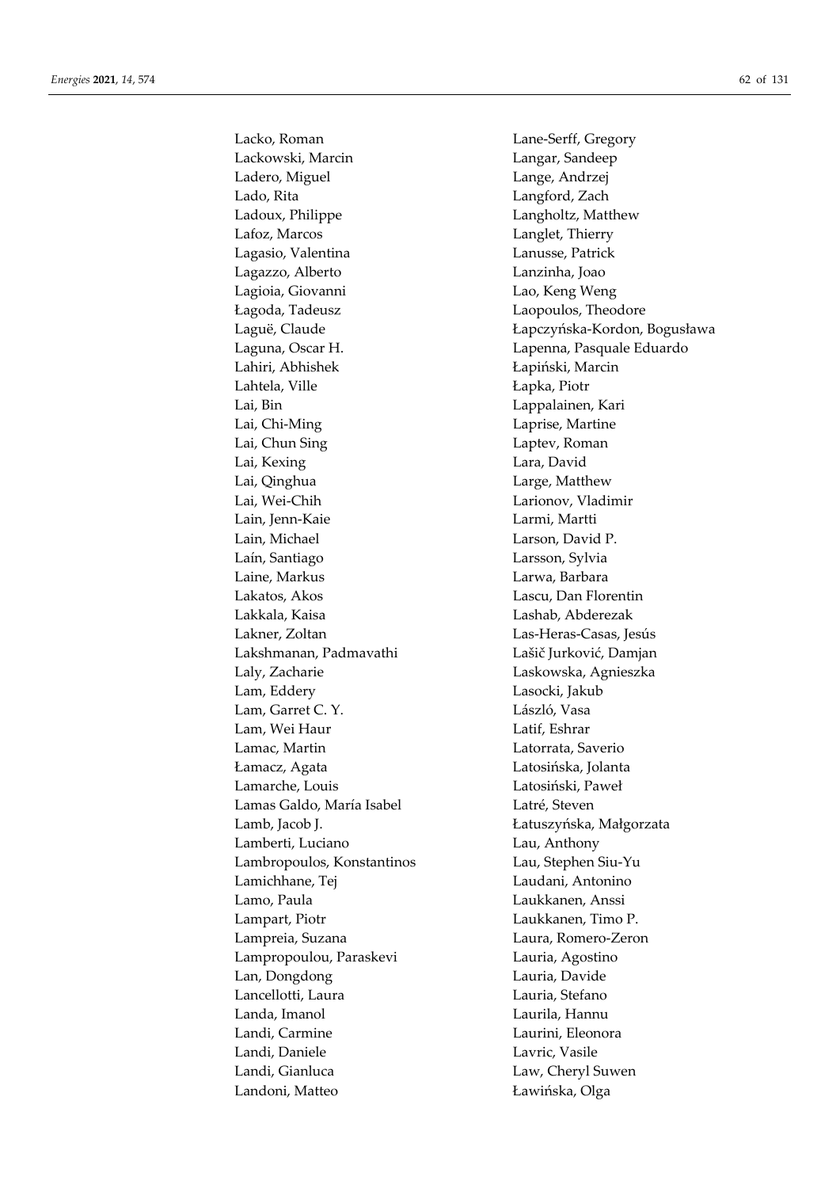Lacko, Roman
Lackowski, Marcin
Ladero, Miguel
Lado, Rita
Ladoux, Philippe
Lafoz, Marcos
Lagasio, Valentina
Lagazzo, Alberto
Lagioia, Giovanni
Łagoda, Tadeusz
Laguë, Claude
Laguna, Oscar H.
Lahiri, Abhishek
Lahtela, Ville
Lai, Bin
Lai, Chi-Ming
Lai, Chun Sing
Lai, Kexing
Lai, Qinghua
Lai, Wei-Chih
Lain, Jenn-Kaie
Lain, Michael
Laín, Santiago
Laine, Markus
Lakatos, Akos
Lakkala, Kaisa
Lakner, Zoltan
Lakshmanan, Padmavathi
Laly, Zacharie
Lam, Eddery
Lam, Garret C. Y.
Lam, Wei Haur
Lamac, Martin
Łamacz, Agata
Lamarche, Louis
Lamas Galdo, María Isabel
Lamb, Jacob J.
Lamberti, Luciano
Lambropoulos, Konstantinos
Lamichhane, Tej
Lamo, Paula
Lampart, Piotr
Lampreia, Suzana
Lampropoulou, Paraskevi
Lan, Dongdong
Lancellotti, Laura
Landa, Imanol
Landi, Carmine
Landi, Daniele
Landi, Gianluca
Landoni, Matteo
Lane-Serff, Gregory
Langar, Sandeep
Lange, Andrzej
Langford, Zach
Langholtz, Matthew
Langlet, Thierry
Lanusse, Patrick
Lanzinha, Joao
Lao, Keng Weng
Laopoulos, Theodore
Łapczyńska-Kordon, Bogusława
Lapenna, Pasquale Eduardo
Łapiński, Marcin
Łapka, Piotr
Lappalainen, Kari
Laprise, Martine
Laptev, Roman
Lara, David
Large, Matthew
Larionov, Vladimir
Larmi, Martti
Larson, David P.
Larsson, Sylvia
Larwa, Barbara
Lascu, Dan Florentin
Lashab, Abderezak
Las-Heras-Casas, Jesús
Lašič Jurković, Damjan
Laskowska, Agnieszka
Lasocki, Jakub
László, Vasa
Latif, Eshrar
Latorrata, Saverio
Latosińska, Jolanta
Latosiński, Paweł
Latré, Steven
Łatuszyńska, Małgorzata
Lau, Anthony
Lau, Stephen Siu-Yu
Laudani, Antonino
Laukkanen, Anssi
Laukkanen, Timo P.
Laura, Romero-Zeron
Lauria, Agostino
Lauria, Davide
Lauria, Stefano
Laurila, Hannu
Laurini, Eleonora
Lavric, Vasile
Law, Cheryl Suwen
Ławińska, Olga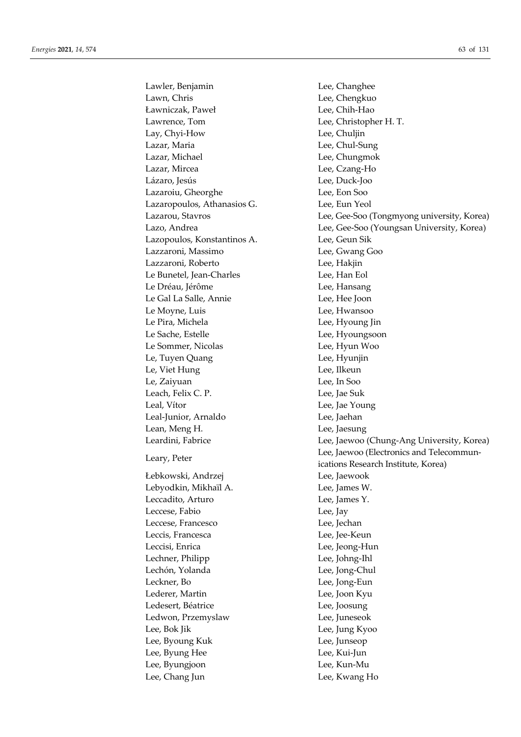Lawler, Benjamin
Lawn, Chris
Ławniczak, Paweł
Lawrence, Tom
Lay, Chyi-How
Lazar, Maria
Lazar, Michael
Lazar, Mircea
Lázaro, Jesús
Lazaroiu, Gheorghe
Lazaropoulos, Athanasios G.
Lazarou, Stavros
Lazo, Andrea
Lazopoulos, Konstantinos A.
Lazzaroni, Massimo
Lazzaroni, Roberto
Le Bunetel, Jean-Charles
Le Dréau, Jérôme
Le Gal La Salle, Annie
Le Moyne, Luis
Le Pira, Michela
Le Sache, Estelle
Le Sommer, Nicolas
Le, Tuyen Quang
Le, Viet Hung
Le, Zaiyuan
Leach, Felix C. P.
Leal, Vítor
Leal-Junior, Arnaldo
Lean, Meng H.
Leardini, Fabrice
Leary, Peter
Łebkowski, Andrzej
Lebyodkin, Mikhaïl A.
Leccadito, Arturo
Leccese, Fabio
Leccese, Francesco
Leccis, Francesca
Leccisi, Enrica
Lechner, Philipp
Lechón, Yolanda
Leckner, Bo
Lederer, Martin
Ledesert, Béatrice
Ledwon, Przemyslaw
Lee, Bok Jik
Lee, Byoung Kuk
Lee, Byung Hee
Lee, Byungjoon
Lee, Chang Jun
Lee, Changhee
Lee, Chengkuo
Lee, Chih-Hao
Lee, Christopher H. T.
Lee, Chuljin
Lee, Chul-Sung
Lee, Chungmok
Lee, Czang-Ho
Lee, Duck-Joo
Lee, Eon Soo
Lee, Eun Yeol
Lee, Gee-Soo (Tongmyong university, Korea)
Lee, Gee-Soo (Youngsan University, Korea)
Lee, Geun Sik
Lee, Gwang Goo
Lee, Hakjin
Lee, Han Eol
Lee, Hansang
Lee, Hee Joon
Lee, Hwansoo
Lee, Hyoung Jin
Lee, Hyoungsoon
Lee, Hyun Woo
Lee, Hyunjin
Lee, Ilkeun
Lee, In Soo
Lee, Jae Suk
Lee, Jae Young
Lee, Jaehan
Lee, Jaesung
Lee, Jaewoo (Chung-Ang University, Korea)
Lee, Jaewoo (Electronics and Telecommunications Research Institute, Korea)
Lee, Jaewook
Lee, James W.
Lee, James Y.
Lee, Jay
Lee, Jechan
Lee, Jee-Keun
Lee, Jeong-Hun
Lee, Johng-Ihl
Lee, Jong-Chul
Lee, Jong-Eun
Lee, Joon Kyu
Lee, Joosung
Lee, Juneseok
Lee, Jung Kyoo
Lee, Junseop
Lee, Kui-Jun
Lee, Kun-Mu
Lee, Kwang Ho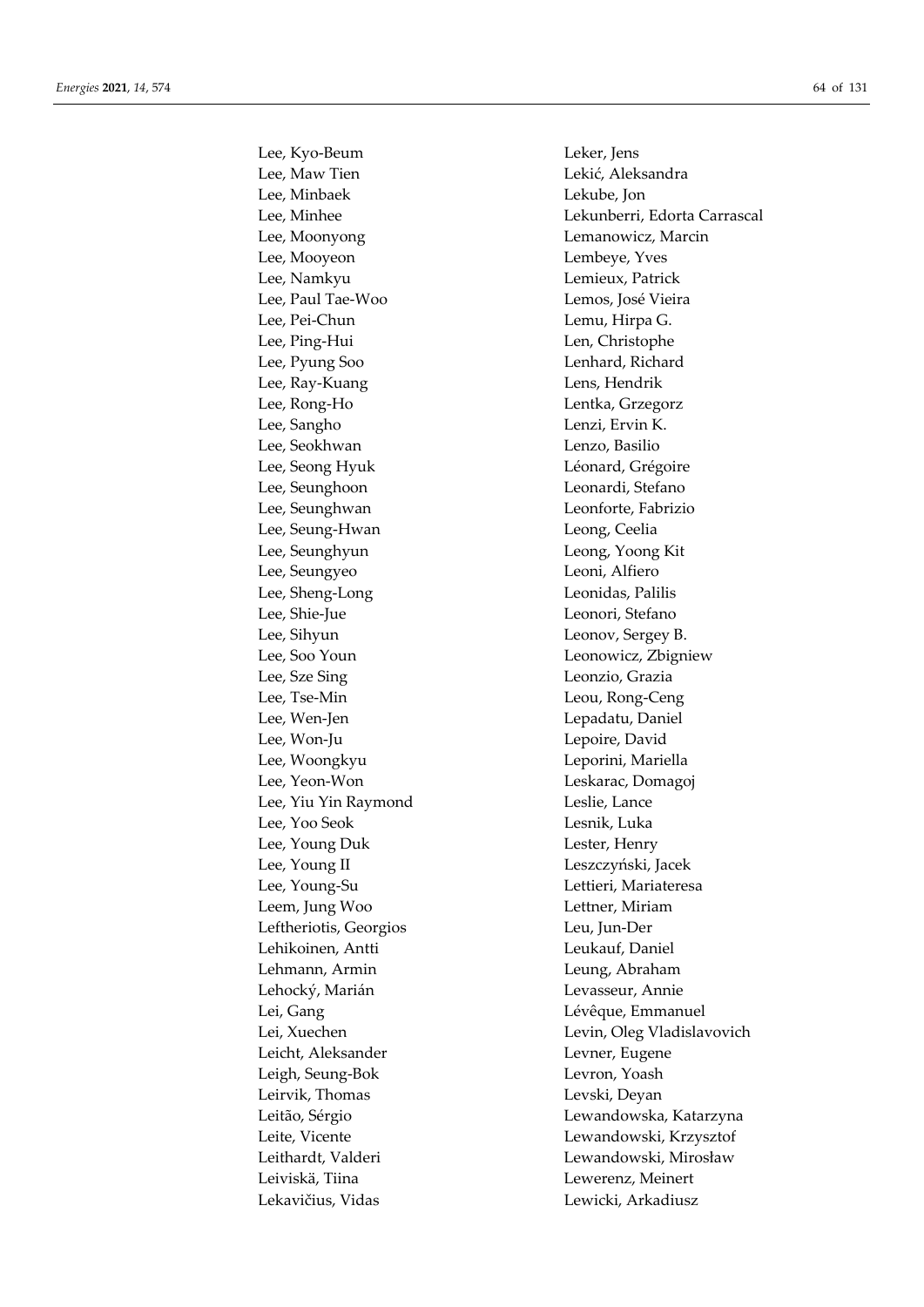Lee, Kyo-Beum
Lee, Maw Tien
Lee, Minbaek
Lee, Minhee
Lee, Moonyong
Lee, Mooyeon
Lee, Namkyu
Lee, Paul Tae-Woo
Lee, Pei-Chun
Lee, Ping-Hui
Lee, Pyung Soo
Lee, Ray-Kuang
Lee, Rong-Ho
Lee, Sangho
Lee, Seokhwan
Lee, Seong Hyuk
Lee, Seunghoon
Lee, Seunghwan
Lee, Seung-Hwan
Lee, Seunghyun
Lee, Seungyeo
Lee, Sheng-Long
Lee, Shie-Jue
Lee, Sihyun
Lee, Soo Youn
Lee, Sze Sing
Lee, Tse-Min
Lee, Wen-Jen
Lee, Won-Ju
Lee, Woongkyu
Lee, Yeon-Won
Lee, Yiu Yin Raymond
Lee, Yoo Seok
Lee, Young Duk
Lee, Young Il
Lee, Young-Su
Leem, Jung Woo
Leftheriotis, Georgios
Lehikoinen, Antti
Lehmann, Armin
Lehocký, Marián
Lei, Gang
Lei, Xuechen
Leicht, Aleksander
Leigh, Seung-Bok
Leirvik, Thomas
Leitão, Sérgio
Leite, Vicente
Leithardt, Valderi
Leiviskä, Tiina
Lekavičius, Vidas
Leker, Jens
Lekić, Aleksandra
Lekube, Jon
Lekunberri, Edorta Carrascal
Lemanowicz, Marcin
Lembeye, Yves
Lemieux, Patrick
Lemos, José Vieira
Lemu, Hirpa G.
Len, Christophe
Lenhard, Richard
Lens, Hendrik
Lentka, Grzegorz
Lenzi, Ervin K.
Lenzo, Basilio
Léonard, Grégoire
Leonardi, Stefano
Leonforte, Fabrizio
Leong, Ceelia
Leong, Yoong Kit
Leoni, Alfiero
Leonidas, Palilis
Leonori, Stefano
Leonov, Sergey B.
Leonowicz, Zbigniew
Leonzio, Grazia
Leou, Rong-Ceng
Lepadatu, Daniel
Lepoire, David
Leporini, Mariella
Leskarac, Domagoj
Leslie, Lance
Lesnik, Luka
Lester, Henry
Leszczyński, Jacek
Lettieri, Mariateresa
Lettner, Miriam
Leu, Jun-Der
Leukauf, Daniel
Leung, Abraham
Levasseur, Annie
Lévêque, Emmanuel
Levin, Oleg Vladislavovich
Levner, Eugene
Levron, Yoash
Levski, Deyan
Lewandowska, Katarzyna
Lewandowski, Krzysztof
Lewandowski, Mirosław
Lewerenz, Meinert
Lewicki, Arkadiusz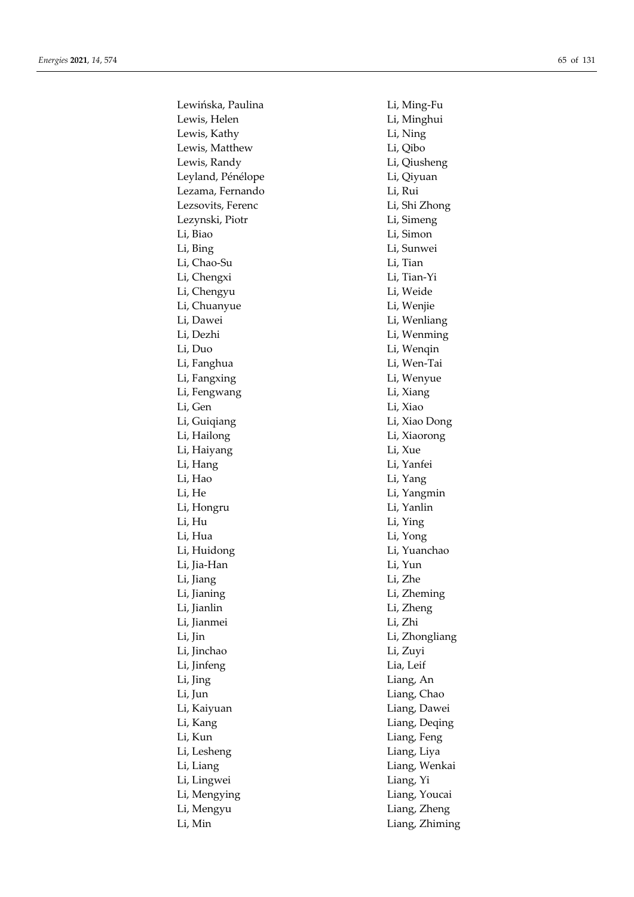Lewińska, Paulina
Lewis, Helen
Lewis, Kathy
Lewis, Matthew
Lewis, Randy
Leyland, Pénélope
Lezama, Fernando
Lezsovits, Ferenc
Lezynski, Piotr
Li, Biao
Li, Bing
Li, Chao-Su
Li, Chengxi
Li, Chengyu
Li, Chuanyue
Li, Dawei
Li, Dezhi
Li, Duo
Li, Fanghua
Li, Fangxing
Li, Fengwang
Li, Gen
Li, Guiqiang
Li, Hailong
Li, Haiyang
Li, Hang
Li, Hao
Li, He
Li, Hongru
Li, Hu
Li, Hua
Li, Huidong
Li, Jia-Han
Li, Jiang
Li, Jianing
Li, Jianlin
Li, Jianmei
Li, Jin
Li, Jinchao
Li, Jinfeng
Li, Jing
Li, Jun
Li, Kaiyuan
Li, Kang
Li, Kun
Li, Lesheng
Li, Liang
Li, Lingwei
Li, Mengying
Li, Mengyu
Li, Min
Li, Ming-Fu
Li, Minghui
Li, Ning
Li, Qibo
Li, Qiusheng
Li, Qiyuan
Li, Rui
Li, Shi Zhong
Li, Simeng
Li, Simon
Li, Sunwei
Li, Tian
Li, Tian-Yi
Li, Weide
Li, Wenjie
Li, Wenliang
Li, Wenming
Li, Wenqin
Li, Wen-Tai
Li, Wenyue
Li, Xiang
Li, Xiao
Li, Xiao Dong
Li, Xiaorong
Li, Xue
Li, Yanfei
Li, Yang
Li, Yangmin
Li, Yanlin
Li, Ying
Li, Yong
Li, Yuanchao
Li, Yun
Li, Zhe
Li, Zheming
Li, Zheng
Li, Zhi
Li, Zhongliang
Li, Zuyi
Lia, Leif
Liang, An
Liang, Chao
Liang, Dawei
Liang, Deqing
Liang, Feng
Liang, Liya
Liang, Wenkai
Liang, Yi
Liang, Youcai
Liang, Zheng
Liang, Zhiming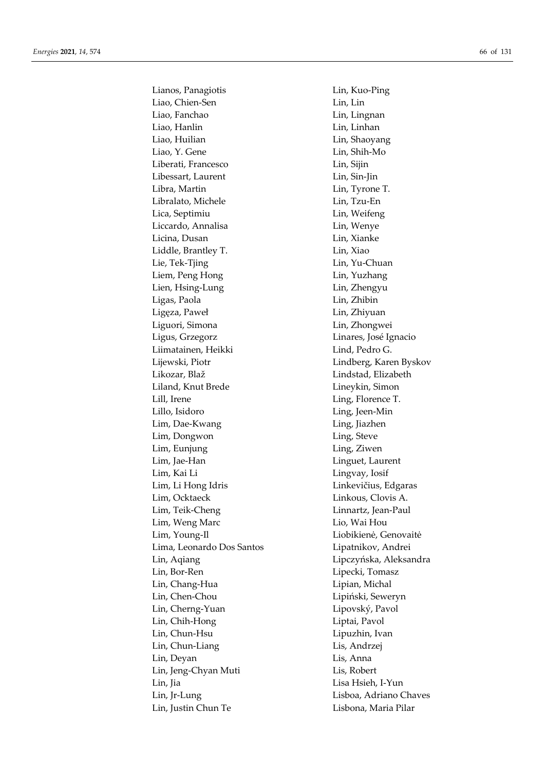Lianos, Panagiotis
Liao, Chien-Sen
Liao, Fanchao
Liao, Hanlin
Liao, Huilian
Liao, Y. Gene
Liberati, Francesco
Libessart, Laurent
Libra, Martin
Libralato, Michele
Lica, Septimiu
Liccardo, Annalisa
Licina, Dusan
Liddle, Brantley T.
Lie, Tek-Tjing
Liem, Peng Hong
Lien, Hsing-Lung
Ligas, Paola
Ligęza, Paweł
Liguori, Simona
Ligus, Grzegorz
Liimatainen, Heikki
Lijewski, Piotr
Likozar, Blaž
Liland, Knut Brede
Lill, Irene
Lillo, Isidoro
Lim, Dae-Kwang
Lim, Dongwon
Lim, Eunjung
Lim, Jae-Han
Lim, Kai Li
Lim, Li Hong Idris
Lim, Ocktaeck
Lim, Teik-Cheng
Lim, Weng Marc
Lim, Young-Il
Lima, Leonardo Dos Santos
Lin, Aqiang
Lin, Bor-Ren
Lin, Chang-Hua
Lin, Chen-Chou
Lin, Cherng-Yuan
Lin, Chih-Hong
Lin, Chun-Hsu
Lin, Chun-Liang
Lin, Deyan
Lin, Jeng-Chyan Muti
Lin, Jia
Lin, Jr-Lung
Lin, Justin Chun Te
Lin, Kuo-Ping
Lin, Lin
Lin, Lingnan
Lin, Linhan
Lin, Shaoyang
Lin, Shih-Mo
Lin, Sijin
Lin, Sin-Jin
Lin, Tyrone T.
Lin, Tzu-En
Lin, Weifeng
Lin, Wenye
Lin, Xianke
Lin, Xiao
Lin, Yu-Chuan
Lin, Yuzhang
Lin, Zhengyu
Lin, Zhibin
Lin, Zhiyuan
Lin, Zhongwei
Linares, José Ignacio
Lind, Pedro G.
Lindberg, Karen Byskov
Lindstad, Elizabeth
Lineykin, Simon
Ling, Florence T.
Ling, Jeen-Min
Ling, Jiazhen
Ling, Steve
Ling, Ziwen
Linguet, Laurent
Lingvay, Iosif
Linkevičius, Edgaras
Linkous, Clovis A.
Linnartz, Jean-Paul
Lio, Wai Hou
Liobikienė, Genovaitė
Lipatnikov, Andrei
Lipczyńska, Aleksandra
Lipecki, Tomasz
Lipian, Michal
Lipiński, Seweryn
Lipovský, Pavol
Liptai, Pavol
Lipuzhin, Ivan
Lis, Andrzej
Lis, Anna
Lis, Robert
Lisa Hsieh, I-Yun
Lisboa, Adriano Chaves
Lisbona, Maria Pilar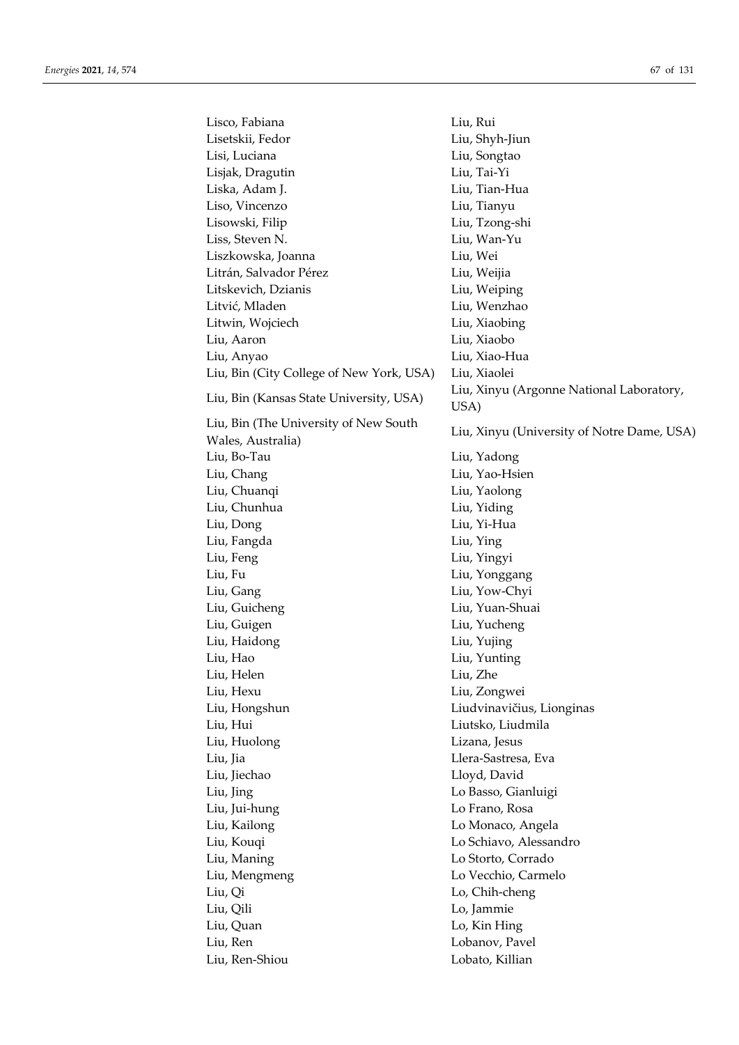Lisco, Fabiana
Lisetskii, Fedor
Lisi, Luciana
Lisjak, Dragutin
Liska, Adam J.
Liso, Vincenzo
Lisowski, Filip
Liss, Steven N.
Liszkowska, Joanna
Litrán, Salvador Pérez
Litskevich, Dzianis
Litvić, Mladen
Litwin, Wojciech
Liu, Aaron
Liu, Anyao
Liu, Bin (City College of New York, USA)
Liu, Bin (Kansas State University, USA)
Liu, Bin (The University of New South Wales, Australia)
Liu, Bo-Tau
Liu, Chang
Liu, Chuanqi
Liu, Chunhua
Liu, Dong
Liu, Fangda
Liu, Feng
Liu, Fu
Liu, Gang
Liu, Guicheng
Liu, Guigen
Liu, Haidong
Liu, Hao
Liu, Helen
Liu, Hexu
Liu, Hongshun
Liu, Hui
Liu, Huolong
Liu, Jia
Liu, Jiechao
Liu, Jing
Liu, Jui-hung
Liu, Kailong
Liu, Kouqi
Liu, Maning
Liu, Mengmeng
Liu, Qi
Liu, Qili
Liu, Quan
Liu, Ren
Liu, Ren-Shiou
Liu, Rui
Liu, Shyh-Jiun
Liu, Songtao
Liu, Tai-Yi
Liu, Tian-Hua
Liu, Tianyu
Liu, Tzong-shi
Liu, Wan-Yu
Liu, Wei
Liu, Weijia
Liu, Weiping
Liu, Wenzhao
Liu, Xiaobing
Liu, Xiaobo
Liu, Xiao-Hua
Liu, Xiaolei
Liu, Xinyu (Argonne National Laboratory, USA)
Liu, Xinyu (University of Notre Dame, USA)
Liu, Yadong
Liu, Yao-Hsien
Liu, Yaolong
Liu, Yiding
Liu, Yi-Hua
Liu, Ying
Liu, Yingyi
Liu, Yonggang
Liu, Yow-Chyi
Liu, Yuan-Shuai
Liu, Yucheng
Liu, Yujing
Liu, Yunting
Liu, Zhe
Liu, Zongwei
Liudvinavičius, Lionginas
Liutsko, Liudmila
Lizana, Jesus
Llera-Sastresa, Eva
Lloyd, David
Lo Basso, Gianluigi
Lo Frano, Rosa
Lo Monaco, Angela
Lo Schiavo, Alessandro
Lo Storto, Corrado
Lo Vecchio, Carmelo
Lo, Chih-cheng
Lo, Jammie
Lo, Kin Hing
Lobanov, Pavel
Lobato, Killian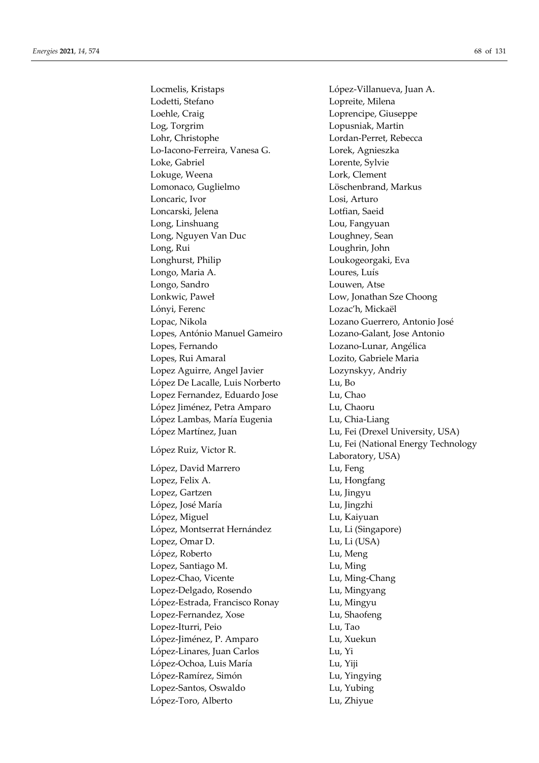Locmelis, Kristaps
Lodetti, Stefano
Loehle, Craig
Log, Torgrim
Lohr, Christophe
Lo-Iacono-Ferreira, Vanesa G.
Loke, Gabriel
Lokuge, Weena
Lomonaco, Guglielmo
Loncaric, Ivor
Loncarski, Jelena
Long, Linshuang
Long, Nguyen Van Duc
Long, Rui
Longhurst, Philip
Longo, Maria A.
Longo, Sandro
Lonkwic, Paweł
Lónyi, Ferenc
Lopac, Nikola
Lopes, António Manuel Gameiro
Lopes, Fernando
Lopes, Rui Amaral
Lopez Aguirre, Angel Javier
López De Lacalle, Luis Norberto
Lopez Fernandez, Eduardo Jose
López Jiménez, Petra Amparo
López Lambas, María Eugenia
López Martínez, Juan
López Ruiz, Victor R.
López, David Marrero
Lopez, Felix A.
Lopez, Gartzen
López, José María
López, Miguel
López, Montserrat Hernández
Lopez, Omar D.
López, Roberto
Lopez, Santiago M.
Lopez-Chao, Vicente
Lopez-Delgado, Rosendo
López-Estrada, Francisco Ronay
Lopez-Fernandez, Xose
Lopez-Iturri, Peio
López-Jiménez, P. Amparo
López-Linares, Juan Carlos
López-Ochoa, Luis María
López-Ramírez, Simón
Lopez-Santos, Oswaldo
López-Toro, Alberto
López-Villanueva, Juan A.
Lopreite, Milena
Loprencipe, Giuseppe
Lopusniak, Martin
Lordan-Perret, Rebecca
Lorek, Agnieszka
Lorente, Sylvie
Lork, Clement
Löschenbrand, Markus
Losi, Arturo
Lotfian, Saeid
Lou, Fangyuan
Loughney, Sean
Loughrin, John
Loukogeorgaki, Eva
Loures, Luís
Louwen, Atse
Low, Jonathan Sze Choong
Lozac'h, Mickaël
Lozano Guerrero, Antonio José
Lozano-Galant, Jose Antonio
Lozano-Lunar, Angélica
Lozito, Gabriele Maria
Lozynskyy, Andriy
Lu, Bo
Lu, Chao
Lu, Chaoru
Lu, Chia-Liang
Lu, Fei (Drexel University, USA)
Lu, Fei (National Energy Technology Laboratory, USA)
Lu, Feng
Lu, Hongfang
Lu, Jingyu
Lu, Jingzhi
Lu, Kaiyuan
Lu, Li (Singapore)
Lu, Li (USA)
Lu, Meng
Lu, Ming
Lu, Ming-Chang
Lu, Mingyang
Lu, Mingyu
Lu, Shaofeng
Lu, Tao
Lu, Xuekun
Lu, Yi
Lu, Yiji
Lu, Yingying
Lu, Yubing
Lu, Zhiyue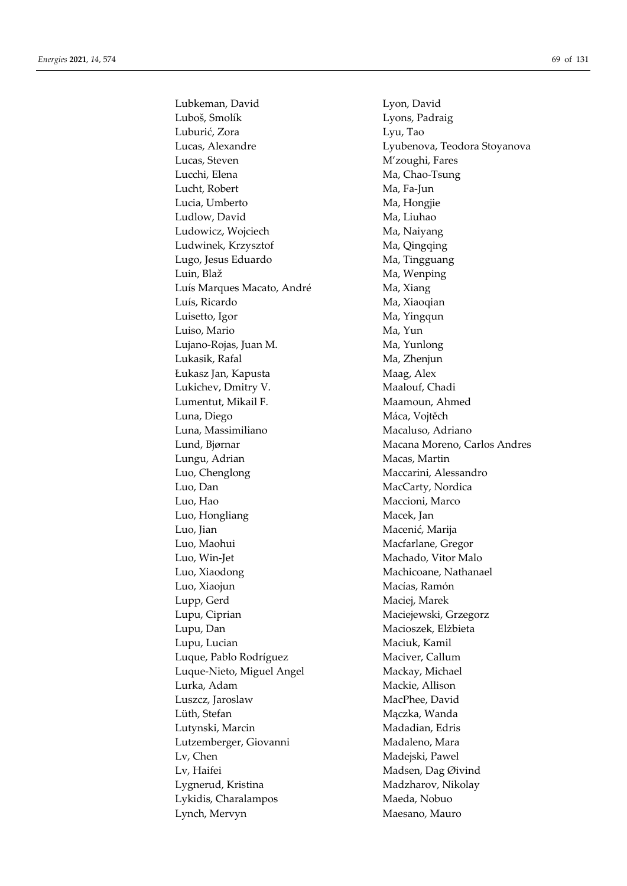Lubkeman, David
Luboš, Smolík
Luburić, Zora
Lucas, Alexandre
Lucas, Steven
Lucchi, Elena
Lucht, Robert
Lucia, Umberto
Ludlow, David
Ludowicz, Wojciech
Ludwinek, Krzysztof
Lugo, Jesus Eduardo
Luin, Blaž
Luís Marques Macato, André
Luís, Ricardo
Luisetto, Igor
Luiso, Mario
Lujano-Rojas, Juan M.
Lukasik, Rafal
Łukasz Jan, Kapusta
Lukichev, Dmitry V.
Lumentut, Mikail F.
Luna, Diego
Luna, Massimiliano
Lund, Bjørnar
Lungu, Adrian
Luo, Chenglong
Luo, Dan
Luo, Hao
Luo, Hongliang
Luo, Jian
Luo, Maohui
Luo, Win-Jet
Luo, Xiaodong
Luo, Xiaojun
Lupp, Gerd
Lupu, Ciprian
Lupu, Dan
Lupu, Lucian
Luque, Pablo Rodríguez
Luque-Nieto, Miguel Angel
Lurka, Adam
Luszcz, Jaroslaw
Lüth, Stefan
Lutynski, Marcin
Lutzemberger, Giovanni
Lv, Chen
Lv, Haifei
Lygnerud, Kristina
Lykidis, Charalampos
Lynch, Mervyn
Lyon, David
Lyons, Padraig
Lyu, Tao
Lyubenova, Teodora Stoyanova
M'zoughi, Fares
Ma, Chao-Tsung
Ma, Fa-Jun
Ma, Hongjie
Ma, Liuhao
Ma, Naiyang
Ma, Qingqing
Ma, Tingguang
Ma, Wenping
Ma, Xiang
Ma, Xiaoqian
Ma, Yingqun
Ma, Yun
Ma, Yunlong
Ma, Zhenjun
Maag, Alex
Maalouf, Chadi
Maamoun, Ahmed
Máca, Vojtěch
Macaluso, Adriano
Macana Moreno, Carlos Andres
Macas, Martin
Maccarini, Alessandro
MacCarty, Nordica
Maccioni, Marco
Macek, Jan
Macenić, Marija
Macfarlane, Gregor
Machado, Vitor Malo
Machicoane, Nathanael
Macías, Ramón
Maciej, Marek
Maciejewski, Grzegorz
Macioszek, Elżbieta
Maciuk, Kamil
Maciver, Callum
Mackay, Michael
Mackie, Allison
MacPhee, David
Mączka, Wanda
Madadian, Edris
Madaleno, Mara
Madejski, Pawel
Madsen, Dag Øivind
Madzharov, Nikolay
Maeda, Nobuo
Maesano, Mauro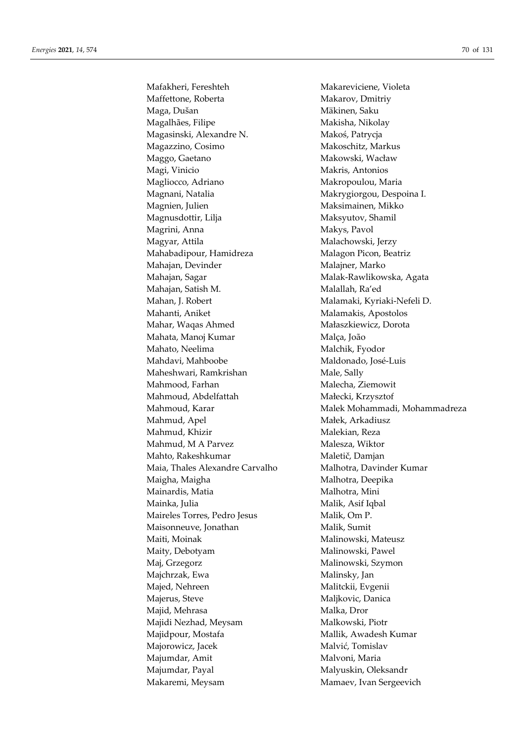Mafakheri, Fereshteh
Maffettone, Roberta
Maga, Dušan
Magalhães, Filipe
Magasinski, Alexandre N.
Magazzino, Cosimo
Maggo, Gaetano
Magi, Vinicio
Magliocco, Adriano
Magnani, Natalia
Magnien, Julien
Magnusdottir, Lilja
Magrini, Anna
Magyar, Attila
Mahabadipour, Hamidreza
Mahajan, Devinder
Mahajan, Sagar
Mahajan, Satish M.
Mahan, J. Robert
Mahanti, Aniket
Mahar, Waqas Ahmed
Mahata, Manoj Kumar
Mahato, Neelima
Mahdavi, Mahboobe
Maheshwari, Ramkrishan
Mahmood, Farhan
Mahmoud, Abdelfattah
Mahmoud, Karar
Mahmud, Apel
Mahmud, Khizir
Mahmud, M A Parvez
Mahto, Rakeshkumar
Maia, Thales Alexandre Carvalho
Maigha, Maigha
Mainardis, Matia
Mainka, Julia
Maireles Torres, Pedro Jesus
Maisonneuve, Jonathan
Maiti, Moinak
Maity, Debotyam
Maj, Grzegorz
Majchrzak, Ewa
Majed, Nehreen
Majerus, Steve
Majid, Mehrasa
Majidi Nezhad, Meysam
Majidpour, Mostafa
Majorowicz, Jacek
Majumdar, Amit
Majumdar, Payal
Makaremi, Meysam
Makareviciene, Violeta
Makarov, Dmitriy
Mäkinen, Saku
Makisha, Nikolay
Makoś, Patrycja
Makoschitz, Markus
Makowski, Wacław
Makris, Antonios
Makropoulou, Maria
Makrygiorgou, Despoina I.
Maksimainen, Mikko
Maksyutov, Shamil
Makys, Pavol
Malachowski, Jerzy
Malagon Picon, Beatriz
Malajner, Marko
Malak-Rawlikowska, Agata
Malallah, Ra'ed
Malamaki, Kyriaki-Nefeli D.
Malamakis, Apostolos
Małaszkiewicz, Dorota
Malça, João
Malchik, Fyodor
Maldonado, José-Luis
Male, Sally
Malecha, Ziemowit
Małecki, Krzysztof
Malek Mohammadi, Mohammadreza
Małek, Arkadiusz
Malekian, Reza
Malesza, Wiktor
Maletič, Damjan
Malhotra, Davinder Kumar
Malhotra, Deepika
Malhotra, Mini
Malik, Asif Iqbal
Malik, Om P.
Malik, Sumit
Malinowski, Mateusz
Malinowski, Pawel
Malinowski, Szymon
Malinsky, Jan
Malitckii, Evgenii
Maljkovic, Danica
Malka, Dror
Malkowski, Piotr
Mallik, Awadesh Kumar
Malvić, Tomislav
Malvoni, Maria
Malyuskin, Oleksandr
Mamaev, Ivan Sergeevich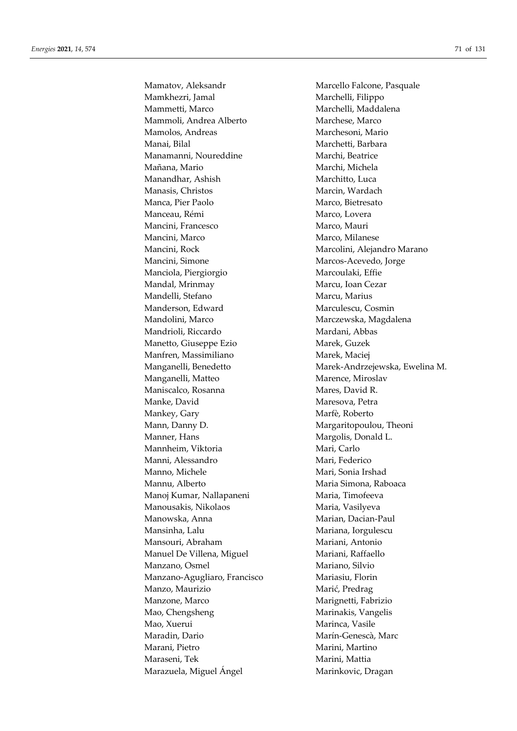Mamatov, Aleksandr
Mamkhezri, Jamal
Mammetti, Marco
Mammoli, Andrea Alberto
Mamolos, Andreas
Manai, Bilal
Manamanni, Noureddine
Mañana, Mario
Manandhar, Ashish
Manasis, Christos
Manca, Pier Paolo
Manceau, Rémi
Mancini, Francesco
Mancini, Marco
Mancini, Rock
Mancini, Simone
Manciola, Piergiorgio
Mandal, Mrinmay
Mandelli, Stefano
Manderson, Edward
Mandolini, Marco
Mandrioli, Riccardo
Manetto, Giuseppe Ezio
Manfren, Massimiliano
Manganelli, Benedetto
Manganelli, Matteo
Maniscalco, Rosanna
Manke, David
Mankey, Gary
Mann, Danny D.
Manner, Hans
Mannheim, Viktoria
Manni, Alessandro
Manno, Michele
Mannu, Alberto
Manoj Kumar, Nallapaneni
Manousakis, Nikolaos
Manowska, Anna
Mansinha, Lalu
Mansouri, Abraham
Manuel De Villena, Miguel
Manzano, Osmel
Manzano-Agugliaro, Francisco
Manzo, Maurizio
Manzone, Marco
Mao, Chengsheng
Mao, Xuerui
Maradin, Dario
Marani, Pietro
Maraseni, Tek
Marazuela, Miguel Ángel
Marcello Falcone, Pasquale
Marchelli, Filippo
Marchelli, Maddalena
Marchese, Marco
Marchesoni, Mario
Marchetti, Barbara
Marchi, Beatrice
Marchi, Michela
Marchitto, Luca
Marcin, Wardach
Marco, Bietresato
Marco, Lovera
Marco, Mauri
Marco, Milanese
Marcolini, Alejandro Marano
Marcos-Acevedo, Jorge
Marcoulaki, Effie
Marcu, Ioan Cezar
Marcu, Marius
Marculescu, Cosmin
Marczewska, Magdalena
Mardani, Abbas
Marek, Guzek
Marek, Maciej
Marek-Andrzejewska, Ewelina M.
Marence, Miroslav
Mares, David R.
Maresova, Petra
Marfè, Roberto
Margaritopoulou, Theoni
Margolis, Donald L.
Mari, Carlo
Mari, Federico
Mari, Sonia Irshad
Maria Simona, Raboaca
Maria, Timofeeva
Maria, Vasilyeva
Marian, Dacian-Paul
Mariana, Iorgulescu
Mariani, Antonio
Mariani, Raffaello
Mariano, Silvio
Mariasiu, Florin
Marić, Predrag
Marignetti, Fabrizio
Marinakis, Vangelis
Marinca, Vasile
Marín-Genescà, Marc
Marini, Martino
Marini, Mattia
Marinkovic, Dragan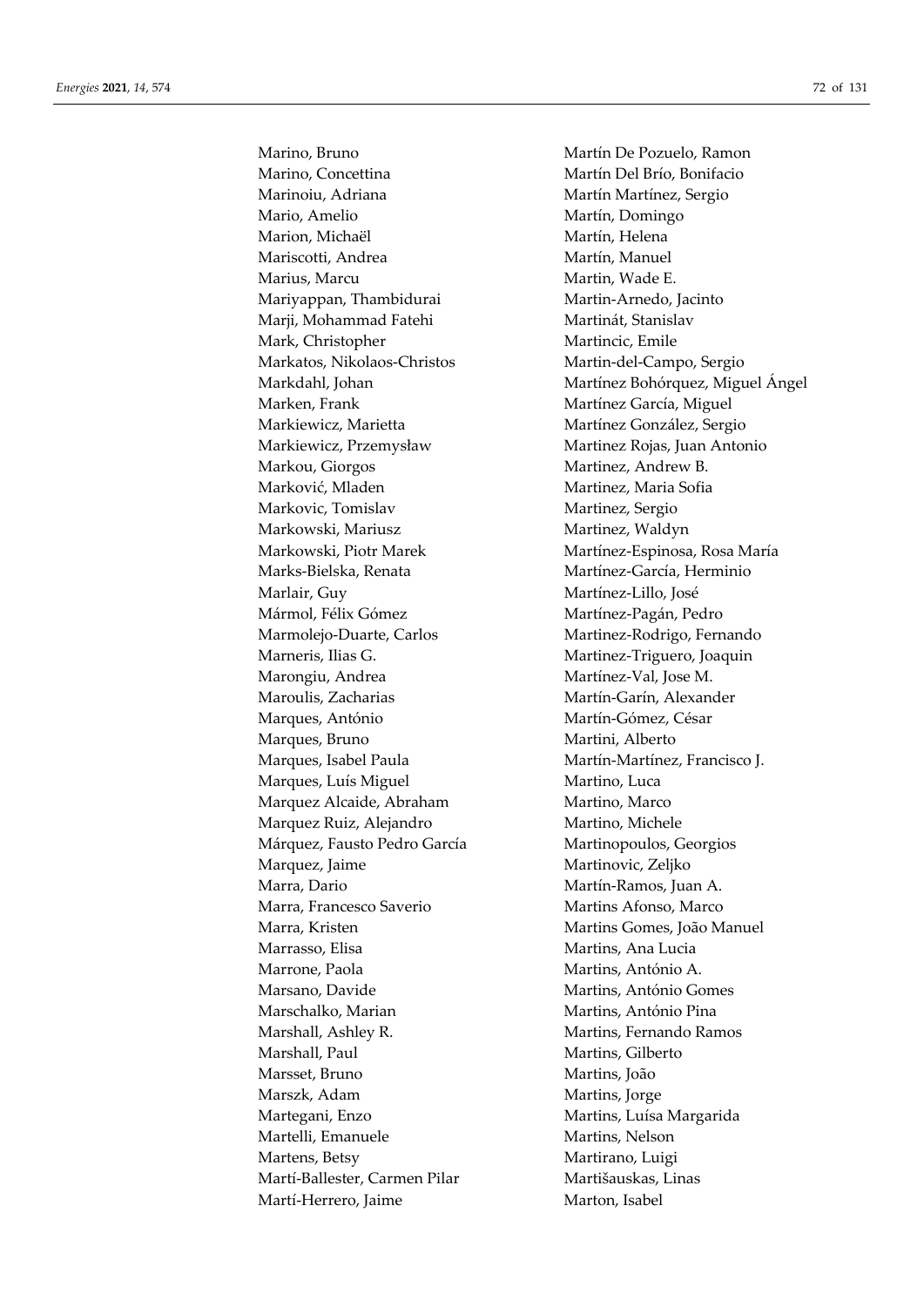Marino, Bruno
Marino, Concettina
Marinoiu, Adriana
Mario, Amelio
Marion, Michaël
Mariscotti, Andrea
Marius, Marcu
Mariyappan, Thambidurai
Marji, Mohammad Fatehi
Mark, Christopher
Markatos, Nikolaos-Christos
Markdahl, Johan
Marken, Frank
Markiewicz, Marietta
Markiewicz, Przemysław
Markou, Giorgos
Marković, Mladen
Markovic, Tomislav
Markowski, Mariusz
Markowski, Piotr Marek
Marks-Bielska, Renata
Marlair, Guy
Mármol, Félix Gómez
Marmolejo-Duarte, Carlos
Marneris, Ilias G.
Marongiu, Andrea
Maroulis, Zacharias
Marques, António
Marques, Bruno
Marques, Isabel Paula
Marques, Luís Miguel
Marquez Alcaide, Abraham
Marquez Ruiz, Alejandro
Márquez, Fausto Pedro García
Marquez, Jaime
Marra, Dario
Marra, Francesco Saverio
Marra, Kristen
Marrasso, Elisa
Marrone, Paola
Marsano, Davide
Marschalko, Marian
Marshall, Ashley R.
Marshall, Paul
Marsset, Bruno
Marszk, Adam
Martegani, Enzo
Martelli, Emanuele
Martens, Betsy
Martí-Ballester, Carmen Pilar
Martí-Herrero, Jaime
Martín De Pozuelo, Ramon
Martín Del Brío, Bonifacio
Martín Martínez, Sergio
Martín, Domingo
Martín, Helena
Martín, Manuel
Martin, Wade E.
Martin-Arnedo, Jacinto
Martinát, Stanislav
Martincic, Emile
Martin-del-Campo, Sergio
Martínez Bohórquez, Miguel Ángel
Martínez García, Miguel
Martínez González, Sergio
Martinez Rojas, Juan Antonio
Martinez, Andrew B.
Martinez, Maria Sofia
Martinez, Sergio
Martinez, Waldyn
Martínez-Espinosa, Rosa María
Martínez-García, Herminio
Martínez-Lillo, José
Martínez-Pagán, Pedro
Martinez-Rodrigo, Fernando
Martinez-Triguero, Joaquin
Martínez-Val, Jose M.
Martín-Garín, Alexander
Martín-Gómez, César
Martini, Alberto
Martín-Martínez, Francisco J.
Martino, Luca
Martino, Marco
Martino, Michele
Martinopoulos, Georgios
Martinovic, Zeljko
Martín-Ramos, Juan A.
Martins Afonso, Marco
Martins Gomes, João Manuel
Martins, Ana Lucia
Martins, António A.
Martins, António Gomes
Martins, António Pina
Martins, Fernando Ramos
Martins, Gilberto
Martins, João
Martins, Jorge
Martins, Luísa Margarida
Martins, Nelson
Martirano, Luigi
Martišauskas, Linas
Marton, Isabel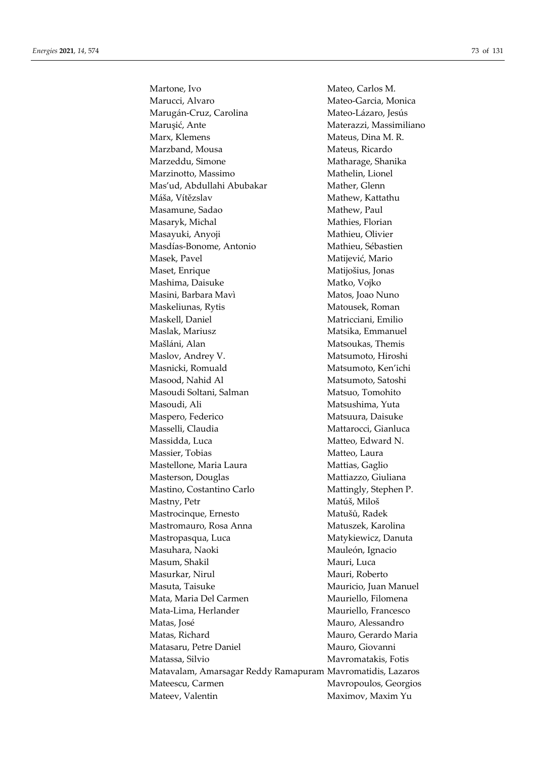Martone, Ivo
Marucci, Alvaro
Marugán-Cruz, Carolina
Maruşić, Ante
Marx, Klemens
Marzband, Mousa
Marzeddu, Simone
Marzinotto, Massimo
Mas'ud, Abdullahi Abubakar
Máša, Vítězslav
Masamune, Sadao
Masaryk, Michal
Masayuki, Anyoji
Masdías-Bonome, Antonio
Masek, Pavel
Maset, Enrique
Mashima, Daisuke
Masini, Barbara Mavì
Maskeliunas, Rytis
Maskell, Daniel
Maslak, Mariusz
Mašláni, Alan
Maslov, Andrey V.
Masnicki, Romuald
Masood, Nahid Al
Masoudi Soltani, Salman
Masoudi, Ali
Maspero, Federico
Masselli, Claudia
Massidda, Luca
Massier, Tobias
Mastellone, Maria Laura
Masterson, Douglas
Mastino, Costantino Carlo
Mastny, Petr
Mastrocinque, Ernesto
Mastromauro, Rosa Anna
Mastropasqua, Luca
Masuhara, Naoki
Masum, Shakil
Masurkar, Nirul
Masuta, Taisuke
Mata, Maria Del Carmen
Mata-Lima, Herlander
Matas, José
Matas, Richard
Matasaru, Petre Daniel
Matassa, Silvio
Matavalam, Amarsagar Reddy Ramapuram
Mateescu, Carmen
Mateev, Valentin
Mateo, Carlos M.
Mateo-Garcia, Monica
Mateo-Lázaro, Jesús
Materazzi, Massimiliano
Mateus, Dina M. R.
Mateus, Ricardo
Matharage, Shanika
Mathelin, Lionel
Mather, Glenn
Mathew, Kattathu
Mathew, Paul
Mathies, Florian
Mathieu, Olivier
Mathieu, Sébastien
Matijević, Mario
Matijošius, Jonas
Matko, Vojko
Matos, Joao Nuno
Matousek, Roman
Matricciani, Emilio
Matsika, Emmanuel
Matsoukas, Themis
Matsumoto, Hiroshi
Matsumoto, Ken'ichi
Matsumoto, Satoshi
Matsuo, Tomohito
Matsushima, Yuta
Matsuura, Daisuke
Mattarocci, Gianluca
Matteo, Edward N.
Matteo, Laura
Mattias, Gaglio
Mattiazzo, Giuliana
Mattingly, Stephen P.
Matúš, Miloš
Matušů, Radek
Matuszek, Karolina
Matykiewicz, Danuta
Mauleón, Ignacio
Mauri, Luca
Mauri, Roberto
Mauricio, Juan Manuel
Mauriello, Filomena
Mauriello, Francesco
Mauro, Alessandro
Mauro, Gerardo Maria
Mauro, Giovanni
Mavromatakis, Fotis
Mavromatidis, Lazaros
Mavropoulos, Georgios
Maximov, Maxim Yu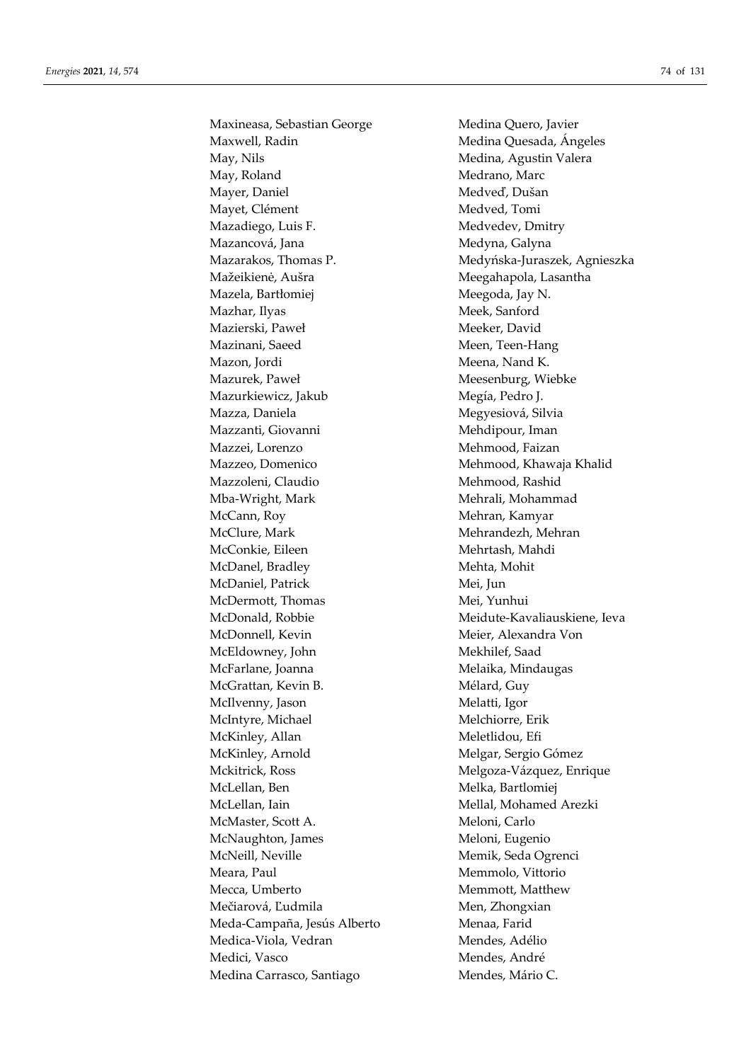Maxineasa, Sebastian George
Maxwell, Radin
May, Nils
May, Roland
Mayer, Daniel
Mayet, Clément
Mazadiego, Luis F.
Mazancová, Jana
Mazarakos, Thomas P.
Mažeikienė, Aušra
Mazela, Bartłomiej
Mazhar, Ilyas
Mazierski, Paweł
Mazinani, Saeed
Mazon, Jordi
Mazurek, Paweł
Mazurkiewicz, Jakub
Mazza, Daniela
Mazzanti, Giovanni
Mazzei, Lorenzo
Mazzeo, Domenico
Mazzoleni, Claudio
Mba-Wright, Mark
McCann, Roy
McClure, Mark
McConkie, Eileen
McDanel, Bradley
McDaniel, Patrick
McDermott, Thomas
McDonald, Robbie
McDonnell, Kevin
McEldowney, John
McFarlane, Joanna
McGrattan, Kevin B.
McIlvenny, Jason
McIntyre, Michael
McKinley, Allan
McKinley, Arnold
Mckitrick, Ross
McLellan, Ben
McLellan, Iain
McMaster, Scott A.
McNaughton, James
McNeill, Neville
Meara, Paul
Mecca, Umberto
Mečiarová, Ľudmila
Meda-Campaña, Jesús Alberto
Medica-Viola, Vedran
Medici, Vasco
Medina Carrasco, Santiago
Medina Quero, Javier
Medina Quesada, Ángeles
Medina, Agustin Valera
Medrano, Marc
Medveď, Dušan
Medved, Tomi
Medvedev, Dmitry
Medyna, Galyna
Medyńska-Juraszek, Agnieszka
Meegahapola, Lasantha
Meegoda, Jay N.
Meek, Sanford
Meeker, David
Meen, Teen-Hang
Meena, Nand K.
Meesenburg, Wiebke
Megía, Pedro J.
Megyesiová, Silvia
Mehdipour, Iman
Mehmood, Faizan
Mehmood, Khawaja Khalid
Mehmood, Rashid
Mehrali, Mohammad
Mehran, Kamyar
Mehrandezh, Mehran
Mehrtash, Mahdi
Mehta, Mohit
Mei, Jun
Mei, Yunhui
Meidute-Kavaliauskiene, Ieva
Meier, Alexandra Von
Mekhilef, Saad
Melaika, Mindaugas
Mélard, Guy
Melatti, Igor
Melchiorre, Erik
Meletlidou, Efi
Melgar, Sergio Gómez
Melgoza-Vázquez, Enrique
Melka, Bartlomiej
Mellal, Mohamed Arezki
Meloni, Carlo
Meloni, Eugenio
Memik, Seda Ogrenci
Memmolo, Vittorio
Memmott, Matthew
Men, Zhongxian
Menaa, Farid
Mendes, Adélio
Mendes, André
Mendes, Mário C.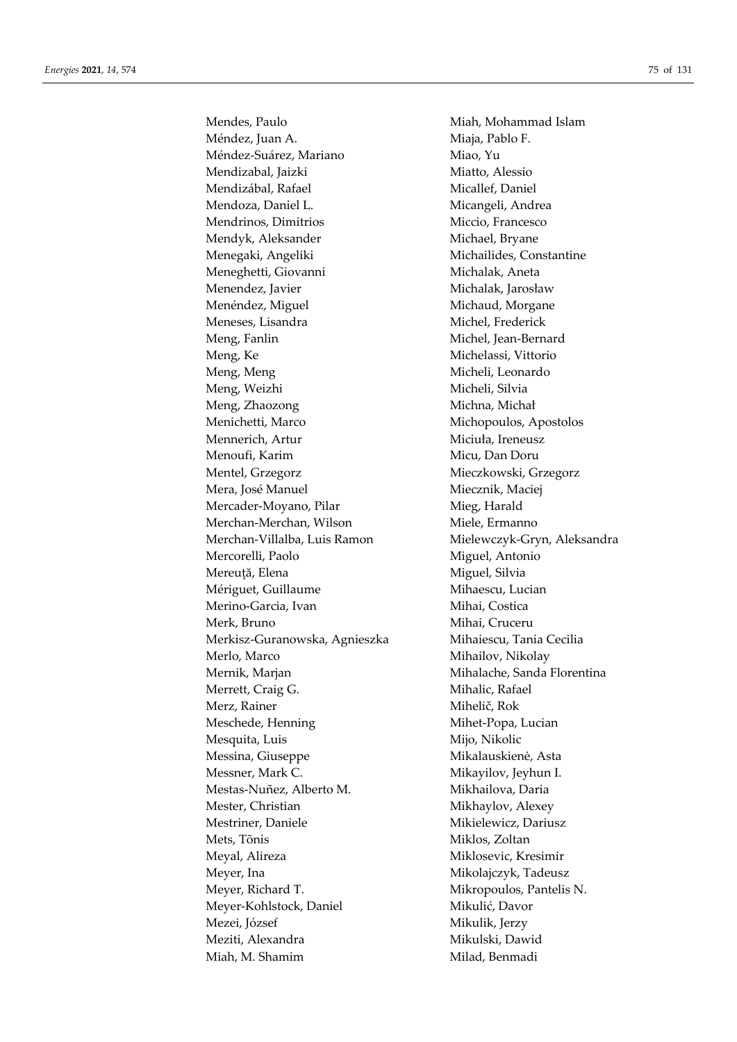Mendes, Paulo
Méndez, Juan A.
Méndez-Suárez, Mariano
Mendizabal, Jaizki
Mendizábal, Rafael
Mendoza, Daniel L.
Mendrinos, Dimitrios
Mendyk, Aleksander
Menegaki, Angeliki
Meneghetti, Giovanni
Menendez, Javier
Menéndez, Miguel
Meneses, Lisandra
Meng, Fanlin
Meng, Ke
Meng, Meng
Meng, Weizhi
Meng, Zhaozong
Menichetti, Marco
Mennerich, Artur
Menoufi, Karim
Mentel, Grzegorz
Mera, José Manuel
Mercader-Moyano, Pilar
Merchan-Merchan, Wilson
Merchan-Villalba, Luis Ramon
Mercorelli, Paolo
Mereuţă, Elena
Mériguet, Guillaume
Merino-Garcia, Ivan
Merk, Bruno
Merkisz-Guranowska, Agnieszka
Merlo, Marco
Mernik, Marjan
Merrett, Craig G.
Merz, Rainer
Meschede, Henning
Mesquita, Luis
Messina, Giuseppe
Messner, Mark C.
Mestas-Nuñez, Alberto M.
Mester, Christian
Mestriner, Daniele
Mets, Tõnis
Meyal, Alireza
Meyer, Ina
Meyer, Richard T.
Meyer-Kohlstock, Daniel
Mezei, József
Meziti, Alexandra
Miah, M. Shamim
Miah, Mohammad Islam
Miaja, Pablo F.
Miao, Yu
Miatto, Alessio
Micallef, Daniel
Micangeli, Andrea
Miccio, Francesco
Michael, Bryane
Michailides, Constantine
Michalak, Aneta
Michalak, Jarosław
Michaud, Morgane
Michel, Frederick
Michel, Jean-Bernard
Michelassi, Vittorio
Micheli, Leonardo
Micheli, Silvia
Michna, Michał
Michopoulos, Apostolos
Miciuła, Ireneusz
Micu, Dan Doru
Mieczkowski, Grzegorz
Miecznik, Maciej
Mieg, Harald
Miele, Ermanno
Mielewczyk-Gryn, Aleksandra
Miguel, Antonio
Miguel, Silvia
Mihaescu, Lucian
Mihai, Costica
Mihai, Cruceru
Mihaiescu, Tania Cecilia
Mihailov, Nikolay
Mihalache, Sanda Florentina
Mihalic, Rafael
Mihelič, Rok
Mihet-Popa, Lucian
Mijo, Nikolic
Mikalauskienė, Asta
Mikayilov, Jeyhun I.
Mikhailova, Daria
Mikhaylov, Alexey
Mikielewicz, Dariusz
Miklos, Zoltan
Miklosevic, Kresimir
Mikolajczyk, Tadeusz
Mikropoulos, Pantelis N.
Mikulić, Davor
Mikulik, Jerzy
Mikulski, Dawid
Milad, Benmadi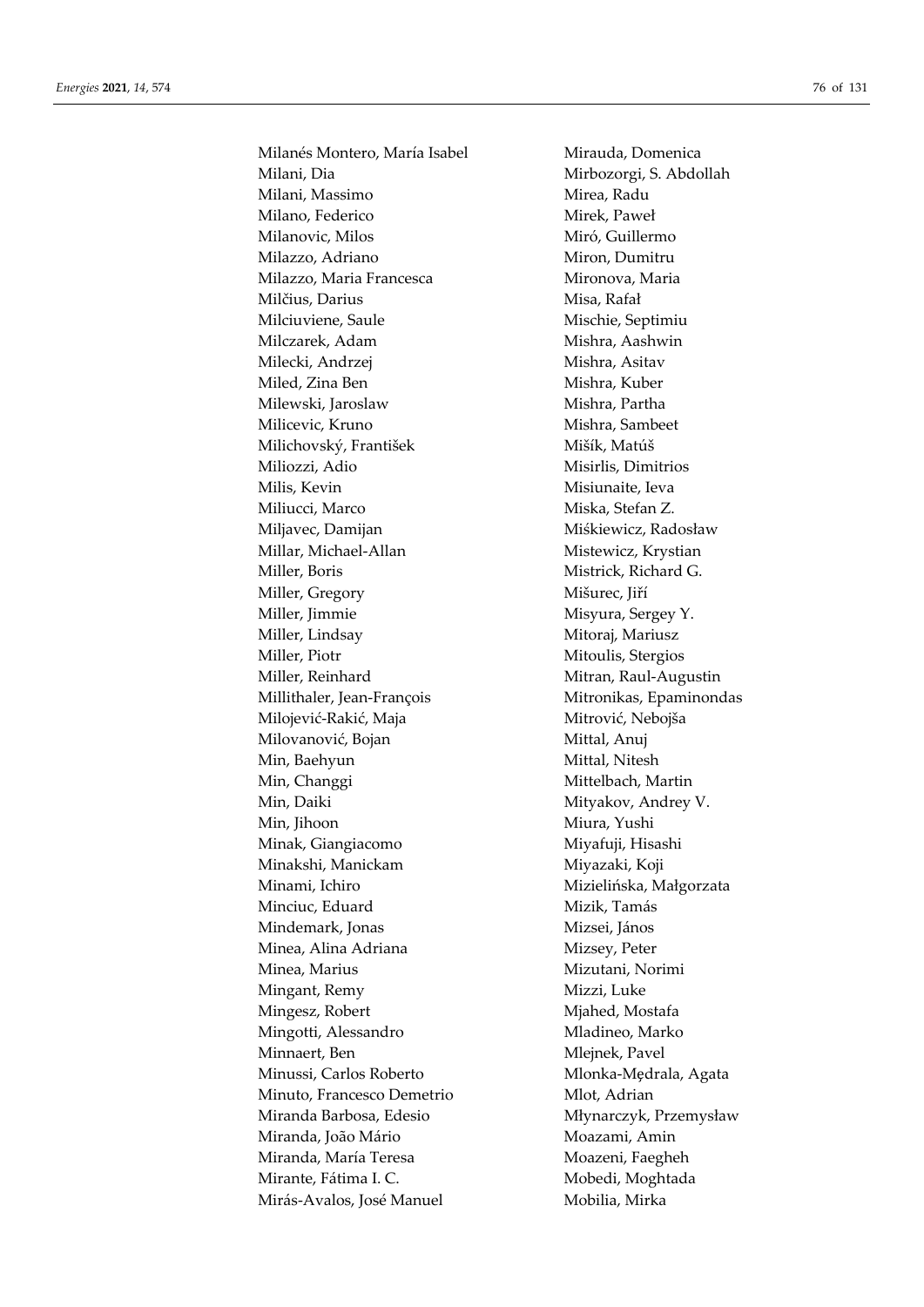Milanés Montero, María Isabel
Milani, Dia
Milani, Massimo
Milano, Federico
Milanovic, Milos
Milazzo, Adriano
Milazzo, Maria Francesca
Milčius, Darius
Milciuviene, Saule
Milczarek, Adam
Milecki, Andrzej
Miled, Zina Ben
Milewski, Jaroslaw
Milicevic, Kruno
Milichovský, František
Miliozzi, Adio
Milis, Kevin
Miliucci, Marco
Miljavec, Damijan
Millar, Michael-Allan
Miller, Boris
Miller, Gregory
Miller, Jimmie
Miller, Lindsay
Miller, Piotr
Miller, Reinhard
Millithaler, Jean-François
Milojević-Rakić, Maja
Milovanović, Bojan
Min, Baehyun
Min, Changgi
Min, Daiki
Min, Jihoon
Minak, Giangiacomo
Minakshi, Manickam
Minami, Ichiro
Minciuc, Eduard
Mindemark, Jonas
Minea, Alina Adriana
Minea, Marius
Mingant, Remy
Mingesz, Robert
Mingotti, Alessandro
Minnaert, Ben
Minussi, Carlos Roberto
Minuto, Francesco Demetrio
Miranda Barbosa, Edesio
Miranda, João Mário
Miranda, María Teresa
Mirante, Fátima I. C.
Mirás-Avalos, José Manuel
Mirauda, Domenica
Mirbozorgi, S. Abdollah
Mirea, Radu
Mirek, Paweł
Miró, Guillermo
Miron, Dumitru
Mironova, Maria
Misa, Rafał
Mischie, Septimiu
Mishra, Aashwin
Mishra, Asitav
Mishra, Kuber
Mishra, Partha
Mishra, Sambeet
Mišík, Matúš
Misirlis, Dimitrios
Misiunaite, Ieva
Miska, Stefan Z.
Miśkiewicz, Radosław
Mistewicz, Krystian
Mistrick, Richard G.
Mišurec, Jiří
Misyura, Sergey Y.
Mitoraj, Mariusz
Mitoulis, Stergios
Mitran, Raul-Augustin
Mitronikas, Epaminondas
Mitrović, Nebojša
Mittal, Anuj
Mittal, Nitesh
Mittelbach, Martin
Mityakov, Andrey V.
Miura, Yushi
Miyafuji, Hisashi
Miyazaki, Koji
Mizielińska, Małgorzata
Mizik, Tamás
Mizsei, János
Mizsey, Peter
Mizutani, Norimi
Mizzi, Luke
Mjahed, Mostafa
Mladineo, Marko
Mlejnek, Pavel
Mlonka-Mędrala, Agata
Mlot, Adrian
Młynarczyk, Przemysław
Moazami, Amin
Moazeni, Faegheh
Mobedi, Moghtada
Mobilia, Mirka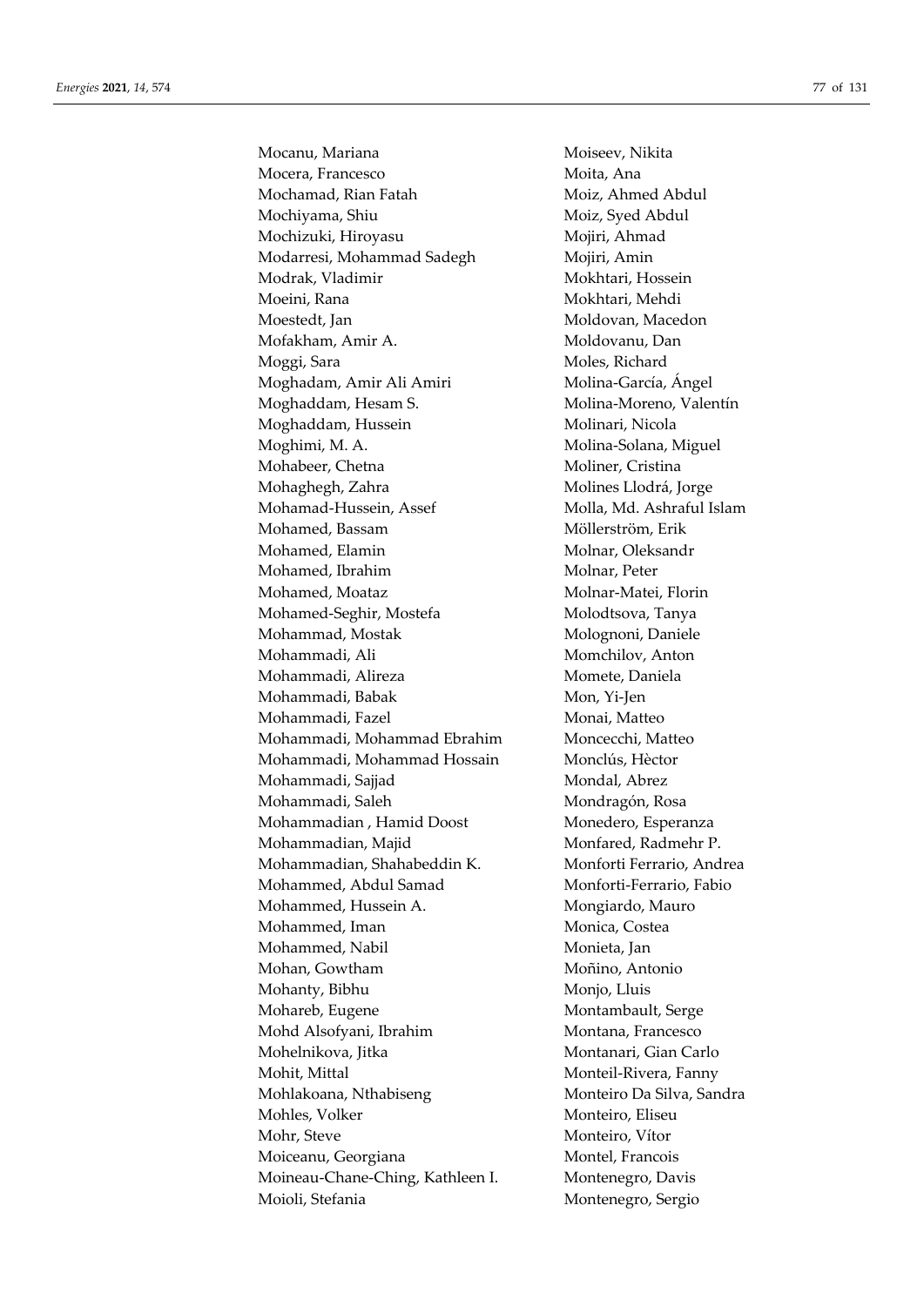Mocanu, Mariana
Mocera, Francesco
Mochamad, Rian Fatah
Mochiyama, Shiu
Mochizuki, Hiroyasu
Modarresi, Mohammad Sadegh
Modrak, Vladimir
Moeini, Rana
Moestedt, Jan
Mofakham, Amir A.
Moggi, Sara
Moghadam, Amir Ali Amiri
Moghaddam, Hesam S.
Moghaddam, Hussein
Moghimi, M. A.
Mohabeer, Chetna
Mohaghegh, Zahra
Mohamad-Hussein, Assef
Mohamed, Bassam
Mohamed, Elamin
Mohamed, Ibrahim
Mohamed, Moataz
Mohamed-Seghir, Mostefa
Mohammad, Mostak
Mohammadi, Ali
Mohammadi, Alireza
Mohammadi, Babak
Mohammadi, Fazel
Mohammadi, Mohammad Ebrahim
Mohammadi, Mohammad Hossain
Mohammadi, Sajjad
Mohammadi, Saleh
Mohammadian , Hamid Doost
Mohammadian, Majid
Mohammadian, Shahabeddin K.
Mohammed, Abdul Samad
Mohammed, Hussein A.
Mohammed, Iman
Mohammed, Nabil
Mohan, Gowtham
Mohanty, Bibhu
Mohareb, Eugene
Mohd Alsofyani, Ibrahim
Mohelnikova, Jitka
Mohit, Mittal
Mohlakoana, Nthabiseng
Mohles, Volker
Mohr, Steve
Moiceanu, Georgiana
Moineau-Chane-Ching, Kathleen I.
Moioli, Stefania
Moiseev, Nikita
Moita, Ana
Moiz, Ahmed Abdul
Moiz, Syed Abdul
Mojiri, Ahmad
Mojiri, Amin
Mokhtari, Hossein
Mokhtari, Mehdi
Moldovan, Macedon
Moldovanu, Dan
Moles, Richard
Molina-García, Ángel
Molina-Moreno, Valentín
Molinari, Nicola
Molina-Solana, Miguel
Moliner, Cristina
Molines Llodrá, Jorge
Molla, Md. Ashraful Islam
Möllerström, Erik
Molnar, Oleksandr
Molnar, Peter
Molnar-Matei, Florin
Molodtsova, Tanya
Molognoni, Daniele
Momchilov, Anton
Momete, Daniela
Mon, Yi-Jen
Monai, Matteo
Moncecchi, Matteo
Monclús, Hèctor
Mondal, Abrez
Mondragón, Rosa
Monedero, Esperanza
Monfared, Radmehr P.
Monforti Ferrario, Andrea
Monforti-Ferrario, Fabio
Mongiardo, Mauro
Monica, Costea
Monieta, Jan
Moñino, Antonio
Monjo, Lluis
Montambault, Serge
Montana, Francesco
Montanari, Gian Carlo
Monteil-Rivera, Fanny
Monteiro Da Silva, Sandra
Monteiro, Eliseu
Monteiro, Vítor
Montel, Francois
Montenegro, Davis
Montenegro, Sergio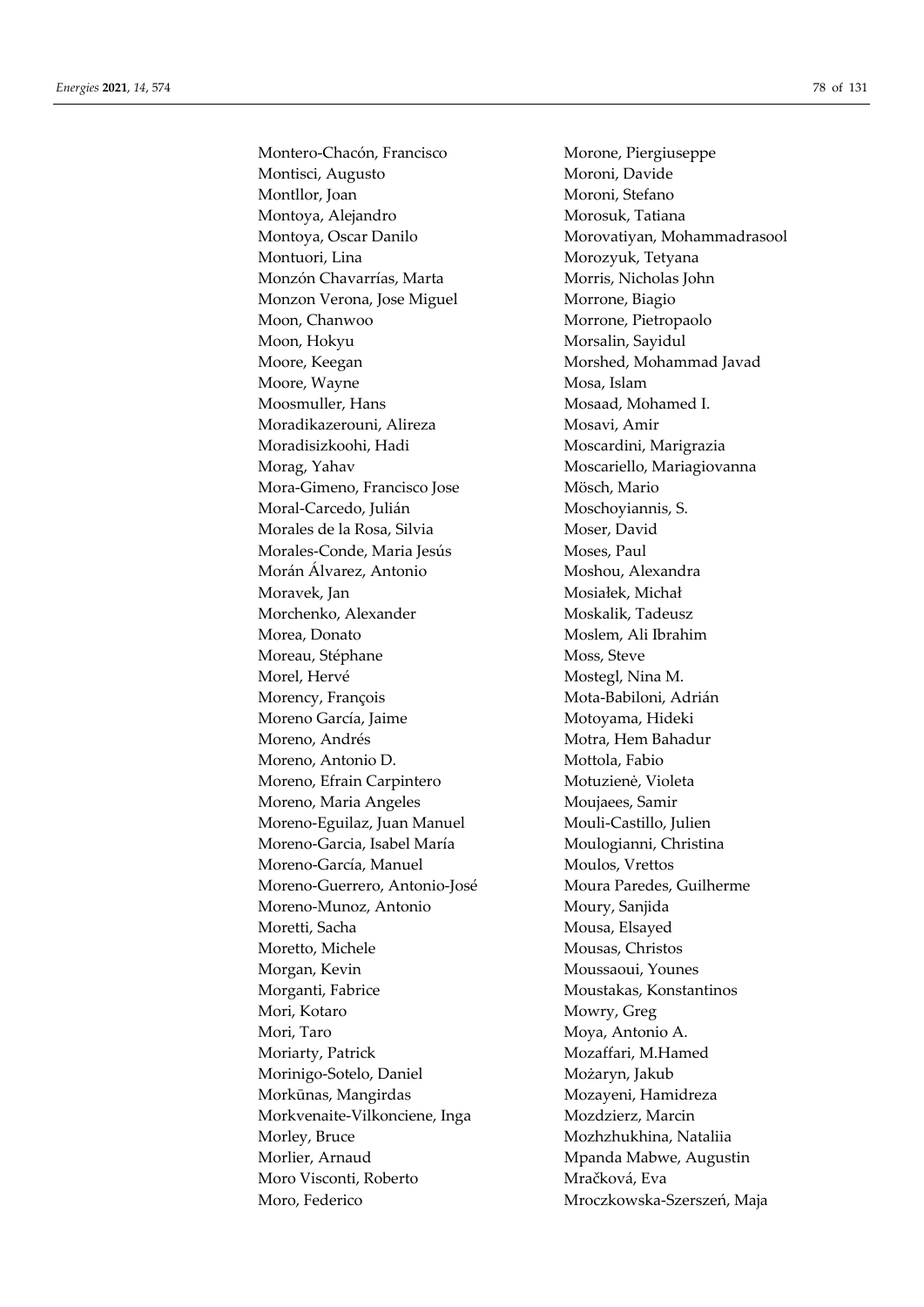Montero-Chacón, Francisco
Montisci, Augusto
Montllor, Joan
Montoya, Alejandro
Montoya, Oscar Danilo
Montuori, Lina
Monzón Chavarrías, Marta
Monzon Verona, Jose Miguel
Moon, Chanwoo
Moon, Hokyu
Moore, Keegan
Moore, Wayne
Moosmuller, Hans
Moradikazerouni, Alireza
Moradisizkoohi, Hadi
Morag, Yahav
Mora-Gimeno, Francisco Jose
Moral-Carcedo, Julián
Morales de la Rosa, Silvia
Morales-Conde, Maria Jesús
Morán Álvarez, Antonio
Moravek, Jan
Morchenko, Alexander
Morea, Donato
Moreau, Stéphane
Morel, Hervé
Morency, François
Moreno García, Jaime
Moreno, Andrés
Moreno, Antonio D.
Moreno, Efrain Carpintero
Moreno, Maria Angeles
Moreno-Eguilaz, Juan Manuel
Moreno-Garcia, Isabel María
Moreno-García, Manuel
Moreno-Guerrero, Antonio-José
Moreno-Munoz, Antonio
Moretti, Sacha
Moretto, Michele
Morgan, Kevin
Morganti, Fabrice
Mori, Kotaro
Mori, Taro
Moriarty, Patrick
Morinigo-Sotelo, Daniel
Morkūnas, Mangirdas
Morkvenaite-Vilkonciene, Inga
Morley, Bruce
Morlier, Arnaud
Moro Visconti, Roberto
Moro, Federico
Morone, Piergiuseppe
Moroni, Davide
Moroni, Stefano
Morosuk, Tatiana
Morovatiyan, Mohammadrasool
Morozyuk, Tetyana
Morris, Nicholas John
Morrone, Biagio
Morrone, Pietropaolo
Morsalin, Sayidul
Morshed, Mohammad Javad
Mosa, Islam
Mosaad, Mohamed I.
Mosavi, Amir
Moscardini, Marigrazia
Moscariello, Mariagiovanna
Mösch, Mario
Moschoyiannis, S.
Moser, David
Moses, Paul
Moshou, Alexandra
Mosiałek, Michał
Moskalik, Tadeusz
Moslem, Ali Ibrahim
Moss, Steve
Mostegl, Nina M.
Mota-Babiloni, Adrián
Motoyama, Hideki
Motra, Hem Bahadur
Mottola, Fabio
Motuzienė, Violeta
Moujaees, Samir
Mouli-Castillo, Julien
Moulogianni, Christina
Moulos, Vrettos
Moura Paredes, Guilherme
Moury, Sanjida
Mousa, Elsayed
Mousas, Christos
Moussaoui, Younes
Moustakas, Konstantinos
Mowry, Greg
Moya, Antonio A.
Mozaffari, M.Hamed
Możaryn, Jakub
Mozayeni, Hamidreza
Mozdzierz, Marcin
Mozhzhukhina, Nataliia
Mpanda Mabwe, Augustin
Mračková, Eva
Mroczkowska-Szerszeń, Maja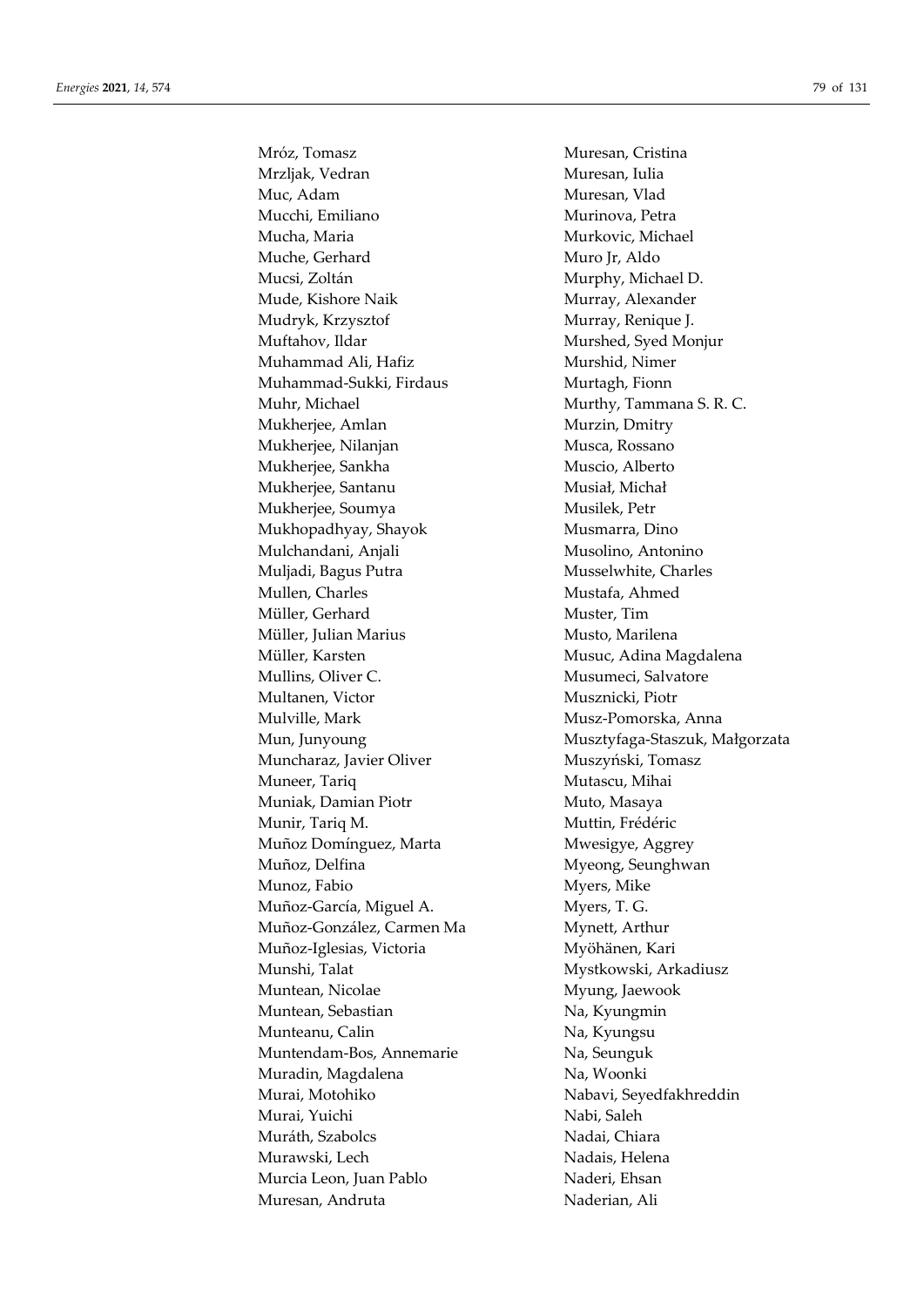Mróz, Tomasz
Mrzljak, Vedran
Muc, Adam
Mucchi, Emiliano
Mucha, Maria
Muche, Gerhard
Mucsi, Zoltán
Mude, Kishore Naik
Mudryk, Krzysztof
Muftahov, Ildar
Muhammad Ali, Hafiz
Muhammad-Sukki, Firdaus
Muhr, Michael
Mukherjee, Amlan
Mukherjee, Nilanjan
Mukherjee, Sankha
Mukherjee, Santanu
Mukherjee, Soumya
Mukhopadhyay, Shayok
Mulchandani, Anjali
Muljadi, Bagus Putra
Mullen, Charles
Müller, Gerhard
Müller, Julian Marius
Müller, Karsten
Mullins, Oliver C.
Multanen, Victor
Mulville, Mark
Mun, Junyoung
Muncharaz, Javier Oliver
Muneer, Tariq
Muniak, Damian Piotr
Munir, Tariq M.
Muñoz Domínguez, Marta
Muñoz, Delfina
Munoz, Fabio
Muñoz-García, Miguel A.
Muñoz-González, Carmen Ma
Muñoz-Iglesias, Victoria
Munshi, Talat
Muntean, Nicolae
Muntean, Sebastian
Munteanu, Calin
Muntendam-Bos, Annemarie
Muradin, Magdalena
Murai, Motohiko
Murai, Yuichi
Muráth, Szabolcs
Murawski, Lech
Murcia Leon, Juan Pablo
Muresan, Andruta
Muresan, Cristina
Muresan, Iulia
Muresan, Vlad
Murinova, Petra
Murkovic, Michael
Muro Jr, Aldo
Murphy, Michael D.
Murray, Alexander
Murray, Renique J.
Murshed, Syed Monjur
Murshid, Nimer
Murtagh, Fionn
Murthy, Tammana S. R. C.
Murzin, Dmitry
Musca, Rossano
Muscio, Alberto
Musiał, Michał
Musilek, Petr
Musmarra, Dino
Musolino, Antonino
Musselwhite, Charles
Mustafa, Ahmed
Muster, Tim
Musto, Marilena
Musuc, Adina Magdalena
Musumeci, Salvatore
Musznicki, Piotr
Musz-Pomorska, Anna
Musztyfaga-Staszuk, Małgorzata
Muszyński, Tomasz
Mutascu, Mihai
Muto, Masaya
Muttin, Frédéric
Mwesigye, Aggrey
Myeong, Seunghwan
Myers, Mike
Myers, T. G.
Mynett, Arthur
Myöhänen, Kari
Mystkowski, Arkadiusz
Myung, Jaewook
Na, Kyungmin
Na, Kyungsu
Na, Seunguk
Na, Woonki
Nabavi, Seyedfakhreddin
Nabi, Saleh
Nadai, Chiara
Nadais, Helena
Naderi, Ehsan
Naderian, Ali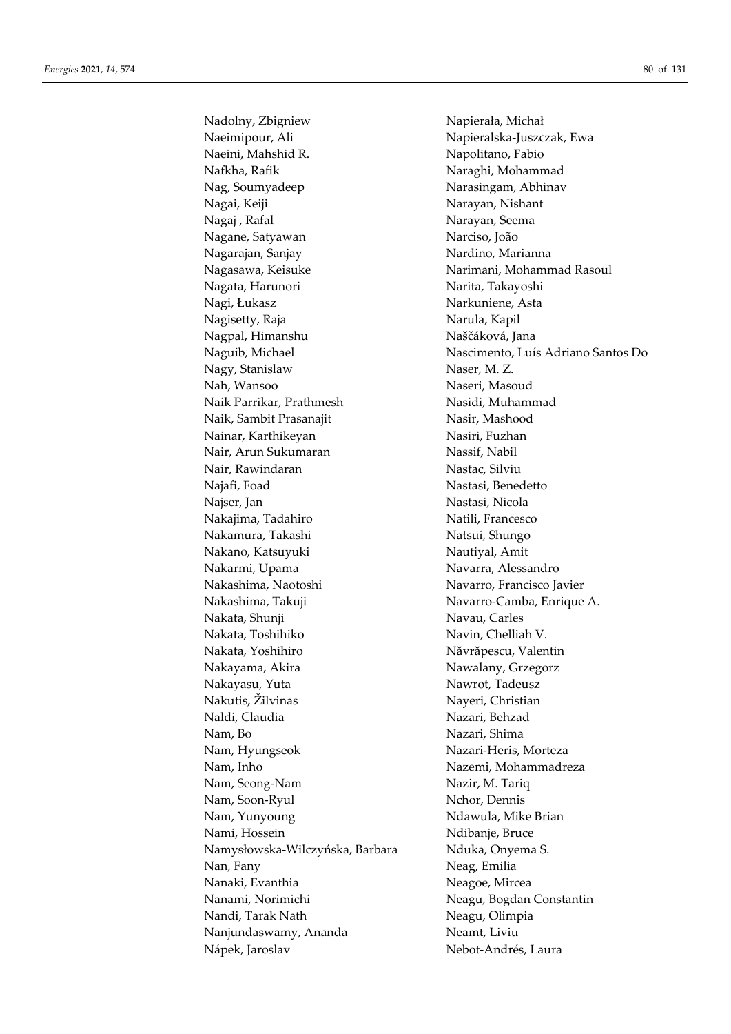Nadolny, Zbigniew
Naeimipour, Ali
Naeini, Mahshid R.
Nafkha, Rafik
Nag, Soumyadeep
Nagai, Keiji
Nagaj , Rafal
Nagane, Satyawan
Nagarajan, Sanjay
Nagasawa, Keisuke
Nagata, Harunori
Nagi, Łukasz
Nagisetty, Raja
Nagpal, Himanshu
Naguib, Michael
Nagy, Stanislaw
Nah, Wansoo
Naik Parrikar, Prathmesh
Naik, Sambit Prasanajit
Nainar, Karthikeyan
Nair, Arun Sukumaran
Nair, Rawindaran
Najafi, Foad
Najser, Jan
Nakajima, Tadahiro
Nakamura, Takashi
Nakano, Katsuyuki
Nakarmi, Upama
Nakashima, Naotoshi
Nakashima, Takuji
Nakata, Shunji
Nakata, Toshihiko
Nakata, Yoshihiro
Nakayama, Akira
Nakayasu, Yuta
Nakutis, Žilvinas
Naldi, Claudia
Nam, Bo
Nam, Hyungseok
Nam, Inho
Nam, Seong-Nam
Nam, Soon-Ryul
Nam, Yunyoung
Nami, Hossein
Namysłowska-Wilczyńska, Barbara
Nan, Fany
Nanaki, Evanthia
Nanami, Norimichi
Nandi, Tarak Nath
Nanjundaswamy, Ananda
Nápek, Jaroslav
Napierała, Michał
Napieralska-Juszczak, Ewa
Napolitano, Fabio
Naraghi, Mohammad
Narasingam, Abhinav
Narayan, Nishant
Narayan, Seema
Narciso, João
Nardino, Marianna
Narimani, Mohammad Rasoul
Narita, Takayoshi
Narkuniene, Asta
Narula, Kapil
Naščáková, Jana
Nascimento, Luís Adriano Santos Do
Naser, M. Z.
Naseri, Masoud
Nasidi, Muhammad
Nasir, Mashood
Nasiri, Fuzhan
Nassif, Nabil
Nastac, Silviu
Nastasi, Benedetto
Nastasi, Nicola
Natili, Francesco
Natsui, Shungo
Nautiyal, Amit
Navarra, Alessandro
Navarro, Francisco Javier
Navarro-Camba, Enrique A.
Navau, Carles
Navin, Chelliah V.
Năvrăpescu, Valentin
Nawalany, Grzegorz
Nawrot, Tadeusz
Nayeri, Christian
Nazari, Behzad
Nazari, Shima
Nazari-Heris, Morteza
Nazemi, Mohammadreza
Nazir, M. Tariq
Nchor, Dennis
Ndawula, Mike Brian
Ndibanje, Bruce
Nduka, Onyema S.
Neag, Emilia
Neagoe, Mircea
Neagu, Bogdan Constantin
Neagu, Olimpia
Neamt, Liviu
Nebot-Andrés, Laura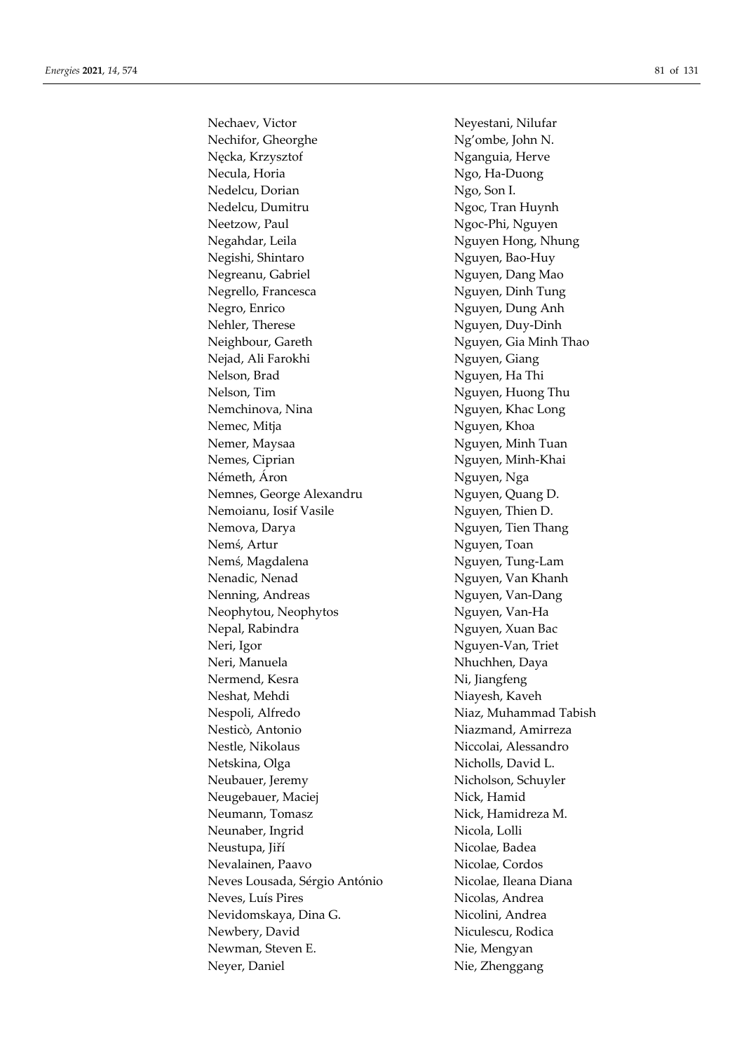Nechaev, Victor
Nechifor, Gheorghe
Nęcka, Krzysztof
Necula, Horia
Nedelcu, Dorian
Nedelcu, Dumitru
Neetzow, Paul
Negahdar, Leila
Negishi, Shintaro
Negreanu, Gabriel
Negrello, Francesca
Negro, Enrico
Nehler, Therese
Neighbour, Gareth
Nejad, Ali Farokhi
Nelson, Brad
Nelson, Tim
Nemchinova, Nina
Nemec, Mitja
Nemer, Maysaa
Nemes, Ciprian
Németh, Áron
Nemnes, George Alexandru
Nemoianu, Iosif Vasile
Nemova, Darya
Nemś, Artur
Nemś, Magdalena
Nenadic, Nenad
Nenning, Andreas
Neophytou, Neophytos
Nepal, Rabindra
Neri, Igor
Neri, Manuela
Nermend, Kesra
Neshat, Mehdi
Nespoli, Alfredo
Nesticò, Antonio
Nestle, Nikolaus
Netskina, Olga
Neubauer, Jeremy
Neugebauer, Maciej
Neumann, Tomasz
Neunaber, Ingrid
Neustupa, Jiří
Nevalainen, Paavo
Neves Lousada, Sérgio António
Neves, Luís Pires
Nevidomskaya, Dina G.
Newbery, David
Newman, Steven E.
Neyer, Daniel
Neyestani, Nilufar
Ng'ombe, John N.
Nganguia, Herve
Ngo, Ha-Duong
Ngo, Son I.
Ngoc, Tran Huynh
Ngoc-Phi, Nguyen
Nguyen Hong, Nhung
Nguyen, Bao-Huy
Nguyen, Dang Mao
Nguyen, Dinh Tung
Nguyen, Dung Anh
Nguyen, Duy-Dinh
Nguyen, Gia Minh Thao
Nguyen, Giang
Nguyen, Ha Thi
Nguyen, Huong Thu
Nguyen, Khac Long
Nguyen, Khoa
Nguyen, Minh Tuan
Nguyen, Minh-Khai
Nguyen, Nga
Nguyen, Quang D.
Nguyen, Thien D.
Nguyen, Tien Thang
Nguyen, Toan
Nguyen, Tung-Lam
Nguyen, Van Khanh
Nguyen, Van-Dang
Nguyen, Van-Ha
Nguyen, Xuan Bac
Nguyen-Van, Triet
Nhuchhen, Daya
Ni, Jiangfeng
Niayesh, Kaveh
Niaz, Muhammad Tabish
Niazmand, Amirreza
Niccolai, Alessandro
Nicholls, David L.
Nicholson, Schuyler
Nick, Hamid
Nick, Hamidreza M.
Nicola, Lolli
Nicolae, Badea
Nicolae, Cordos
Nicolae, Ileana Diana
Nicolas, Andrea
Nicolini, Andrea
Niculescu, Rodica
Nie, Mengyan
Nie, Zhenggang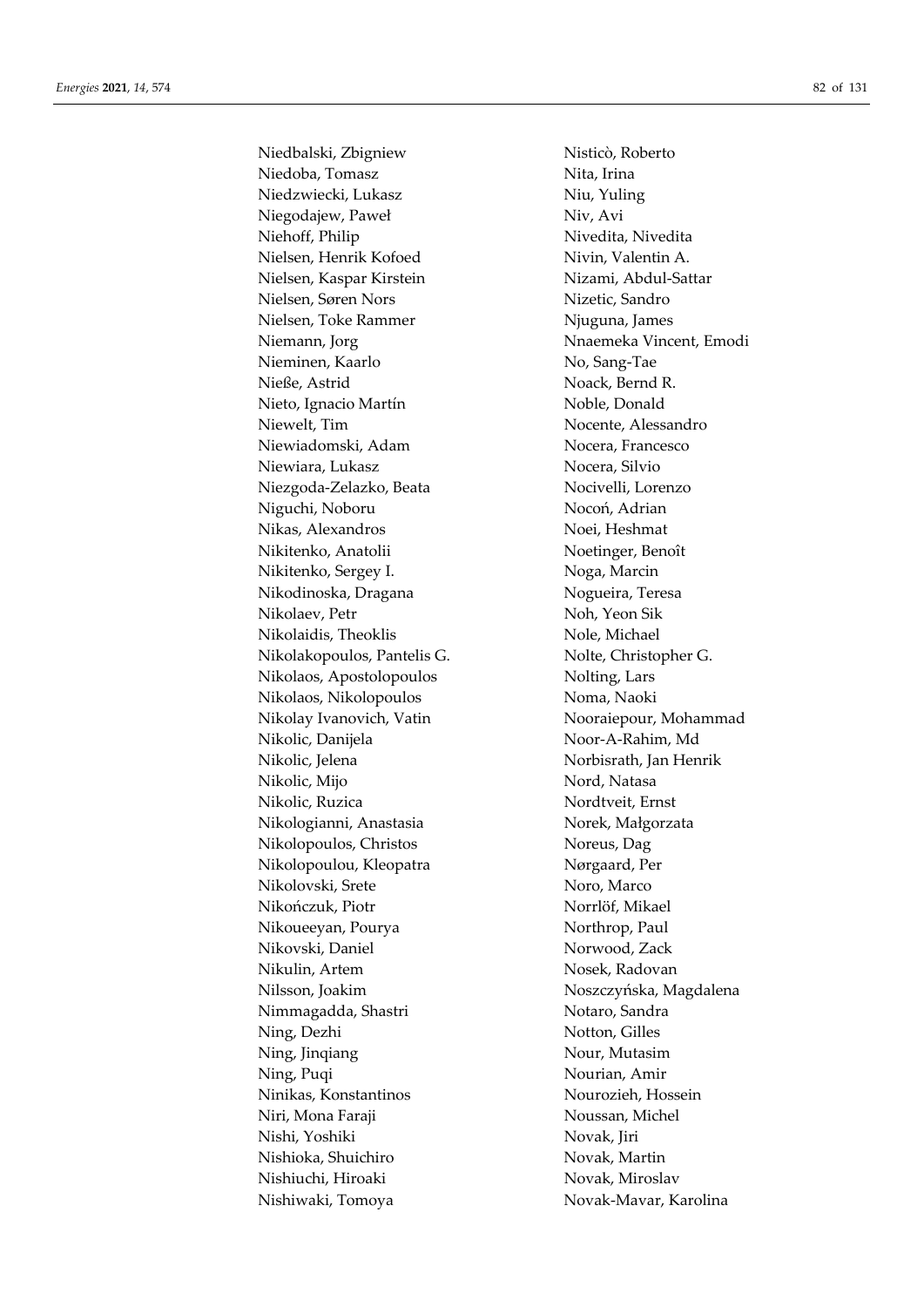Niedbalski, Zbigniew
Niedoba, Tomasz
Niedzwiecki, Lukasz
Niegodajew, Paweł
Niehoff, Philip
Nielsen, Henrik Kofoed
Nielsen, Kaspar Kirstein
Nielsen, Søren Nors
Nielsen, Toke Rammer
Niemann, Jorg
Nieminen, Kaarlo
Nieße, Astrid
Nieto, Ignacio Martín
Niewelt, Tim
Niewiadomski, Adam
Niewiara, Lukasz
Niezgoda-Zelazko, Beata
Niguchi, Noboru
Nikas, Alexandros
Nikitenko, Anatolii
Nikitenko, Sergey I.
Nikodinoska, Dragana
Nikolaev, Petr
Nikolaidis, Theoklis
Nikolakopoulos, Pantelis G.
Nikolaos, Apostolopoulos
Nikolaos, Nikolopoulos
Nikolay Ivanovich, Vatin
Nikolic, Danijela
Nikolic, Jelena
Nikolic, Mijo
Nikolic, Ruzica
Nikologianni, Anastasia
Nikolopoulos, Christos
Nikolopoulou, Kleopatra
Nikolovski, Srete
Nikończuk, Piotr
Nikoueeyan, Pourya
Nikovski, Daniel
Nikulin, Artem
Nilsson, Joakim
Nimmagadda, Shastri
Ning, Dezhi
Ning, Jinqiang
Ning, Puqi
Ninikas, Konstantinos
Niri, Mona Faraji
Nishi, Yoshiki
Nishioka, Shuichiro
Nishiuchi, Hiroaki
Nishiwaki, Tomoya
Nisticò, Roberto
Nita, Irina
Niu, Yuling
Niv, Avi
Nivedita, Nivedita
Nivin, Valentin A.
Nizami, Abdul-Sattar
Nizetic, Sandro
Njuguna, James
Nnaemeka Vincent, Emodi
No, Sang-Tae
Noack, Bernd R.
Noble, Donald
Nocente, Alessandro
Nocera, Francesco
Nocera, Silvio
Nocivelli, Lorenzo
Nocoń, Adrian
Noei, Heshmat
Noetinger, Benoît
Noga, Marcin
Nogueira, Teresa
Noh, Yeon Sik
Nole, Michael
Nolte, Christopher G.
Nolting, Lars
Noma, Naoki
Nooraiepour, Mohammad
Noor-A-Rahim, Md
Norbisrath, Jan Henrik
Nord, Natasa
Nordtveit, Ernst
Norek, Małgorzata
Noreus, Dag
Nørgaard, Per
Noro, Marco
Norrlöf, Mikael
Northrop, Paul
Norwood, Zack
Nosek, Radovan
Noszczyńska, Magdalena
Notaro, Sandra
Notton, Gilles
Nour, Mutasim
Nourian, Amir
Nourozieh, Hossein
Noussan, Michel
Novak, Jiri
Novak, Martin
Novak, Miroslav
Novak-Mavar, Karolina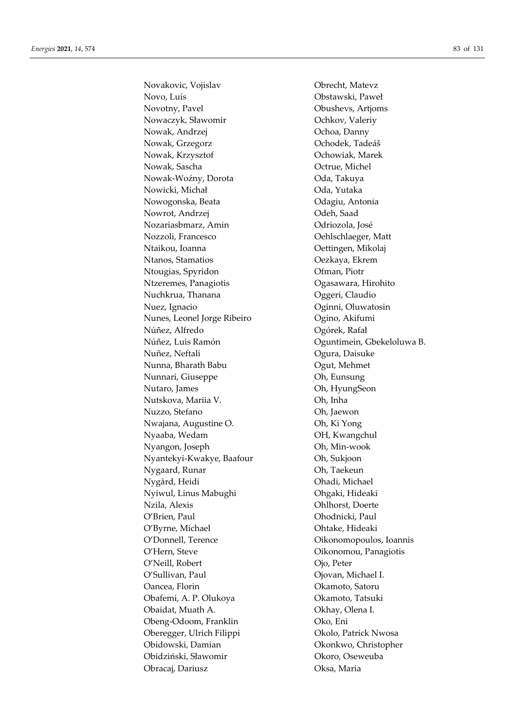Novakovic, Vojislav
Novo, Luís
Novotny, Pavel
Nowaczyk, Sławomir
Nowak, Andrzej
Nowak, Grzegorz
Nowak, Krzysztof
Nowak, Sascha
Nowak-Woźny, Dorota
Nowicki, Michał
Nowogonska, Beata
Nowrot, Andrzej
Nozariasbmarz, Amin
Nozzoli, Francesco
Ntaikou, Ioanna
Ntanos, Stamatios
Ntougias, Spyridon
Ntzeremes, Panagiotis
Nuchkrua, Thanana
Nuez, Ignacio
Nunes, Leonel Jorge Ribeiro
Núñez, Alfredo
Núñez, Luis Ramón
Nuñez, Neftali
Nunna, Bharath Babu
Nunnari, Giuseppe
Nutaro, James
Nutskova, Mariia V.
Nuzzo, Stefano
Nwajana, Augustine O.
Nyaaba, Wedam
Nyangon, Joseph
Nyantekyi-Kwakye, Baafour
Nygaard, Runar
Nygård, Heidi
Nyiwul, Linus Mabughi
Nzila, Alexis
O'Brien, Paul
O'Byrne, Michael
O'Donnell, Terence
O'Hern, Steve
O'Neill, Robert
O'Sullivan, Paul
Oancea, Florin
Obafemi, A. P. Olukoya
Obaidat, Muath A.
Obeng-Odoom, Franklin
Oberegger, Ulrich Filippi
Obidowski, Damian
Obidziński, Sławomir
Obracaj, Dariusz
Obrecht, Matevz
Obstawski, Paweł
Obushevs, Artjoms
Ochkov, Valeriy
Ochoa, Danny
Ochodek, Tadeáš
Ochowiak, Marek
Octrue, Michel
Oda, Takuya
Oda, Yutaka
Odagiu, Antonia
Odeh, Saad
Odriozola, José
Oehlschlaeger, Matt
Oettingen, Mikolaj
Oezkaya, Ekrem
Ofman, Piotr
Ogasawara, Hirohito
Oggeri, Claudio
Oginni, Oluwatosin
Ogino, Akifumi
Ogórek, Rafał
Oguntimein, Gbekeloluwa B.
Ogura, Daisuke
Ogut, Mehmet
Oh, Eunsung
Oh, HyungSeon
Oh, Inha
Oh, Jaewon
Oh, Ki Yong
OH, Kwangchul
Oh, Min-wook
Oh, Sukjoon
Oh, Taekeun
Ohadi, Michael
Ohgaki, Hideaki
Ohlhorst, Doerte
Ohodnicki, Paul
Ohtake, Hideaki
Oikonomopoulos, Ioannis
Oikonomou, Panagiotis
Ojo, Peter
Ojovan, Michael I.
Okamoto, Satoru
Okamoto, Tatsuki
Okhay, Olena I.
Oko, Eni
Okolo, Patrick Nwosa
Okonkwo, Christopher
Okoro, Oseweuba
Oksa, Maria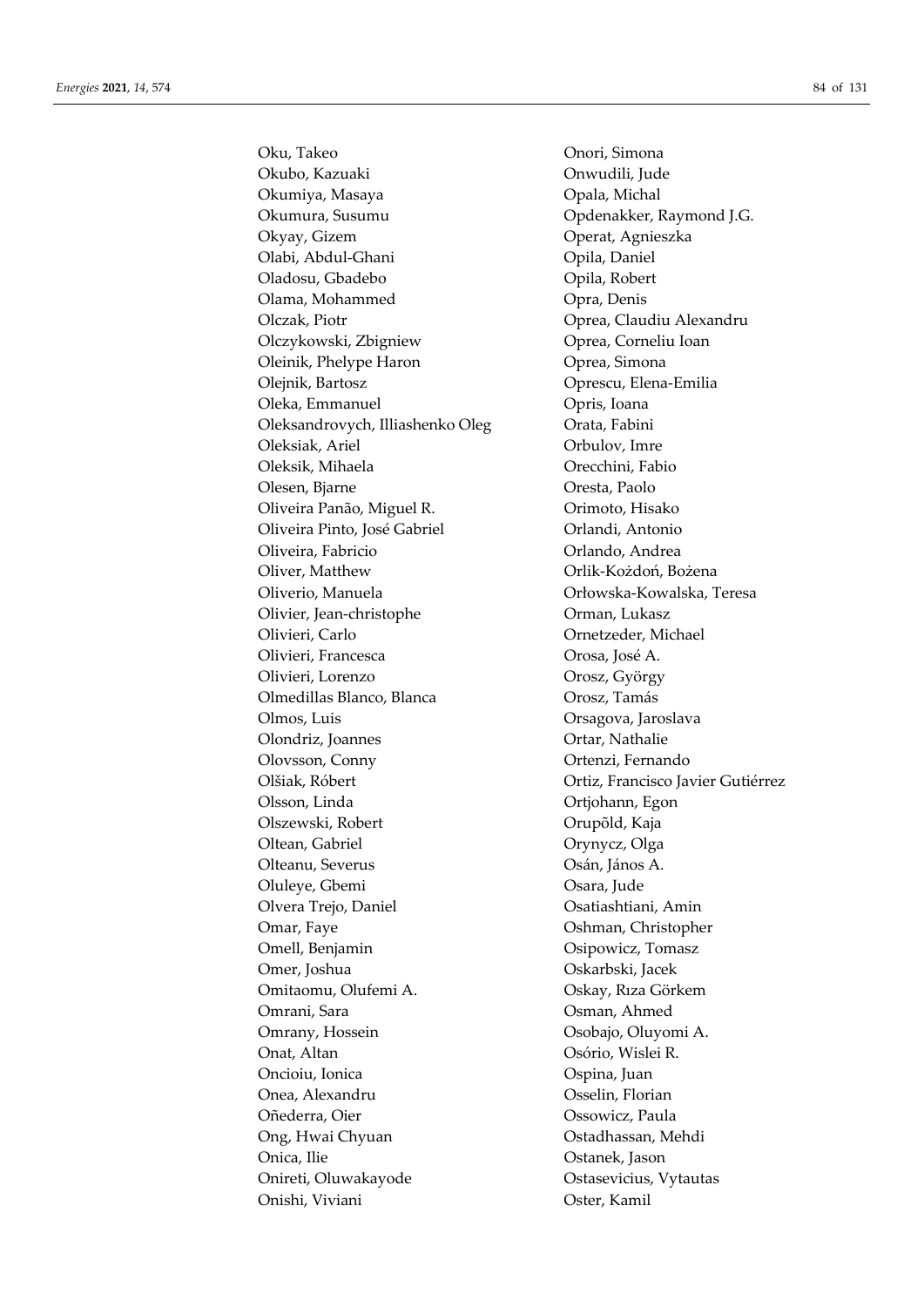Oku, Takeo
Okubo, Kazuaki
Okumiya, Masaya
Okumura, Susumu
Okyay, Gizem
Olabi, Abdul-Ghani
Oladosu, Gbadebo
Olama, Mohammed
Olczak, Piotr
Olczykowski, Zbigniew
Oleinik, Phelype Haron
Olejnik, Bartosz
Oleka, Emmanuel
Oleksandrovych, Illiashenko Oleg
Oleksiak, Ariel
Oleksik, Mihaela
Olesen, Bjarne
Oliveira Panão, Miguel R.
Oliveira Pinto, José Gabriel
Oliveira, Fabricio
Oliver, Matthew
Oliverio, Manuela
Olivier, Jean-christophe
Olivieri, Carlo
Olivieri, Francesca
Olivieri, Lorenzo
Olmedillas Blanco, Blanca
Olmos, Luis
Olondriz, Joannes
Olovsson, Conny
Olšiak, Róbert
Olsson, Linda
Olszewski, Robert
Oltean, Gabriel
Olteanu, Severus
Oluleye, Gbemi
Olvera Trejo, Daniel
Omar, Faye
Omell, Benjamin
Omer, Joshua
Omitaomu, Olufemi A.
Omrani, Sara
Omrany, Hossein
Onat, Altan
Oncioiu, Ionica
Onea, Alexandru
Oñederra, Oier
Ong, Hwai Chyuan
Onica, Ilie
Onireti, Oluwakayode
Onishi, Viviani
Onori, Simona
Onwudili, Jude
Opala, Michal
Opdenakker, Raymond J.G.
Operat, Agnieszka
Opila, Daniel
Opila, Robert
Opra, Denis
Oprea, Claudiu Alexandru
Oprea, Corneliu Ioan
Oprea, Simona
Oprescu, Elena-Emilia
Opris, Ioana
Orata, Fabini
Orbulov, Imre
Orecchini, Fabio
Oresta, Paolo
Orimoto, Hisako
Orlandi, Antonio
Orlando, Andrea
Orlik-Kożdoń, Bożena
Orłowska-Kowalska, Teresa
Orman, Lukasz
Ornetzeder, Michael
Orosa, José A.
Orosz, György
Orosz, Tamás
Orsagova, Jaroslava
Ortar, Nathalie
Ortenzi, Fernando
Ortiz, Francisco Javier Gutiérrez
Ortjohann, Egon
Orupõld, Kaja
Orynycz, Olga
Osán, János A.
Osara, Jude
Osatiashtiani, Amin
Oshman, Christopher
Osipowicz, Tomasz
Oskarbski, Jacek
Oskay, Rıza Görkem
Osman, Ahmed
Osobajo, Oluyomi A.
Osório, Wislei R.
Ospina, Juan
Osselin, Florian
Ossowicz, Paula
Ostadhassan, Mehdi
Ostanek, Jason
Ostasevicius, Vytautas
Oster, Kamil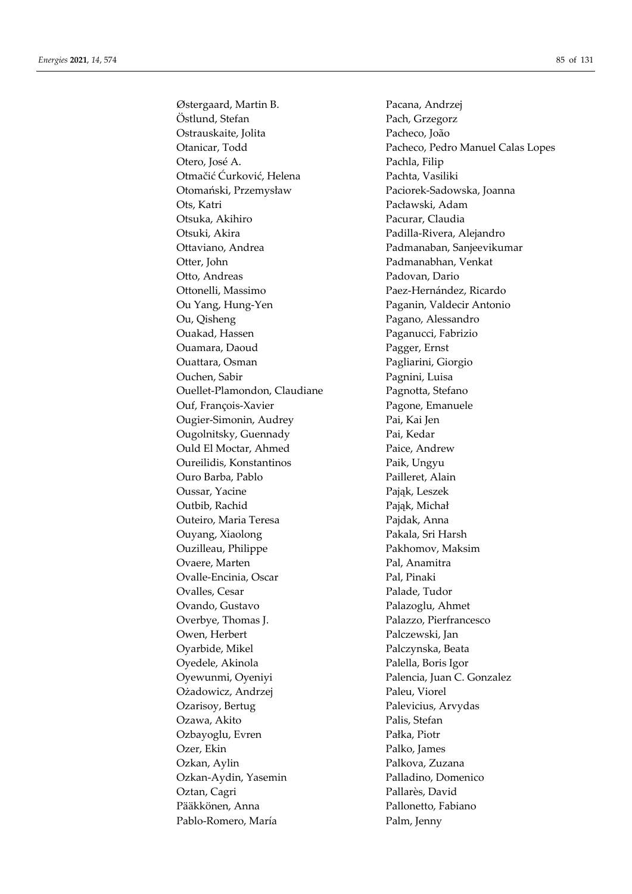Østergaard, Martin B.
Östlund, Stefan
Ostrauskaite, Jolita
Otanicar, Todd
Otero, José A.
Otmačić Ćurković, Helena
Otomański, Przemysław
Ots, Katri
Otsuka, Akihiro
Otsuki, Akira
Ottaviano, Andrea
Otter, John
Otto, Andreas
Ottonelli, Massimo
Ou Yang, Hung-Yen
Ou, Qisheng
Ouakad, Hassen
Ouamara, Daoud
Ouattara, Osman
Ouchen, Sabir
Ouellet-Plamondon, Claudiane
Ouf, François-Xavier
Ougier-Simonin, Audrey
Ougolnitsky, Guennady
Ould El Moctar, Ahmed
Oureilidis, Konstantinos
Ouro Barba, Pablo
Oussar, Yacine
Outbib, Rachid
Outeiro, Maria Teresa
Ouyang, Xiaolong
Ouzilleau, Philippe
Ovaere, Marten
Ovalle-Encinia, Oscar
Ovalles, Cesar
Ovando, Gustavo
Overbye, Thomas J.
Owen, Herbert
Oyarbide, Mikel
Oyedele, Akinola
Oyewunmi, Oyeniyi
Ożadowicz, Andrzej
Ozarisoy, Bertug
Ozawa, Akito
Ozbayoglu, Evren
Ozer, Ekin
Ozkan, Aylin
Ozkan-Aydin, Yasemin
Oztan, Cagri
Pääkkönen, Anna
Pablo-Romero, María
Pacana, Andrzej
Pach, Grzegorz
Pacheco, João
Pacheco, Pedro Manuel Calas Lopes
Pachla, Filip
Pachta, Vasiliki
Paciorek-Sadowska, Joanna
Pacławski, Adam
Pacurar, Claudia
Padilla-Rivera, Alejandro
Padmanaban, Sanjeevikumar
Padmanabhan, Venkat
Padovan, Dario
Paez-Hernández, Ricardo
Paganin, Valdecir Antonio
Pagano, Alessandro
Paganucci, Fabrizio
Pagger, Ernst
Pagliarini, Giorgio
Pagnini, Luisa
Pagnotta, Stefano
Pagone, Emanuele
Pai, Kai Jen
Pai, Kedar
Paice, Andrew
Paik, Ungyu
Pailleret, Alain
Pająk, Leszek
Pająk, Michał
Pajdak, Anna
Pakala, Sri Harsh
Pakhomov, Maksim
Pal, Anamitra
Pal, Pinaki
Palade, Tudor
Palazoglu, Ahmet
Palazzo, Pierfrancesco
Palczewski, Jan
Palczynska, Beata
Palella, Boris Igor
Palencia, Juan C. Gonzalez
Paleu, Viorel
Palevicius, Arvydas
Palis, Stefan
Pałka, Piotr
Palko, James
Palkova, Zuzana
Palladino, Domenico
Pallarès, David
Pallonetto, Fabiano
Palm, Jenny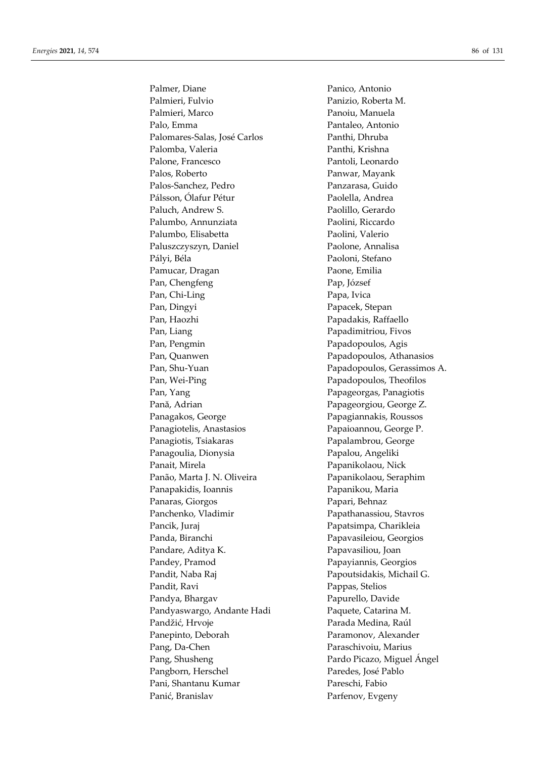Palmer, Diane
Palmieri, Fulvio
Palmieri, Marco
Palo, Emma
Palomares-Salas, José Carlos
Palomba, Valeria
Palone, Francesco
Palos, Roberto
Palos-Sanchez, Pedro
Pálsson, Ólafur Pétur
Paluch, Andrew S.
Palumbo, Annunziata
Palumbo, Elisabetta
Paluszczyszyn, Daniel
Pályi, Béla
Pamucar, Dragan
Pan, Chengfeng
Pan, Chi-Ling
Pan, Dingyi
Pan, Haozhi
Pan, Liang
Pan, Pengmin
Pan, Quanwen
Pan, Shu-Yuan
Pan, Wei-Ping
Pan, Yang
Pană, Adrian
Panagakos, George
Panagiotelis, Anastasios
Panagiotis, Tsiakaras
Panagoulia, Dionysia
Panait, Mirela
Panão, Marta J. N. Oliveira
Panapakidis, Ioannis
Panaras, Giorgos
Panchenko, Vladimir
Pancik, Juraj
Panda, Biranchi
Pandare, Aditya K.
Pandey, Pramod
Pandit, Naba Raj
Pandit, Ravi
Pandya, Bhargav
Pandyaswargo, Andante Hadi
Pandžić, Hrvoje
Panepinto, Deborah
Pang, Da-Chen
Pang, Shusheng
Pangborn, Herschel
Pani, Shantanu Kumar
Panić, Branislav
Panico, Antonio
Panizio, Roberta M.
Panoiu, Manuela
Pantaleo, Antonio
Panthi, Dhruba
Panthi, Krishna
Pantoli, Leonardo
Panwar, Mayank
Panzarasa, Guido
Paolella, Andrea
Paolillo, Gerardo
Paolini, Riccardo
Paolini, Valerio
Paolone, Annalisa
Paoloni, Stefano
Paone, Emilia
Pap, József
Papa, Ivica
Papacek, Stepan
Papadakis, Raffaello
Papadimitriou, Fivos
Papadopoulos, Agis
Papadopoulos, Athanasios
Papadopoulos, Gerassimos A.
Papadopoulos, Theofilos
Papageorgas, Panagiotis
Papageorgiou, George Z.
Papagiannakis, Roussos
Papaioannou, George P.
Papalambrou, George
Papalou, Angeliki
Papanikolaou, Nick
Papanikolaou, Seraphim
Papanikou, Maria
Papari, Behnaz
Papathanassiou, Stavros
Papatsimpa, Charikleia
Papavasileiou, Georgios
Papavasiliou, Joan
Papayiannis, Georgios
Papoutsidakis, Michail G.
Pappas, Stelios
Papurello, Davide
Paquete, Catarina M.
Parada Medina, Raúl
Paramonov, Alexander
Paraschivoiu, Marius
Pardo Picazo, Miguel Ángel
Paredes, José Pablo
Pareschi, Fabio
Parfenov, Evgeny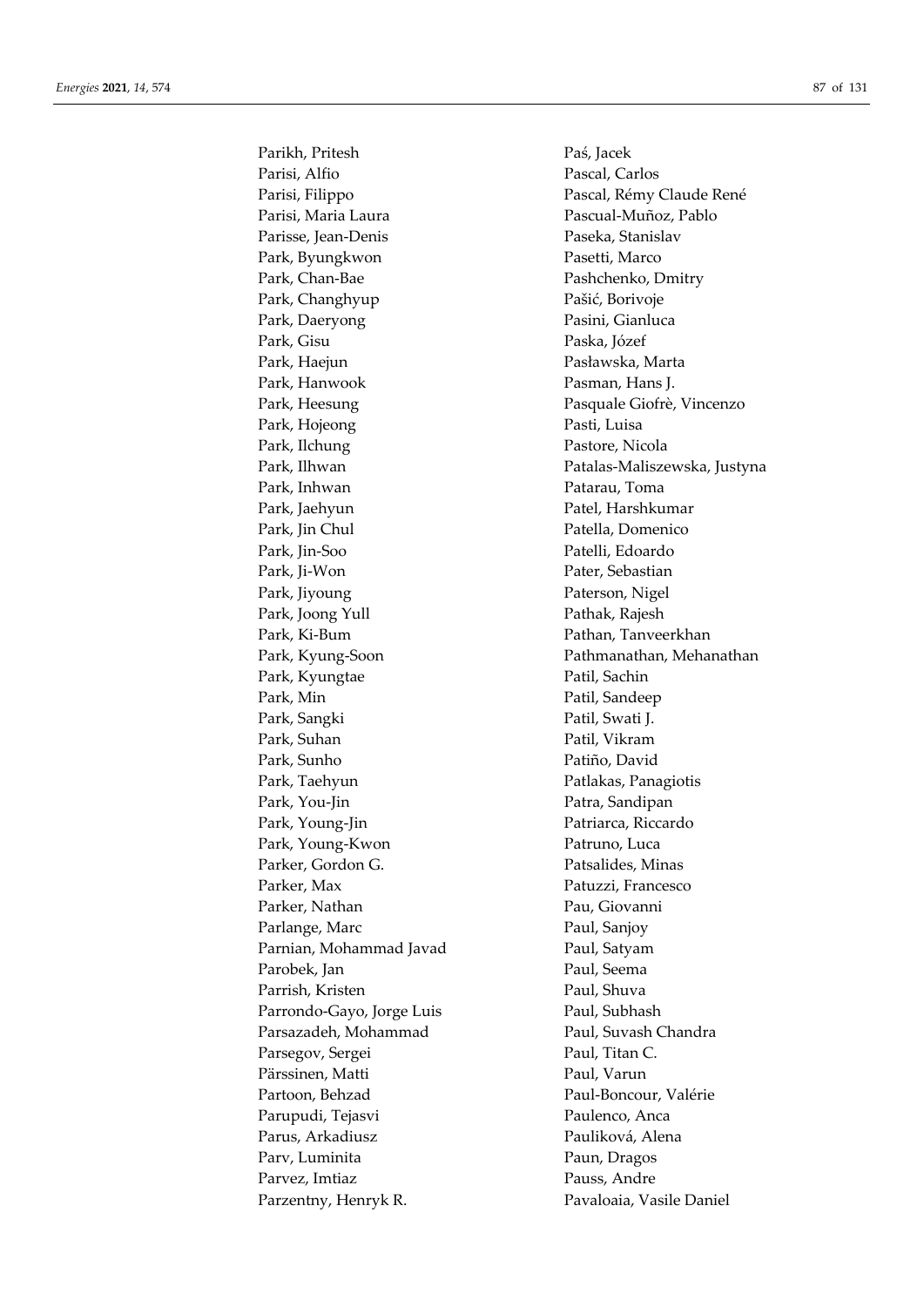Parikh, Pritesh
Parisi, Alfio
Parisi, Filippo
Parisi, Maria Laura
Parisse, Jean-Denis
Park, Byungkwon
Park, Chan-Bae
Park, Changhyup
Park, Daeryong
Park, Gisu
Park, Haejun
Park, Hanwook
Park, Heesung
Park, Hojeong
Park, Ilchung
Park, Ilhwan
Park, Inhwan
Park, Jaehyun
Park, Jin Chul
Park, Jin-Soo
Park, Ji-Won
Park, Jiyoung
Park, Joong Yull
Park, Ki-Bum
Park, Kyung-Soon
Park, Kyungtae
Park, Min
Park, Sangki
Park, Suhan
Park, Sunho
Park, Taehyun
Park, You-Jin
Park, Young-Jin
Park, Young-Kwon
Parker, Gordon G.
Parker, Max
Parker, Nathan
Parlange, Marc
Parnian, Mohammad Javad
Parobek, Jan
Parrish, Kristen
Parrondo-Gayo, Jorge Luis
Parsazadeh, Mohammad
Parsegov, Sergei
Pärssinen, Matti
Partoon, Behzad
Parupudi, Tejasvi
Parus, Arkadiusz
Parv, Luminita
Parvez, Imtiaz
Parzentny, Henryk R.
Paś, Jacek
Pascal, Carlos
Pascal, Rémy Claude René
Pascual-Muñoz, Pablo
Paseka, Stanislav
Pasetti, Marco
Pashchenko, Dmitry
Pašić, Borivoje
Pasini, Gianluca
Paska, Józef
Pasławska, Marta
Pasman, Hans J.
Pasquale Giofrè, Vincenzo
Pasti, Luisa
Pastore, Nicola
Patalas-Maliszewska, Justyna
Patarau, Toma
Patel, Harshkumar
Patella, Domenico
Patelli, Edoardo
Pater, Sebastian
Paterson, Nigel
Pathak, Rajesh
Pathan, Tanveerkhan
Pathmanathan, Mehanathan
Patil, Sachin
Patil, Sandeep
Patil, Swati J.
Patil, Vikram
Patiño, David
Patlakas, Panagiotis
Patra, Sandipan
Patriarca, Riccardo
Patruno, Luca
Patsalides, Minas
Patuzzi, Francesco
Pau, Giovanni
Paul, Sanjoy
Paul, Satyam
Paul, Seema
Paul, Shuva
Paul, Subhash
Paul, Suvash Chandra
Paul, Titan C.
Paul, Varun
Paul-Boncour, Valérie
Paulenco, Anca
Pauliková, Alena
Paun, Dragos
Pauss, Andre
Pavaloaia, Vasile Daniel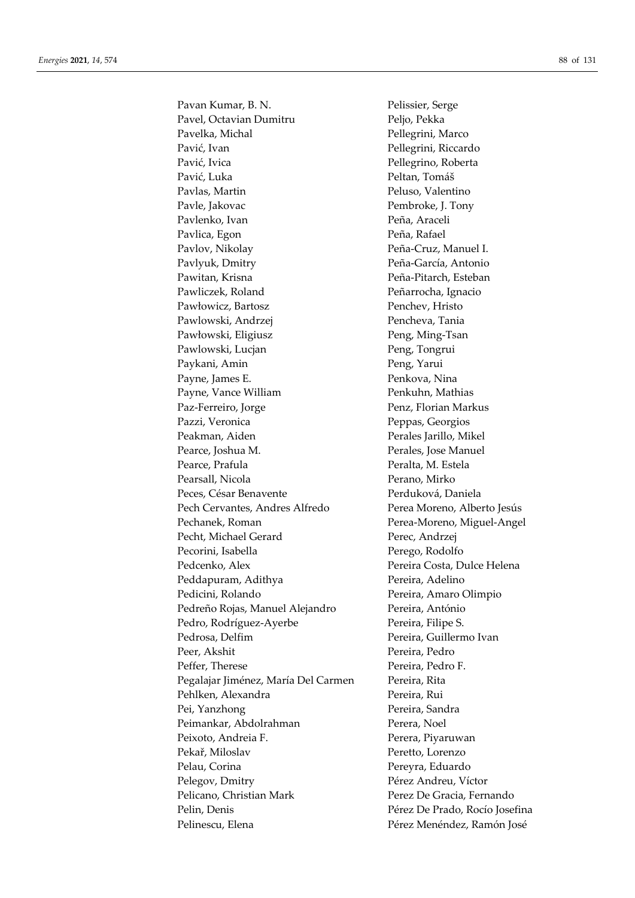Pavan Kumar, B. N.
Pavel, Octavian Dumitru
Pavelka, Michal
Pavić, Ivan
Pavić, Ivica
Pavić, Luka
Pavlas, Martin
Pavle, Jakovac
Pavlenko, Ivan
Pavlica, Egon
Pavlov, Nikolay
Pavlyuk, Dmitry
Pawitan, Krisna
Pawliczek, Roland
Pawłowicz, Bartosz
Pawlowski, Andrzej
Pawłowski, Eligiusz
Pawlowski, Lucjan
Paykani, Amin
Payne, James E.
Payne, Vance William
Paz-Ferreiro, Jorge
Pazzi, Veronica
Peakman, Aiden
Pearce, Joshua M.
Pearce, Prafula
Pearsall, Nicola
Peces, César Benavente
Pech Cervantes, Andres Alfredo
Pechanek, Roman
Pecht, Michael Gerard
Pecorini, Isabella
Pedcenko, Alex
Peddapuram, Adithya
Pedicini, Rolando
Pedreño Rojas, Manuel Alejandro
Pedro, Rodríguez-Ayerbe
Pedrosa, Delfim
Peer, Akshit
Peffer, Therese
Pegalajar Jiménez, María Del Carmen
Pehlken, Alexandra
Pei, Yanzhong
Peimankar, Abdolrahman
Peixoto, Andreia F.
Pekař, Miloslav
Pelau, Corina
Pelegov, Dmitry
Pelicano, Christian Mark
Pelin, Denis
Pelinescu, Elena
Pelissier, Serge
Peljo, Pekka
Pellegrini, Marco
Pellegrini, Riccardo
Pellegrino, Roberta
Peltan, Tomáš
Peluso, Valentino
Pembroke, J. Tony
Peña, Araceli
Peña, Rafael
Peña-Cruz, Manuel I.
Peña-García, Antonio
Peña-Pitarch, Esteban
Peñarrocha, Ignacio
Penchev, Hristo
Pencheva, Tania
Peng, Ming-Tsan
Peng, Tongrui
Peng, Yarui
Penkova, Nina
Penkuhn, Mathias
Penz, Florian Markus
Peppas, Georgios
Perales Jarillo, Mikel
Perales, Jose Manuel
Peralta, M. Estela
Perano, Mirko
Perduková, Daniela
Perea Moreno, Alberto Jesús
Perea-Moreno, Miguel-Angel
Perec, Andrzej
Perego, Rodolfo
Pereira Costa, Dulce Helena
Pereira, Adelino
Pereira, Amaro Olimpio
Pereira, António
Pereira, Filipe S.
Pereira, Guillermo Ivan
Pereira, Pedro
Pereira, Pedro F.
Pereira, Rita
Pereira, Rui
Pereira, Sandra
Perera, Noel
Perera, Piyaruwan
Peretto, Lorenzo
Pereyra, Eduardo
Pérez Andreu, Víctor
Perez De Gracia, Fernando
Pérez De Prado, Rocío Josefina
Pérez Menéndez, Ramón José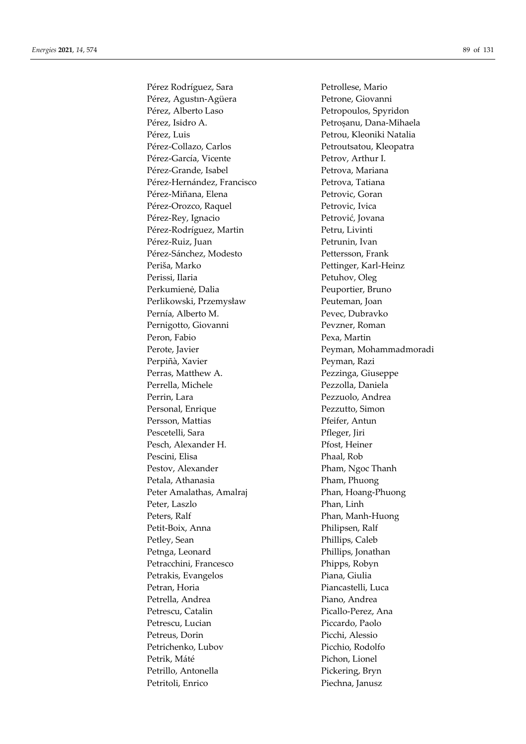Pérez Rodríguez, Sara
Pérez, Agustın-Agüera
Pérez, Alberto Laso
Pérez, Isidro A.
Pérez, Luis
Pérez-Collazo, Carlos
Pérez-García, Vicente
Pérez-Grande, Isabel
Pérez-Hernández, Francisco
Pérez-Miñana, Elena
Pérez-Orozco, Raquel
Pérez-Rey, Ignacio
Pérez-Rodríguez, Martin
Pérez-Ruiz, Juan
Pérez-Sánchez, Modesto
Periša, Marko
Perissi, Ilaria
Perkumienė, Dalia
Perlikowski, Przemysław
Pernía, Alberto M.
Pernigotto, Giovanni
Peron, Fabio
Perote, Javier
Perpiñà, Xavier
Perras, Matthew A.
Perrella, Michele
Perrin, Lara
Personal, Enrique
Persson, Mattias
Pescetelli, Sara
Pesch, Alexander H.
Pescini, Elisa
Pestov, Alexander
Petala, Athanasia
Peter Amalathas, Amalraj
Peter, Laszlo
Peters, Ralf
Petit-Boix, Anna
Petley, Sean
Petnga, Leonard
Petracchini, Francesco
Petrakis, Evangelos
Petran, Horia
Petrella, Andrea
Petrescu, Catalin
Petrescu, Lucian
Petreus, Dorin
Petrichenko, Lubov
Petrik, Máté
Petrillo, Antonella
Petritoli, Enrico
Petrollese, Mario
Petrone, Giovanni
Petropoulos, Spyridon
Petroșanu, Dana-Mihaela
Petrou, Kleoniki Natalia
Petroutsatou, Kleopatra
Petrov, Arthur I.
Petrova, Mariana
Petrova, Tatiana
Petrovic, Goran
Petrovic, Ivica
Petrović, Jovana
Petru, Livinti
Petrunin, Ivan
Pettersson, Frank
Pettinger, Karl-Heinz
Petuhov, Oleg
Peuportier, Bruno
Peuteman, Joan
Pevec, Dubravko
Pevzner, Roman
Pexa, Martin
Peyman, Mohammadmoradi
Peyman, Razi
Pezzinga, Giuseppe
Pezzolla, Daniela
Pezzuolo, Andrea
Pezzutto, Simon
Pfeifer, Antun
Pfleger, Jiri
Pfost, Heiner
Phaal, Rob
Pham, Ngoc Thanh
Pham, Phuong
Phan, Hoang-Phuong
Phan, Linh
Phan, Manh-Huong
Philipsen, Ralf
Phillips, Caleb
Phillips, Jonathan
Phipps, Robyn
Piana, Giulia
Piancastelli, Luca
Piano, Andrea
Picallo-Perez, Ana
Piccardo, Paolo
Picchi, Alessio
Picchio, Rodolfo
Pichon, Lionel
Pickering, Bryn
Piechna, Janusz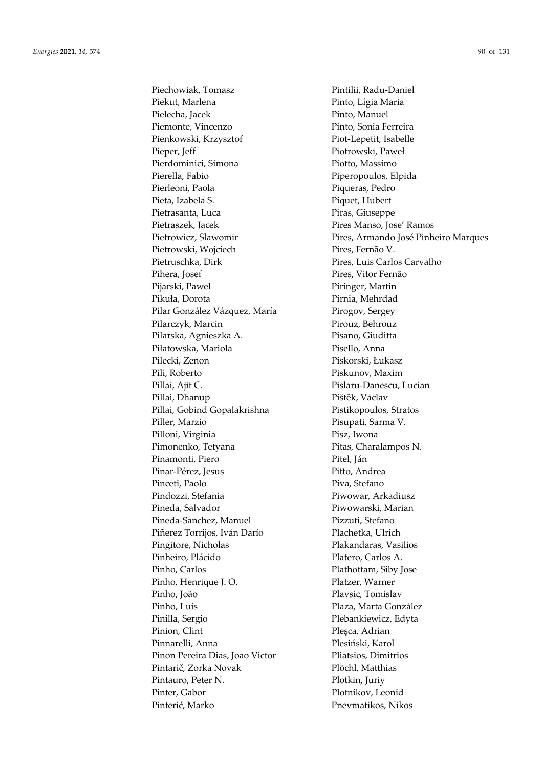Piechowiak, Tomasz
Piekut, Marlena
Pielecha, Jacek
Piemonte, Vincenzo
Pienkowski, Krzysztof
Pieper, Jeff
Pierdominici, Simona
Pierella, Fabio
Pierleoni, Paola
Pieta, Izabela S.
Pietrasanta, Luca
Pietraszek, Jacek
Pietrowicz, Slawomir
Pietrowski, Wojciech
Pietruschka, Dirk
Pihera, Josef
Pijarski, Pawel
Pikuła, Dorota
Pilar González Vázquez, María
Pilarczyk, Marcin
Pilarska, Agnieszka A.
Piłatowska, Mariola
Pilecki, Zenon
Pili, Roberto
Pillai, Ajit C.
Pillai, Dhanup
Pillai, Gobind Gopalakrishna
Piller, Marzio
Pilloni, Virginia
Pimonenko, Tetyana
Pinamonti, Piero
Pinar-Pérez, Jesus
Pinceti, Paolo
Pindozzi, Stefania
Pineda, Salvador
Pineda-Sanchez, Manuel
Piñerez Torrijos, Iván Darío
Pingitore, Nicholas
Pinheiro, Plácido
Pinho, Carlos
Pinho, Henrique J. O.
Pinho, João
Pinho, Luís
Pinilla, Sergio
Pinion, Clint
Pinnarelli, Anna
Pinon Pereira Dias, Joao Victor
Pintarič, Zorka Novak
Pintauro, Peter N.
Pinter, Gabor
Pinterić, Marko
Pintilii, Radu-Daniel
Pinto, Lígia Maria
Pinto, Manuel
Pinto, Sonia Ferreira
Piot-Lepetit, Isabelle
Piotrowski, Paweł
Piotto, Massimo
Piperopoulos, Elpida
Piqueras, Pedro
Piquet, Hubert
Piras, Giuseppe
Pires Manso, Jose' Ramos
Pires, Armando José Pinheiro Marques
Pires, Fernão V.
Pires, Luis Carlos Carvalho
Pires, Vitor Fernão
Piringer, Martin
Pirnia, Mehrdad
Pirogov, Sergey
Pirouz, Behrouz
Pisano, Giuditta
Pisello, Anna
Piskorski, Łukasz
Piskunov, Maxim
Pislaru-Danescu, Lucian
Píštěk, Václav
Pistikopoulos, Stratos
Pisupati, Sarma V.
Pisz, Iwona
Pitas, Charalampos N.
Pitel, Ján
Pitto, Andrea
Piva, Stefano
Piwowar, Arkadiusz
Piwowarski, Marian
Pizzuti, Stefano
Plachetka, Ulrich
Plakandaras, Vasilios
Platero, Carlos A.
Plathottam, Siby Jose
Platzer, Warner
Plavsic, Tomislav
Plaza, Marta González
Plebankiewicz, Edyta
Pleşca, Adrian
Plesiński, Karol
Pliatsios, Dimitrios
Plöchl, Matthias
Plotkin, Juriy
Plotnikov, Leonid
Pnevmatikos, Nikos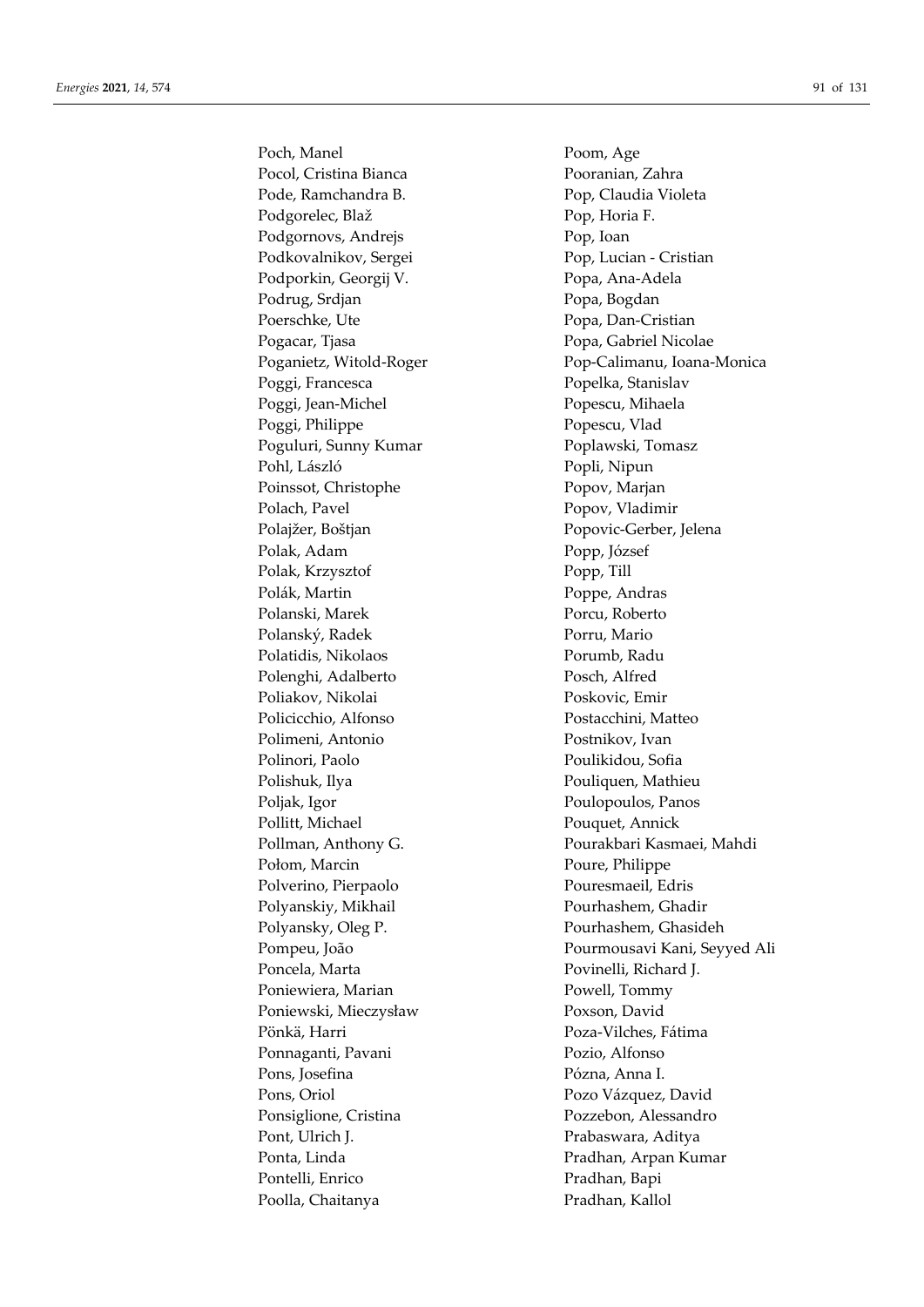Poch, Manel
Pocol, Cristina Bianca
Pode, Ramchandra B.
Podgorelec, Blaž
Podgornovs, Andrejs
Podkovalnikov, Sergei
Podporkin, Georgij V.
Podrug, Srdjan
Poerschke, Ute
Pogacar, Tjasa
Poganietz, Witold-Roger
Poggi, Francesca
Poggi, Jean-Michel
Poggi, Philippe
Poguluri, Sunny Kumar
Pohl, László
Poinssot, Christophe
Polach, Pavel
Polajžer, Boštjan
Polak, Adam
Polak, Krzysztof
Polák, Martin
Polanski, Marek
Polanský, Radek
Polatidis, Nikolaos
Polenghi, Adalberto
Poliakov, Nikolai
Policicchio, Alfonso
Polimeni, Antonio
Polinori, Paolo
Polishuk, Ilya
Poljak, Igor
Pollitt, Michael
Pollman, Anthony G.
Połom, Marcin
Polverino, Pierpaolo
Polyanskiy, Mikhail
Polyansky, Oleg P.
Pompeu, João
Poncela, Marta
Poniewiera, Marian
Poniewski, Mieczysław
Pönkä, Harri
Ponnaganti, Pavani
Pons, Josefina
Pons, Oriol
Ponsiglione, Cristina
Pont, Ulrich J.
Ponta, Linda
Pontelli, Enrico
Poolla, Chaitanya
Poom, Age
Pooranian, Zahra
Pop, Claudia Violeta
Pop, Horia F.
Pop, Ioan
Pop, Lucian - Cristian
Popa, Ana-Adela
Popa, Bogdan
Popa, Dan-Cristian
Popa, Gabriel Nicolae
Pop-Calimanu, Ioana-Monica
Popelka, Stanislav
Popescu, Mihaela
Popescu, Vlad
Poplawski, Tomasz
Popli, Nipun
Popov, Marjan
Popov, Vladimir
Popovic-Gerber, Jelena
Popp, József
Popp, Till
Poppe, Andras
Porcu, Roberto
Porru, Mario
Porumb, Radu
Posch, Alfred
Poskovic, Emir
Postacchini, Matteo
Postnikov, Ivan
Poulikidou, Sofia
Pouliquen, Mathieu
Poulopoulos, Panos
Pouquet, Annick
Pourakbari Kasmaei, Mahdi
Poure, Philippe
Pouresmaeil, Edris
Pourhashem, Ghadir
Pourhashem, Ghasideh
Pourmousavi Kani, Seyyed Ali
Povinelli, Richard J.
Powell, Tommy
Poxson, David
Poza-Vilches, Fátima
Pozio, Alfonso
Pózna, Anna I.
Pozo Vázquez, David
Pozzebon, Alessandro
Prabaswara, Aditya
Pradhan, Arpan Kumar
Pradhan, Bapi
Pradhan, Kallol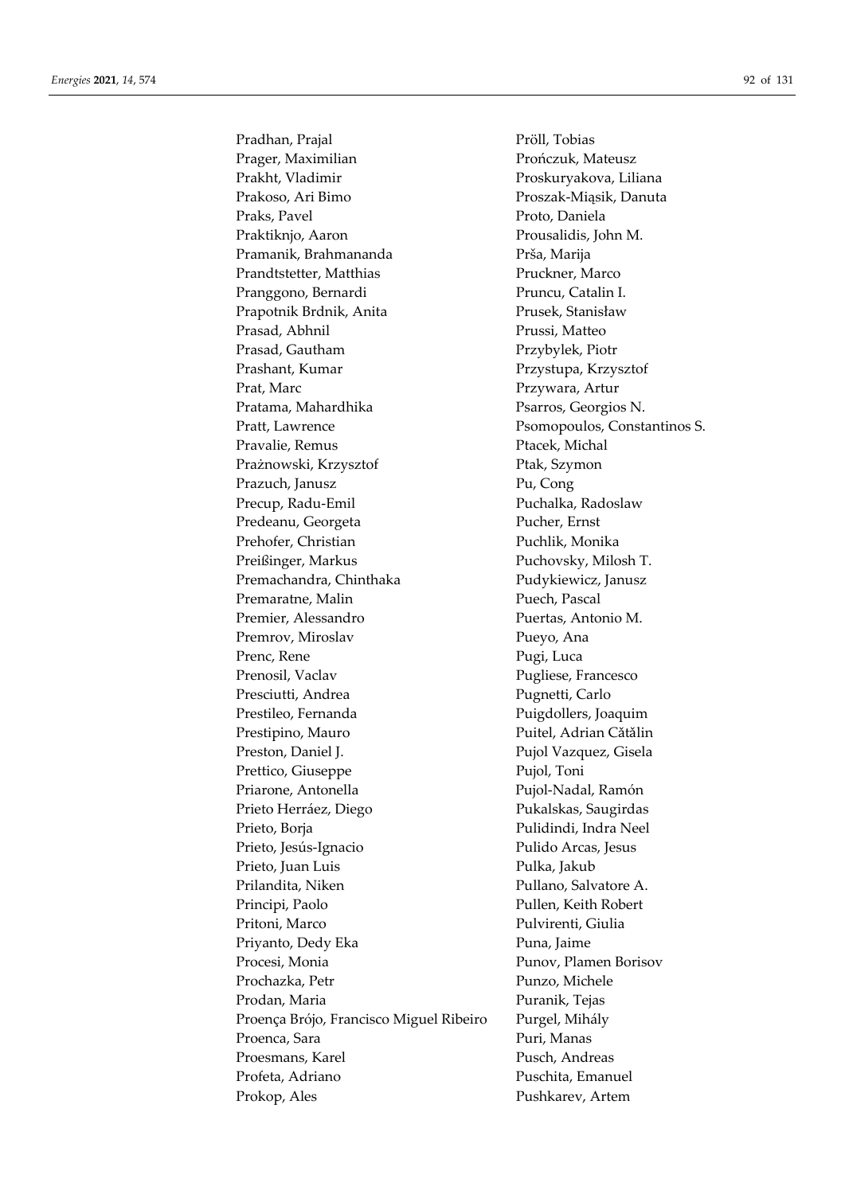Pradhan, Prajal
Prager, Maximilian
Prakht, Vladimir
Prakoso, Ari Bimo
Praks, Pavel
Praktiknjo, Aaron
Pramanik, Brahmananda
Prandtstetter, Matthias
Pranggono, Bernardi
Prapotnik Brdnik, Anita
Prasad, Abhnil
Prasad, Gautham
Prashant, Kumar
Prat, Marc
Pratama, Mahardhika
Pratt, Lawrence
Pravalie, Remus
Prażnowski, Krzysztof
Prazuch, Janusz
Precup, Radu-Emil
Predeanu, Georgeta
Prehofer, Christian
Preißinger, Markus
Premachandra, Chinthaka
Premaratne, Malin
Premier, Alessandro
Premrov, Miroslav
Prenc, Rene
Prenosil, Vaclav
Presciutti, Andrea
Prestileo, Fernanda
Prestipino, Mauro
Preston, Daniel J.
Prettico, Giuseppe
Priarone, Antonella
Prieto Herráez, Diego
Prieto, Borja
Prieto, Jesús-Ignacio
Prieto, Juan Luis
Prilandita, Niken
Principi, Paolo
Pritoni, Marco
Priyanto, Dedy Eka
Procesi, Monia
Prochazka, Petr
Prodan, Maria
Proença Brójo, Francisco Miguel Ribeiro
Proenca, Sara
Proesmans, Karel
Profeta, Adriano
Prokop, Ales
Pröll, Tobias
Prończuk, Mateusz
Proskuryakova, Liliana
Proszak-Miąsik, Danuta
Proto, Daniela
Prousalidis, John M.
Prša, Marija
Pruckner, Marco
Pruncu, Catalin I.
Prusek, Stanisław
Prussi, Matteo
Przybylek, Piotr
Przystupa, Krzysztof
Przywara, Artur
Psarros, Georgios N.
Psomopoulos, Constantinos S.
Ptacek, Michal
Ptak, Szymon
Pu, Cong
Puchalka, Radoslaw
Pucher, Ernst
Puchlik, Monika
Puchovsky, Milosh T.
Pudykiewicz, Janusz
Puech, Pascal
Puertas, Antonio M.
Pueyo, Ana
Pugi, Luca
Pugliese, Francesco
Pugnetti, Carlo
Puigdollers, Joaquim
Puitel, Adrian Cătălin
Pujol Vazquez, Gisela
Pujol, Toni
Pujol-Nadal, Ramón
Pukalskas, Saugirdas
Pulidindi, Indra Neel
Pulido Arcas, Jesus
Pulka, Jakub
Pullano, Salvatore A.
Pullen, Keith Robert
Pulvirenti, Giulia
Puna, Jaime
Punov, Plamen Borisov
Punzo, Michele
Puranik, Tejas
Purgel, Mihály
Puri, Manas
Pusch, Andreas
Puschita, Emanuel
Pushkarev, Artem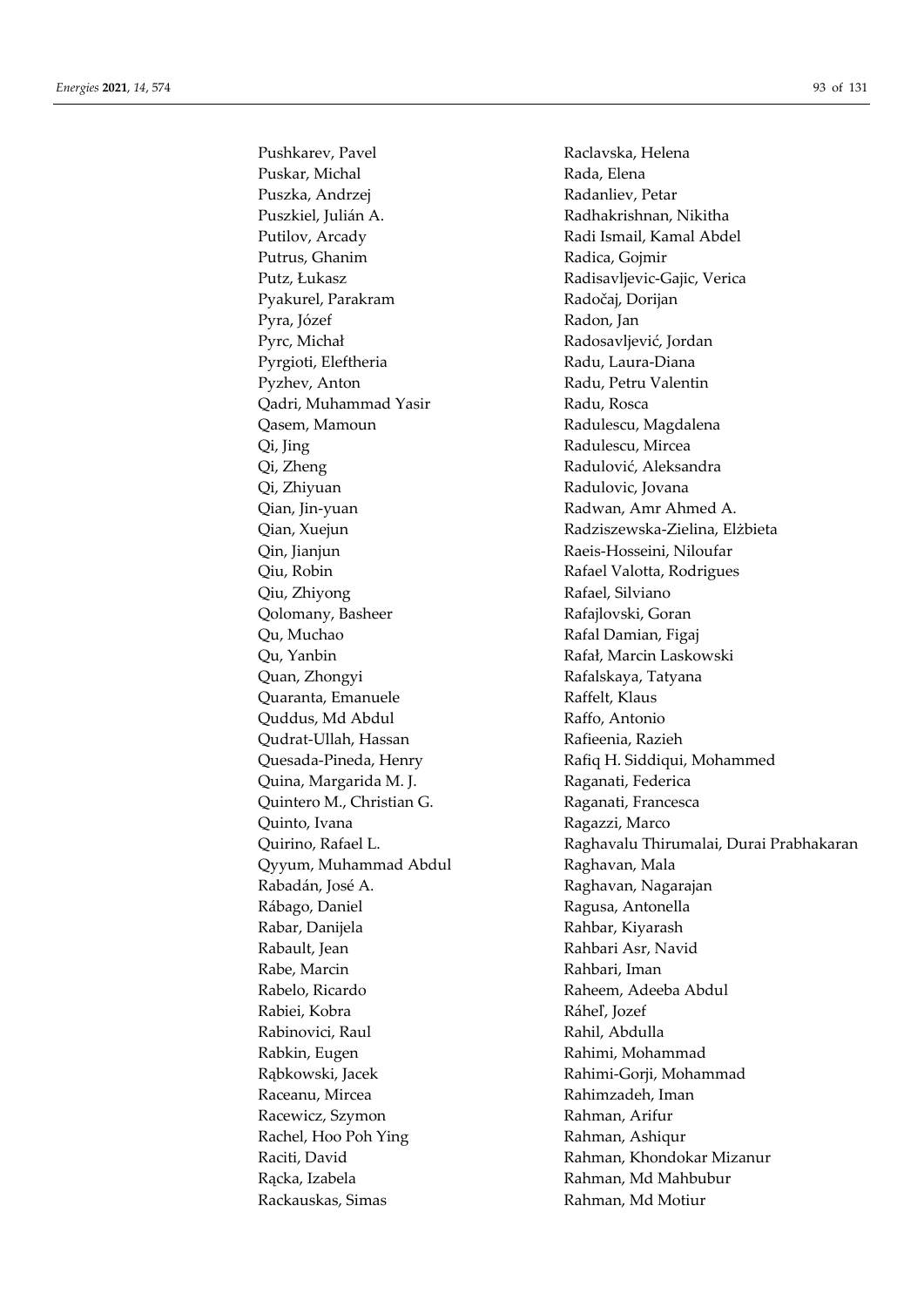Pushkarev, Pavel
Puskar, Michal
Puszka, Andrzej
Puszkiel, Julián A.
Putilov, Arcady
Putrus, Ghanim
Putz, Łukasz
Pyakurel, Parakram
Pyra, Józef
Pyrc, Michał
Pyrgioti, Eleftheria
Pyzhev, Anton
Qadri, Muhammad Yasir
Qasem, Mamoun
Qi, Jing
Qi, Zheng
Qi, Zhiyuan
Qian, Jin-yuan
Qian, Xuejun
Qin, Jianjun
Qiu, Robin
Qiu, Zhiyong
Qolomany, Basheer
Qu, Muchao
Qu, Yanbin
Quan, Zhongyi
Quaranta, Emanuele
Quddus, Md Abdul
Qudrat-Ullah, Hassan
Quesada-Pineda, Henry
Quina, Margarida M. J.
Quintero M., Christian G.
Quinto, Ivana
Quirino, Rafael L.
Qyyum, Muhammad Abdul
Rabadán, José A.
Rábago, Daniel
Rabar, Danijela
Rabault, Jean
Rabe, Marcin
Rabelo, Ricardo
Rabiei, Kobra
Rabinovici, Raul
Rabkin, Eugen
Rąbkowski, Jacek
Raceanu, Mircea
Racewicz, Szymon
Rachel, Hoo Poh Ying
Raciti, David
Rącka, Izabela
Rackauskas, Simas
Raclavska, Helena
Rada, Elena
Radanliev, Petar
Radhakrishnan, Nikitha
Radi Ismail, Kamal Abdel
Radica, Gojmir
Radisavljevic-Gajic, Verica
Radočaj, Dorijan
Radon, Jan
Radosavljević, Jordan
Radu, Laura-Diana
Radu, Petru Valentin
Radu, Rosca
Radulescu, Magdalena
Radulescu, Mircea
Radulović, Aleksandra
Radulovic, Jovana
Radwan, Amr Ahmed A.
Radziszewska-Zielina, Elżbieta
Raeis-Hosseini, Niloufar
Rafael Valotta, Rodrigues
Rafael, Silviano
Rafajlovski, Goran
Rafal Damian, Figaj
Rafał, Marcin Laskowski
Rafalskaya, Tatyana
Raffelt, Klaus
Raffo, Antonio
Rafieenia, Razieh
Rafiq H. Siddiqui, Mohammed
Raganati, Federica
Raganati, Francesca
Ragazzi, Marco
Raghavalu Thirumalai, Durai Prabhakaran
Raghavan, Mala
Raghavan, Nagarajan
Ragusa, Antonella
Rahbar, Kiyarash
Rahbari Asr, Navid
Rahbari, Iman
Raheem, Adeeba Abdul
Ráheľ, Jozef
Rahil, Abdulla
Rahimi, Mohammad
Rahimi-Gorji, Mohammad
Rahimzadeh, Iman
Rahman, Arifur
Rahman, Ashiqur
Rahman, Khondokar Mizanur
Rahman, Md Mahbubur
Rahman, Md Motiur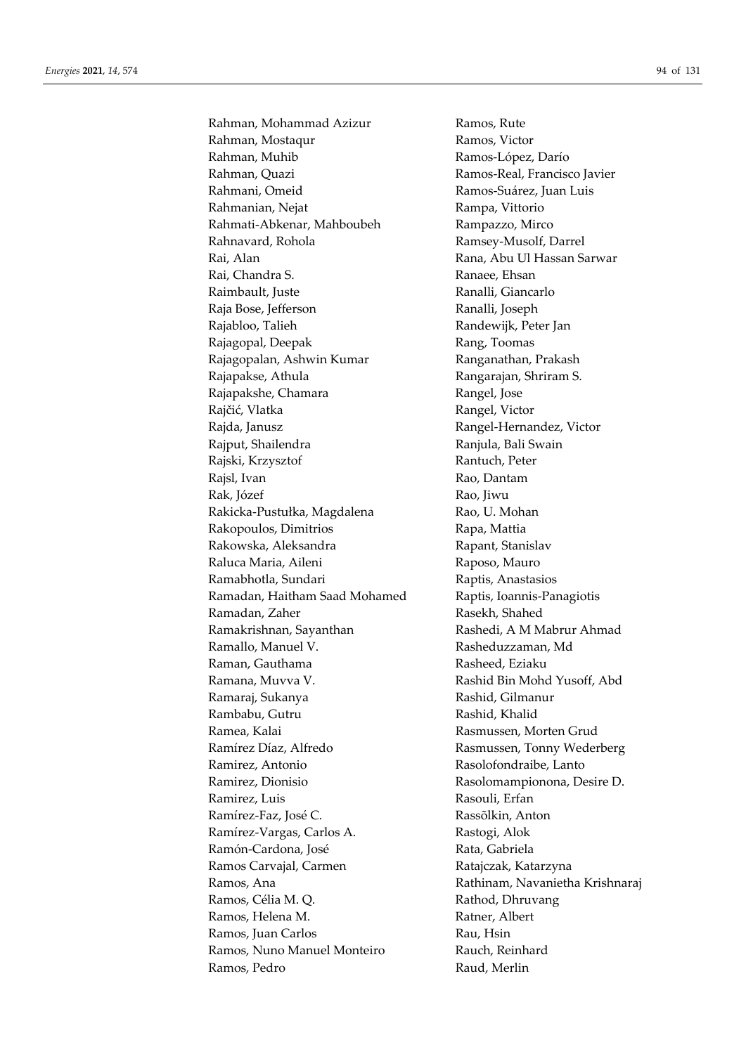Rahman, Mohammad Azizur
Rahman, Mostaqur
Rahman, Muhib
Rahman, Quazi
Rahmani, Omeid
Rahmanian, Nejat
Rahmati-Abkenar, Mahboubeh
Rahnavard, Rohola
Rai, Alan
Rai, Chandra S.
Raimbault, Juste
Raja Bose, Jefferson
Rajabloo, Talieh
Rajagopal, Deepak
Rajagopalan, Ashwin Kumar
Rajapakse, Athula
Rajapakshe, Chamara
Rajčić, Vlatka
Rajda, Janusz
Rajput, Shailendra
Rajski, Krzysztof
Rajsl, Ivan
Rak, Józef
Rakicka-Pustułka, Magdalena
Rakopoulos, Dimitrios
Rakowska, Aleksandra
Raluca Maria, Aileni
Ramabhotla, Sundari
Ramadan, Haitham Saad Mohamed
Ramadan, Zaher
Ramakrishnan, Sayanthan
Ramallo, Manuel V.
Raman, Gauthama
Ramana, Muvva V.
Ramaraj, Sukanya
Rambabu, Gutru
Ramea, Kalai
Ramírez Díaz, Alfredo
Ramirez, Antonio
Ramirez, Dionisio
Ramirez, Luis
Ramírez-Faz, José C.
Ramírez-Vargas, Carlos A.
Ramón-Cardona, José
Ramos Carvajal, Carmen
Ramos, Ana
Ramos, Célia M. Q.
Ramos, Helena M.
Ramos, Juan Carlos
Ramos, Nuno Manuel Monteiro
Ramos, Pedro
Ramos, Rute
Ramos, Victor
Ramos-López, Darío
Ramos-Real, Francisco Javier
Ramos-Suárez, Juan Luis
Rampa, Vittorio
Rampazzo, Mirco
Ramsey-Musolf, Darrel
Rana, Abu Ul Hassan Sarwar
Ranaee, Ehsan
Ranalli, Giancarlo
Ranalli, Joseph
Randewijk, Peter Jan
Rang, Toomas
Ranganathan, Prakash
Rangarajan, Shriram S.
Rangel, Jose
Rangel, Victor
Rangel-Hernandez, Victor
Ranjula, Bali Swain
Rantuch, Peter
Rao, Dantam
Rao, Jiwu
Rao, U. Mohan
Rapa, Mattia
Rapant, Stanislav
Raposo, Mauro
Raptis, Anastasios
Raptis, Ioannis-Panagiotis
Rasekh, Shahed
Rashedi, A M Mabrur Ahmad
Rasheduzzaman, Md
Rasheed, Eziaku
Rashid Bin Mohd Yusoff, Abd
Rashid, Gilmanur
Rashid, Khalid
Rasmussen, Morten Grud
Rasmussen, Tonny Wederberg
Rasolofondraibe, Lanto
Rasolomampionona, Desire D.
Rasouli, Erfan
Rassõlkin, Anton
Rastogi, Alok
Rata, Gabriela
Ratajczak, Katarzyna
Rathinam, Navanietha Krishnaraj
Rathod, Dhruvang
Ratner, Albert
Rau, Hsin
Rauch, Reinhard
Raud, Merlin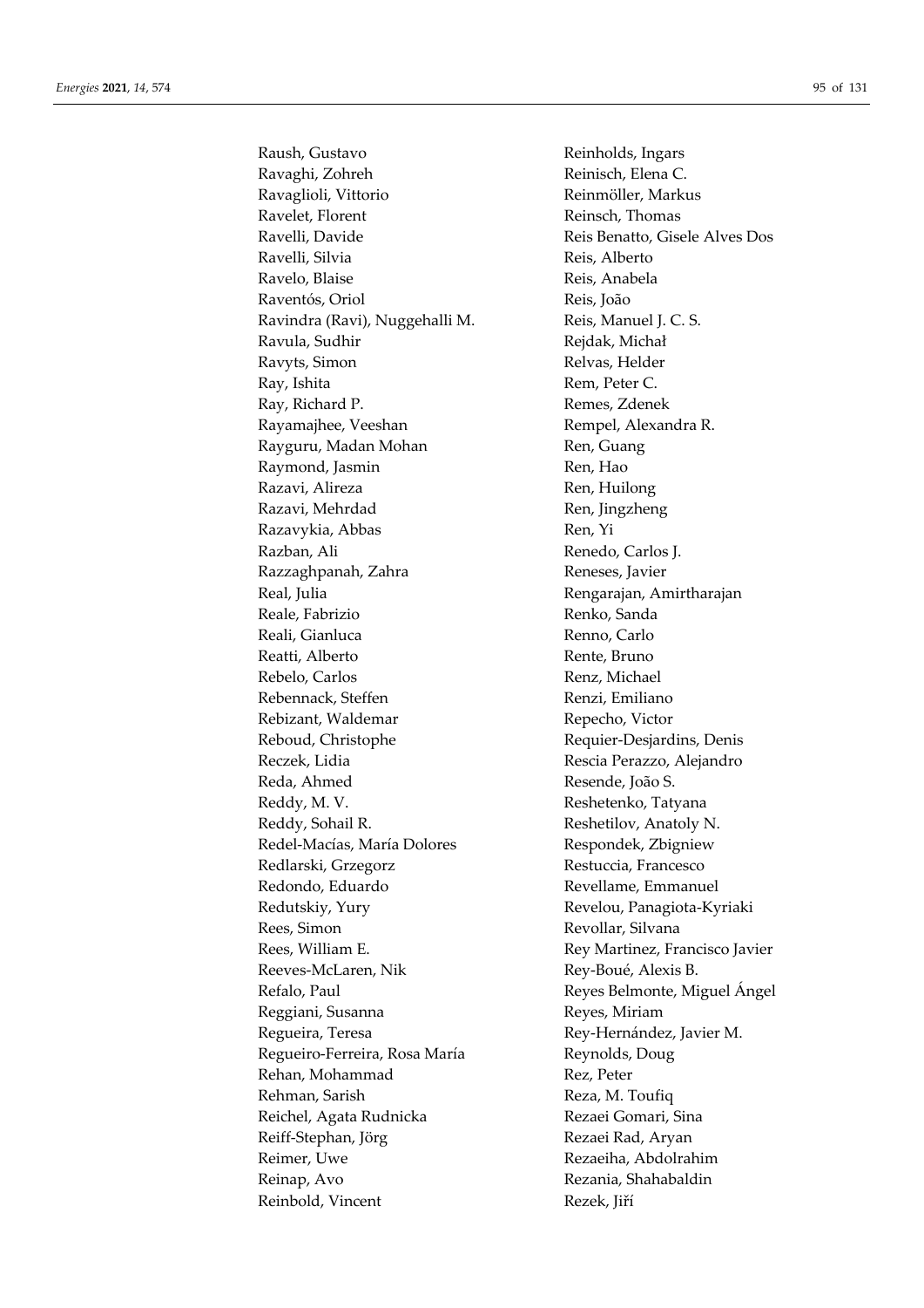Raush, Gustavo
Ravaghi, Zohreh
Ravaglioli, Vittorio
Ravelet, Florent
Ravelli, Davide
Ravelli, Silvia
Ravelo, Blaise
Raventós, Oriol
Ravindra (Ravi), Nuggehalli M.
Ravula, Sudhir
Ravyts, Simon
Ray, Ishita
Ray, Richard P.
Rayamajhee, Veeshan
Rayguru, Madan Mohan
Raymond, Jasmin
Razavi, Alireza
Razavi, Mehrdad
Razavykia, Abbas
Razban, Ali
Razzaghpanah, Zahra
Real, Julia
Reale, Fabrizio
Reali, Gianluca
Reatti, Alberto
Rebelo, Carlos
Rebennack, Steffen
Rebizant, Waldemar
Reboud, Christophe
Reczek, Lidia
Reda, Ahmed
Reddy, M. V.
Reddy, Sohail R.
Redel-Macías, María Dolores
Redlarski, Grzegorz
Redondo, Eduardo
Redutskiy, Yury
Rees, Simon
Rees, William E.
Reeves-McLaren, Nik
Refalo, Paul
Reggiani, Susanna
Regueira, Teresa
Regueiro-Ferreira, Rosa María
Rehan, Mohammad
Rehman, Sarish
Reichel, Agata Rudnicka
Reiff-Stephan, Jörg
Reimer, Uwe
Reinap, Avo
Reinbold, Vincent
Reinholds, Ingars
Reinisch, Elena C.
Reinmöller, Markus
Reinsch, Thomas
Reis Benatto, Gisele Alves Dos
Reis, Alberto
Reis, Anabela
Reis, João
Reis, Manuel J. C. S.
Rejdak, Michał
Relvas, Helder
Rem, Peter C.
Remes, Zdenek
Rempel, Alexandra R.
Ren, Guang
Ren, Hao
Ren, Huilong
Ren, Jingzheng
Ren, Yi
Renedo, Carlos J.
Reneses, Javier
Rengarajan, Amirtharajan
Renko, Sanda
Renno, Carlo
Rente, Bruno
Renz, Michael
Renzi, Emiliano
Repecho, Victor
Requier-Desjardins, Denis
Rescia Perazzo, Alejandro
Resende, João S.
Reshetenko, Tatyana
Reshetilov, Anatoly N.
Respondek, Zbigniew
Restuccia, Francesco
Revellame, Emmanuel
Revelou, Panagiota-Kyriaki
Revollar, Silvana
Rey Martinez, Francisco Javier
Rey-Boué, Alexis B.
Reyes Belmonte, Miguel Ángel
Reyes, Miriam
Rey-Hernández, Javier M.
Reynolds, Doug
Rez, Peter
Reza, M. Toufiq
Rezaei Gomari, Sina
Rezaei Rad, Aryan
Rezaeiha, Abdolrahim
Rezania, Shahabaldin
Rezek, Jiří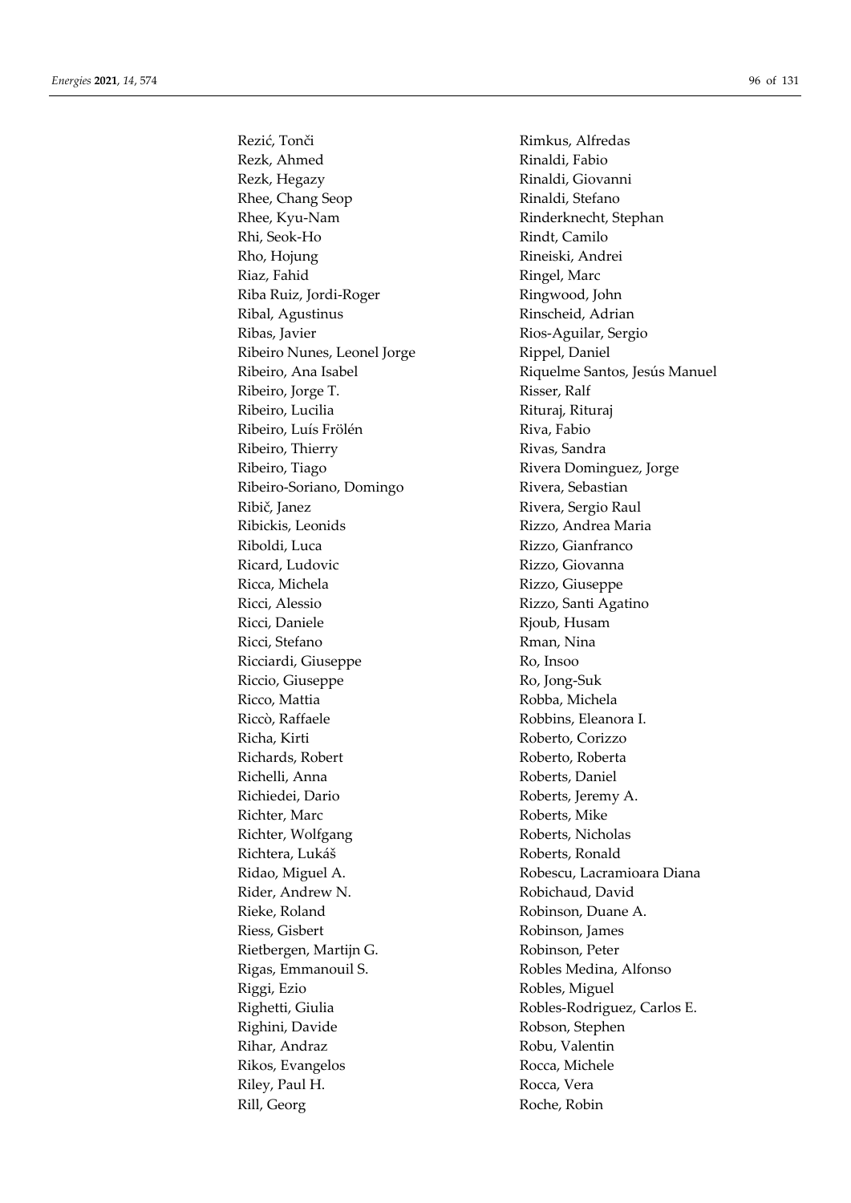Rezić, Tonči
Rezk, Ahmed
Rezk, Hegazy
Rhee, Chang Seop
Rhee, Kyu-Nam
Rhi, Seok-Ho
Rho, Hojung
Riaz, Fahid
Riba Ruiz, Jordi-Roger
Ribal, Agustinus
Ribas, Javier
Ribeiro Nunes, Leonel Jorge
Ribeiro, Ana Isabel
Ribeiro, Jorge T.
Ribeiro, Lucilia
Ribeiro, Luís Frölén
Ribeiro, Thierry
Ribeiro, Tiago
Ribeiro-Soriano, Domingo
Ribič, Janez
Ribickis, Leonids
Riboldi, Luca
Ricard, Ludovic
Ricca, Michela
Ricci, Alessio
Ricci, Daniele
Ricci, Stefano
Ricciardi, Giuseppe
Riccio, Giuseppe
Ricco, Mattia
Riccò, Raffaele
Richa, Kirti
Richards, Robert
Richelli, Anna
Richiedei, Dario
Richter, Marc
Richter, Wolfgang
Richtera, Lukáš
Ridao, Miguel A.
Rider, Andrew N.
Rieke, Roland
Riess, Gisbert
Rietbergen, Martijn G.
Rigas, Emmanouil S.
Riggi, Ezio
Righetti, Giulia
Righini, Davide
Rihar, Andraz
Rikos, Evangelos
Riley, Paul H.
Rill, Georg
Rimkus, Alfredas
Rinaldi, Fabio
Rinaldi, Giovanni
Rinaldi, Stefano
Rinderknecht, Stephan
Rindt, Camilo
Rineiski, Andrei
Ringel, Marc
Ringwood, John
Rinscheid, Adrian
Rios-Aguilar, Sergio
Rippel, Daniel
Riquelme Santos, Jesús Manuel
Risser, Ralf
Rituraj, Rituraj
Riva, Fabio
Rivas, Sandra
Rivera Dominguez, Jorge
Rivera, Sebastian
Rivera, Sergio Raul
Rizzo, Andrea Maria
Rizzo, Gianfranco
Rizzo, Giovanna
Rizzo, Giuseppe
Rizzo, Santi Agatino
Rjoub, Husam
Rman, Nina
Ro, Insoo
Ro, Jong-Suk
Robba, Michela
Robbins, Eleanora I.
Roberto, Corizzo
Roberto, Roberta
Roberts, Daniel
Roberts, Jeremy A.
Roberts, Mike
Roberts, Nicholas
Roberts, Ronald
Robescu, Lacramioara Diana
Robichaud, David
Robinson, Duane A.
Robinson, James
Robinson, Peter
Robles Medina, Alfonso
Robles, Miguel
Robles-Rodriguez, Carlos E.
Robson, Stephen
Robu, Valentin
Rocca, Michele
Rocca, Vera
Roche, Robin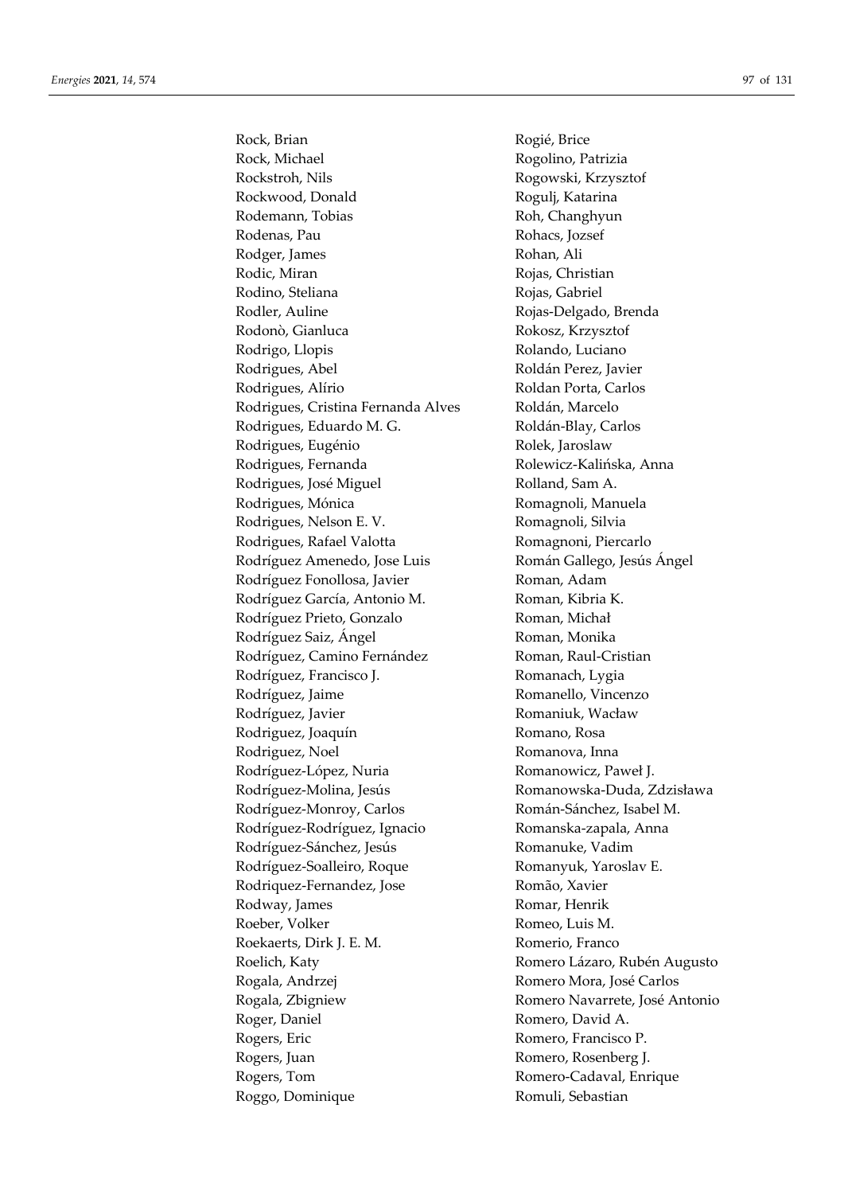Rock, Brian
Rock, Michael
Rockstroh, Nils
Rockwood, Donald
Rodemann, Tobias
Rodenas, Pau
Rodger, James
Rodic, Miran
Rodino, Steliana
Rodler, Auline
Rodonò, Gianluca
Rodrigo, Llopis
Rodrigues, Abel
Rodrigues, Alírio
Rodrigues, Cristina Fernanda Alves
Rodrigues, Eduardo M. G.
Rodrigues, Eugénio
Rodrigues, Fernanda
Rodrigues, José Miguel
Rodrigues, Mónica
Rodrigues, Nelson E. V.
Rodrigues, Rafael Valotta
Rodríguez Amenedo, Jose Luis
Rodríguez Fonollosa, Javier
Rodríguez García, Antonio M.
Rodríguez Prieto, Gonzalo
Rodríguez Saiz, Ángel
Rodríguez, Camino Fernández
Rodríguez, Francisco J.
Rodríguez, Jaime
Rodríguez, Javier
Rodriguez, Joaquín
Rodriguez, Noel
Rodríguez-López, Nuria
Rodríguez-Molina, Jesús
Rodríguez-Monroy, Carlos
Rodríguez-Rodríguez, Ignacio
Rodríguez-Sánchez, Jesús
Rodríguez-Soalleiro, Roque
Rodriquez-Fernandez, Jose
Rodway, James
Roeber, Volker
Roekaerts, Dirk J. E. M.
Roelich, Katy
Rogala, Andrzej
Rogala, Zbigniew
Roger, Daniel
Rogers, Eric
Rogers, Juan
Rogers, Tom
Roggo, Dominique
Rogié, Brice
Rogolino, Patrizia
Rogowski, Krzysztof
Rogulj, Katarina
Roh, Changhyun
Rohacs, Jozsef
Rohan, Ali
Rojas, Christian
Rojas, Gabriel
Rojas-Delgado, Brenda
Rokosz, Krzysztof
Rolando, Luciano
Roldán Perez, Javier
Roldan Porta, Carlos
Roldán, Marcelo
Roldán-Blay, Carlos
Rolek, Jaroslaw
Rolewicz-Kalińska, Anna
Rolland, Sam A.
Romagnoli, Manuela
Romagnoli, Silvia
Romagnoni, Piercarlo
Román Gallego, Jesús Ángel
Roman, Adam
Roman, Kibria K.
Roman, Michał
Roman, Monika
Roman, Raul-Cristian
Romanach, Lygia
Romanello, Vincenzo
Romaniuk, Wacław
Romano, Rosa
Romanova, Inna
Romanowicz, Paweł J.
Romanowska-Duda, Zdzisława
Román-Sánchez, Isabel M.
Romanska-zapala, Anna
Romanuke, Vadim
Romanyuk, Yaroslav E.
Romão, Xavier
Romar, Henrik
Romeo, Luis M.
Romerio, Franco
Romero Lázaro, Rubén Augusto
Romero Mora, José Carlos
Romero Navarrete, José Antonio
Romero, David A.
Romero, Francisco P.
Romero, Rosenberg J.
Romero-Cadaval, Enrique
Romuli, Sebastian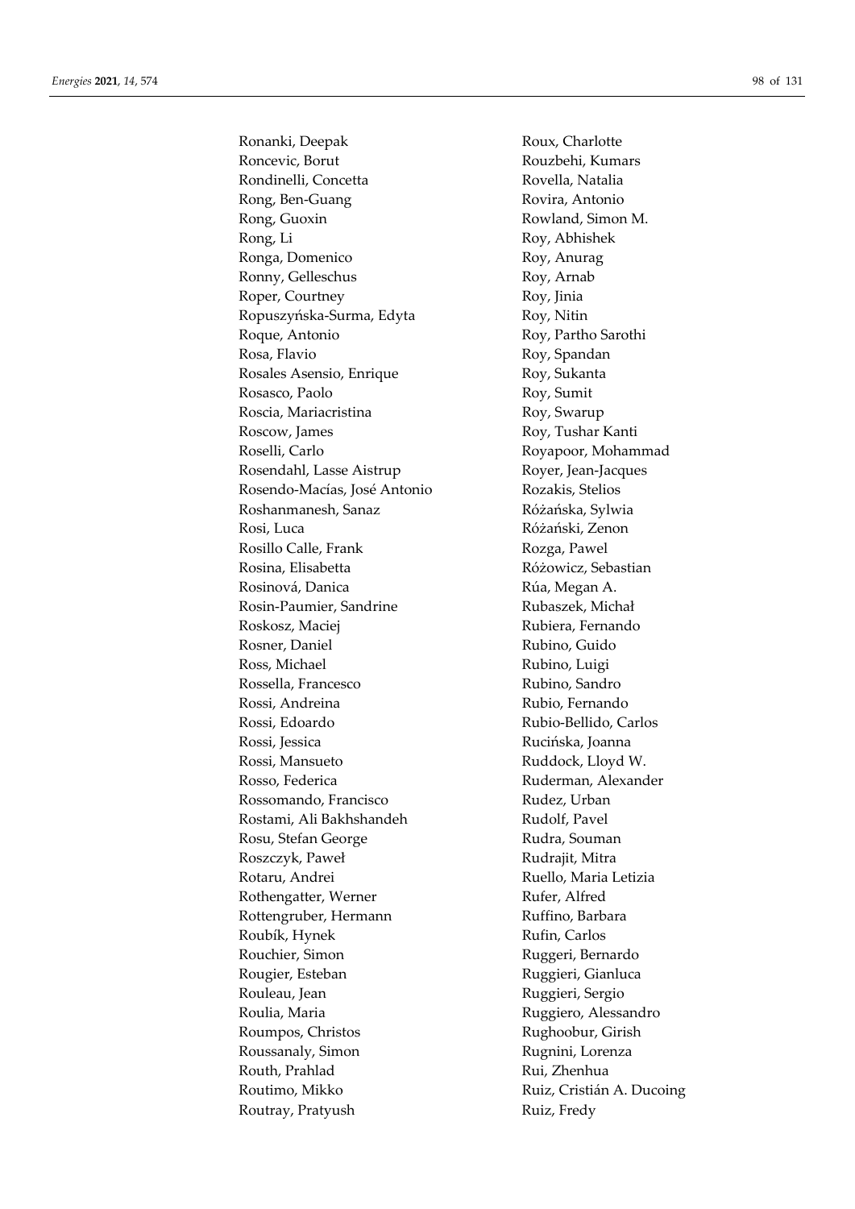Ronanki, Deepak
Roncevic, Borut
Rondinelli, Concetta
Rong, Ben-Guang
Rong, Guoxin
Rong, Li
Ronga, Domenico
Ronny, Gelleschus
Roper, Courtney
Ropuszyńska-Surma, Edyta
Roque, Antonio
Rosa, Flavio
Rosales Asensio, Enrique
Rosasco, Paolo
Roscia, Mariacristina
Roscow, James
Roselli, Carlo
Rosendahl, Lasse Aistrup
Rosendo-Macías, José Antonio
Roshanmanesh, Sanaz
Rosi, Luca
Rosillo Calle, Frank
Rosina, Elisabetta
Rosinová, Danica
Rosin-Paumier, Sandrine
Roskosz, Maciej
Rosner, Daniel
Ross, Michael
Rossella, Francesco
Rossi, Andreina
Rossi, Edoardo
Rossi, Jessica
Rossi, Mansueto
Rosso, Federica
Rossomando, Francisco
Rostami, Ali Bakhshandeh
Rosu, Stefan George
Roszczyk, Paweł
Rotaru, Andrei
Rothengatter, Werner
Rottengruber, Hermann
Roubík, Hynek
Rouchier, Simon
Rougier, Esteban
Rouleau, Jean
Roulia, Maria
Roumpos, Christos
Roussanaly, Simon
Routh, Prahlad
Routimo, Mikko
Routray, Pratyush
Roux, Charlotte
Rouzbehi, Kumars
Rovella, Natalia
Rovira, Antonio
Rowland, Simon M.
Roy, Abhishek
Roy, Anurag
Roy, Arnab
Roy, Jinia
Roy, Nitin
Roy, Partho Sarothi
Roy, Spandan
Roy, Sukanta
Roy, Sumit
Roy, Swarup
Roy, Tushar Kanti
Royapoor, Mohammad
Royer, Jean-Jacques
Rozakis, Stelios
Różańska, Sylwia
Różański, Zenon
Rozga, Pawel
Różowicz, Sebastian
Rúa, Megan A.
Rubaszek, Michał
Rubiera, Fernando
Rubino, Guido
Rubino, Luigi
Rubino, Sandro
Rubio, Fernando
Rubio-Bellido, Carlos
Rucińska, Joanna
Ruddock, Lloyd W.
Ruderman, Alexander
Rudez, Urban
Rudolf, Pavel
Rudra, Souman
Rudrajit, Mitra
Ruello, Maria Letizia
Rufer, Alfred
Ruffino, Barbara
Rufin, Carlos
Ruggeri, Bernardo
Ruggieri, Gianluca
Ruggieri, Sergio
Ruggiero, Alessandro
Rughoobur, Girish
Rugnini, Lorenza
Rui, Zhenhua
Ruiz, Cristián A. Ducoing
Ruiz, Fredy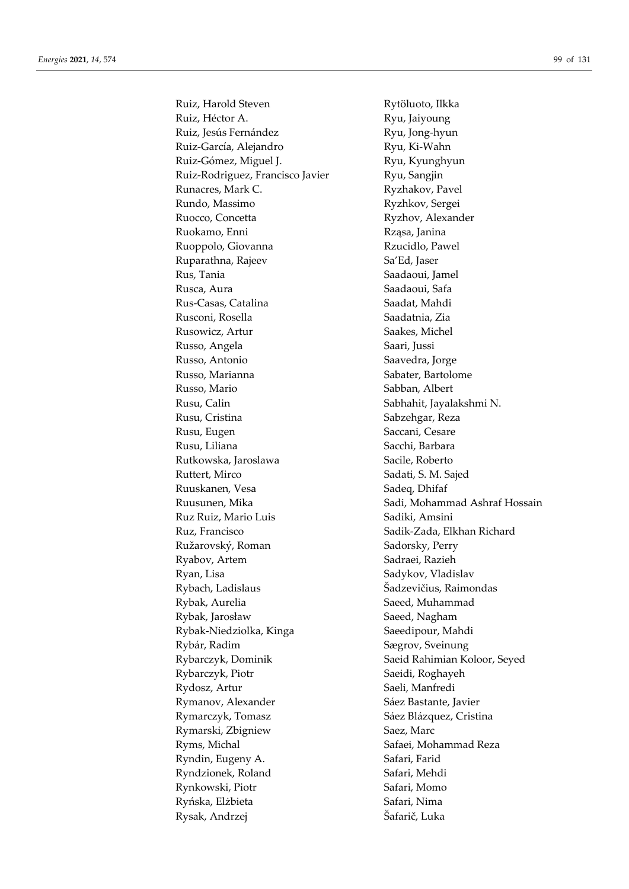Ruiz, Harold Steven
Ruiz, Héctor A.
Ruiz, Jesús Fernández
Ruiz-García, Alejandro
Ruiz-Gómez, Miguel J.
Ruiz-Rodriguez, Francisco Javier
Runacres, Mark C.
Rundo, Massimo
Ruocco, Concetta
Ruokamo, Enni
Ruoppolo, Giovanna
Ruparathna, Rajeev
Rus, Tania
Rusca, Aura
Rus-Casas, Catalina
Rusconi, Rosella
Rusowicz, Artur
Russo, Angela
Russo, Antonio
Russo, Marianna
Russo, Mario
Rusu, Calin
Rusu, Cristina
Rusu, Eugen
Rusu, Liliana
Rutkowska, Jaroslawa
Ruttert, Mirco
Ruuskanen, Vesa
Ruusunen, Mika
Ruz Ruiz, Mario Luis
Ruz, Francisco
Ružarovský, Roman
Ryabov, Artem
Ryan, Lisa
Rybach, Ladislaus
Rybak, Aurelia
Rybak, Jarosław
Rybak-Niedziolka, Kinga
Rybár, Radim
Rybarczyk, Dominik
Rybarczyk, Piotr
Rydosz, Artur
Rymanov, Alexander
Rymarczyk, Tomasz
Rymarski, Zbigniew
Ryms, Michal
Ryndin, Eugeny A.
Ryndzionek, Roland
Rynkowski, Piotr
Ryńska, Elżbieta
Rysak, Andrzej
Rytöluoto, Ilkka
Ryu, Jaiyoung
Ryu, Jong-hyun
Ryu, Ki-Wahn
Ryu, Kyunghyun
Ryu, Sangjin
Ryzhakov, Pavel
Ryzhkov, Sergei
Ryzhov, Alexander
Rząsa, Janina
Rzucidlo, Pawel
Sa'Ed, Jaser
Saadaoui, Jamel
Saadaoui, Safa
Saadat, Mahdi
Saadatnia, Zia
Saakes, Michel
Saari, Jussi
Saavedra, Jorge
Sabater, Bartolome
Sabban, Albert
Sabhahit, Jayalakshmi N.
Sabzehgar, Reza
Saccani, Cesare
Sacchi, Barbara
Sacile, Roberto
Sadati, S. M. Sajed
Sadeq, Dhifaf
Sadi, Mohammad Ashraf Hossain
Sadiki, Amsini
Sadik-Zada, Elkhan Richard
Sadorsky, Perry
Sadraei, Razieh
Sadykov, Vladislav
Šadzevičius, Raimondas
Saeed, Muhammad
Saeed, Nagham
Saeedipour, Mahdi
Sægrov, Sveinung
Saeid Rahimian Koloor, Seyed
Saeidi, Roghayeh
Saeli, Manfredi
Sáez Bastante, Javier
Sáez Blázquez, Cristina
Saez, Marc
Safaei, Mohammad Reza
Safari, Farid
Safari, Mehdi
Safari, Momo
Safari, Nima
Šafarič, Luka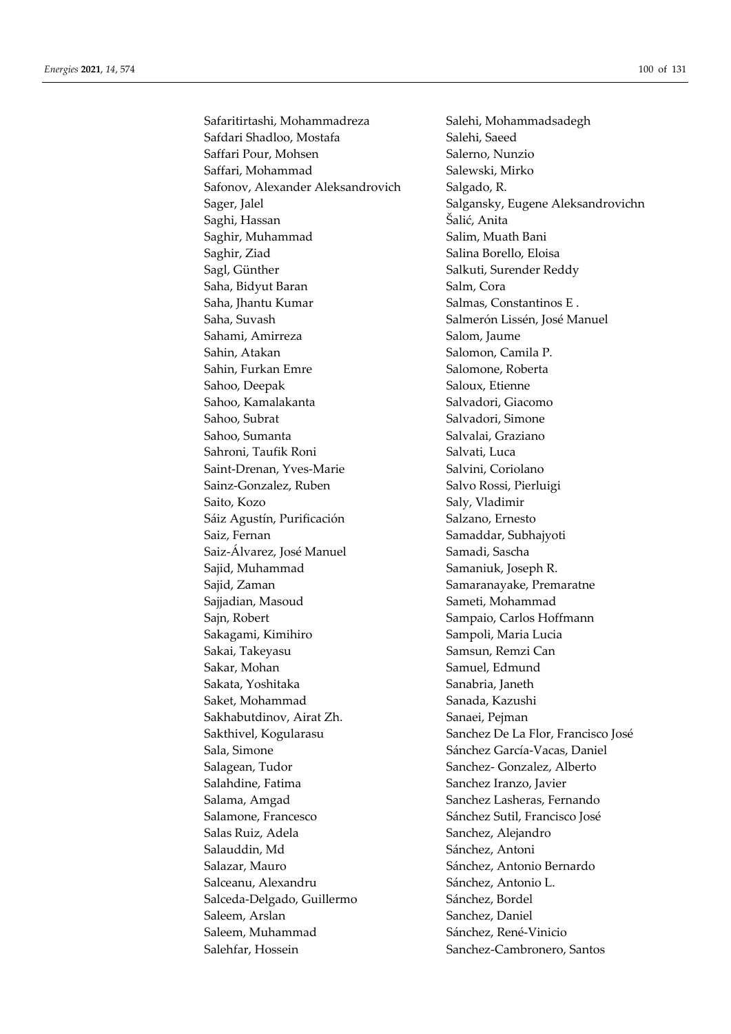Safaritirtashi, Mohammadreza
Safdari Shadloo, Mostafa
Saffari Pour, Mohsen
Saffari, Mohammad
Safonov, Alexander Aleksandrovich
Sager, Jalel
Saghi, Hassan
Saghir, Muhammad
Saghir, Ziad
Sagl, Günther
Saha, Bidyut Baran
Saha, Jhantu Kumar
Saha, Suvash
Sahami, Amirreza
Sahin, Atakan
Sahin, Furkan Emre
Sahoo, Deepak
Sahoo, Kamalakanta
Sahoo, Subrat
Sahoo, Sumanta
Sahroni, Taufik Roni
Saint-Drenan, Yves-Marie
Sainz-Gonzalez, Ruben
Saito, Kozo
Sáiz Agustín, Purificación
Saiz, Fernan
Saiz-Álvarez, José Manuel
Sajid, Muhammad
Sajid, Zaman
Sajjadian, Masoud
Sajn, Robert
Sakagami, Kimihiro
Sakai, Takeyasu
Sakar, Mohan
Sakata, Yoshitaka
Saket, Mohammad
Sakhabutdinov, Airat Zh.
Sakthivel, Kogularasu
Sala, Simone
Salagean, Tudor
Salahdine, Fatima
Salama, Amgad
Salamone, Francesco
Salas Ruiz, Adela
Salauddin, Md
Salazar, Mauro
Salceanu, Alexandru
Salceda-Delgado, Guillermo
Saleem, Arslan
Saleem, Muhammad
Salehfar, Hossein
Salehi, Mohammadsadegh
Salehi, Saeed
Salerno, Nunzio
Salewski, Mirko
Salgado, R.
Salgansky, Eugene Aleksandrovichn
Šalić, Anita
Salim, Muath Bani
Salina Borello, Eloisa
Salkuti, Surender Reddy
Salm, Cora
Salmas, Constantinos E .
Salmerón Lissén, José Manuel
Salom, Jaume
Salomon, Camila P.
Salomone, Roberta
Saloux, Etienne
Salvadori, Giacomo
Salvadori, Simone
Salvalai, Graziano
Salvati, Luca
Salvini, Coriolano
Salvo Rossi, Pierluigi
Saly, Vladimir
Salzano, Ernesto
Samaddar, Subhajyoti
Samadi, Sascha
Samaniuk, Joseph R.
Samaranayake, Premaratne
Sameti, Mohammad
Sampaio, Carlos Hoffmann
Sampoli, Maria Lucia
Samsun, Remzi Can
Samuel, Edmund
Sanabria, Janeth
Sanada, Kazushi
Sanaei, Pejman
Sanchez De La Flor, Francisco José
Sánchez García-Vacas, Daniel
Sanchez- Gonzalez, Alberto
Sanchez Iranzo, Javier
Sanchez Lasheras, Fernando
Sánchez Sutil, Francisco José
Sanchez, Alejandro
Sánchez, Antoni
Sánchez, Antonio Bernardo
Sánchez, Antonio L.
Sánchez, Bordel
Sanchez, Daniel
Sánchez, René-Vinicio
Sanchez-Cambronero, Santos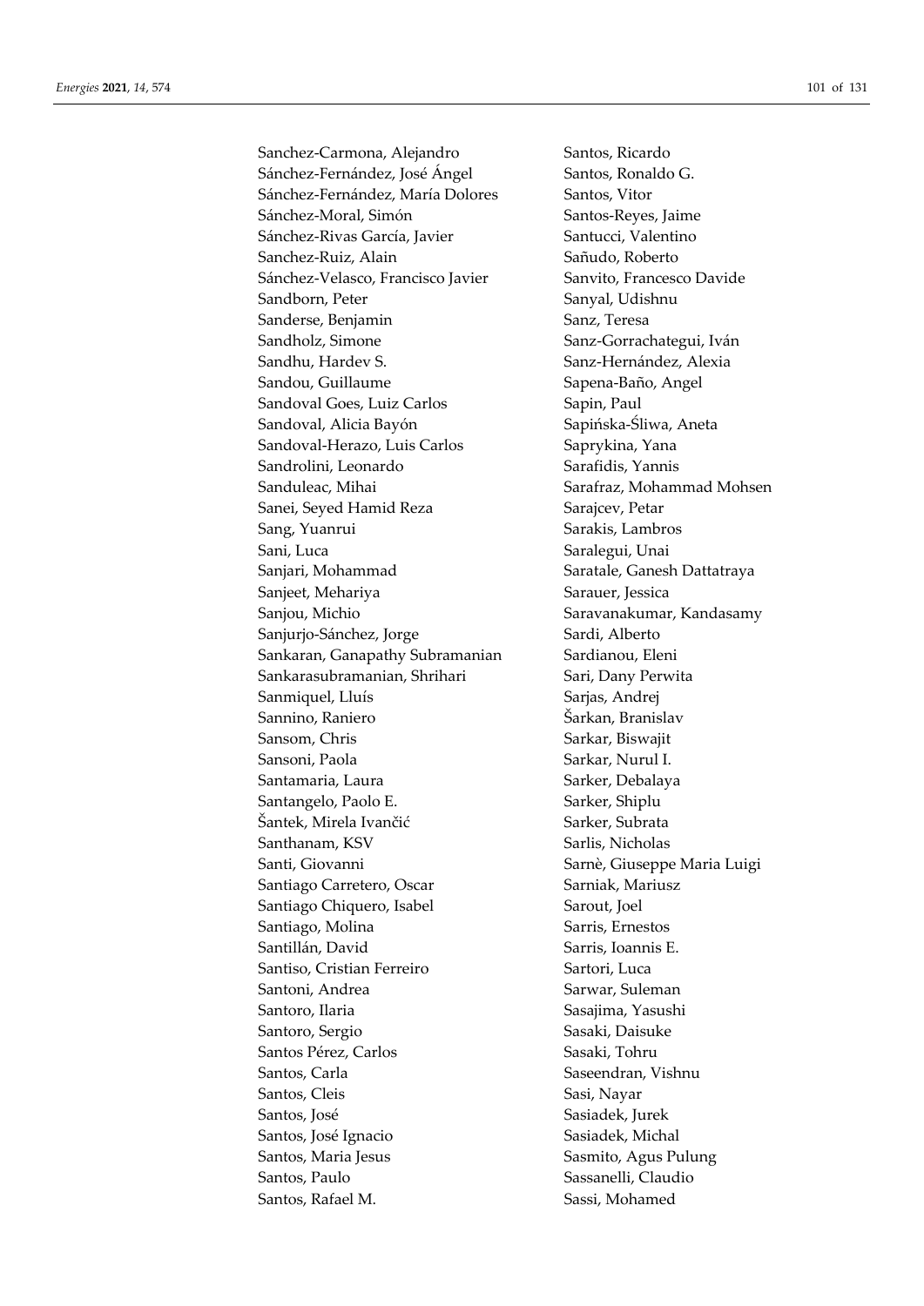Sanchez-Carmona, Alejandro
Sánchez-Fernández, José Ángel
Sánchez-Fernández, María Dolores
Sánchez-Moral, Simón
Sánchez-Rivas García, Javier
Sanchez-Ruiz, Alain
Sánchez-Velasco, Francisco Javier
Sandborn, Peter
Sanderse, Benjamin
Sandholz, Simone
Sandhu, Hardev S.
Sandou, Guillaume
Sandoval Goes, Luiz Carlos
Sandoval, Alicia Bayón
Sandoval-Herazo, Luis Carlos
Sandrolini, Leonardo
Sanduleac, Mihai
Sanei, Seyed Hamid Reza
Sang, Yuanrui
Sani, Luca
Sanjari, Mohammad
Sanjeet, Mehariya
Sanjou, Michio
Sanjurjo-Sánchez, Jorge
Sankaran, Ganapathy Subramanian
Sankarasubramanian, Shrihari
Sanmiquel, Lluís
Sannino, Raniero
Sansom, Chris
Sansoni, Paola
Santamaria, Laura
Santangelo, Paolo E.
Šantek, Mirela Ivančić
Santhanam, KSV
Santi, Giovanni
Santiago Carretero, Oscar
Santiago Chiquero, Isabel
Santiago, Molina
Santillán, David
Santiso, Cristian Ferreiro
Santoni, Andrea
Santoro, Ilaria
Santoro, Sergio
Santos Pérez, Carlos
Santos, Carla
Santos, Cleis
Santos, José
Santos, José Ignacio
Santos, Maria Jesus
Santos, Paulo
Santos, Rafael M.
Santos, Ricardo
Santos, Ronaldo G.
Santos, Vitor
Santos-Reyes, Jaime
Santucci, Valentino
Sañudo, Roberto
Sanvito, Francesco Davide
Sanyal, Udishnu
Sanz, Teresa
Sanz-Gorrachategui, Iván
Sanz-Hernández, Alexia
Sapena-Baño, Angel
Sapin, Paul
Sapińska-Śliwa, Aneta
Saprykina, Yana
Sarafidis, Yannis
Sarafraz, Mohammad Mohsen
Sarajcev, Petar
Sarakis, Lambros
Saralegui, Unai
Saratale, Ganesh Dattatraya
Sarauer, Jessica
Saravanakumar, Kandasamy
Sardi, Alberto
Sardianou, Eleni
Sari, Dany Perwita
Sarjas, Andrej
Šarkan, Branislav
Sarkar, Biswajit
Sarkar, Nurul I.
Sarker, Debalaya
Sarker, Shiplu
Sarker, Subrata
Sarlis, Nicholas
Sarnè, Giuseppe Maria Luigi
Sarniak, Mariusz
Sarout, Joel
Sarris, Ernestos
Sarris, Ioannis E.
Sartori, Luca
Sarwar, Suleman
Sasajima, Yasushi
Sasaki, Daisuke
Sasaki, Tohru
Saseendran, Vishnu
Sasi, Nayar
Sasiadek, Jurek
Sasiadek, Michal
Sasmito, Agus Pulung
Sassanelli, Claudio
Sassi, Mohamed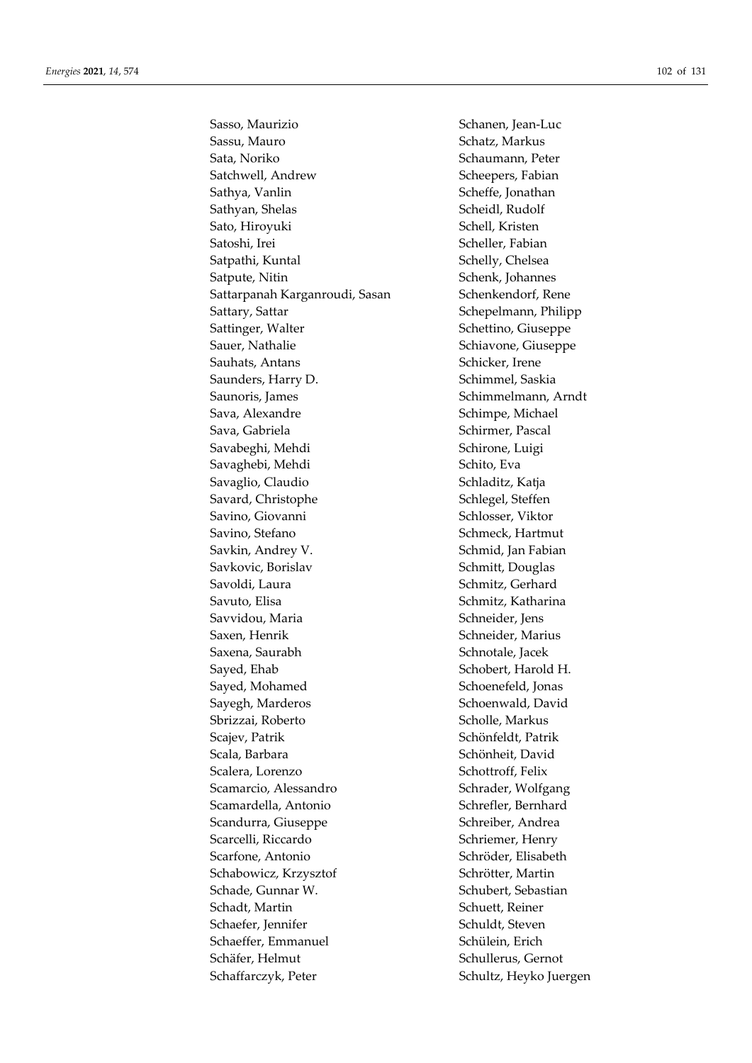Sasso, Maurizio
Sassu, Mauro
Sata, Noriko
Satchwell, Andrew
Sathya, Vanlin
Sathyan, Shelas
Sato, Hiroyuki
Satoshi, Irei
Satpathi, Kuntal
Satpute, Nitin
Sattarpanah Karganroudi, Sasan
Sattary, Sattar
Sattinger, Walter
Sauer, Nathalie
Sauhats, Antans
Saunders, Harry D.
Saunoris, James
Sava, Alexandre
Sava, Gabriela
Savabeghi, Mehdi
Savaghebi, Mehdi
Savaglio, Claudio
Savard, Christophe
Savino, Giovanni
Savino, Stefano
Savkin, Andrey V.
Savkovic, Borislav
Savoldi, Laura
Savuto, Elisa
Savvidou, Maria
Saxen, Henrik
Saxena, Saurabh
Sayed, Ehab
Sayed, Mohamed
Sayegh, Marderos
Sbrizzai, Roberto
Scajev, Patrik
Scala, Barbara
Scalera, Lorenzo
Scamarcio, Alessandro
Scamardella, Antonio
Scandurra, Giuseppe
Scarcelli, Riccardo
Scarfone, Antonio
Schabowicz, Krzysztof
Schade, Gunnar W.
Schadt, Martin
Schaefer, Jennifer
Schaeffer, Emmanuel
Schäfer, Helmut
Schaffarczyk, Peter
Schanen, Jean-Luc
Schatz, Markus
Schaumann, Peter
Scheepers, Fabian
Scheffe, Jonathan
Scheidl, Rudolf
Schell, Kristen
Scheller, Fabian
Schelly, Chelsea
Schenk, Johannes
Schenkendorf, Rene
Schepelmann, Philipp
Schettino, Giuseppe
Schiavone, Giuseppe
Schicker, Irene
Schimmel, Saskia
Schimmelmann, Arndt
Schimpe, Michael
Schirmer, Pascal
Schirone, Luigi
Schito, Eva
Schladitz, Katja
Schlegel, Steffen
Schlosser, Viktor
Schmeck, Hartmut
Schmid, Jan Fabian
Schmitt, Douglas
Schmitz, Gerhard
Schmitz, Katharina
Schneider, Jens
Schneider, Marius
Schnotale, Jacek
Schobert, Harold H.
Schoenefeld, Jonas
Schoenwald, David
Scholle, Markus
Schönfeldt, Patrik
Schönheit, David
Schottroff, Felix
Schrader, Wolfgang
Schrefler, Bernhard
Schreiber, Andrea
Schriemer, Henry
Schröder, Elisabeth
Schrötter, Martin
Schubert, Sebastian
Schuett, Reiner
Schuldt, Steven
Schülein, Erich
Schullerus, Gernot
Schultz, Heyko Juergen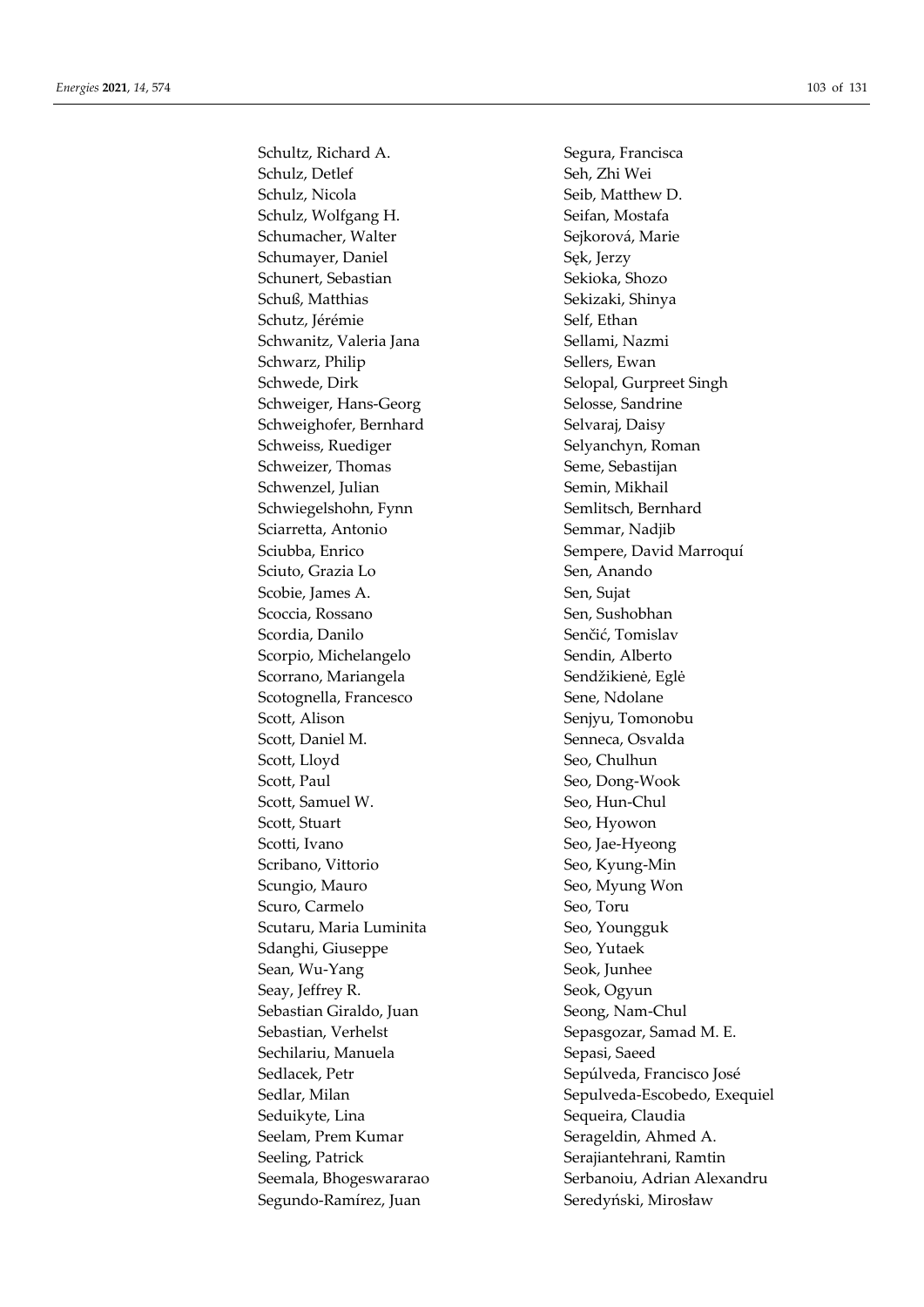Schultz, Richard A.
Schulz, Detlef
Schulz, Nicola
Schulz, Wolfgang H.
Schumacher, Walter
Schumayer, Daniel
Schunert, Sebastian
Schuß, Matthias
Schutz, Jérémie
Schwanitz, Valeria Jana
Schwarz, Philip
Schwede, Dirk
Schweiger, Hans-Georg
Schweighofer, Bernhard
Schweiss, Ruediger
Schweizer, Thomas
Schwenzel, Julian
Schwiegelshohn, Fynn
Sciarretta, Antonio
Sciubba, Enrico
Sciuto, Grazia Lo
Scobie, James A.
Scoccia, Rossano
Scordia, Danilo
Scorpio, Michelangelo
Scorrano, Mariangela
Scotognella, Francesco
Scott, Alison
Scott, Daniel M.
Scott, Lloyd
Scott, Paul
Scott, Samuel W.
Scott, Stuart
Scotti, Ivano
Scribano, Vittorio
Scungio, Mauro
Scuro, Carmelo
Scutaru, Maria Luminita
Sdanghi, Giuseppe
Sean, Wu-Yang
Seay, Jeffrey R.
Sebastian Giraldo, Juan
Sebastian, Verhelst
Sechilariu, Manuela
Sedlacek, Petr
Sedlar, Milan
Seduikyte, Lina
Seelam, Prem Kumar
Seeling, Patrick
Seemala, Bhogeswararao
Segundo-Ramírez, Juan
Segura, Francisca
Seh, Zhi Wei
Seib, Matthew D.
Seifan, Mostafa
Sejkorová, Marie
Sęk, Jerzy
Sekioka, Shozo
Sekizaki, Shinya
Self, Ethan
Sellami, Nazmi
Sellers, Ewan
Selopal, Gurpreet Singh
Selosse, Sandrine
Selvaraj, Daisy
Selyanchyn, Roman
Seme, Sebastijan
Semin, Mikhail
Semlitsch, Bernhard
Semmar, Nadjib
Sempere, David Marroquí
Sen, Anando
Sen, Sujat
Sen, Sushobhan
Senčić, Tomislav
Sendin, Alberto
Sendžikienė, Eglė
Sene, Ndolane
Senjyu, Tomonobu
Senneca, Osvalda
Seo, Chulhun
Seo, Dong-Wook
Seo, Hun-Chul
Seo, Hyowon
Seo, Jae-Hyeong
Seo, Kyung-Min
Seo, Myung Won
Seo, Toru
Seo, Youngguk
Seo, Yutaek
Seok, Junhee
Seok, Ogyun
Seong, Nam-Chul
Sepasgozar, Samad M. E.
Sepasi, Saeed
Sepúlveda, Francisco José
Sepulveda-Escobedo, Exequiel
Sequeira, Claudia
Serageldin, Ahmed A.
Serajiantehrani, Ramtin
Serbanoiu, Adrian Alexandru
Seredyński, Mirosław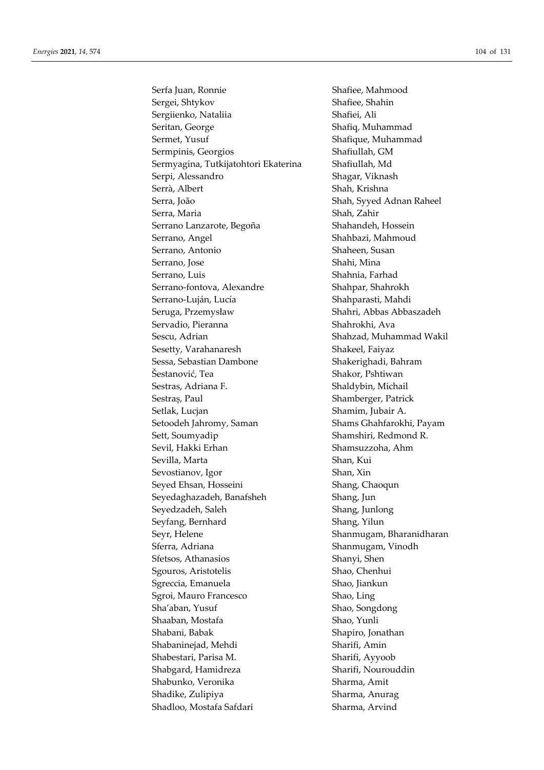Serfa Juan, Ronnie
Sergei, Shtykov
Sergiienko, Nataliia
Seritan, George
Sermet, Yusuf
Sermpinis, Georgios
Sermyagina, Tutkijatohtori Ekaterina
Serpi, Alessandro
Serrà, Albert
Serra, João
Serra, Maria
Serrano Lanzarote, Begoña
Serrano, Angel
Serrano, Antonio
Serrano, Jose
Serrano, Luis
Serrano-fontova, Alexandre
Serrano-Luján, Lucía
Seruga, Przemysław
Servadio, Pieranna
Sescu, Adrian
Sesetty, Varahanaresh
Sessa, Sebastian Dambone
Šestanović, Tea
Sestras, Adriana F.
Sestraș, Paul
Setlak, Lucjan
Setoodeh Jahromy, Saman
Sett, Soumyadip
Sevil, Hakki Erhan
Sevilla, Marta
Sevostianov, Igor
Seyed Ehsan, Hosseini
Seyedaghazadeh, Banafsheh
Seyedzadeh, Saleh
Seyfang, Bernhard
Seyr, Helene
Sferra, Adriana
Sfetsos, Athanasios
Sgouros, Aristotelis
Sgreccia, Emanuela
Sgroi, Mauro Francesco
Sha'aban, Yusuf
Shaaban, Mostafa
Shabani, Babak
Shabaninejad, Mehdi
Shabestari, Parisa M.
Shabgard, Hamidreza
Shabunko, Veronika
Shadike, Zulipiya
Shadloo, Mostafa Safdari
Shafiee, Mahmood
Shafiee, Shahin
Shafiei, Ali
Shafiq, Muhammad
Shafique, Muhammad
Shafiullah, GM
Shafiullah, Md
Shagar, Viknash
Shah, Krishna
Shah, Syyed Adnan Raheel
Shah, Zahir
Shahandeh, Hossein
Shahbazi, Mahmoud
Shaheen, Susan
Shahi, Mina
Shahnia, Farhad
Shahpar, Shahrokh
Shahparasti, Mahdi
Shahri, Abbas Abbaszadeh
Shahrokhi, Ava
Shahzad, Muhammad Wakil
Shakeel, Faiyaz
Shakerighadi, Bahram
Shakor, Pshtiwan
Shaldybin, Michail
Shamberger, Patrick
Shamim, Jubair A.
Shams Ghahfarokhi, Payam
Shamshiri, Redmond R.
Shamsuzzoha, Ahm
Shan, Kui
Shan, Xin
Shang, Chaoqun
Shang, Jun
Shang, Junlong
Shang, Yilun
Shanmugam, Bharanidharan
Shanmugam, Vinodh
Shanyi, Shen
Shao, Chenhui
Shao, Jiankun
Shao, Ling
Shao, Songdong
Shao, Yunli
Shapiro, Jonathan
Sharifi, Amin
Sharifi, Ayyoob
Sharifi, Nourouddin
Sharma, Amit
Sharma, Anurag
Sharma, Arvind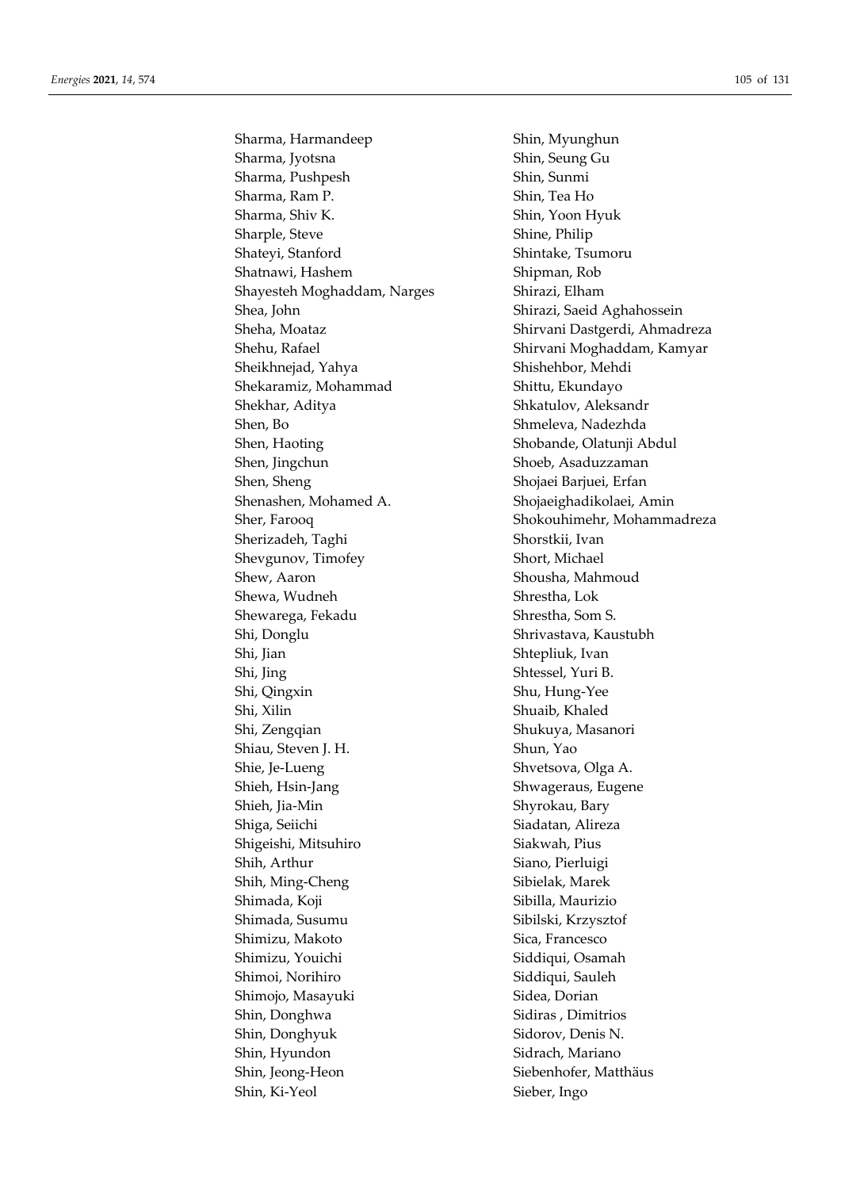Sharma, Harmandeep
Sharma, Jyotsna
Sharma, Pushpesh
Sharma, Ram P.
Sharma, Shiv K.
Sharple, Steve
Shateyi, Stanford
Shatnawi, Hashem
Shayesteh Moghaddam, Narges
Shea, John
Sheha, Moataz
Shehu, Rafael
Sheikhnejad, Yahya
Shekaramiz, Mohammad
Shekhar, Aditya
Shen, Bo
Shen, Haoting
Shen, Jingchun
Shen, Sheng
Shenashen, Mohamed A.
Sher, Farooq
Sherizadeh, Taghi
Shevgunov, Timofey
Shew, Aaron
Shewa, Wudneh
Shewarega, Fekadu
Shi, Donglu
Shi, Jian
Shi, Jing
Shi, Qingxin
Shi, Xilin
Shi, Zengqian
Shiau, Steven J. H.
Shie, Je-Lueng
Shieh, Hsin-Jang
Shieh, Jia-Min
Shiga, Seiichi
Shigeishi, Mitsuhiro
Shih, Arthur
Shih, Ming-Cheng
Shimada, Koji
Shimada, Susumu
Shimizu, Makoto
Shimizu, Youichi
Shimoi, Norihiro
Shimojo, Masayuki
Shin, Donghwa
Shin, Donghyuk
Shin, Hyundon
Shin, Jeong-Heon
Shin, Ki-Yeol
Shin, Myunghun
Shin, Seung Gu
Shin, Sunmi
Shin, Tea Ho
Shin, Yoon Hyuk
Shine, Philip
Shintake, Tsumoru
Shipman, Rob
Shirazi, Elham
Shirazi, Saeid Aghahossein
Shirvani Dastgerdi, Ahmadreza
Shirvani Moghaddam, Kamyar
Shishehbor, Mehdi
Shittu, Ekundayo
Shkatulov, Aleksandr
Shmeleva, Nadezhda
Shobande, Olatunji Abdul
Shoeb, Asaduzzaman
Shojaei Barjuei, Erfan
Shojaeighadikolaei, Amin
Shokouhimehr, Mohammadreza
Shorstkii, Ivan
Short, Michael
Shousha, Mahmoud
Shrestha, Lok
Shrestha, Som S.
Shrivastava, Kaustubh
Shtepliuk, Ivan
Shtessel, Yuri B.
Shu, Hung-Yee
Shuaib, Khaled
Shukuya, Masanori
Shun, Yao
Shvetsova, Olga A.
Shwageraus, Eugene
Shyrokau, Bary
Siadatan, Alireza
Siakwah, Pius
Siano, Pierluigi
Sibielak, Marek
Sibilla, Maurizio
Sibilski, Krzysztof
Sica, Francesco
Siddiqui, Osamah
Siddiqui, Sauleh
Sidea, Dorian
Sidiras , Dimitrios
Sidorov, Denis N.
Sidrach, Mariano
Siebenhofer, Matthäus
Sieber, Ingo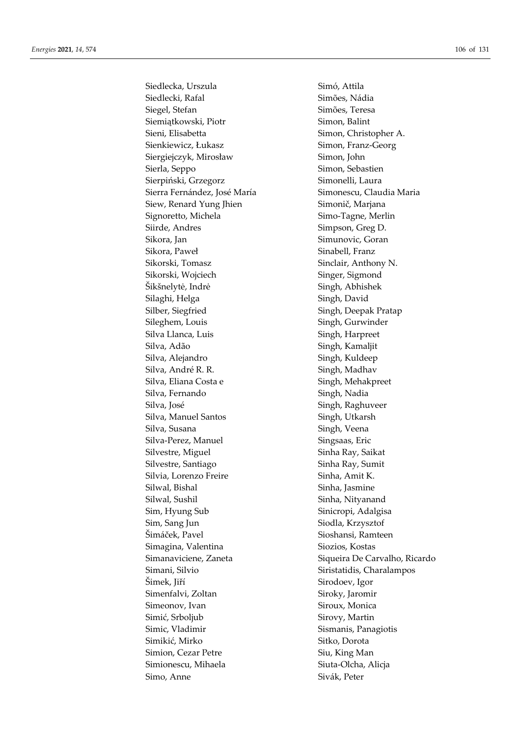Siedlecka, Urszula
Siedlecki, Rafal
Siegel, Stefan
Siemiątkowski, Piotr
Sieni, Elisabetta
Sienkiewicz, Łukasz
Siergiejczyk, Mirosław
Sierla, Seppo
Sierpiński, Grzegorz
Sierra Fernández, José María
Siew, Renard Yung Jhien
Signoretto, Michela
Siirde, Andres
Sikora, Jan
Sikora, Paweł
Sikorski, Tomasz
Sikorski, Wojciech
Šikšnelytė, Indrė
Silaghi, Helga
Silber, Siegfried
Sileghem, Louis
Silva Llanca, Luis
Silva, Adão
Silva, Alejandro
Silva, André R. R.
Silva, Eliana Costa e
Silva, Fernando
Silva, José
Silva, Manuel Santos
Silva, Susana
Silva-Perez, Manuel
Silvestre, Miguel
Silvestre, Santiago
Silvia, Lorenzo Freire
Silwal, Bishal
Silwal, Sushil
Sim, Hyung Sub
Sim, Sang Jun
Šimáček, Pavel
Simagina, Valentina
Simanaviciene, Zaneta
Simani, Silvio
Šimek, Jiří
Simenfalvi, Zoltan
Simeonov, Ivan
Simić, Srboljub
Simic, Vladimir
Simikić, Mirko
Simion, Cezar Petre
Simionescu, Mihaela
Simo, Anne
Simó, Attila
Simões, Nádia
Simões, Teresa
Simon, Balint
Simon, Christopher A.
Simon, Franz-Georg
Simon, John
Simon, Sebastien
Simonelli, Laura
Simonescu, Claudia Maria
Simonič, Marjana
Simo-Tagne, Merlin
Simpson, Greg D.
Simunovic, Goran
Sinabell, Franz
Sinclair, Anthony N.
Singer, Sigmond
Singh, Abhishek
Singh, David
Singh, Deepak Pratap
Singh, Gurwinder
Singh, Harpreet
Singh, Kamaljit
Singh, Kuldeep
Singh, Madhav
Singh, Mehakpreet
Singh, Nadia
Singh, Raghuveer
Singh, Utkarsh
Singh, Veena
Singsaas, Eric
Sinha Ray, Saikat
Sinha Ray, Sumit
Sinha, Amit K.
Sinha, Jasmine
Sinha, Nityanand
Sinicropi, Adalgisa
Siodla, Krzysztof
Sioshansi, Ramteen
Siozios, Kostas
Siqueira De Carvalho, Ricardo
Siristatidis, Charalampos
Sirodoev, Igor
Siroky, Jaromir
Siroux, Monica
Sirovy, Martin
Sismanis, Panagiotis
Sitko, Dorota
Siu, King Man
Siuta-Olcha, Alicja
Sivák, Peter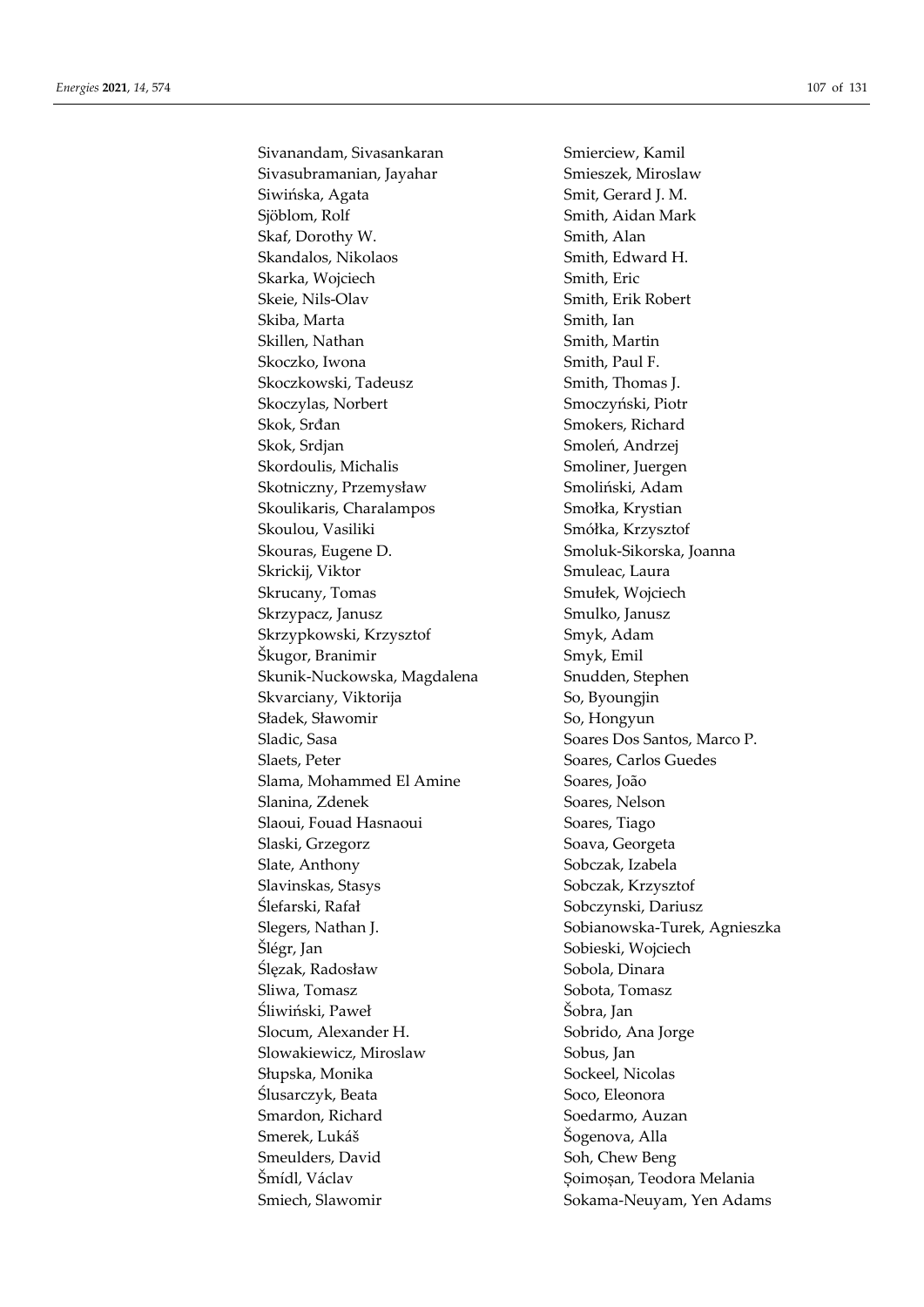Sivanandam, Sivasankaran
Sivasubramanian, Jayahar
Siwińska, Agata
Sjöblom, Rolf
Skaf, Dorothy W.
Skandalos, Nikolaos
Skarka, Wojciech
Skeie, Nils-Olav
Skiba, Marta
Skillen, Nathan
Skoczko, Iwona
Skoczkowski, Tadeusz
Skoczylas, Norbert
Skok, Srđan
Skok, Srdjan
Skordoulis, Michalis
Skotniczny, Przemysław
Skoulikaris, Charalampos
Skoulou, Vasiliki
Skouras, Eugene D.
Skrickij, Viktor
Skrucany, Tomas
Skrzypacz, Janusz
Skrzypkowski, Krzysztof
Škugor, Branimir
Skunik-Nuckowska, Magdalena
Skvarciany, Viktorija
Sładek, Sławomir
Sladic, Sasa
Slaets, Peter
Slama, Mohammed El Amine
Slanina, Zdenek
Slaoui, Fouad Hasnaoui
Slaski, Grzegorz
Slate, Anthony
Slavinskas, Stasys
Ślefarski, Rafał
Slegers, Nathan J.
Šlégr, Jan
Ślęzak, Radosław
Sliwa, Tomasz
Śliwiński, Paweł
Slocum, Alexander H.
Slowakiewicz, Miroslaw
Słupska, Monika
Ślusarczyk, Beata
Smardon, Richard
Smerek, Lukáš
Smeulders, David
Šmídl, Václav
Smiech, Slawomir
Smierciew, Kamil
Smieszek, Miroslaw
Smit, Gerard J. M.
Smith, Aidan Mark
Smith, Alan
Smith, Edward H.
Smith, Eric
Smith, Erik Robert
Smith, Ian
Smith, Martin
Smith, Paul F.
Smith, Thomas J.
Smoczyński, Piotr
Smokers, Richard
Smoleń, Andrzej
Smoliner, Juergen
Smoliński, Adam
Smołka, Krystian
Smółka, Krzysztof
Smoluk-Sikorska, Joanna
Smuleac, Laura
Smułek, Wojciech
Smulko, Janusz
Smyk, Adam
Smyk, Emil
Snudden, Stephen
So, Byoungjin
So, Hongyun
Soares Dos Santos, Marco P.
Soares, Carlos Guedes
Soares, João
Soares, Nelson
Soares, Tiago
Soava, Georgeta
Sobczak, Izabela
Sobczak, Krzysztof
Sobczynski, Dariusz
Sobianowska-Turek, Agnieszka
Sobieski, Wojciech
Sobola, Dinara
Sobota, Tomasz
Šobra, Jan
Sobrido, Ana Jorge
Sobus, Jan
Sockeel, Nicolas
Soco, Eleonora
Soedarmo, Auzan
Šogenova, Alla
Soh, Chew Beng
Șoimoșan, Teodora Melania
Sokama-Neuyam, Yen Adams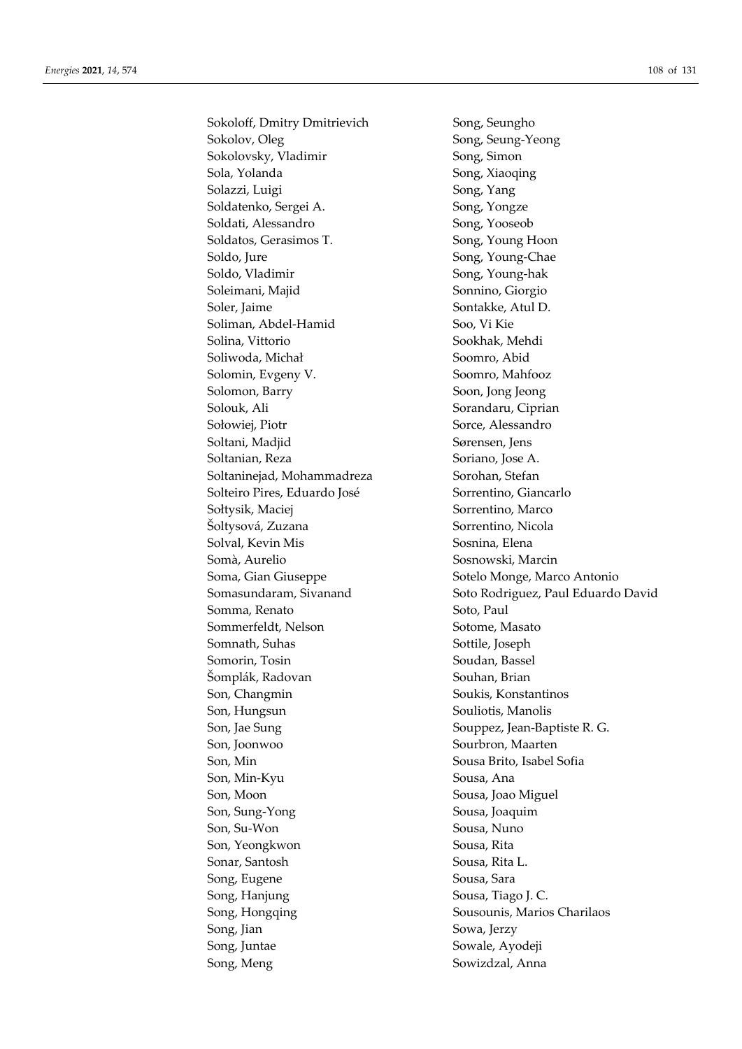Sokoloff, Dmitry Dmitrievich
Sokolov, Oleg
Sokolovsky, Vladimir
Sola, Yolanda
Solazzi, Luigi
Soldatenko, Sergei A.
Soldati, Alessandro
Soldatos, Gerasimos T.
Soldo, Jure
Soldo, Vladimir
Soleimani, Majid
Soler, Jaime
Soliman, Abdel-Hamid
Solina, Vittorio
Soliwoda, Michał
Solomin, Evgeny V.
Solomon, Barry
Solouk, Ali
Sołowiej, Piotr
Soltani, Madjid
Soltanian, Reza
Soltaninejad, Mohammadreza
Solteiro Pires, Eduardo José
Sołtysik, Maciej
Šoltysová, Zuzana
Solval, Kevin Mis
Somà, Aurelio
Soma, Gian Giuseppe
Somasundaram, Sivanand
Somma, Renato
Sommerfeldt, Nelson
Somnath, Suhas
Somorin, Tosin
Šomplák, Radovan
Son, Changmin
Son, Hungsun
Son, Jae Sung
Son, Joonwoo
Son, Min
Son, Min-Kyu
Son, Moon
Son, Sung-Yong
Son, Su-Won
Son, Yeongkwon
Sonar, Santosh
Song, Eugene
Song, Hanjung
Song, Hongqing
Song, Jian
Song, Juntae
Song, Meng
Song, Seungho
Song, Seung-Yeong
Song, Simon
Song, Xiaoqing
Song, Yang
Song, Yongze
Song, Yooseob
Song, Young Hoon
Song, Young-Chae
Song, Young-hak
Sonnino, Giorgio
Sontakke, Atul D.
Soo, Vi Kie
Sookhak, Mehdi
Soomro, Abid
Soomro, Mahfooz
Soon, Jong Jeong
Sorandaru, Ciprian
Sorce, Alessandro
Sørensen, Jens
Soriano, Jose A.
Sorohan, Stefan
Sorrentino, Giancarlo
Sorrentino, Marco
Sorrentino, Nicola
Sosnina, Elena
Sosnowski, Marcin
Sotelo Monge, Marco Antonio
Soto Rodriguez, Paul Eduardo David
Soto, Paul
Sotome, Masato
Sottile, Joseph
Soudan, Bassel
Souhan, Brian
Soukis, Konstantinos
Souliotis, Manolis
Souppez, Jean-Baptiste R. G.
Sourbron, Maarten
Sousa Brito, Isabel Sofia
Sousa, Ana
Sousa, Joao Miguel
Sousa, Joaquim
Sousa, Nuno
Sousa, Rita
Sousa, Rita L.
Sousa, Sara
Sousa, Tiago J. C.
Sousounis, Marios Charilaos
Sowa, Jerzy
Sowale, Ayodeji
Sowizdzal, Anna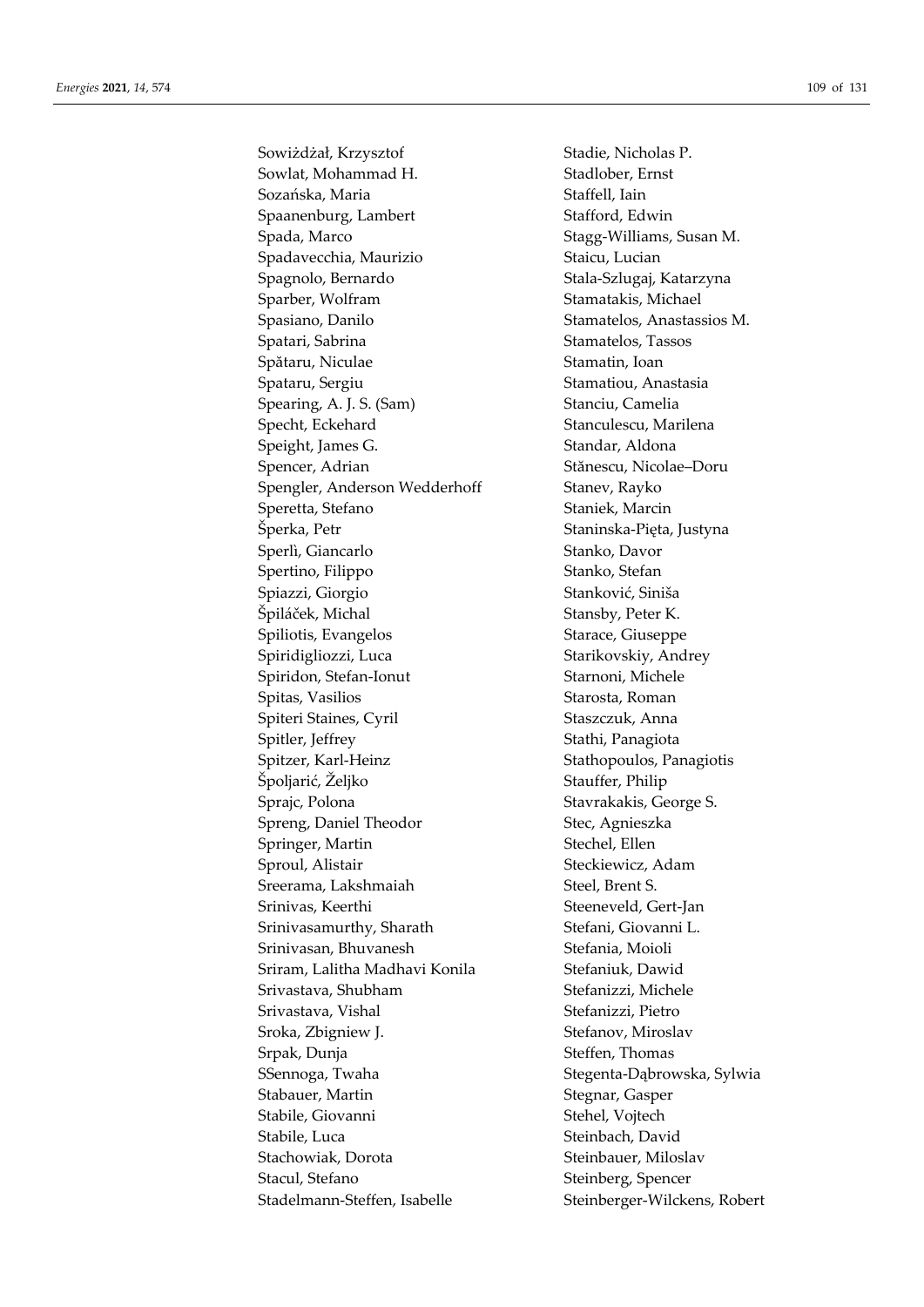Sowiżdżał, Krzysztof
Sowlat, Mohammad H.
Sozańska, Maria
Spaanenburg, Lambert
Spada, Marco
Spadavecchia, Maurizio
Spagnolo, Bernardo
Sparber, Wolfram
Spasiano, Danilo
Spatari, Sabrina
Spătaru, Niculae
Spataru, Sergiu
Spearing, A. J. S. (Sam)
Specht, Eckehard
Speight, James G.
Spencer, Adrian
Spengler, Anderson Wedderhoff
Speretta, Stefano
Šperka, Petr
Sperlì, Giancarlo
Spertino, Filippo
Spiazzi, Giorgio
Špiláček, Michal
Spiliotis, Evangelos
Spiridigliozzi, Luca
Spiridon, Stefan-Ionut
Spitas, Vasilios
Spiteri Staines, Cyril
Spitler, Jeffrey
Spitzer, Karl-Heinz
Špoljarić, Željko
Sprajc, Polona
Spreng, Daniel Theodor
Springer, Martin
Sproul, Alistair
Sreerama, Lakshmaiah
Srinivas, Keerthi
Srinivasamurthy, Sharath
Srinivasan, Bhuvanesh
Sriram, Lalitha Madhavi Konila
Srivastava, Shubham
Srivastava, Vishal
Sroka, Zbigniew J.
Srpak, Dunja
SSennoga, Twaha
Stabauer, Martin
Stabile, Giovanni
Stabile, Luca
Stachowiak, Dorota
Stacul, Stefano
Stadelmann-Steffen, Isabelle
Stadie, Nicholas P.
Stadlober, Ernst
Staffell, Iain
Stafford, Edwin
Stagg-Williams, Susan M.
Staicu, Lucian
Stala-Szlugaj, Katarzyna
Stamatakis, Michael
Stamatelos, Anastassios M.
Stamatelos, Tassos
Stamatin, Ioan
Stamatiou, Anastasia
Stanciu, Camelia
Stanculescu, Marilena
Standar, Aldona
Stănescu, Nicolae–Doru
Stanev, Rayko
Staniek, Marcin
Staninska-Pięta, Justyna
Stanko, Davor
Stanko, Stefan
Stanković, Siniša
Stansby, Peter K.
Starace, Giuseppe
Starikovskiy, Andrey
Starnoni, Michele
Starosta, Roman
Staszczuk, Anna
Stathi, Panagiota
Stathopoulos, Panagiotis
Stauffer, Philip
Stavrakakis, George S.
Stec, Agnieszka
Stechel, Ellen
Steckiewicz, Adam
Steel, Brent S.
Steeneveld, Gert-Jan
Stefani, Giovanni L.
Stefania, Moioli
Stefaniuk, Dawid
Stefanizzi, Michele
Stefanizzi, Pietro
Stefanov, Miroslav
Steffen, Thomas
Stegenta-Dąbrowska, Sylwia
Stegnar, Gasper
Stehel, Vojtech
Steinbach, David
Steinbauer, Miloslav
Steinberg, Spencer
Steinberger-Wilckens, Robert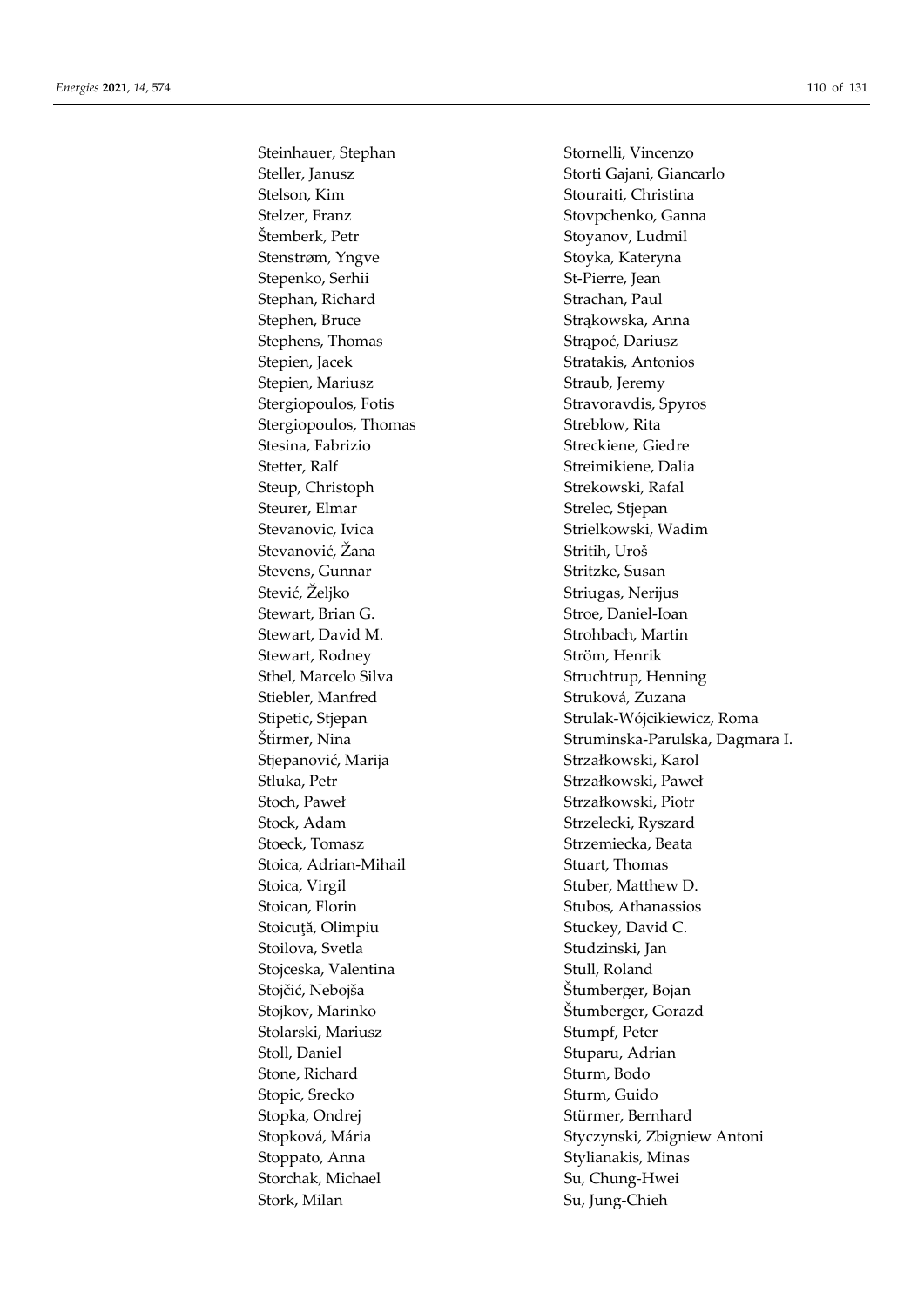Steinhauer, Stephan
Steller, Janusz
Stelson, Kim
Stelzer, Franz
Štemberk, Petr
Stenstrøm, Yngve
Stepenko, Serhii
Stephan, Richard
Stephen, Bruce
Stephens, Thomas
Stepien, Jacek
Stepien, Mariusz
Stergiopoulos, Fotis
Stergiopoulos, Thomas
Stesina, Fabrizio
Stetter, Ralf
Steup, Christoph
Steurer, Elmar
Stevanovic, Ivica
Stevanović, Žana
Stevens, Gunnar
Stević, Željko
Stewart, Brian G.
Stewart, David M.
Stewart, Rodney
Sthel, Marcelo Silva
Stiebler, Manfred
Stipetic, Stjepan
Štirmer, Nina
Stjepanović, Marija
Stluka, Petr
Stoch, Paweł
Stock, Adam
Stoeck, Tomasz
Stoica, Adrian-Mihail
Stoica, Virgil
Stoican, Florin
Stoicuţă, Olimpiu
Stoilova, Svetla
Stojceska, Valentina
Stojčić, Nebojša
Stojkov, Marinko
Stolarski, Mariusz
Stoll, Daniel
Stone, Richard
Stopic, Srecko
Stopka, Ondrej
Stopková, Mária
Stoppato, Anna
Storchak, Michael
Stork, Milan
Stornelli, Vincenzo
Storti Gajani, Giancarlo
Stouraiti, Christina
Stovpchenko, Ganna
Stoyanov, Ludmil
Stoyka, Kateryna
St-Pierre, Jean
Strachan, Paul
Strąkowska, Anna
Strąpoć, Dariusz
Stratakis, Antonios
Straub, Jeremy
Stravoravdis, Spyros
Streblow, Rita
Streckiene, Giedre
Streimikiene, Dalia
Strekowski, Rafal
Strelec, Stjepan
Strielkowski, Wadim
Stritih, Uroš
Stritzke, Susan
Striugas, Nerijus
Stroe, Daniel-Ioan
Strohbach, Martin
Ström, Henrik
Struchtrup, Henning
Struková, Zuzana
Strulak-Wójcikiewicz, Roma
Struminska-Parulska, Dagmara I.
Strzałkowski, Karol
Strzałkowski, Paweł
Strzałkowski, Piotr
Strzelecki, Ryszard
Strzemiecka, Beata
Stuart, Thomas
Stuber, Matthew D.
Stubos, Athanassios
Stuckey, David C.
Studzinski, Jan
Stull, Roland
Štumberger, Bojan
Štumberger, Gorazd
Stumpf, Peter
Stuparu, Adrian
Sturm, Bodo
Sturm, Guido
Stürmer, Bernhard
Styczynski, Zbigniew Antoni
Stylianakis, Minas
Su, Chung-Hwei
Su, Jung-Chieh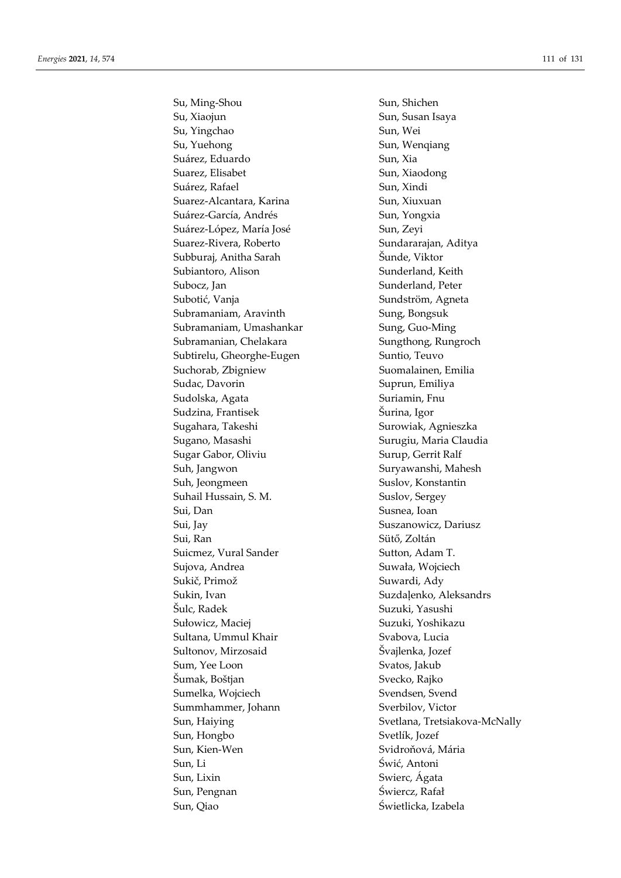Su, Ming-Shou
Su, Xiaojun
Su, Yingchao
Su, Yuehong
Suárez, Eduardo
Suarez, Elisabet
Suárez, Rafael
Suarez-Alcantara, Karina
Suárez-García, Andrés
Suárez-López, María José
Suarez-Rivera, Roberto
Subburaj, Anitha Sarah
Subiantoro, Alison
Subocz, Jan
Subotić, Vanja
Subramaniam, Aravinth
Subramaniam, Umashankar
Subramanian, Chelakara
Subtirelu, Gheorghe-Eugen
Suchorab, Zbigniew
Sudac, Davorin
Sudolska, Agata
Sudzina, Frantisek
Sugahara, Takeshi
Sugano, Masashi
Sugar Gabor, Oliviu
Suh, Jangwon
Suh, Jeongmeen
Suhail Hussain, S. M.
Sui, Dan
Sui, Jay
Sui, Ran
Suicmez, Vural Sander
Sujova, Andrea
Sukič, Primož
Sukin, Ivan
Šulc, Radek
Sułowicz, Maciej
Sultana, Ummul Khair
Sultonov, Mirzosaid
Sum, Yee Loon
Šumak, Boštjan
Sumelka, Wojciech
Summhammer, Johann
Sun, Haiying
Sun, Hongbo
Sun, Kien-Wen
Sun, Li
Sun, Lixin
Sun, Pengnan
Sun, Qiao
Sun, Shichen
Sun, Susan Isaya
Sun, Wei
Sun, Wenqiang
Sun, Xia
Sun, Xiaodong
Sun, Xindi
Sun, Xiuxuan
Sun, Yongxia
Sun, Zeyi
Sundararajan, Aditya
Šunde, Viktor
Sunderland, Keith
Sunderland, Peter
Sundström, Agneta
Sung, Bongsuk
Sung, Guo-Ming
Sungthong, Rungroch
Suntio, Teuvo
Suomalainen, Emilia
Suprun, Emiliya
Suriamin, Fnu
Šurina, Igor
Surowiak, Agnieszka
Surugiu, Maria Claudia
Surup, Gerrit Ralf
Suryawanshi, Mahesh
Suslov, Konstantin
Suslov, Sergey
Susnea, Ioan
Suszanowicz, Dariusz
Sütő, Zoltán
Sutton, Adam T.
Suwała, Wojciech
Suwardi, Ady
Suzdaļenko, Aleksandrs
Suzuki, Yasushi
Suzuki, Yoshikazu
Svabova, Lucia
Švajlenka, Jozef
Svatos, Jakub
Svecko, Rajko
Svendsen, Svend
Sverbilov, Victor
Svetlana, Tretsiakova-McNally
Svetlík, Jozef
Svidroňová, Mária
Świć, Antoni
Swierc, Ágata
Świercz, Rafał
Świetlicka, Izabela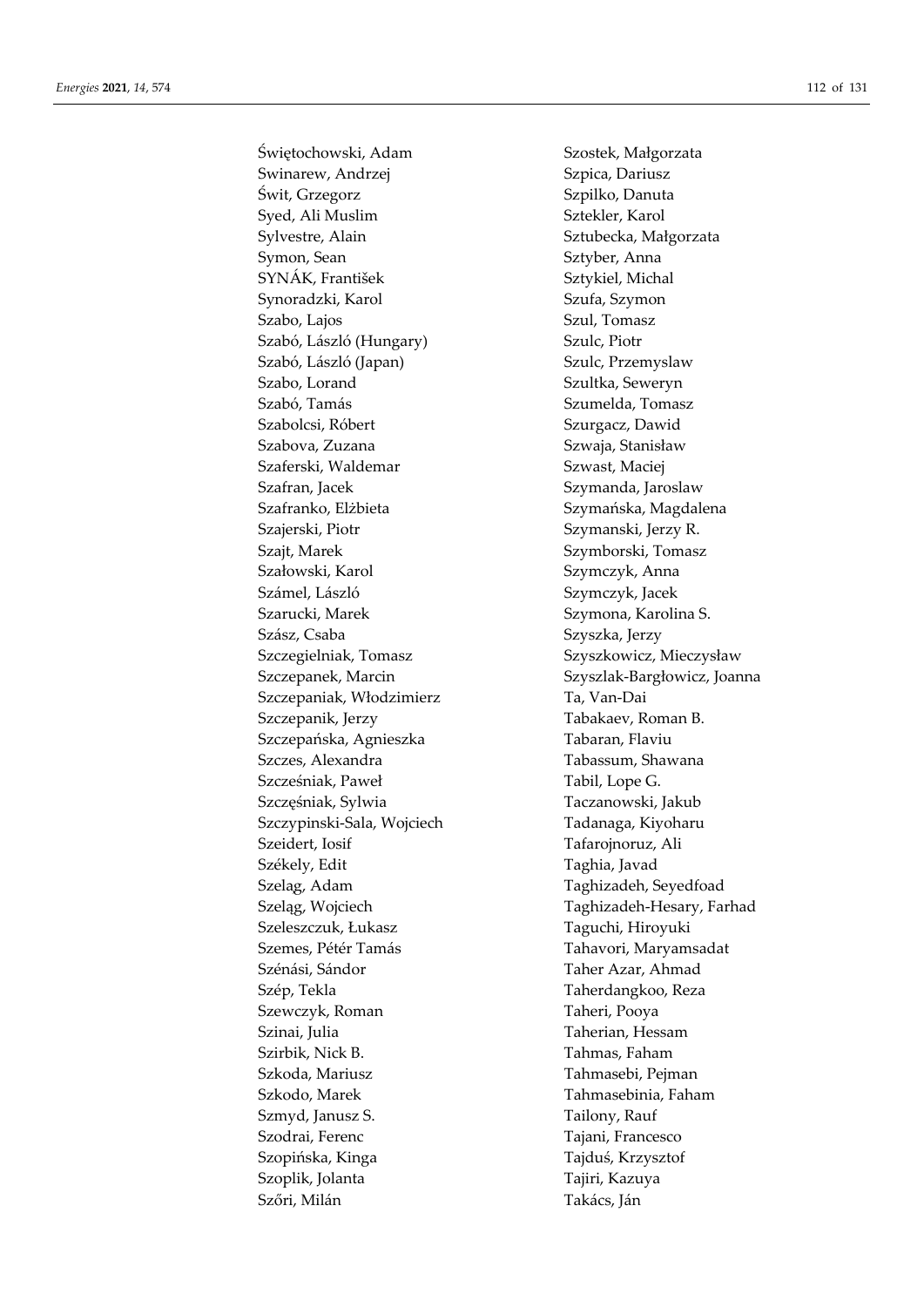Świętochowski, Adam
Swinarew, Andrzej
Świt, Grzegorz
Syed, Ali Muslim
Sylvestre, Alain
Symon, Sean
SYNÁK, František
Synoradzki, Karol
Szabo, Lajos
Szabó, László (Hungary)
Szabó, László (Japan)
Szabo, Lorand
Szabó, Tamás
Szabolcsi, Róbert
Szabova, Zuzana
Szaferski, Waldemar
Szafran, Jacek
Szafranko, Elżbieta
Szajerski, Piotr
Szajt, Marek
Szałowski, Karol
Számel, László
Szarucki, Marek
Szász, Csaba
Szczegielniak, Tomasz
Szczepanek, Marcin
Szczepaniak, Włodzimierz
Szczepanik, Jerzy
Szczepańska, Agnieszka
Szczes, Alexandra
Szcześniak, Paweł
Szczęśniak, Sylwia
Szczypinski-Sala, Wojciech
Szeidert, Iosif
Székely, Edit
Szelag, Adam
Szeląg, Wojciech
Szeleszczuk, Łukasz
Szemes, Pétér Tamás
Szénási, Sándor
Szép, Tekla
Szewczyk, Roman
Szinai, Julia
Szirbik, Nick B.
Szkoda, Mariusz
Szkodo, Marek
Szmyd, Janusz S.
Szodrai, Ferenc
Szopińska, Kinga
Szoplik, Jolanta
Szőri, Milán
Szostek, Małgorzata
Szpica, Dariusz
Szpilko, Danuta
Sztekler, Karol
Sztubecka, Małgorzata
Sztyber, Anna
Sztykiel, Michal
Szufa, Szymon
Szul, Tomasz
Szulc, Piotr
Szulc, Przemyslaw
Szultka, Seweryn
Szumelda, Tomasz
Szurgacz, Dawid
Szwaja, Stanisław
Szwast, Maciej
Szymanda, Jaroslaw
Szymańska, Magdalena
Szymanski, Jerzy R.
Szymborski, Tomasz
Szymczyk, Anna
Szymczyk, Jacek
Szymona, Karolina S.
Szyszka, Jerzy
Szyszkowicz, Mieczysław
Szyszlak-Bargłowicz, Joanna
Ta, Van-Dai
Tabakaev, Roman B.
Tabaran, Flaviu
Tabassum, Shawana
Tabil, Lope G.
Taczanowski, Jakub
Tadanaga, Kiyoharu
Tafarojnoruz, Ali
Taghia, Javad
Taghizadeh, Seyedfoad
Taghizadeh-Hesary, Farhad
Taguchi, Hiroyuki
Tahavori, Maryamsadat
Taher Azar, Ahmad
Taherdangkoo, Reza
Taheri, Pooya
Taherian, Hessam
Tahmas, Faham
Tahmasebi, Pejman
Tahmasebinia, Faham
Tailony, Rauf
Tajani, Francesco
Tajduś, Krzysztof
Tajiri, Kazuya
Takács, Ján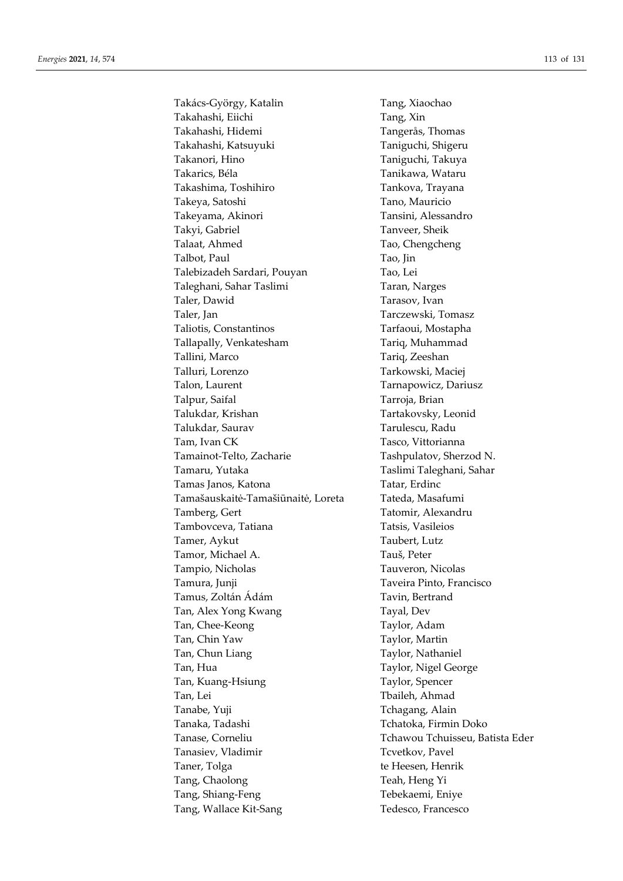Takács-György, Katalin
Takahashi, Eiichi
Takahashi, Hidemi
Takahashi, Katsuyuki
Takanori, Hino
Takarics, Béla
Takashima, Toshihiro
Takeya, Satoshi
Takeyama, Akinori
Takyi, Gabriel
Talaat, Ahmed
Talbot, Paul
Talebizadeh Sardari, Pouyan
Taleghani, Sahar Taslimi
Taler, Dawid
Taler, Jan
Taliotis, Constantinos
Tallapally, Venkatesham
Tallini, Marco
Talluri, Lorenzo
Talon, Laurent
Talpur, Saifal
Talukdar, Krishan
Talukdar, Saurav
Tam, Ivan CK
Tamainot-Telto, Zacharie
Tamaru, Yutaka
Tamas Janos, Katona
Tamašauskaitė-Tamašiūnaitė, Loreta
Tamberg, Gert
Tambovceva, Tatiana
Tamer, Aykut
Tamor, Michael A.
Tampio, Nicholas
Tamura, Junji
Tamus, Zoltán Ádám
Tan, Alex Yong Kwang
Tan, Chee-Keong
Tan, Chin Yaw
Tan, Chun Liang
Tan, Hua
Tan, Kuang-Hsiung
Tan, Lei
Tanabe, Yuji
Tanaka, Tadashi
Tanase, Corneliu
Tanasiev, Vladimir
Taner, Tolga
Tang, Chaolong
Tang, Shiang-Feng
Tang, Wallace Kit-Sang
Tang, Xiaochao
Tang, Xin
Tangerås, Thomas
Taniguchi, Shigeru
Taniguchi, Takuya
Tanikawa, Wataru
Tankova, Trayana
Tano, Mauricio
Tansini, Alessandro
Tanveer, Sheik
Tao, Chengcheng
Tao, Jin
Tao, Lei
Taran, Narges
Tarasov, Ivan
Tarczewski, Tomasz
Tarfaoui, Mostapha
Tariq, Muhammad
Tariq, Zeeshan
Tarkowski, Maciej
Tarnapowicz, Dariusz
Tarroja, Brian
Tartakovsky, Leonid
Tarulescu, Radu
Tasco, Vittorianna
Tashpulatov, Sherzod N.
Taslimi Taleghani, Sahar
Tatar, Erdinc
Tateda, Masafumi
Tatomir, Alexandru
Tatsis, Vasileios
Taubert, Lutz
Tauš, Peter
Tauveron, Nicolas
Taveira Pinto, Francisco
Tavin, Bertrand
Tayal, Dev
Taylor, Adam
Taylor, Martin
Taylor, Nathaniel
Taylor, Nigel George
Taylor, Spencer
Tbaileh, Ahmad
Tchagang, Alain
Tchatoka, Firmin Doko
Tchawou Tchuisseu, Batista Eder
Tcvetkov, Pavel
te Heesen, Henrik
Teah, Heng Yi
Tebekaemi, Eniye
Tedesco, Francesco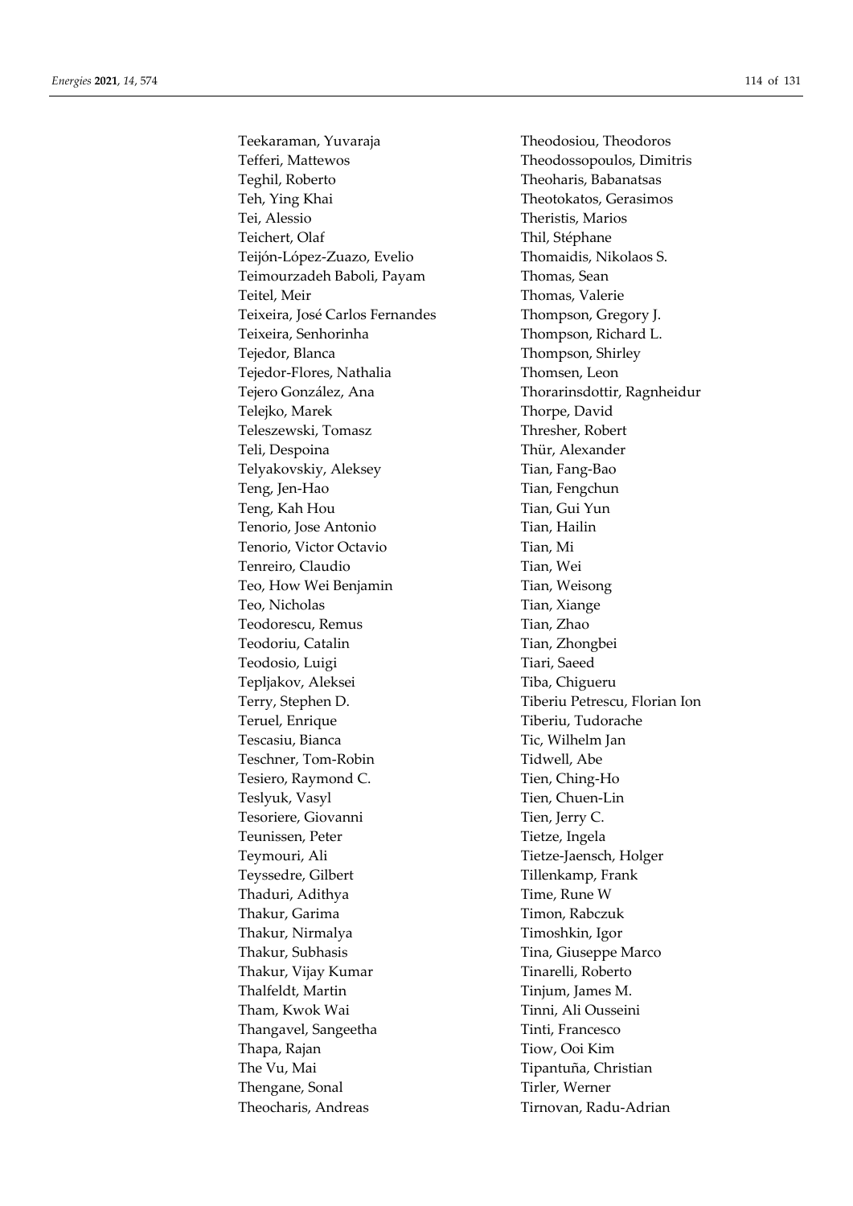Teekaraman, Yuvaraja
Tefferi, Mattewos
Teghil, Roberto
Teh, Ying Khai
Tei, Alessio
Teichert, Olaf
Teijón-López-Zuazo, Evelio
Teimourzadeh Baboli, Payam
Teitel, Meir
Teixeira, José Carlos Fernandes
Teixeira, Senhorinha
Tejedor, Blanca
Tejedor-Flores, Nathalia
Tejero González, Ana
Telejko, Marek
Teleszewski, Tomasz
Teli, Despoina
Telyakovskiy, Aleksey
Teng, Jen-Hao
Teng, Kah Hou
Tenorio, Jose Antonio
Tenorio, Victor Octavio
Tenreiro, Claudio
Teo, How Wei Benjamin
Teo, Nicholas
Teodorescu, Remus
Teodoriu, Catalin
Teodosio, Luigi
Tepljakov, Aleksei
Terry, Stephen D.
Teruel, Enrique
Tescasiu, Bianca
Teschner, Tom-Robin
Tesiero, Raymond C.
Teslyuk, Vasyl
Tesoriere, Giovanni
Teunissen, Peter
Teymouri, Ali
Teyssedre, Gilbert
Thaduri, Adithya
Thakur, Garima
Thakur, Nirmalya
Thakur, Subhasis
Thakur, Vijay Kumar
Thalfeldt, Martin
Tham, Kwok Wai
Thangavel, Sangeetha
Thapa, Rajan
The Vu, Mai
Thengane, Sonal
Theocharis, Andreas
Theodosiou, Theodoros
Theodossopoulos, Dimitris
Theoharis, Babanatsas
Theotokatos, Gerasimos
Theristis, Marios
Thil, Stéphane
Thomaidis, Nikolaos S.
Thomas, Sean
Thomas, Valerie
Thompson, Gregory J.
Thompson, Richard L.
Thompson, Shirley
Thomsen, Leon
Thorarinsdottir, Ragnheidur
Thorpe, David
Thresher, Robert
Thür, Alexander
Tian, Fang-Bao
Tian, Fengchun
Tian, Gui Yun
Tian, Hailin
Tian, Mi
Tian, Wei
Tian, Weisong
Tian, Xiange
Tian, Zhao
Tian, Zhongbei
Tiari, Saeed
Tiba, Chigueru
Tiberiu Petrescu, Florian Ion
Tiberiu, Tudorache
Tic, Wilhelm Jan
Tidwell, Abe
Tien, Ching-Ho
Tien, Chuen-Lin
Tien, Jerry C.
Tietze, Ingela
Tietze-Jaensch, Holger
Tillenkamp, Frank
Time, Rune W
Timon, Rabczuk
Timoshkin, Igor
Tina, Giuseppe Marco
Tinarelli, Roberto
Tinjum, James M.
Tinni, Ali Ousseini
Tinti, Francesco
Tiow, Ooi Kim
Tipantuña, Christian
Tirler, Werner
Tirnovan, Radu-Adrian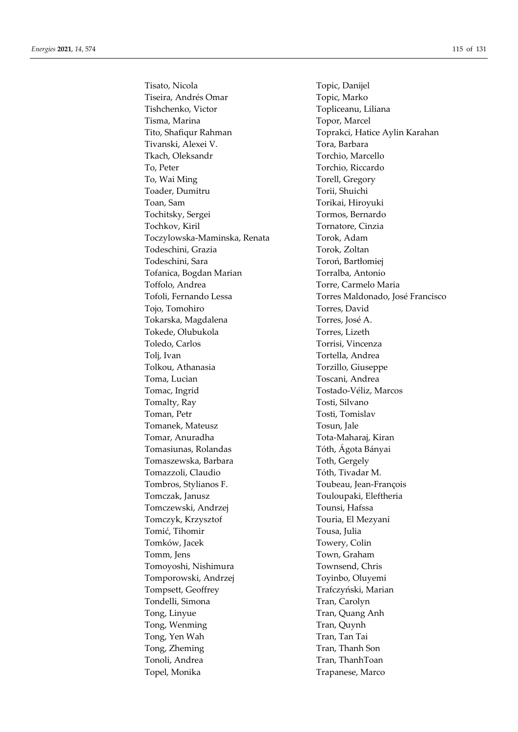Tisato, Nicola
Tiseira, Andrés Omar
Tishchenko, Victor
Tisma, Marina
Tito, Shafiqur Rahman
Tivanski, Alexei V.
Tkach, Oleksandr
To, Peter
To, Wai Ming
Toader, Dumitru
Toan, Sam
Tochitsky, Sergei
Tochkov, Kiril
Toczylowska-Maminska, Renata
Todeschini, Grazia
Todeschini, Sara
Tofanica, Bogdan Marian
Toffolo, Andrea
Tofoli, Fernando Lessa
Tojo, Tomohiro
Tokarska, Magdalena
Tokede, Olubukola
Toledo, Carlos
Tolj, Ivan
Tolkou, Athanasia
Toma, Lucian
Tomac, Ingrid
Tomalty, Ray
Toman, Petr
Tomanek, Mateusz
Tomar, Anuradha
Tomasiunas, Rolandas
Tomaszewska, Barbara
Tomazzoli, Claudio
Tombros, Stylianos F.
Tomczak, Janusz
Tomczewski, Andrzej
Tomczyk, Krzysztof
Tomić, Tihomir
Tomków, Jacek
Tomm, Jens
Tomoyoshi, Nishimura
Tomporowski, Andrzej
Tompsett, Geoffrey
Tondelli, Simona
Tong, Linyue
Tong, Wenming
Tong, Yen Wah
Tong, Zheming
Tonoli, Andrea
Topel, Monika
Topic, Danijel
Topic, Marko
Topliceanu, Liliana
Topor, Marcel
Toprakci, Hatice Aylin Karahan
Tora, Barbara
Torchio, Marcello
Torchio, Riccardo
Torell, Gregory
Torii, Shuichi
Torikai, Hiroyuki
Tormos, Bernardo
Tornatore, Cinzia
Torok, Adam
Torok, Zoltan
Toroń, Bartłomiej
Torralba, Antonio
Torre, Carmelo Maria
Torres Maldonado, José Francisco
Torres, David
Torres, José A.
Torres, Lizeth
Torrisi, Vincenza
Tortella, Andrea
Torzillo, Giuseppe
Toscani, Andrea
Tostado-Véliz, Marcos
Tosti, Silvano
Tosti, Tomislav
Tosun, Jale
Tota-Maharaj, Kiran
Tóth, Ágota Bányai
Toth, Gergely
Tóth, Tivadar M.
Toubeau, Jean-François
Touloupaki, Eleftheria
Tounsi, Hafssa
Touria, El Mezyani
Tousa, Julia
Towery, Colin
Town, Graham
Townsend, Chris
Toyinbo, Oluyemi
Trafczyński, Marian
Tran, Carolyn
Tran, Quang Anh
Tran, Quynh
Tran, Tan Tai
Tran, Thanh Son
Tran, ThanhToan
Trapanese, Marco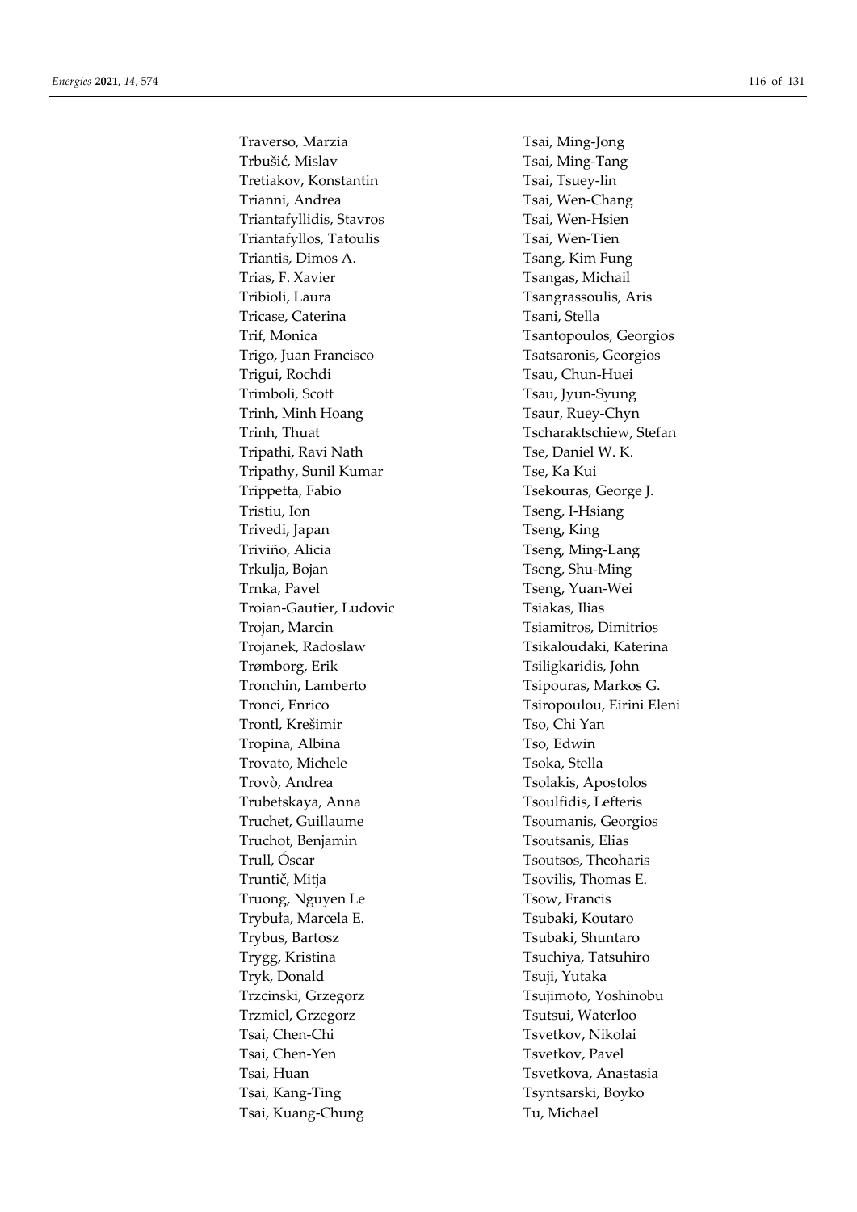Traverso, Marzia
Trbušić, Mislav
Tretiakov, Konstantin
Trianni, Andrea
Triantafyllidis, Stavros
Triantafyllos, Tatoulis
Triantis, Dimos A.
Trias, F. Xavier
Tribioli, Laura
Tricase, Caterina
Trif, Monica
Trigo, Juan Francisco
Trigui, Rochdi
Trimboli, Scott
Trinh, Minh Hoang
Trinh, Thuat
Tripathi, Ravi Nath
Tripathy, Sunil Kumar
Trippetta, Fabio
Tristiu, Ion
Trivedi, Japan
Triviño, Alicia
Trkulja, Bojan
Trnka, Pavel
Troian-Gautier, Ludovic
Trojan, Marcin
Trojanek, Radoslaw
Trømborg, Erik
Tronchin, Lamberto
Tronci, Enrico
Trontl, Krešimir
Tropina, Albina
Trovato, Michele
Trovò, Andrea
Trubetskaya, Anna
Truchet, Guillaume
Truchot, Benjamin
Trull, Óscar
Truntič, Mitja
Truong, Nguyen Le
Trybuła, Marcela E.
Trybus, Bartosz
Trygg, Kristina
Tryk, Donald
Trzcinski, Grzegorz
Trzmiel, Grzegorz
Tsai, Chen-Chi
Tsai, Chen-Yen
Tsai, Huan
Tsai, Kang-Ting
Tsai, Kuang-Chung
Tsai, Ming-Jong
Tsai, Ming-Tang
Tsai, Tsuey-lin
Tsai, Wen-Chang
Tsai, Wen-Hsien
Tsai, Wen-Tien
Tsang, Kim Fung
Tsangas, Michail
Tsangrassoulis, Aris
Tsani, Stella
Tsantopoulos, Georgios
Tsatsaronis, Georgios
Tsau, Chun-Huei
Tsau, Jyun-Syung
Tsaur, Ruey-Chyn
Tscharaktschiew, Stefan
Tse, Daniel W. K.
Tse, Ka Kui
Tsekouras, George J.
Tseng, I-Hsiang
Tseng, King
Tseng, Ming-Lang
Tseng, Shu-Ming
Tseng, Yuan-Wei
Tsiakas, Ilias
Tsiamitros, Dimitrios
Tsikaloudaki, Katerina
Tsiligkaridis, John
Tsipouras, Markos G.
Tsiropoulou, Eirini Eleni
Tso, Chi Yan
Tso, Edwin
Tsoka, Stella
Tsolakis, Apostolos
Tsoulfidis, Lefteris
Tsoumanis, Georgios
Tsoutsanis, Elias
Tsoutsos, Theoharis
Tsovilis, Thomas E.
Tsow, Francis
Tsubaki, Koutaro
Tsubaki, Shuntaro
Tsuchiya, Tatsuhiro
Tsuji, Yutaka
Tsujimoto, Yoshinobu
Tsutsui, Waterloo
Tsvetkov, Nikolai
Tsvetkov, Pavel
Tsvetkova, Anastasia
Tsyntsarski, Boyko
Tu, Michael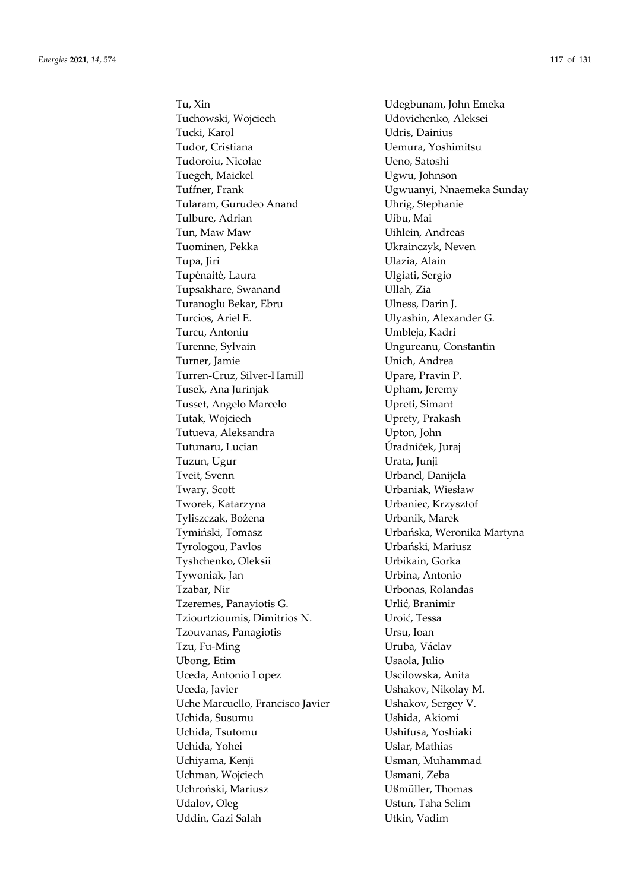Tu, Xin
Tuchowski, Wojciech
Tucki, Karol
Tudor, Cristiana
Tudoroiu, Nicolae
Tuegeh, Maickel
Tuffner, Frank
Tularam, Gurudeo Anand
Tulbure, Adrian
Tun, Maw Maw
Tuominen, Pekka
Tupa, Jiri
Tupėnaitė, Laura
Tupsakhare, Swanand
Turanoglu Bekar, Ebru
Turcios, Ariel E.
Turcu, Antoniu
Turenne, Sylvain
Turner, Jamie
Turren-Cruz, Silver-Hamill
Tusek, Ana Jurinjak
Tusset, Angelo Marcelo
Tutak, Wojciech
Tutueva, Aleksandra
Tutunaru, Lucian
Tuzun, Ugur
Tveit, Svenn
Twary, Scott
Tworek, Katarzyna
Tyliszczak, Bożena
Tymiński, Tomasz
Tyrologou, Pavlos
Tyshchenko, Oleksii
Tywoniak, Jan
Tzabar, Nir
Tzeremes, Panayiotis G.
Tziourtzioumis, Dimitrios N.
Tzouvanas, Panagiotis
Tzu, Fu-Ming
Ubong, Etim
Uceda, Antonio Lopez
Uceda, Javier
Uche Marcuello, Francisco Javier
Uchida, Susumu
Uchida, Tsutomu
Uchida, Yohei
Uchiyama, Kenji
Uchman, Wojciech
Uchroński, Mariusz
Udalov, Oleg
Uddin, Gazi Salah
Udegbunam, John Emeka
Udovichenko, Aleksei
Udris, Dainius
Uemura, Yoshimitsu
Ueno, Satoshi
Ugwu, Johnson
Ugwuanyi, Nnaemeka Sunday
Uhrig, Stephanie
Uibu, Mai
Uihlein, Andreas
Ukrainczyk, Neven
Ulazia, Alain
Ulgiati, Sergio
Ullah, Zia
Ulness, Darin J.
Ulyashin, Alexander G.
Umbleja, Kadri
Ungureanu, Constantin
Unich, Andrea
Upare, Pravin P.
Upham, Jeremy
Upreti, Simant
Uprety, Prakash
Upton, John
Úradníček, Juraj
Urata, Junji
Urbancl, Danijela
Urbaniak, Wiesław
Urbaniec, Krzysztof
Urbanik, Marek
Urbańska, Weronika Martyna
Urbański, Mariusz
Urbikain, Gorka
Urbina, Antonio
Urbonas, Rolandas
Urlić, Branimir
Uroić, Tessa
Ursu, Ioan
Uruba, Václav
Usaola, Julio
Uscilowska, Anita
Ushakov, Nikolay M.
Ushakov, Sergey V.
Ushida, Akiomi
Ushifusa, Yoshiaki
Uslar, Mathias
Usman, Muhammad
Usmani, Zeba
Ußmüller, Thomas
Ustun, Taha Selim
Utkin, Vadim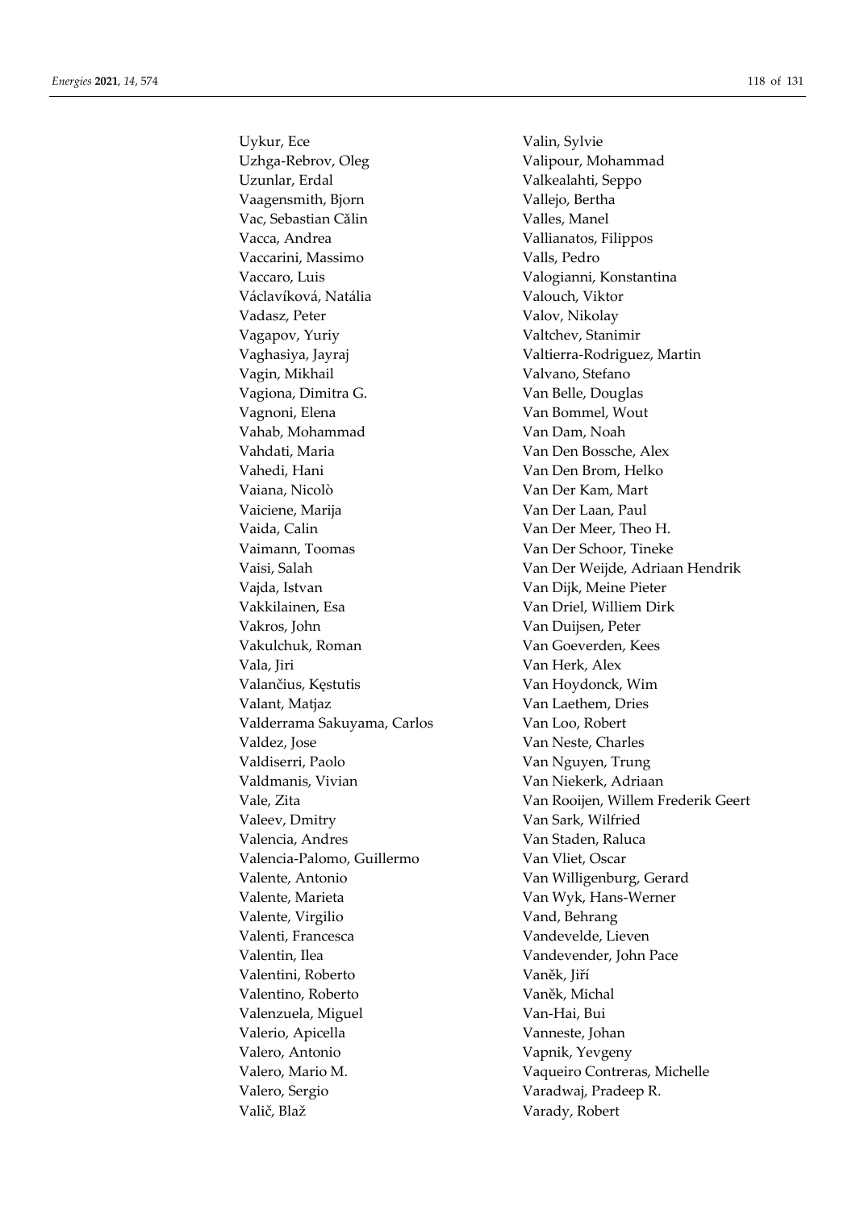Uykur, Ece
Uzhga-Rebrov, Oleg
Uzunlar, Erdal
Vaagensmith, Bjorn
Vac, Sebastian Călin
Vacca, Andrea
Vaccarini, Massimo
Vaccaro, Luis
Václavíková, Natália
Vadasz, Peter
Vagapov, Yuriy
Vaghasiya, Jayraj
Vagin, Mikhail
Vagiona, Dimitra G.
Vagnoni, Elena
Vahab, Mohammad
Vahdati, Maria
Vahedi, Hani
Vaiana, Nicolò
Vaiciene, Marija
Vaida, Calin
Vaimann, Toomas
Vaisi, Salah
Vajda, Istvan
Vakkilainen, Esa
Vakros, John
Vakulchuk, Roman
Vala, Jiri
Valančius, Kęstutis
Valant, Matjaz
Valderrama Sakuyama, Carlos
Valdez, Jose
Valdiserri, Paolo
Valdmanis, Vivian
Vale, Zita
Valeev, Dmitry
Valencia, Andres
Valencia-Palomo, Guillermo
Valente, Antonio
Valente, Marieta
Valente, Virgilio
Valenti, Francesca
Valentin, Ilea
Valentini, Roberto
Valentino, Roberto
Valenzuela, Miguel
Valerio, Apicella
Valero, Antonio
Valero, Mario M.
Valero, Sergio
Valič, Blaž
Valin, Sylvie
Valipour, Mohammad
Valkealahti, Seppo
Vallejo, Bertha
Valles, Manel
Vallianatos, Filippos
Valls, Pedro
Valogianni, Konstantina
Valouch, Viktor
Valov, Nikolay
Valtchev, Stanimir
Valtierra-Rodriguez, Martin
Valvano, Stefano
Van Belle, Douglas
Van Bommel, Wout
Van Dam, Noah
Van Den Bossche, Alex
Van Den Brom, Helko
Van Der Kam, Mart
Van Der Laan, Paul
Van Der Meer, Theo H.
Van Der Schoor, Tineke
Van Der Weijde, Adriaan Hendrik
Van Dijk, Meine Pieter
Van Driel, Williem Dirk
Van Duijsen, Peter
Van Goeverden, Kees
Van Herk, Alex
Van Hoydonck, Wim
Van Laethem, Dries
Van Loo, Robert
Van Neste, Charles
Van Nguyen, Trung
Van Niekerk, Adriaan
Van Rooijen, Willem Frederik Geert
Van Sark, Wilfried
Van Staden, Raluca
Van Vliet, Oscar
Van Willigenburg, Gerard
Van Wyk, Hans-Werner
Vand, Behrang
Vandevelde, Lieven
Vandevender, John Pace
Vaněk, Jiří
Vaněk, Michal
Van-Hai, Bui
Vanneste, Johan
Vapnik, Yevgeny
Vaqueiro Contreras, Michelle
Varadwaj, Pradeep R.
Varady, Robert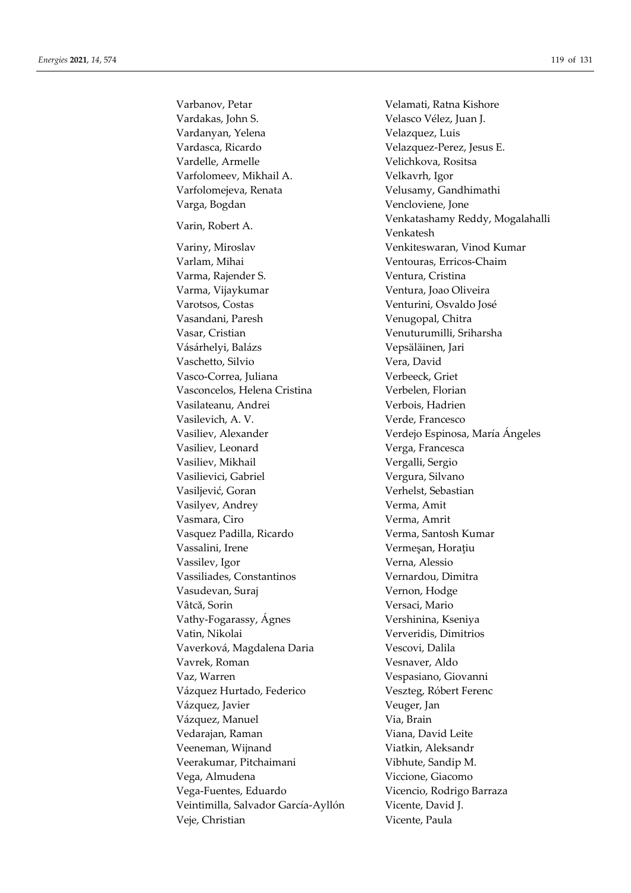Varbanov, Petar
Vardakas, John S.
Vardanyan, Yelena
Vardasca, Ricardo
Vardelle, Armelle
Varfolomeev, Mikhail A.
Varfolomejeva, Renata
Varga, Bogdan
Varin, Robert A.
Variny, Miroslav
Varlam, Mihai
Varma, Rajender S.
Varma, Vijaykumar
Varotsos, Costas
Vasandani, Paresh
Vasar, Cristian
Vásárhelyi, Balázs
Vaschetto, Silvio
Vasco-Correa, Juliana
Vasconcelos, Helena Cristina
Vasilateanu, Andrei
Vasilevich, A. V.
Vasiliev, Alexander
Vasiliev, Leonard
Vasiliev, Mikhail
Vasilievici, Gabriel
Vasiljević, Goran
Vasilyev, Andrey
Vasmara, Ciro
Vasquez Padilla, Ricardo
Vassalini, Irene
Vassilev, Igor
Vassiliades, Constantinos
Vasudevan, Suraj
Vâtcă, Sorin
Vathy-Fogarassy, Ágnes
Vatin, Nikolai
Vaverková, Magdalena Daria
Vavrek, Roman
Vaz, Warren
Vázquez Hurtado, Federico
Vázquez, Javier
Vázquez, Manuel
Vedarajan, Raman
Veeneman, Wijnand
Veerakumar, Pitchaimani
Vega, Almudena
Vega-Fuentes, Eduardo
Veintimilla, Salvador García-Ayllón
Veje, Christian
Velamati, Ratna Kishore
Velasco Vélez, Juan J.
Velazquez, Luis
Velazquez-Perez, Jesus E.
Velichkova, Rositsa
Velkavrh, Igor
Velusamy, Gandhimathi
Vencloviene, Jone
Venkatashamy Reddy, Mogalahalli Venkatesh
Venkiteswaran, Vinod Kumar
Ventouras, Erricos-Chaim
Ventura, Cristina
Ventura, Joao Oliveira
Venturini, Osvaldo José
Venugopal, Chitra
Venuturumilli, Sriharsha
Vepsäläinen, Jari
Vera, David
Verbeeck, Griet
Verbelen, Florian
Verbois, Hadrien
Verde, Francesco
Verdejo Espinosa, María Ángeles
Verga, Francesca
Vergalli, Sergio
Vergura, Silvano
Verhelst, Sebastian
Verma, Amit
Verma, Amrit
Verma, Santosh Kumar
Vermeşan, Horaţiu
Verna, Alessio
Vernardou, Dimitra
Vernon, Hodge
Versaci, Mario
Vershinina, Kseniya
Ververidis, Dimitrios
Vescovi, Dalila
Vesnaver, Aldo
Vespasiano, Giovanni
Veszteg, Róbert Ferenc
Veuger, Jan
Via, Brain
Viana, David Leite
Viatkin, Aleksandr
Vibhute, Sandip M.
Viccione, Giacomo
Vicencio, Rodrigo Barraza
Vicente, David J.
Vicente, Paula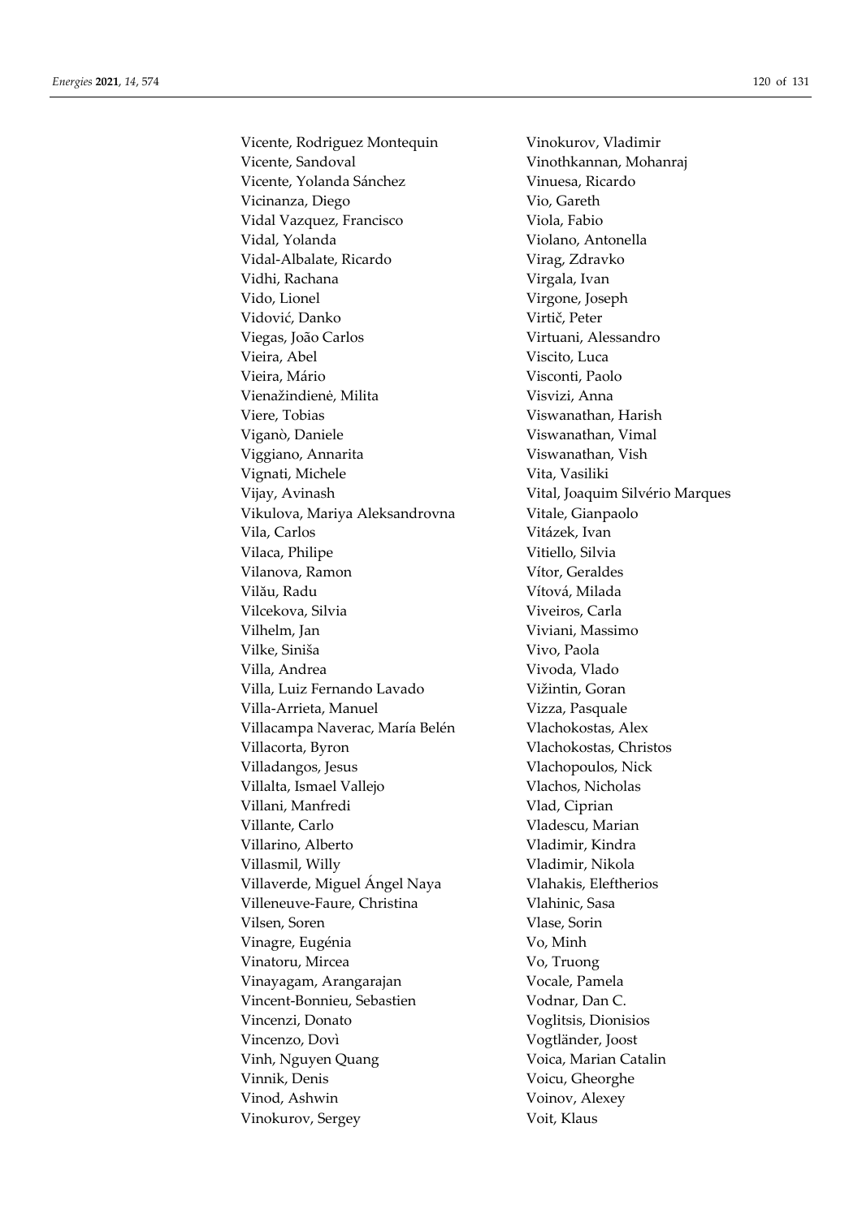Vicente, Rodriguez Montequin
Vicente, Sandoval
Vicente, Yolanda Sánchez
Vicinanza, Diego
Vidal Vazquez, Francisco
Vidal, Yolanda
Vidal-Albalate, Ricardo
Vidhi, Rachana
Vido, Lionel
Vidović, Danko
Viegas, João Carlos
Vieira, Abel
Vieira, Mário
Vienažindienė, Milita
Viere, Tobias
Viganò, Daniele
Viggiano, Annarita
Vignati, Michele
Vijay, Avinash
Vikulova, Mariya Aleksandrovna
Vila, Carlos
Vilaca, Philipe
Vilanova, Ramon
Vilău, Radu
Vilcekova, Silvia
Vilhelm, Jan
Vilke, Siniša
Villa, Andrea
Villa, Luiz Fernando Lavado
Villa-Arrieta, Manuel
Villacampa Naverac, María Belén
Villacorta, Byron
Villadangos, Jesus
Villalta, Ismael Vallejo
Villani, Manfredi
Villante, Carlo
Villarino, Alberto
Villasmil, Willy
Villaverde, Miguel Ángel Naya
Villeneuve-Faure, Christina
Vilsen, Soren
Vinagre, Eugénia
Vinatoru, Mircea
Vinayagam, Arangarajan
Vincent-Bonnieu, Sebastien
Vincenzi, Donato
Vincenzo, Dovì
Vinh, Nguyen Quang
Vinnik, Denis
Vinod, Ashwin
Vinokurov, Sergey
Vinokurov, Vladimir
Vinothkannan, Mohanraj
Vinuesa, Ricardo
Vio, Gareth
Viola, Fabio
Violano, Antonella
Virag, Zdravko
Virgala, Ivan
Virgone, Joseph
Virtič, Peter
Virtuani, Alessandro
Viscito, Luca
Visconti, Paolo
Visvizi, Anna
Viswanathan, Harish
Viswanathan, Vimal
Viswanathan, Vish
Vita, Vasiliki
Vital, Joaquim Silvério Marques
Vitale, Gianpaolo
Vitázek, Ivan
Vitiello, Silvia
Vítor, Geraldes
Vítová, Milada
Viveiros, Carla
Viviani, Massimo
Vivo, Paola
Vivoda, Vlado
Vižintin, Goran
Vizza, Pasquale
Vlachokostas, Alex
Vlachokostas, Christos
Vlachopoulos, Nick
Vlachos, Nicholas
Vlad, Ciprian
Vladescu, Marian
Vladimir, Kindra
Vladimir, Nikola
Vlahakis, Eleftherios
Vlahinic, Sasa
Vlase, Sorin
Vo, Minh
Vo, Truong
Vocale, Pamela
Vodnar, Dan C.
Voglitsis, Dionisios
Vogtländer, Joost
Voica, Marian Catalin
Voicu, Gheorghe
Voinov, Alexey
Voit, Klaus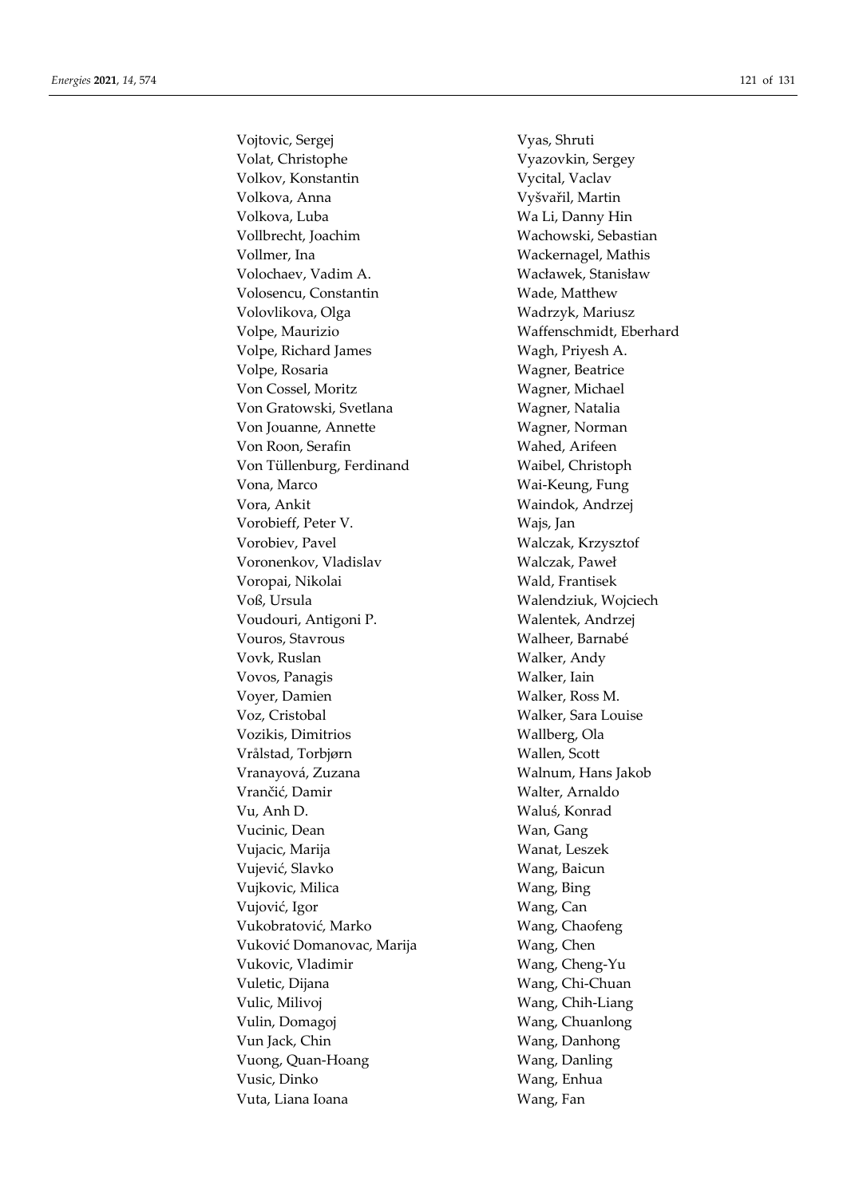Vojtovic, Sergej
Volat, Christophe
Volkov, Konstantin
Volkova, Anna
Volkova, Luba
Vollbrecht, Joachim
Vollmer, Ina
Volochaev, Vadim A.
Volosencu, Constantin
Volovlikova, Olga
Volpe, Maurizio
Volpe, Richard James
Volpe, Rosaria
Von Cossel, Moritz
Von Gratowski, Svetlana
Von Jouanne, Annette
Von Roon, Serafin
Von Tüllenburg, Ferdinand
Vona, Marco
Vora, Ankit
Vorobieff, Peter V.
Vorobiev, Pavel
Voronenkov, Vladislav
Voropai, Nikolai
Voß, Ursula
Voudouri, Antigoni P.
Vouros, Stavrous
Vovk, Ruslan
Vovos, Panagis
Voyer, Damien
Voz, Cristobal
Vozikis, Dimitrios
Vrålstad, Torbjørn
Vranayová, Zuzana
Vrančić, Damir
Vu, Anh D.
Vucinic, Dean
Vujacic, Marija
Vujević, Slavko
Vujkovic, Milica
Vujović, Igor
Vukobratović, Marko
Vuković Domanovac, Marija
Vukovic, Vladimir
Vuletic, Dijana
Vulic, Milivoj
Vulin, Domagoj
Vun Jack, Chin
Vuong, Quan-Hoang
Vusic, Dinko
Vuta, Liana Ioana
Vyas, Shruti
Vyazovkin, Sergey
Vycital, Vaclav
Vyšvařil, Martin
Wa Li, Danny Hin
Wachowski, Sebastian
Wackernagel, Mathis
Wacławek, Stanisław
Wade, Matthew
Wadrzyk, Mariusz
Waffenschmidt, Eberhard
Wagh, Priyesh A.
Wagner, Beatrice
Wagner, Michael
Wagner, Natalia
Wagner, Norman
Wahed, Arifeen
Waibel, Christoph
Wai-Keung, Fung
Waindok, Andrzej
Wajs, Jan
Walczak, Krzysztof
Walczak, Paweł
Wald, Frantisek
Walendziuk, Wojciech
Walentek, Andrzej
Walheer, Barnabé
Walker, Andy
Walker, Iain
Walker, Ross M.
Walker, Sara Louise
Wallberg, Ola
Wallen, Scott
Walnum, Hans Jakob
Walter, Arnaldo
Waluś, Konrad
Wan, Gang
Wanat, Leszek
Wang, Baicun
Wang, Bing
Wang, Can
Wang, Chaofeng
Wang, Chen
Wang, Cheng-Yu
Wang, Chi-Chuan
Wang, Chih-Liang
Wang, Chuanlong
Wang, Danhong
Wang, Danling
Wang, Enhua
Wang, Fan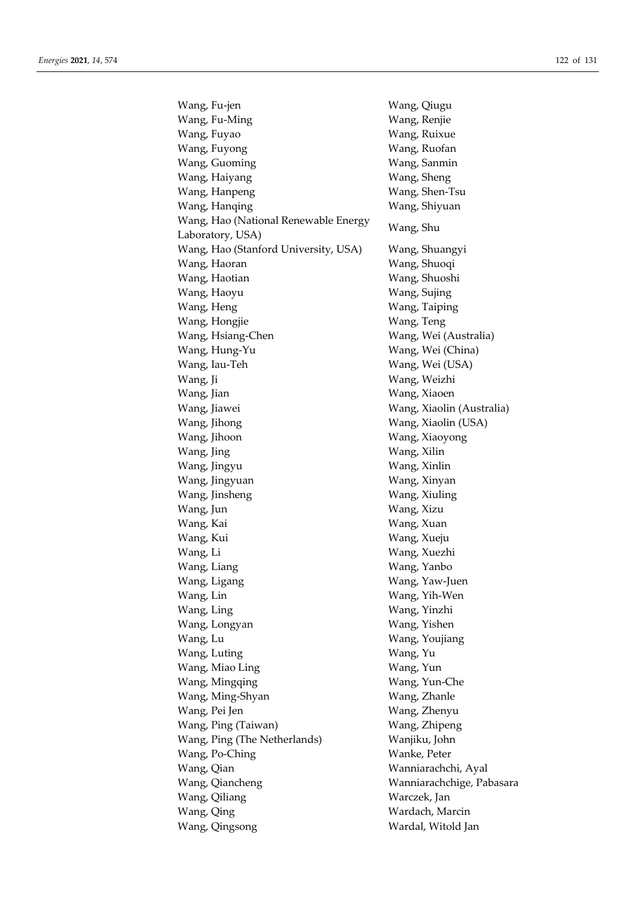Wang, Fu-jen
Wang, Fu-Ming
Wang, Fuyao
Wang, Fuyong
Wang, Guoming
Wang, Haiyang
Wang, Hanpeng
Wang, Hanqing
Wang, Hao (National Renewable Energy Laboratory, USA)
Wang, Hao (Stanford University, USA)
Wang, Haoran
Wang, Haotian
Wang, Haoyu
Wang, Heng
Wang, Hongjie
Wang, Hsiang-Chen
Wang, Hung-Yu
Wang, Iau-Teh
Wang, Ji
Wang, Jian
Wang, Jiawei
Wang, Jihong
Wang, Jihoon
Wang, Jing
Wang, Jingyu
Wang, Jingyuan
Wang, Jinsheng
Wang, Jun
Wang, Kai
Wang, Kui
Wang, Li
Wang, Liang
Wang, Ligang
Wang, Lin
Wang, Ling
Wang, Longyan
Wang, Lu
Wang, Luting
Wang, Miao Ling
Wang, Mingqing
Wang, Ming-Shyan
Wang, Pei Jen
Wang, Ping (Taiwan)
Wang, Ping (The Netherlands)
Wang, Po-Ching
Wang, Qian
Wang, Qiancheng
Wang, Qiliang
Wang, Qing
Wang, Qingsong
Wang, Qiugu
Wang, Renjie
Wang, Ruixue
Wang, Ruofan
Wang, Sanmin
Wang, Sheng
Wang, Shen-Tsu
Wang, Shiyuan
Wang, Shu
Wang, Shuangyi
Wang, Shuoqi
Wang, Shuoshi
Wang, Sujing
Wang, Taiping
Wang, Teng
Wang, Wei (Australia)
Wang, Wei (China)
Wang, Wei (USA)
Wang, Weizhi
Wang, Xiaoen
Wang, Xiaolin (Australia)
Wang, Xiaolin (USA)
Wang, Xiaoyong
Wang, Xilin
Wang, Xinlin
Wang, Xinyan
Wang, Xiuling
Wang, Xizu
Wang, Xuan
Wang, Xueju
Wang, Xuezhi
Wang, Yanbo
Wang, Yaw-Juen
Wang, Yih-Wen
Wang, Yinzhi
Wang, Yishen
Wang, Youjiang
Wang, Yu
Wang, Yun
Wang, Yun-Che
Wang, Zhanle
Wang, Zhenyu
Wang, Zhipeng
Wanjiku, John
Wanke, Peter
Wanniarachchi, Ayal
Wanniarachchige, Pabasara
Warczek, Jan
Wardach, Marcin
Wardal, Witold Jan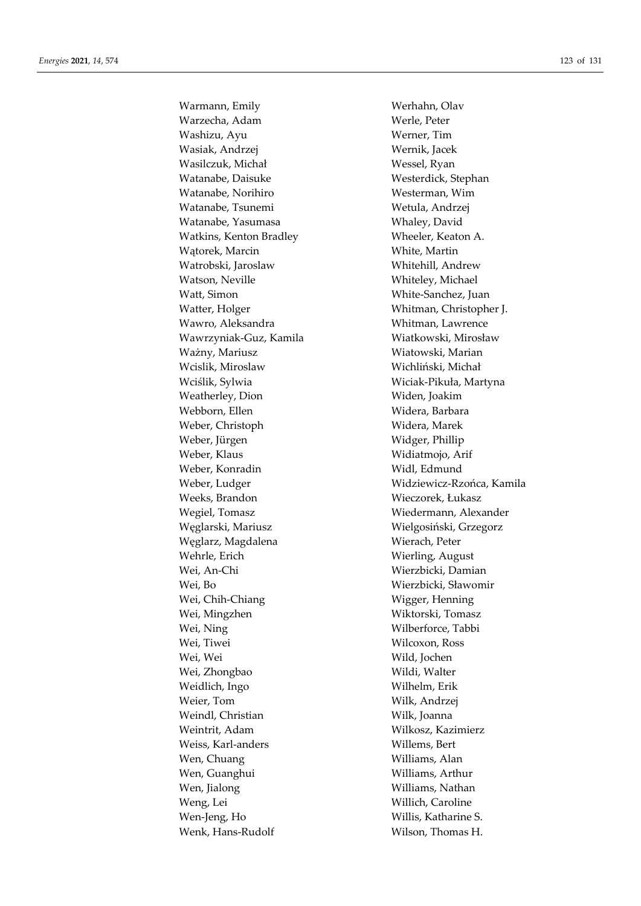Warmann, Emily
Warzecha, Adam
Washizu, Ayu
Wasiak, Andrzej
Wasilczuk, Michał
Watanabe, Daisuke
Watanabe, Norihiro
Watanabe, Tsunemi
Watanabe, Yasumasa
Watkins, Kenton Bradley
Wątorek, Marcin
Watrobski, Jaroslaw
Watson, Neville
Watt, Simon
Watter, Holger
Wawro, Aleksandra
Wawrzyniak-Guz, Kamila
Ważny, Mariusz
Wcislik, Miroslaw
Wciślik, Sylwia
Weatherley, Dion
Webborn, Ellen
Weber, Christoph
Weber, Jürgen
Weber, Klaus
Weber, Konradin
Weber, Ludger
Weeks, Brandon
Wegiel, Tomasz
Węglarski, Mariusz
Węglarz, Magdalena
Wehrle, Erich
Wei, An-Chi
Wei, Bo
Wei, Chih-Chiang
Wei, Mingzhen
Wei, Ning
Wei, Tiwei
Wei, Wei
Wei, Zhongbao
Weidlich, Ingo
Weier, Tom
Weindl, Christian
Weintrit, Adam
Weiss, Karl-anders
Wen, Chuang
Wen, Guanghui
Wen, Jialong
Weng, Lei
Wen-Jeng, Ho
Wenk, Hans-Rudolf
Werhahn, Olav
Werle, Peter
Werner, Tim
Wernik, Jacek
Wessel, Ryan
Westerdick, Stephan
Westerman, Wim
Wetula, Andrzej
Whaley, David
Wheeler, Keaton A.
White, Martin
Whitehill, Andrew
Whiteley, Michael
White-Sanchez, Juan
Whitman, Christopher J.
Whitman, Lawrence
Wiatkowski, Mirosław
Wiatowski, Marian
Wichliński, Michał
Wiciak-Pikuła, Martyna
Widen, Joakim
Widera, Barbara
Widera, Marek
Widger, Phillip
Widiatmojo, Arif
Widl, Edmund
Widziewicz-Rzońca, Kamila
Wieczorek, Łukasz
Wiedermann, Alexander
Wielgosiński, Grzegorz
Wierach, Peter
Wierling, August
Wierzbicki, Damian
Wierzbicki, Sławomir
Wigger, Henning
Wiktorski, Tomasz
Wilberforce, Tabbi
Wilcoxon, Ross
Wild, Jochen
Wildi, Walter
Wilhelm, Erik
Wilk, Andrzej
Wilk, Joanna
Wilkosz, Kazimierz
Willems, Bert
Williams, Alan
Williams, Arthur
Williams, Nathan
Willich, Caroline
Willis, Katharine S.
Wilson, Thomas H.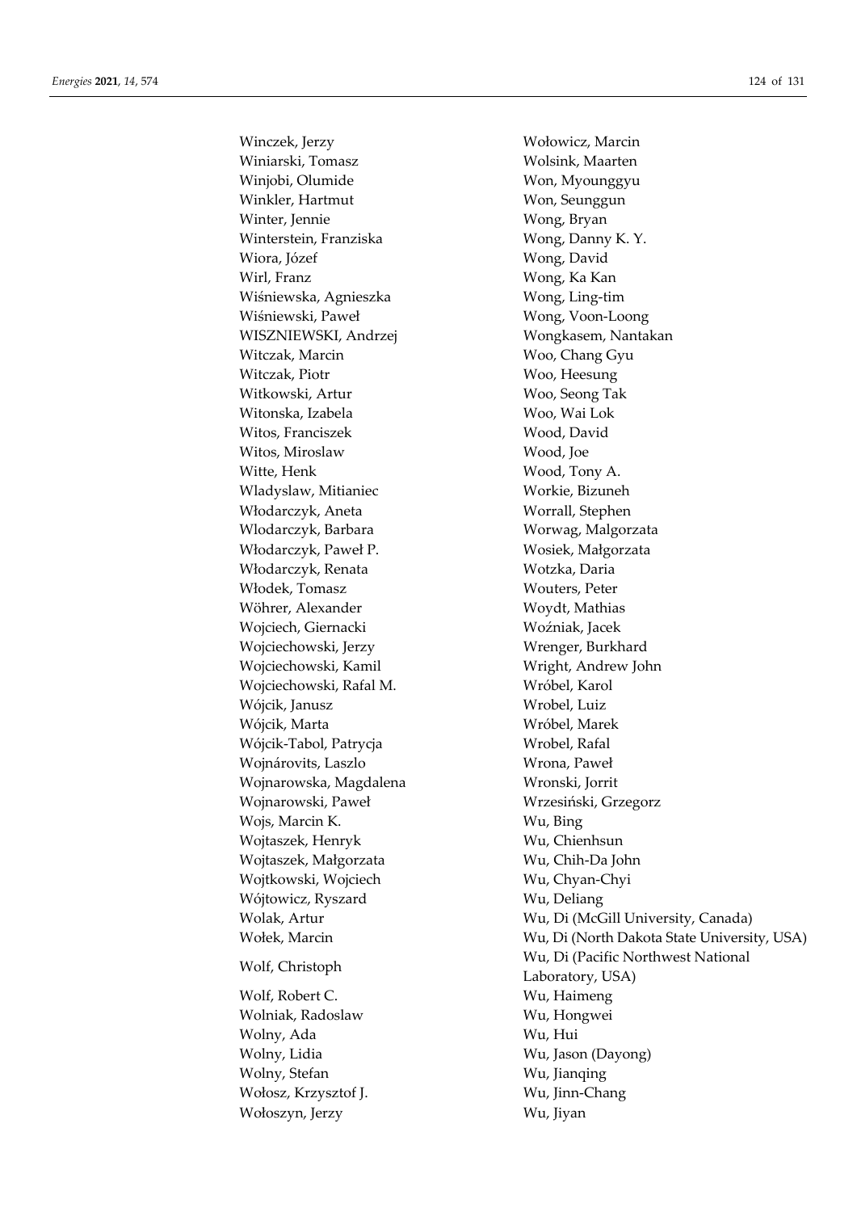Winczek, Jerzy
Winiarski, Tomasz
Winjobi, Olumide
Winkler, Hartmut
Winter, Jennie
Winterstein, Franziska
Wiora, Józef
Wirl, Franz
Wiśniewska, Agnieszka
Wiśniewski, Paweł
WISZNIEWSKI, Andrzej
Witczak, Marcin
Witczak, Piotr
Witkowski, Artur
Witonska, Izabela
Witos, Franciszek
Witos, Miroslaw
Witte, Henk
Wladyslaw, Mitianiec
Włodarczyk, Aneta
Wlodarczyk, Barbara
Włodarczyk, Paweł P.
Włodarczyk, Renata
Włodek, Tomasz
Wöhrer, Alexander
Wojciech, Giernacki
Wojciechowski, Jerzy
Wojciechowski, Kamil
Wojciechowski, Rafal M.
Wójcik, Janusz
Wójcik, Marta
Wójcik-Tabol, Patrycja
Wojnárovits, Laszlo
Wojnarowska, Magdalena
Wojnarowski, Paweł
Wojs, Marcin K.
Wojtaszek, Henryk
Wojtaszek, Małgorzata
Wojtkowski, Wojciech
Wójtowicz, Ryszard
Wolak, Artur
Wołek, Marcin
Wolf, Christoph
Wolf, Robert C.
Wolniak, Radoslaw
Wolny, Ada
Wolny, Lidia
Wolny, Stefan
Wołosz, Krzysztof J.
Wołoszyn, Jerzy
Wołowicz, Marcin
Wolsink, Maarten
Won, Myounggyu
Won, Seunggun
Wong, Bryan
Wong, Danny K. Y.
Wong, David
Wong, Ka Kan
Wong, Ling-tim
Wong, Voon-Loong
Wongkasem, Nantakan
Woo, Chang Gyu
Woo, Heesung
Woo, Seong Tak
Woo, Wai Lok
Wood, David
Wood, Joe
Wood, Tony A.
Workie, Bizuneh
Worrall, Stephen
Worwag, Malgorzata
Wosiek, Małgorzata
Wotzka, Daria
Wouters, Peter
Woydt, Mathias
Woźniak, Jacek
Wrenger, Burkhard
Wright, Andrew John
Wróbel, Karol
Wrobel, Luiz
Wróbel, Marek
Wrobel, Rafal
Wrona, Paweł
Wronski, Jorrit
Wrzesiński, Grzegorz
Wu, Bing
Wu, Chienhsun
Wu, Chih-Da John
Wu, Chyan-Chyi
Wu, Deliang
Wu, Di (McGill University, Canada)
Wu, Di (North Dakota State University, USA)
Wu, Di (Pacific Northwest National Laboratory, USA)
Wu, Haimeng
Wu, Hongwei
Wu, Hui
Wu, Jason (Dayong)
Wu, Jianqing
Wu, Jinn-Chang
Wu, Jiyan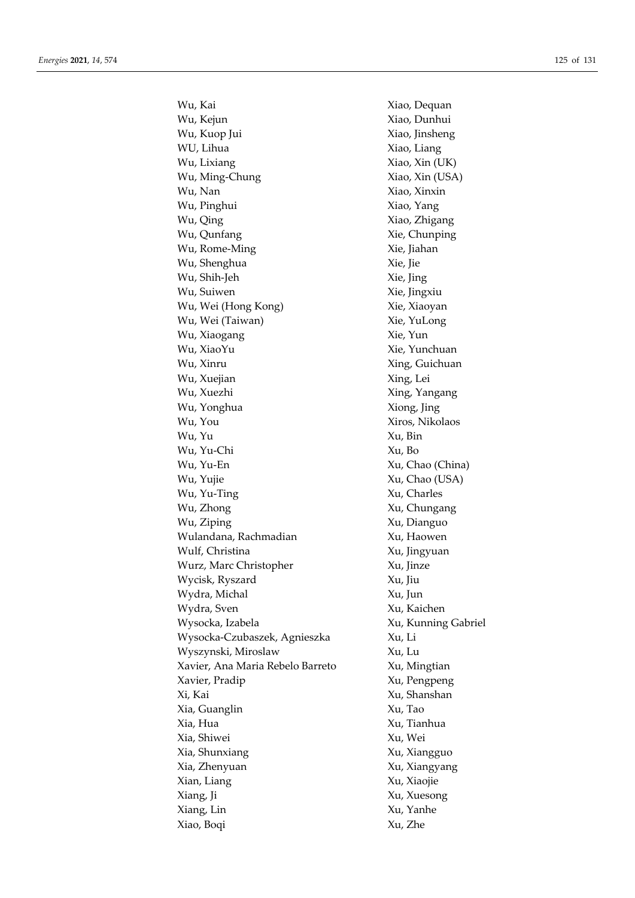Wu, Kai
Wu, Kejun
Wu, Kuop Jui
WU, Lihua
Wu, Lixiang
Wu, Ming-Chung
Wu, Nan
Wu, Pinghui
Wu, Qing
Wu, Qunfang
Wu, Rome-Ming
Wu, Shenghua
Wu, Shih-Jeh
Wu, Suiwen
Wu, Wei (Hong Kong)
Wu, Wei (Taiwan)
Wu, Xiaogang
Wu, XiaoYu
Wu, Xinru
Wu, Xuejian
Wu, Xuezhi
Wu, Yonghua
Wu, You
Wu, Yu
Wu, Yu-Chi
Wu, Yu-En
Wu, Yujie
Wu, Yu-Ting
Wu, Zhong
Wu, Ziping
Wulandana, Rachmadian
Wulf, Christina
Wurz, Marc Christopher
Wycisk, Ryszard
Wydra, Michal
Wydra, Sven
Wysocka, Izabela
Wysocka-Czubaszek, Agnieszka
Wyszynski, Miroslaw
Xavier, Ana Maria Rebelo Barreto
Xavier, Pradip
Xi, Kai
Xia, Guanglin
Xia, Hua
Xia, Shiwei
Xia, Shunxiang
Xia, Zhenyuan
Xian, Liang
Xiang, Ji
Xiang, Lin
Xiao, Boqi
Xiao, Dequan
Xiao, Dunhui
Xiao, Jinsheng
Xiao, Liang
Xiao, Xin (UK)
Xiao, Xin (USA)
Xiao, Xinxin
Xiao, Yang
Xiao, Zhigang
Xie, Chunping
Xie, Jiahan
Xie, Jie
Xie, Jing
Xie, Jingxiu
Xie, Xiaoyan
Xie, YuLong
Xie, Yun
Xie, Yunchuan
Xing, Guichuan
Xing, Lei
Xing, Yangang
Xiong, Jing
Xiros, Nikolaos
Xu, Bin
Xu, Bo
Xu, Chao (China)
Xu, Chao (USA)
Xu, Charles
Xu, Chungang
Xu, Dianguo
Xu, Haowen
Xu, Jingyuan
Xu, Jinze
Xu, Jiu
Xu, Jun
Xu, Kaichen
Xu, Kunning Gabriel
Xu, Li
Xu, Lu
Xu, Mingtian
Xu, Pengpeng
Xu, Shanshan
Xu, Tao
Xu, Tianhua
Xu, Wei
Xu, Xiangguo
Xu, Xiangyang
Xu, Xiaojie
Xu, Xuesong
Xu, Yanhe
Xu, Zhe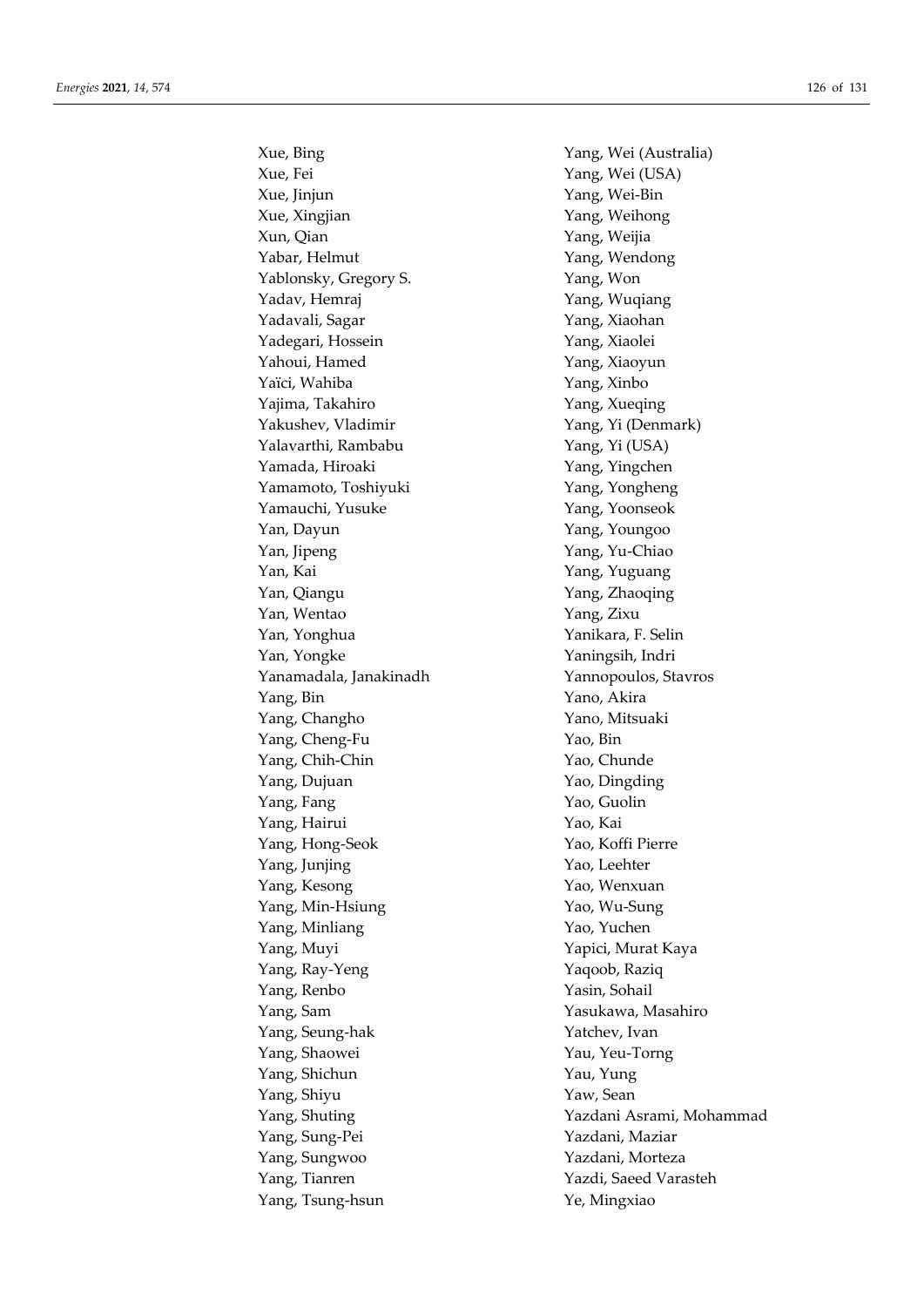Xue, Bing
Xue, Fei
Xue, Jinjun
Xue, Xingjian
Xun, Qian
Yabar, Helmut
Yablonsky, Gregory S.
Yadav, Hemraj
Yadavali, Sagar
Yadegari, Hossein
Yahoui, Hamed
Yaïci, Wahiba
Yajima, Takahiro
Yakushev, Vladimir
Yalavarthi, Rambabu
Yamada, Hiroaki
Yamamoto, Toshiyuki
Yamauchi, Yusuke
Yan, Dayun
Yan, Jipeng
Yan, Kai
Yan, Qiangu
Yan, Wentao
Yan, Yonghua
Yan, Yongke
Yanamadala, Janakinadh
Yang, Bin
Yang, Changho
Yang, Cheng-Fu
Yang, Chih-Chin
Yang, Dujuan
Yang, Fang
Yang, Hairui
Yang, Hong-Seok
Yang, Junjing
Yang, Kesong
Yang, Min-Hsiung
Yang, Minliang
Yang, Muyi
Yang, Ray-Yeng
Yang, Renbo
Yang, Sam
Yang, Seung-hak
Yang, Shaowei
Yang, Shichun
Yang, Shiyu
Yang, Shuting
Yang, Sung-Pei
Yang, Sungwoo
Yang, Tianren
Yang, Tsung-hsun
Yang, Wei (Australia)
Yang, Wei (USA)
Yang, Wei-Bin
Yang, Weihong
Yang, Weijia
Yang, Wendong
Yang, Won
Yang, Wuqiang
Yang, Xiaohan
Yang, Xiaolei
Yang, Xiaoyun
Yang, Xinbo
Yang, Xueqing
Yang, Yi (Denmark)
Yang, Yi (USA)
Yang, Yingchen
Yang, Yongheng
Yang, Yoonseok
Yang, Youngoo
Yang, Yu-Chiao
Yang, Yuguang
Yang, Zhaoqing
Yang, Zixu
Yanikara, F. Selin
Yaningsih, Indri
Yannopoulos, Stavros
Yano, Akira
Yano, Mitsuaki
Yao, Bin
Yao, Chunde
Yao, Dingding
Yao, Guolin
Yao, Kai
Yao, Koffi Pierre
Yao, Leehter
Yao, Wenxuan
Yao, Wu-Sung
Yao, Yuchen
Yapici, Murat Kaya
Yaqoob, Raziq
Yasin, Sohail
Yasukawa, Masahiro
Yatchev, Ivan
Yau, Yeu-Torng
Yau, Yung
Yaw, Sean
Yazdani Asrami, Mohammad
Yazdani, Maziar
Yazdani, Morteza
Yazdi, Saeed Varasteh
Ye, Mingxiao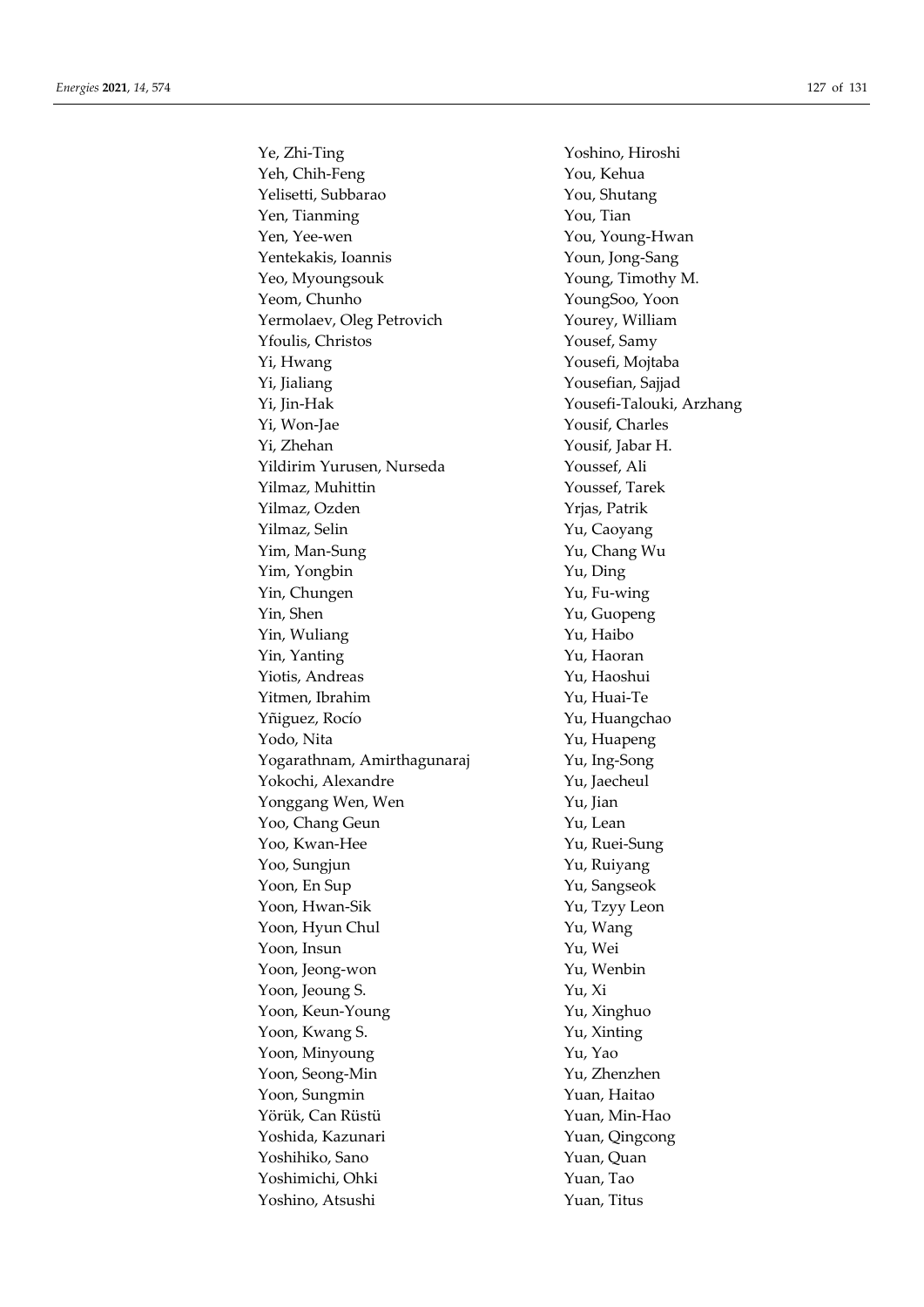Ye, Zhi-Ting
Yeh, Chih-Feng
Yelisetti, Subbarao
Yen, Tianming
Yen, Yee-wen
Yentekakis, Ioannis
Yeo, Myoungsouk
Yeom, Chunho
Yermolaev, Oleg Petrovich
Yfoulis, Christos
Yi, Hwang
Yi, Jialiang
Yi, Jin-Hak
Yi, Won-Jae
Yi, Zhehan
Yildirim Yurusen, Nurseda
Yilmaz, Muhittin
Yilmaz, Ozden
Yilmaz, Selin
Yim, Man-Sung
Yim, Yongbin
Yin, Chungen
Yin, Shen
Yin, Wuliang
Yin, Yanting
Yiotis, Andreas
Yitmen, Ibrahim
Yñiguez, Rocío
Yodo, Nita
Yogarathnam, Amirthagunaraj
Yokochi, Alexandre
Yonggang Wen, Wen
Yoo, Chang Geun
Yoo, Kwan-Hee
Yoo, Sungjun
Yoon, En Sup
Yoon, Hwan-Sik
Yoon, Hyun Chul
Yoon, Insun
Yoon, Jeong-won
Yoon, Jeoung S.
Yoon, Keun-Young
Yoon, Kwang S.
Yoon, Minyoung
Yoon, Seong-Min
Yoon, Sungmin
Yörük, Can Rüstü
Yoshida, Kazunari
Yoshihiko, Sano
Yoshimichi, Ohki
Yoshino, Atsushi
Yoshino, Hiroshi
You, Kehua
You, Shutang
You, Tian
You, Young-Hwan
Youn, Jong-Sang
Young, Timothy M.
YoungSoo, Yoon
Yourey, William
Yousef, Samy
Yousefi, Mojtaba
Yousefian, Sajjad
Yousefi-Talouki, Arzhang
Yousif, Charles
Yousif, Jabar H.
Youssef, Ali
Youssef, Tarek
Yrjas, Patrik
Yu, Caoyang
Yu, Chang Wu
Yu, Ding
Yu, Fu-wing
Yu, Guopeng
Yu, Haibo
Yu, Haoran
Yu, Haoshui
Yu, Huai-Te
Yu, Huangchao
Yu, Huapeng
Yu, Ing-Song
Yu, Jaecheul
Yu, Jian
Yu, Lean
Yu, Ruei-Sung
Yu, Ruiyang
Yu, Sangseok
Yu, Tzyy Leon
Yu, Wang
Yu, Wei
Yu, Wenbin
Yu, Xi
Yu, Xinghuo
Yu, Xinting
Yu, Yao
Yu, Zhenzhen
Yuan, Haitao
Yuan, Min-Hao
Yuan, Qingcong
Yuan, Quan
Yuan, Tao
Yuan, Titus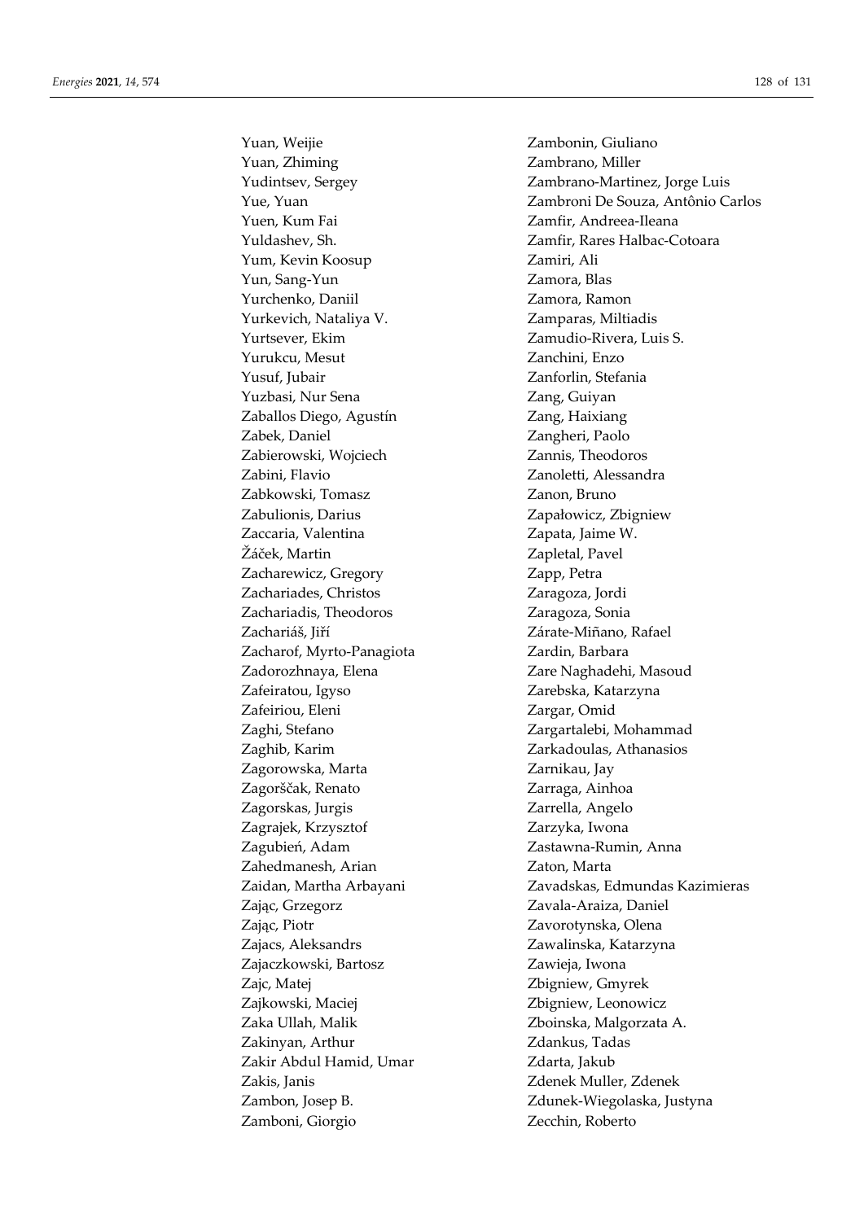Yuan, Weijie
Yuan, Zhiming
Yudintsev, Sergey
Yue, Yuan
Yuen, Kum Fai
Yuldashev, Sh.
Yum, Kevin Koosup
Yun, Sang-Yun
Yurchenko, Daniil
Yurkevich, Nataliya V.
Yurtsever, Ekim
Yurukcu, Mesut
Yusuf, Jubair
Yuzbasi, Nur Sena
Zaballos Diego, Agustín
Zabek, Daniel
Zabierowski, Wojciech
Zabini, Flavio
Zabkowski, Tomasz
Zabulionis, Darius
Zaccaria, Valentina
Žáček, Martin
Zacharewicz, Gregory
Zachariades, Christos
Zachariadis, Theodoros
Zachariáš, Jiří
Zacharof, Myrto-Panagiota
Zadorozhnaya, Elena
Zafeiratou, Igyso
Zafeiriou, Eleni
Zaghi, Stefano
Zaghib, Karim
Zagorowska, Marta
Zagorščak, Renato
Zagorskas, Jurgis
Zagrajek, Krzysztof
Zagubień, Adam
Zahedmanesh, Arian
Zaidan, Martha Arbayani
Zając, Grzegorz
Zając, Piotr
Zajacs, Aleksandrs
Zajaczkowski, Bartosz
Zajc, Matej
Zajkowski, Maciej
Zaka Ullah, Malik
Zakinyan, Arthur
Zakir Abdul Hamid, Umar
Zakis, Janis
Zambon, Josep B.
Zamboni, Giorgio
Zambonin, Giuliano
Zambrano, Miller
Zambrano-Martinez, Jorge Luis
Zambroni De Souza, Antônio Carlos
Zamfir, Andreea-Ileana
Zamfir, Rares Halbac-Cotoara
Zamiri, Ali
Zamora, Blas
Zamora, Ramon
Zamparas, Miltiadis
Zamudio-Rivera, Luis S.
Zanchini, Enzo
Zanforlin, Stefania
Zang, Guiyan
Zang, Haixiang
Zangheri, Paolo
Zannis, Theodoros
Zanoletti, Alessandra
Zanon, Bruno
Zapałowicz, Zbigniew
Zapata, Jaime W.
Zapletal, Pavel
Zapp, Petra
Zaragoza, Jordi
Zaragoza, Sonia
Zárate-Miñano, Rafael
Zardin, Barbara
Zare Naghadehi, Masoud
Zarebska, Katarzyna
Zargar, Omid
Zargartalebi, Mohammad
Zarkadoulas, Athanasios
Zarnikau, Jay
Zarraga, Ainhoa
Zarrella, Angelo
Zarzyka, Iwona
Zastawna-Rumin, Anna
Zaton, Marta
Zavadskas, Edmundas Kazimieras
Zavala-Araiza, Daniel
Zavorotynska, Olena
Zawalinska, Katarzyna
Zawieja, Iwona
Zbigniew, Gmyrek
Zbigniew, Leonowicz
Zboinska, Malgorzata A.
Zdankus, Tadas
Zdarta, Jakub
Zdenek Muller, Zdenek
Zdunek-Wiegolaska, Justyna
Zecchin, Roberto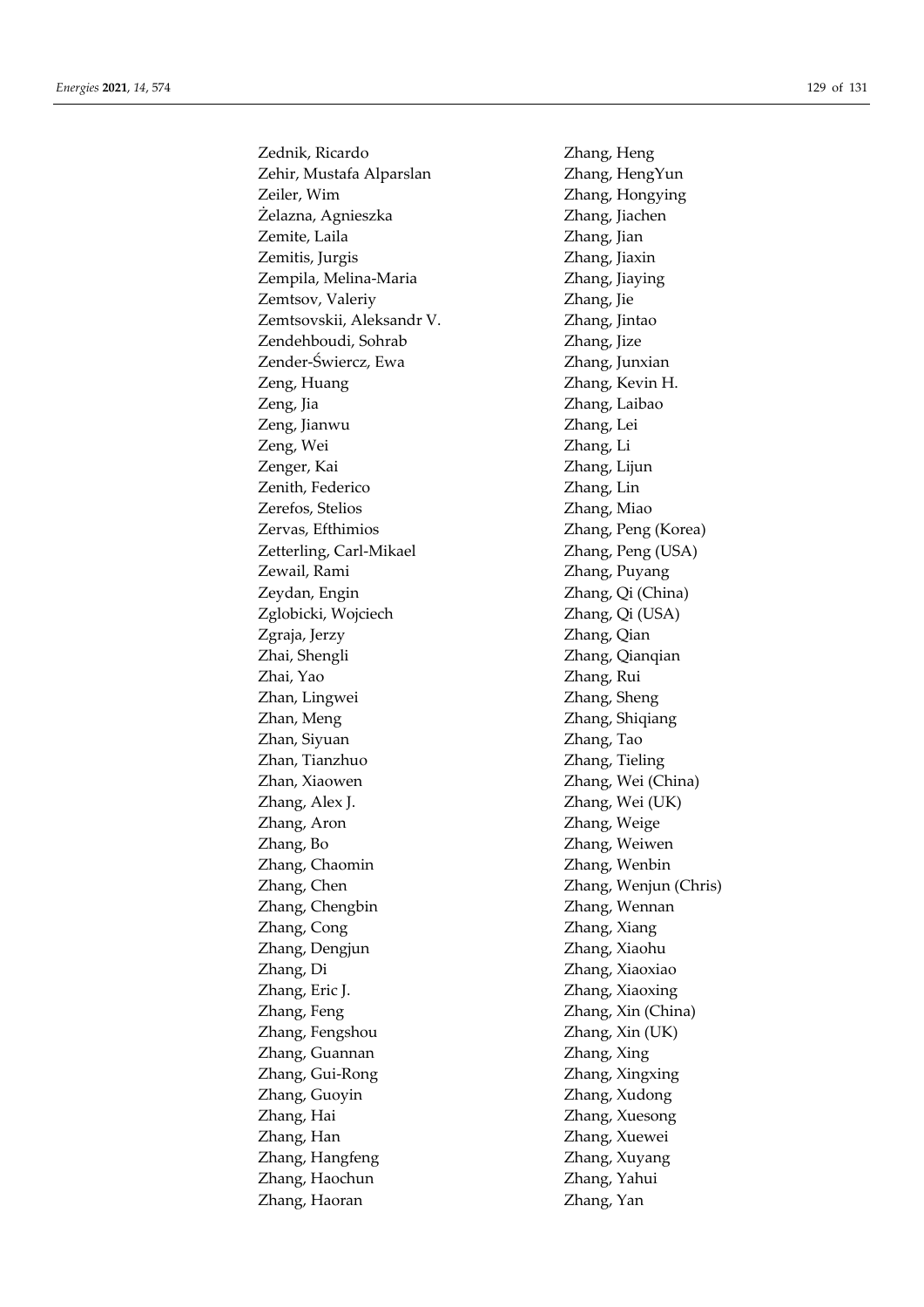Zednik, Ricardo
Zehir, Mustafa Alparslan
Zeiler, Wim
Żelazna, Agnieszka
Zemite, Laila
Zemitis, Jurgis
Zempila, Melina-Maria
Zemtsov, Valeriy
Zemtsovskii, Aleksandr V.
Zendehboudi, Sohrab
Zender-Świercz, Ewa
Zeng, Huang
Zeng, Jia
Zeng, Jianwu
Zeng, Wei
Zenger, Kai
Zenith, Federico
Zerefos, Stelios
Zervas, Efthimios
Zetterling, Carl-Mikael
Zewail, Rami
Zeydan, Engin
Zglobicki, Wojciech
Zgraja, Jerzy
Zhai, Shengli
Zhai, Yao
Zhan, Lingwei
Zhan, Meng
Zhan, Siyuan
Zhan, Tianzhuo
Zhan, Xiaowen
Zhang, Alex J.
Zhang, Aron
Zhang, Bo
Zhang, Chaomin
Zhang, Chen
Zhang, Chengbin
Zhang, Cong
Zhang, Dengjun
Zhang, Di
Zhang, Eric J.
Zhang, Feng
Zhang, Fengshou
Zhang, Guannan
Zhang, Gui-Rong
Zhang, Guoyin
Zhang, Hai
Zhang, Han
Zhang, Hangfeng
Zhang, Haochun
Zhang, Haoran
Zhang, Heng
Zhang, HengYun
Zhang, Hongying
Zhang, Jiachen
Zhang, Jian
Zhang, Jiaxin
Zhang, Jiaying
Zhang, Jie
Zhang, Jintao
Zhang, Jize
Zhang, Junxian
Zhang, Kevin H.
Zhang, Laibao
Zhang, Lei
Zhang, Li
Zhang, Lijun
Zhang, Lin
Zhang, Miao
Zhang, Peng (Korea)
Zhang, Peng (USA)
Zhang, Puyang
Zhang, Qi (China)
Zhang, Qi (USA)
Zhang, Qian
Zhang, Qianqian
Zhang, Rui
Zhang, Sheng
Zhang, Shiqiang
Zhang, Tao
Zhang, Tieling
Zhang, Wei (China)
Zhang, Wei (UK)
Zhang, Weige
Zhang, Weiwen
Zhang, Wenbin
Zhang, Wenjun (Chris)
Zhang, Wennan
Zhang, Xiang
Zhang, Xiaohu
Zhang, Xiaoxiao
Zhang, Xiaoxing
Zhang, Xin (China)
Zhang, Xin (UK)
Zhang, Xing
Zhang, Xingxing
Zhang, Xudong
Zhang, Xuesong
Zhang, Xuewei
Zhang, Xuyang
Zhang, Yahui
Zhang, Yan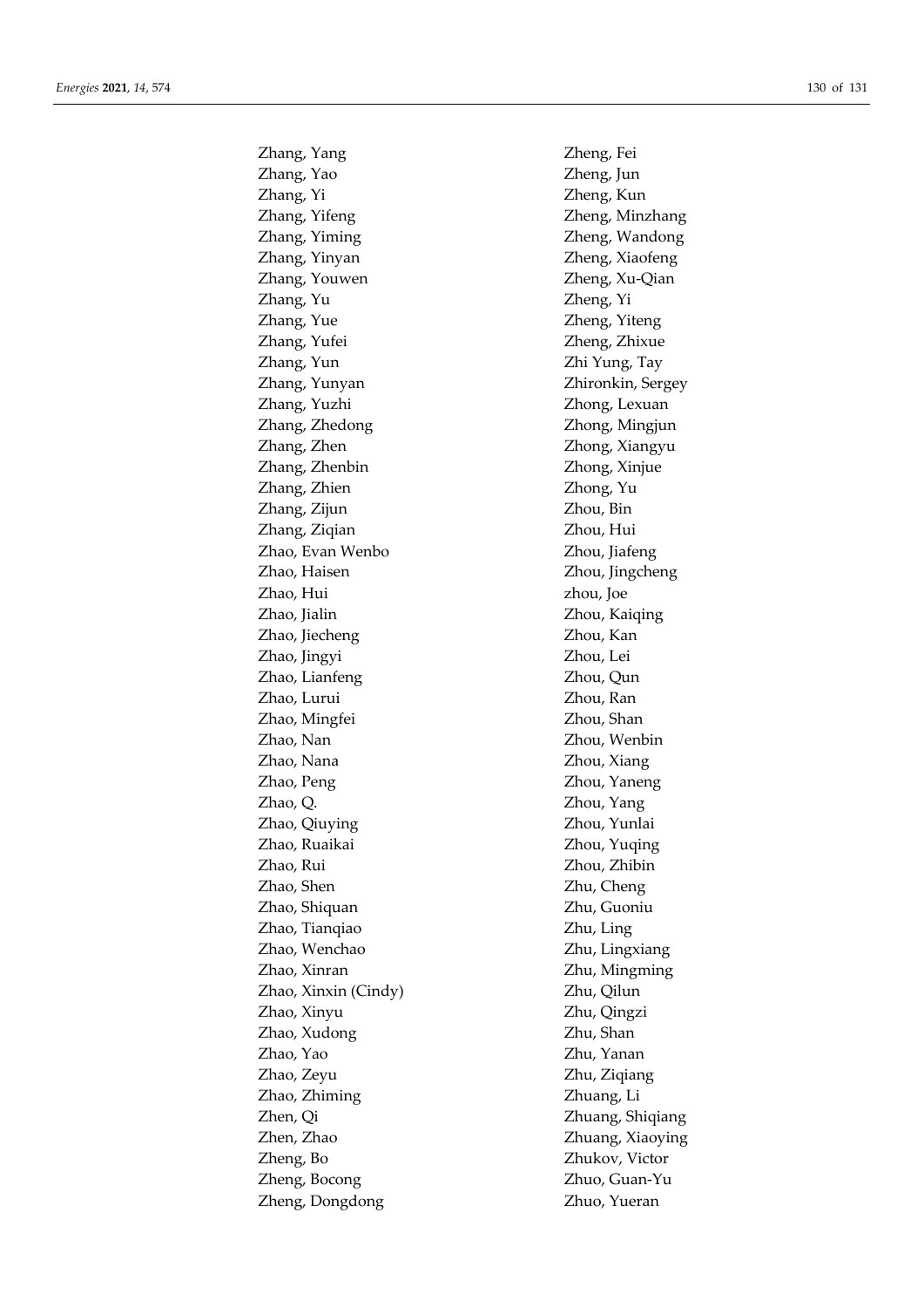Zhang, Yang
Zhang, Yao
Zhang, Yi
Zhang, Yifeng
Zhang, Yiming
Zhang, Yinyan
Zhang, Youwen
Zhang, Yu
Zhang, Yue
Zhang, Yufei
Zhang, Yun
Zhang, Yunyan
Zhang, Yuzhi
Zhang, Zhedong
Zhang, Zhen
Zhang, Zhenbin
Zhang, Zhien
Zhang, Zijun
Zhang, Ziqian
Zhao, Evan Wenbo
Zhao, Haisen
Zhao, Hui
Zhao, Jialin
Zhao, Jiecheng
Zhao, Jingyi
Zhao, Lianfeng
Zhao, Lurui
Zhao, Mingfei
Zhao, Nan
Zhao, Nana
Zhao, Peng
Zhao, Q.
Zhao, Qiuying
Zhao, Ruaikai
Zhao, Rui
Zhao, Shen
Zhao, Shiquan
Zhao, Tianqiao
Zhao, Wenchao
Zhao, Xinran
Zhao, Xinxin (Cindy)
Zhao, Xinyu
Zhao, Xudong
Zhao, Yao
Zhao, Zeyu
Zhao, Zhiming
Zhen, Qi
Zhen, Zhao
Zheng, Bo
Zheng, Bocong
Zheng, Dongdong
Zheng, Fei
Zheng, Jun
Zheng, Kun
Zheng, Minzhang
Zheng, Wandong
Zheng, Xiaofeng
Zheng, Xu-Qian
Zheng, Yi
Zheng, Yiteng
Zheng, Zhixue
Zhi Yung, Tay
Zhironkin, Sergey
Zhong, Lexuan
Zhong, Mingjun
Zhong, Xiangyu
Zhong, Xinjue
Zhong, Yu
Zhou, Bin
Zhou, Hui
Zhou, Jiafeng
Zhou, Jingcheng
zhou, Joe
Zhou, Kaiqing
Zhou, Kan
Zhou, Lei
Zhou, Qun
Zhou, Ran
Zhou, Shan
Zhou, Wenbin
Zhou, Xiang
Zhou, Yaneng
Zhou, Yang
Zhou, Yunlai
Zhou, Yuqing
Zhou, Zhibin
Zhu, Cheng
Zhu, Guoniu
Zhu, Ling
Zhu, Lingxiang
Zhu, Mingming
Zhu, Qilun
Zhu, Qingzi
Zhu, Shan
Zhu, Yanan
Zhu, Ziqiang
Zhuang, Li
Zhuang, Shiqiang
Zhuang, Xiaoying
Zhukov, Victor
Zhuo, Guan-Yu
Zhuo, Yueran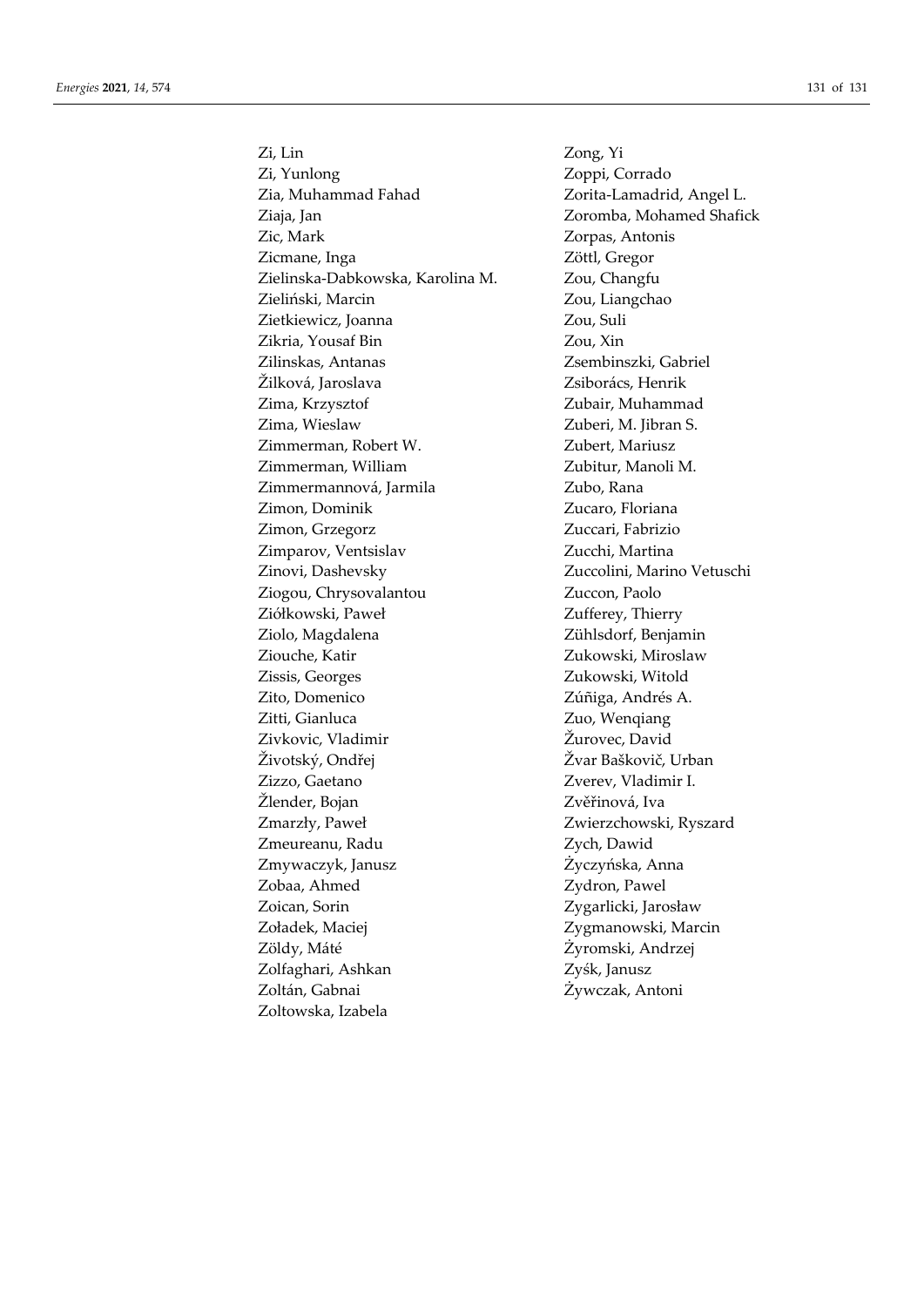Zi, Lin
Zi, Yunlong
Zia, Muhammad Fahad
Ziaja, Jan
Zic, Mark
Zicmane, Inga
Zielinska-Dabkowska, Karolina M.
Zieliński, Marcin
Zietkiewicz, Joanna
Zikria, Yousaf Bin
Zilinskas, Antanas
Žilková, Jaroslava
Zima, Krzysztof
Zima, Wieslaw
Zimmerman, Robert W.
Zimmerman, William
Zimmermannová, Jarmila
Zimon, Dominik
Zimon, Grzegorz
Zimparov, Ventsislav
Zinovi, Dashevsky
Ziogou, Chrysovalantou
Ziółkowski, Paweł
Ziolo, Magdalena
Ziouche, Katir
Zissis, Georges
Zito, Domenico
Zitti, Gianluca
Zivkovic, Vladimir
Životský, Ondřej
Zizzo, Gaetano
Žlender, Bojan
Zmarzły, Paweł
Zmeureanu, Radu
Zmywaczyk, Janusz
Zobaa, Ahmed
Zoican, Sorin
Zoładek, Maciej
Zöldy, Máté
Zolfaghari, Ashkan
Zoltán, Gabnai
Zoltowska, Izabela
Zong, Yi
Zoppi, Corrado
Zorita-Lamadrid, Angel L.
Zoromba, Mohamed Shafick
Zorpas, Antonis
Zöttl, Gregor
Zou, Changfu
Zou, Liangchao
Zou, Suli
Zou, Xin
Zsembinszki, Gabriel
Zsiborács, Henrik
Zubair, Muhammad
Zuberi, M. Jibran S.
Zubert, Mariusz
Zubitur, Manoli M.
Zubo, Rana
Zucaro, Floriana
Zuccari, Fabrizio
Zucchi, Martina
Zuccolini, Marino Vetuschi
Zuccon, Paolo
Zufferey, Thierry
Zühlsdorf, Benjamin
Zukowski, Miroslaw
Zukowski, Witold
Zúñiga, Andrés A.
Zuo, Wenqiang
Žurovec, David
Žvar Baškovič, Urban
Zverev, Vladimir I.
Zvěřinová, Iva
Zwierzchowski, Ryszard
Zych, Dawid
Życzyńska, Anna
Zydron, Pawel
Zygarlicki, Jarosław
Zygmanowski, Marcin
Żyromski, Andrzej
Zyśk, Janusz
Żywczak, Antoni